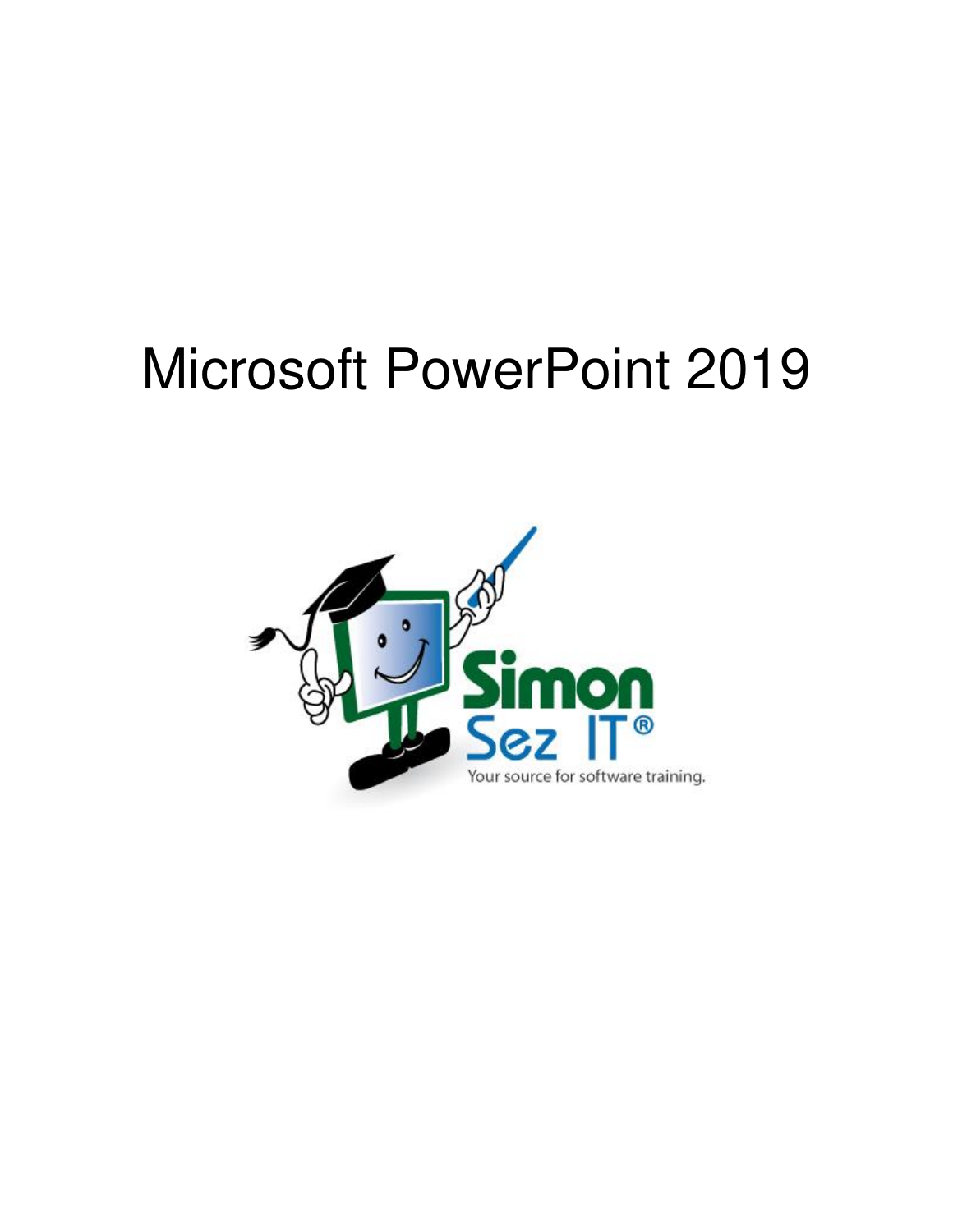# Microsoft PowerPoint 2019

Simon Sez IT®

Your source for software training.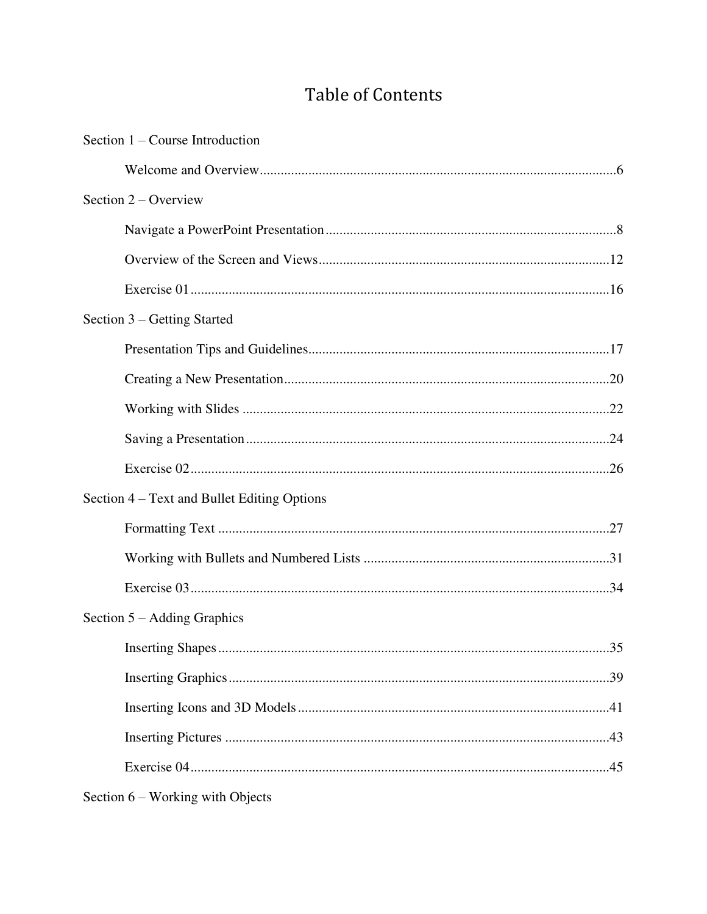# Table of Contents

Section 1 – Course Introduction

- Welcome and Overview......6

Section 2 – Overview

- Navigate a PowerPoint Presentation......8
- Overview of the Screen and Views......12
- Exercise 01......16

Section 3 – Getting Started

- Presentation Tips and Guidelines......17
- Creating a New Presentation......20
- Working with Slides......22
- Saving a Presentation......24
- Exercise 02......26

Section 4 – Text and Bullet Editing Options

- Formatting Text......27
- Working with Bullets and Numbered Lists......31
- Exercise 03......34

Section 5 – Adding Graphics

- Inserting Shapes......35
- Inserting Graphics......39
- Inserting Icons and 3D Models......41
- Inserting Pictures......43
- Exercise 04......45

Section 6 – Working with Objects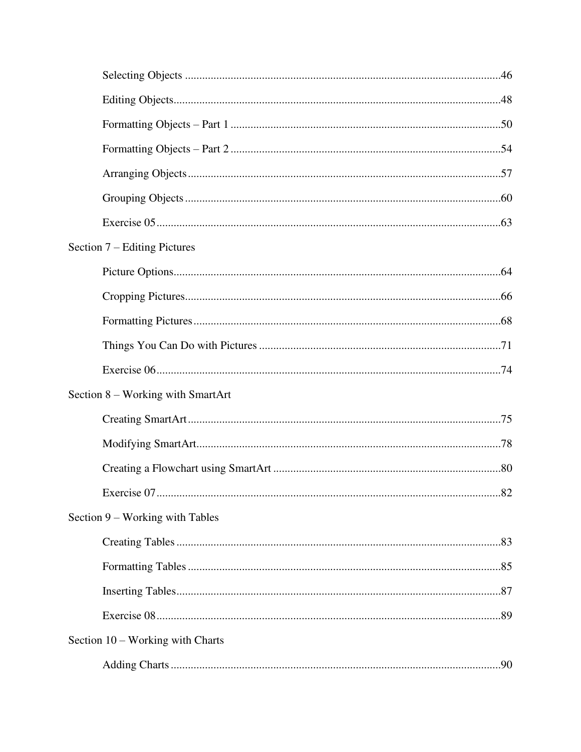Selecting Objects ........................................................................................................46

Editing Objects.............................................................................................................48

Formatting Objects – Part 1 .........................................................................................50

Formatting Objects – Part 2 .........................................................................................54

Arranging Objects........................................................................................................57

Grouping Objects .........................................................................................................60

Exercise 05...................................................................................................................63

Section 7 – Editing Pictures

Picture Options.............................................................................................................64

Cropping Pictures.........................................................................................................66

Formatting Pictures ......................................................................................................68

Things You Can Do with Pictures ...............................................................................71

Exercise 06...................................................................................................................74

Section 8 – Working with SmartArt

Creating SmartArt........................................................................................................75

Modifying SmartArt.....................................................................................................78

Creating a Flowchart using SmartArt ..........................................................................80

Exercise 07...................................................................................................................82

Section 9 – Working with Tables

Creating Tables ............................................................................................................83

Formatting Tables ........................................................................................................85

Inserting Tables............................................................................................................87

Exercise 08...................................................................................................................89

Section 10 – Working with Charts

Adding Charts ..............................................................................................................90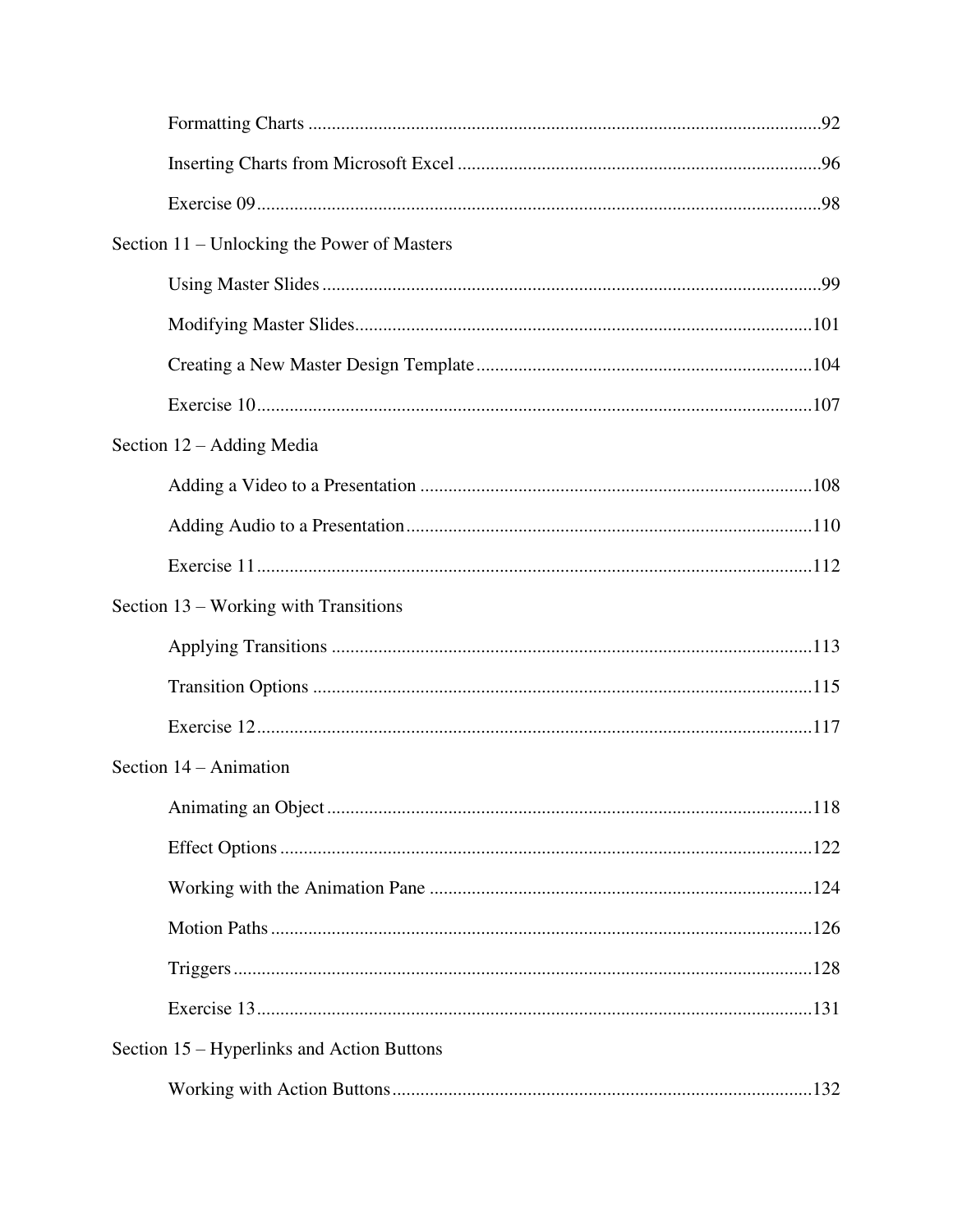Formatting Charts ....................................................................................................92

Inserting Charts from Microsoft Excel .............................................................................96

Exercise 09...................................................................................................................98

Section 11 – Unlocking the Power of Masters

Using Master Slides ........................................................................................................99

Modifying Master Slides.................................................................................................101

Creating a New Master Design Template.......................................................................104

Exercise 10...................................................................................................................107

Section 12 – Adding Media

Adding a Video to a Presentation ...................................................................................108

Adding Audio to a Presentation......................................................................................110

Exercise 11...................................................................................................................112

Section 13 – Working with Transitions

Applying Transitions .....................................................................................................113

Transition Options .........................................................................................................115

Exercise 12...................................................................................................................117

Section 14 – Animation

Animating an Object......................................................................................................118

Effect Options ...............................................................................................................122

Working with the Animation Pane .................................................................................124

Motion Paths .................................................................................................................126

Triggers.........................................................................................................................128

Exercise 13...................................................................................................................131

Section 15 – Hyperlinks and Action Buttons

Working with Action Buttons.........................................................................................132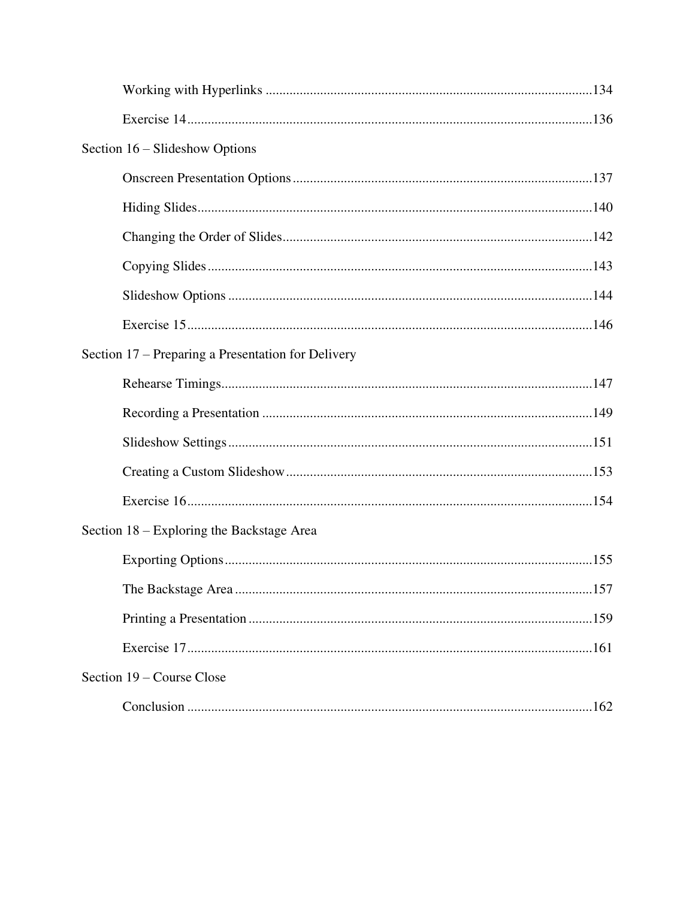Working with Hyperlinks ....................................................................................................134

Exercise 14 ....................................................................................................136

Section 16 – Slideshow Options

Onscreen Presentation Options ....................................................................................................137

Hiding Slides ....................................................................................................140

Changing the Order of Slides ....................................................................................................142

Copying Slides ....................................................................................................143

Slideshow Options ....................................................................................................144

Exercise 15 ....................................................................................................146

Section 17 – Preparing a Presentation for Delivery

Rehearse Timings ....................................................................................................147

Recording a Presentation ....................................................................................................149

Slideshow Settings ....................................................................................................151

Creating a Custom Slideshow ....................................................................................................153

Exercise 16 ....................................................................................................154

Section 18 – Exploring the Backstage Area

Exporting Options ....................................................................................................155

The Backstage Area ....................................................................................................157

Printing a Presentation ....................................................................................................159

Exercise 17 ....................................................................................................161

Section 19 – Course Close

Conclusion ....................................................................................................162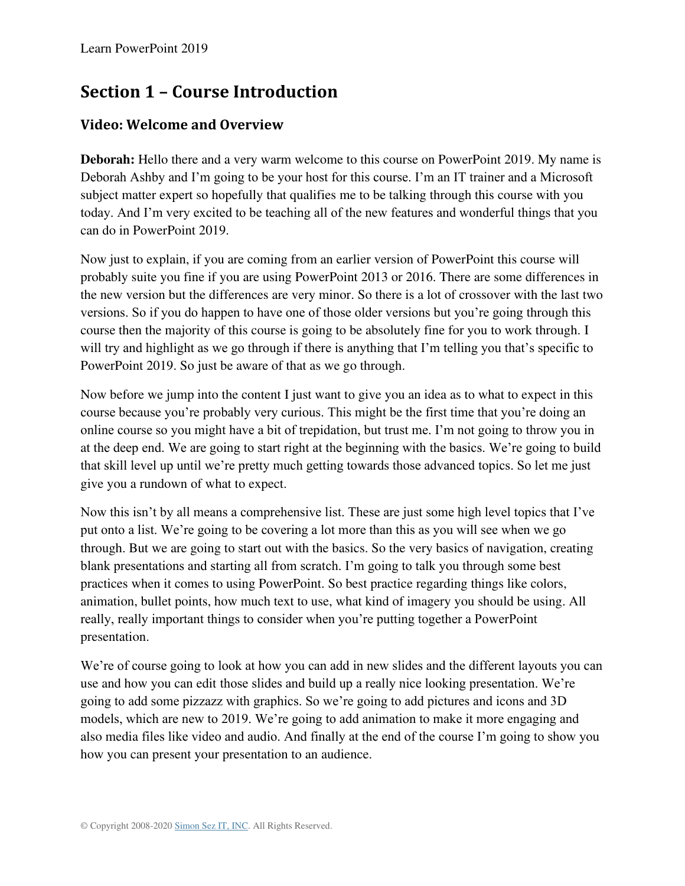## Section 1 – Course Introduction

### Video: Welcome and Overview

**Deborah:** Hello there and a very warm welcome to this course on PowerPoint 2019. My name is Deborah Ashby and I'm going to be your host for this course. I'm an IT trainer and a Microsoft subject matter expert so hopefully that qualifies me to be talking through this course with you today. And I'm very excited to be teaching all of the new features and wonderful things that you can do in PowerPoint 2019.

Now just to explain, if you are coming from an earlier version of PowerPoint this course will probably suite you fine if you are using PowerPoint 2013 or 2016. There are some differences in the new version but the differences are very minor. So there is a lot of crossover with the last two versions. So if you do happen to have one of those older versions but you're going through this course then the majority of this course is going to be absolutely fine for you to work through. I will try and highlight as we go through if there is anything that I'm telling you that's specific to PowerPoint 2019. So just be aware of that as we go through.

Now before we jump into the content I just want to give you an idea as to what to expect in this course because you're probably very curious. This might be the first time that you're doing an online course so you might have a bit of trepidation, but trust me. I'm not going to throw you in at the deep end. We are going to start right at the beginning with the basics. We're going to build that skill level up until we're pretty much getting towards those advanced topics. So let me just give you a rundown of what to expect.

Now this isn't by all means a comprehensive list. These are just some high level topics that I've put onto a list. We're going to be covering a lot more than this as you will see when we go through. But we are going to start out with the basics. So the very basics of navigation, creating blank presentations and starting all from scratch. I'm going to talk you through some best practices when it comes to using PowerPoint. So best practice regarding things like colors, animation, bullet points, how much text to use, what kind of imagery you should be using. All really, really important things to consider when you're putting together a PowerPoint presentation.

We're of course going to look at how you can add in new slides and the different layouts you can use and how you can edit those slides and build up a really nice looking presentation. We're going to add some pizzazz with graphics. So we're going to add pictures and icons and 3D models, which are new to 2019. We're going to add animation to make it more engaging and also media files like video and audio. And finally at the end of the course I'm going to show you how you can present your presentation to an audience.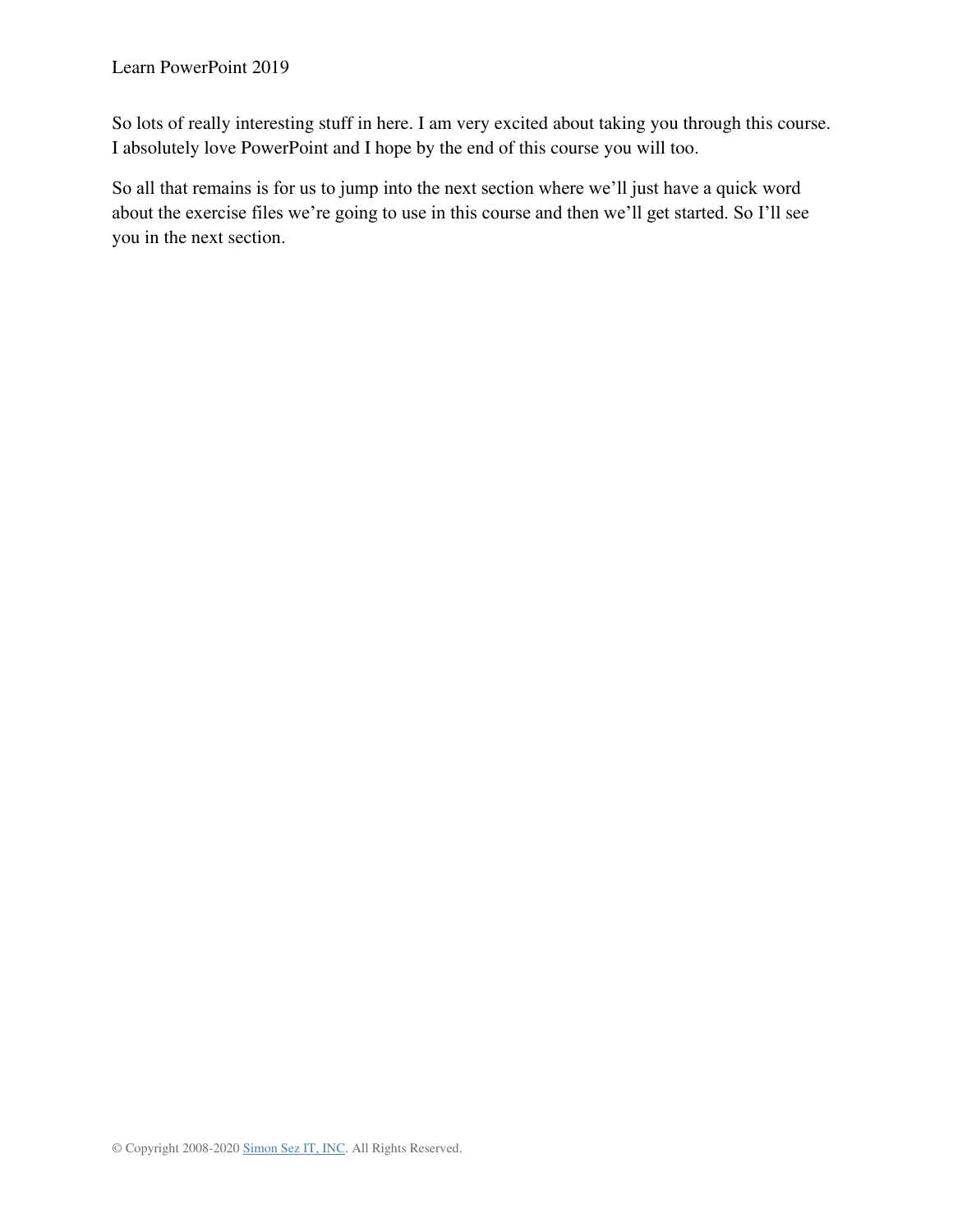So lots of really interesting stuff in here. I am very excited about taking you through this course. I absolutely love PowerPoint and I hope by the end of this course you will too.

So all that remains is for us to jump into the next section where we'll just have a quick word about the exercise files we're going to use in this course and then we'll get started. So I'll see you in the next section.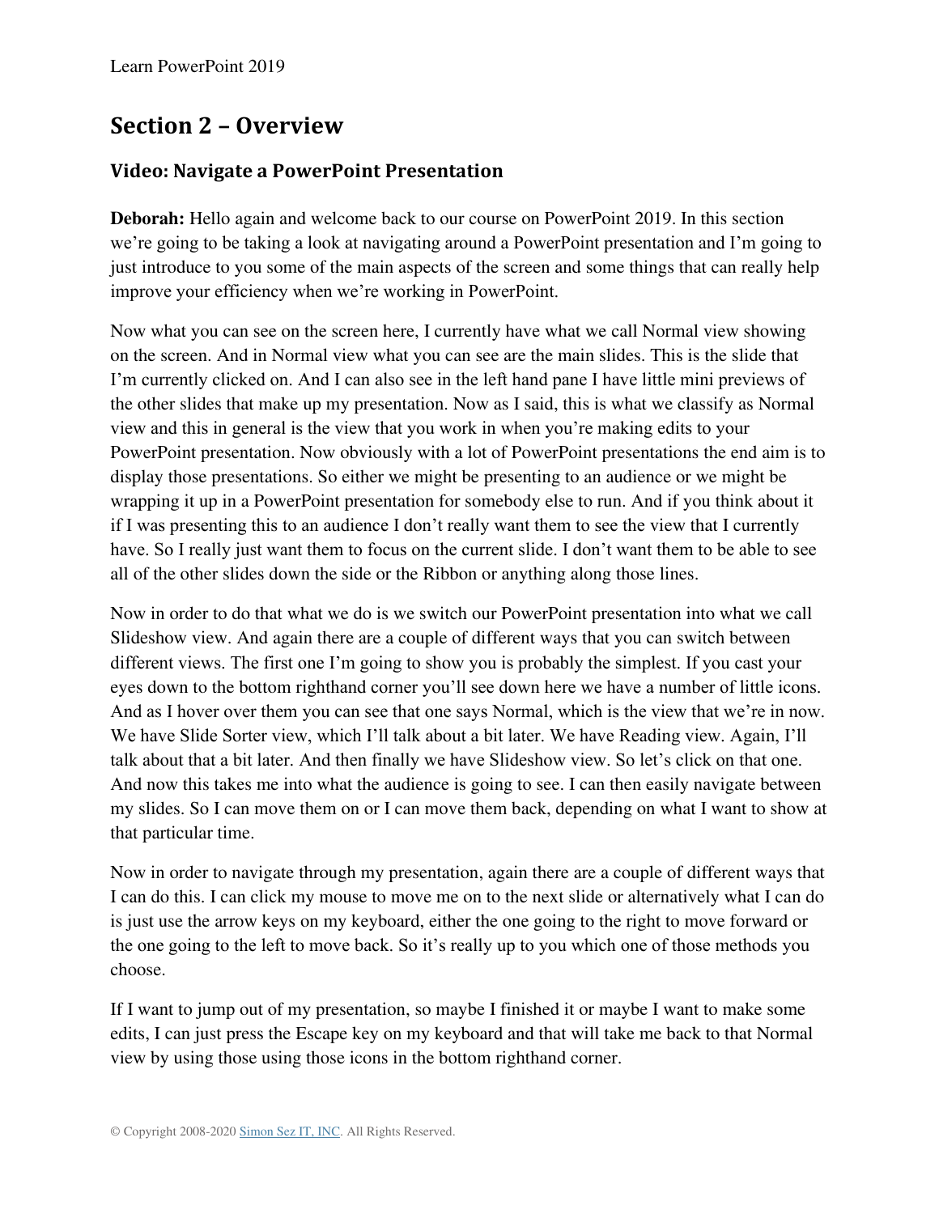## Section 2 – Overview

### Video: Navigate a PowerPoint Presentation

**Deborah:** Hello again and welcome back to our course on PowerPoint 2019. In this section we're going to be taking a look at navigating around a PowerPoint presentation and I'm going to just introduce to you some of the main aspects of the screen and some things that can really help improve your efficiency when we're working in PowerPoint.

Now what you can see on the screen here, I currently have what we call Normal view showing on the screen. And in Normal view what you can see are the main slides. This is the slide that I'm currently clicked on. And I can also see in the left hand pane I have little mini previews of the other slides that make up my presentation. Now as I said, this is what we classify as Normal view and this in general is the view that you work in when you're making edits to your PowerPoint presentation. Now obviously with a lot of PowerPoint presentations the end aim is to display those presentations. So either we might be presenting to an audience or we might be wrapping it up in a PowerPoint presentation for somebody else to run. And if you think about it if I was presenting this to an audience I don't really want them to see the view that I currently have. So I really just want them to focus on the current slide. I don't want them to be able to see all of the other slides down the side or the Ribbon or anything along those lines.

Now in order to do that what we do is we switch our PowerPoint presentation into what we call Slideshow view. And again there are a couple of different ways that you can switch between different views. The first one I'm going to show you is probably the simplest. If you cast your eyes down to the bottom righthand corner you'll see down here we have a number of little icons. And as I hover over them you can see that one says Normal, which is the view that we're in now. We have Slide Sorter view, which I'll talk about a bit later. We have Reading view. Again, I'll talk about that a bit later. And then finally we have Slideshow view. So let's click on that one. And now this takes me into what the audience is going to see. I can then easily navigate between my slides. So I can move them on or I can move them back, depending on what I want to show at that particular time.

Now in order to navigate through my presentation, again there are a couple of different ways that I can do this. I can click my mouse to move me on to the next slide or alternatively what I can do is just use the arrow keys on my keyboard, either the one going to the right to move forward or the one going to the left to move back. So it's really up to you which one of those methods you choose.

If I want to jump out of my presentation, so maybe I finished it or maybe I want to make some edits, I can just press the Escape key on my keyboard and that will take me back to that Normal view by using those using those icons in the bottom righthand corner.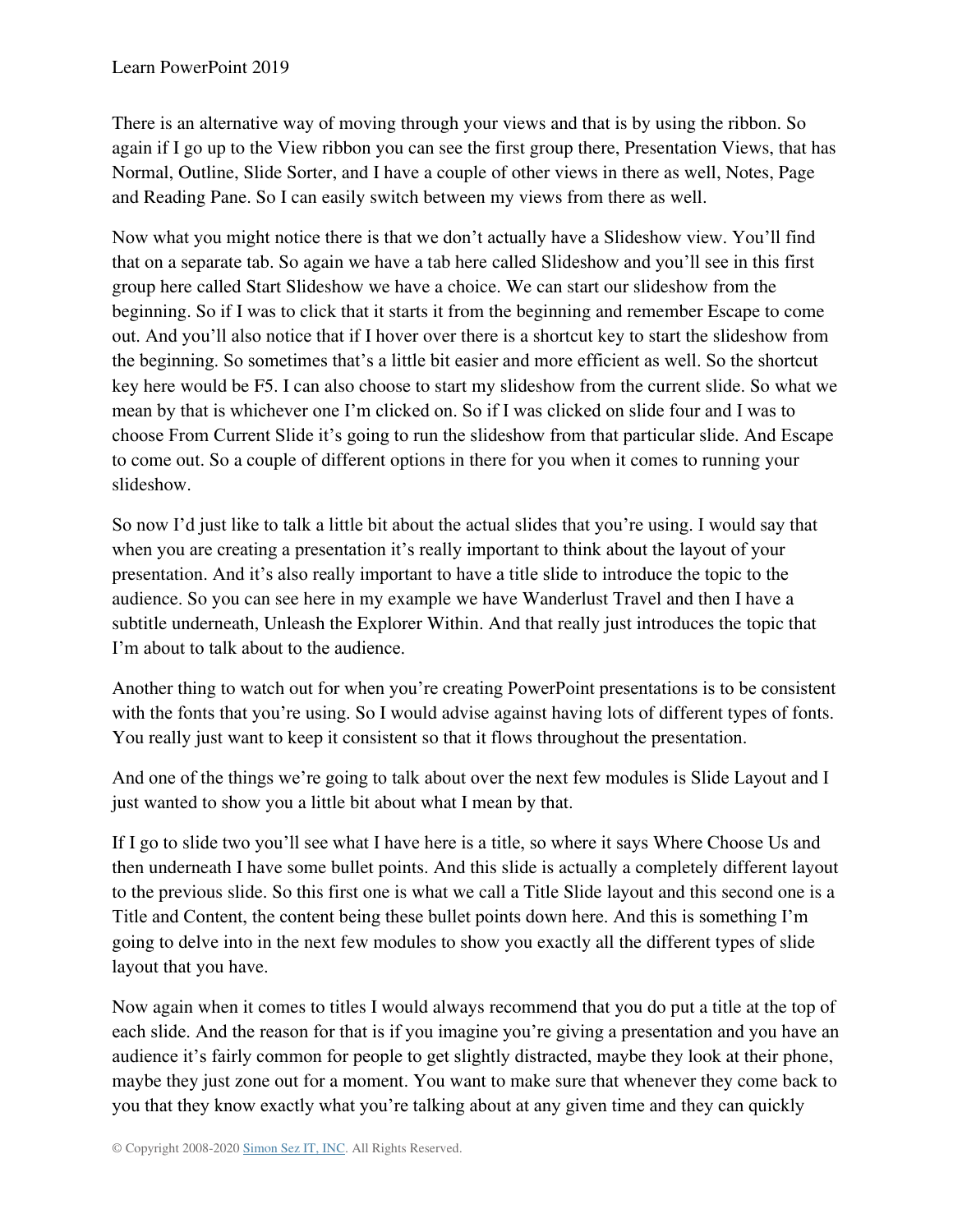There is an alternative way of moving through your views and that is by using the ribbon. So again if I go up to the View ribbon you can see the first group there, Presentation Views, that has Normal, Outline, Slide Sorter, and I have a couple of other views in there as well, Notes, Page and Reading Pane. So I can easily switch between my views from there as well.

Now what you might notice there is that we don't actually have a Slideshow view. You'll find that on a separate tab. So again we have a tab here called Slideshow and you'll see in this first group here called Start Slideshow we have a choice. We can start our slideshow from the beginning. So if I was to click that it starts it from the beginning and remember Escape to come out. And you'll also notice that if I hover over there is a shortcut key to start the slideshow from the beginning. So sometimes that's a little bit easier and more efficient as well. So the shortcut key here would be F5. I can also choose to start my slideshow from the current slide. So what we mean by that is whichever one I'm clicked on. So if I was clicked on slide four and I was to choose From Current Slide it's going to run the slideshow from that particular slide. And Escape to come out. So a couple of different options in there for you when it comes to running your slideshow.

So now I'd just like to talk a little bit about the actual slides that you're using. I would say that when you are creating a presentation it's really important to think about the layout of your presentation. And it's also really important to have a title slide to introduce the topic to the audience. So you can see here in my example we have Wanderlust Travel and then I have a subtitle underneath, Unleash the Explorer Within. And that really just introduces the topic that I'm about to talk about to the audience.

Another thing to watch out for when you're creating PowerPoint presentations is to be consistent with the fonts that you're using. So I would advise against having lots of different types of fonts. You really just want to keep it consistent so that it flows throughout the presentation.

And one of the things we're going to talk about over the next few modules is Slide Layout and I just wanted to show you a little bit about what I mean by that.

If I go to slide two you'll see what I have here is a title, so where it says Where Choose Us and then underneath I have some bullet points. And this slide is actually a completely different layout to the previous slide. So this first one is what we call a Title Slide layout and this second one is a Title and Content, the content being these bullet points down here. And this is something I'm going to delve into in the next few modules to show you exactly all the different types of slide layout that you have.

Now again when it comes to titles I would always recommend that you do put a title at the top of each slide. And the reason for that is if you imagine you're giving a presentation and you have an audience it's fairly common for people to get slightly distracted, maybe they look at their phone, maybe they just zone out for a moment. You want to make sure that whenever they come back to you that they know exactly what you're talking about at any given time and they can quickly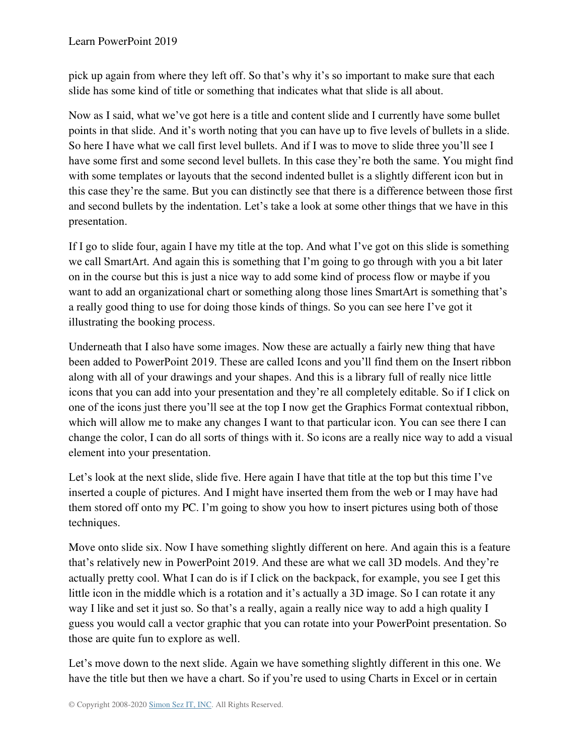pick up again from where they left off. So that's why it's so important to make sure that each slide has some kind of title or something that indicates what that slide is all about.

Now as I said, what we've got here is a title and content slide and I currently have some bullet points in that slide. And it's worth noting that you can have up to five levels of bullets in a slide. So here I have what we call first level bullets. And if I was to move to slide three you'll see I have some first and some second level bullets. In this case they're both the same. You might find with some templates or layouts that the second indented bullet is a slightly different icon but in this case they're the same. But you can distinctly see that there is a difference between those first and second bullets by the indentation. Let's take a look at some other things that we have in this presentation.

If I go to slide four, again I have my title at the top. And what I've got on this slide is something we call SmartArt. And again this is something that I'm going to go through with you a bit later on in the course but this is just a nice way to add some kind of process flow or maybe if you want to add an organizational chart or something along those lines SmartArt is something that's a really good thing to use for doing those kinds of things. So you can see here I've got it illustrating the booking process.

Underneath that I also have some images. Now these are actually a fairly new thing that have been added to PowerPoint 2019. These are called Icons and you'll find them on the Insert ribbon along with all of your drawings and your shapes. And this is a library full of really nice little icons that you can add into your presentation and they're all completely editable. So if I click on one of the icons just there you'll see at the top I now get the Graphics Format contextual ribbon, which will allow me to make any changes I want to that particular icon. You can see there I can change the color, I can do all sorts of things with it. So icons are a really nice way to add a visual element into your presentation.

Let's look at the next slide, slide five. Here again I have that title at the top but this time I've inserted a couple of pictures. And I might have inserted them from the web or I may have had them stored off onto my PC. I'm going to show you how to insert pictures using both of those techniques.

Move onto slide six. Now I have something slightly different on here. And again this is a feature that's relatively new in PowerPoint 2019. And these are what we call 3D models. And they're actually pretty cool. What I can do is if I click on the backpack, for example, you see I get this little icon in the middle which is a rotation and it's actually a 3D image. So I can rotate it any way I like and set it just so. So that's a really, again a really nice way to add a high quality I guess you would call a vector graphic that you can rotate into your PowerPoint presentation. So those are quite fun to explore as well.

Let's move down to the next slide. Again we have something slightly different in this one. We have the title but then we have a chart. So if you're used to using Charts in Excel or in certain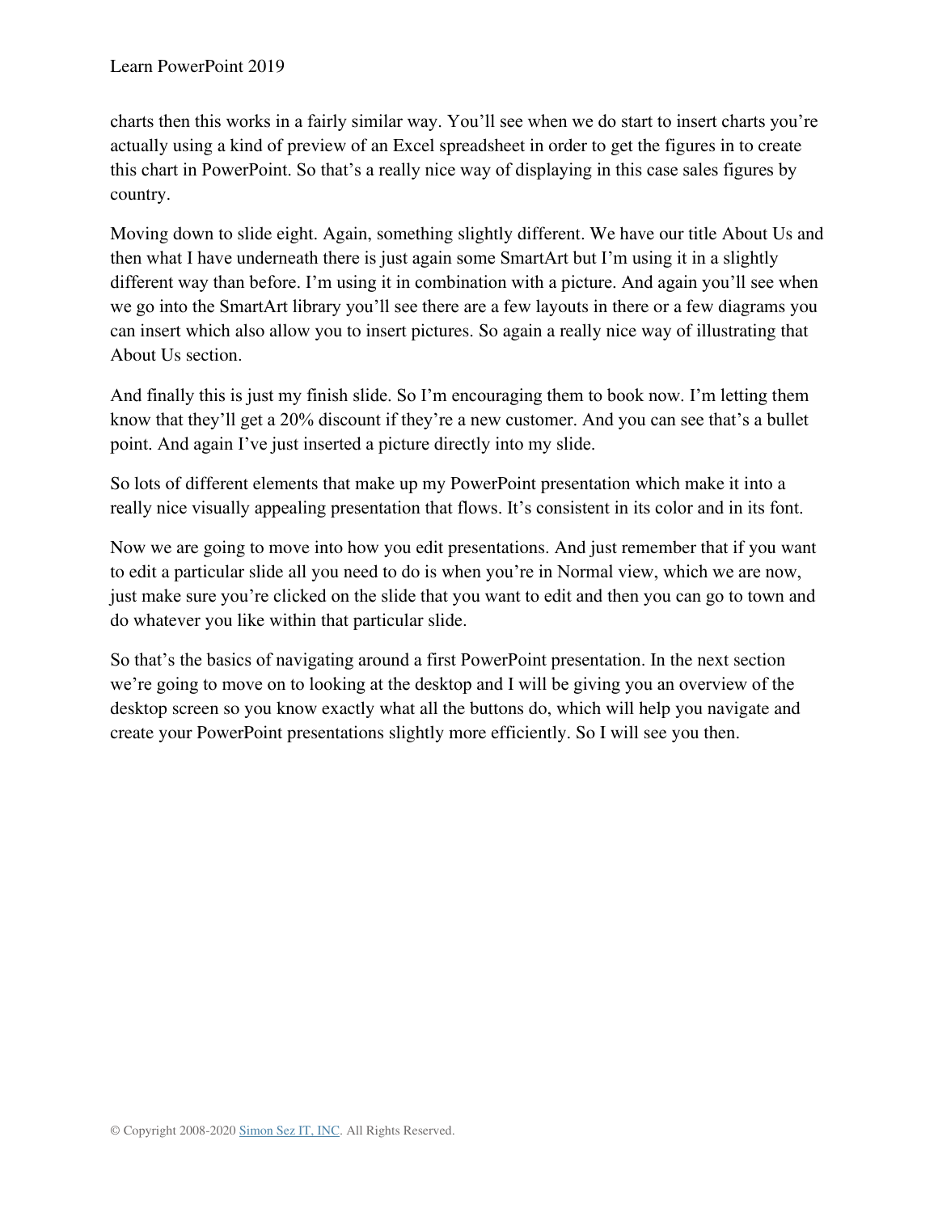charts then this works in a fairly similar way. You'll see when we do start to insert charts you're actually using a kind of preview of an Excel spreadsheet in order to get the figures in to create this chart in PowerPoint. So that's a really nice way of displaying in this case sales figures by country.

Moving down to slide eight. Again, something slightly different. We have our title About Us and then what I have underneath there is just again some SmartArt but I'm using it in a slightly different way than before. I'm using it in combination with a picture. And again you'll see when we go into the SmartArt library you'll see there are a few layouts in there or a few diagrams you can insert which also allow you to insert pictures. So again a really nice way of illustrating that About Us section.

And finally this is just my finish slide. So I'm encouraging them to book now. I'm letting them know that they'll get a 20% discount if they're a new customer. And you can see that's a bullet point. And again I've just inserted a picture directly into my slide.

So lots of different elements that make up my PowerPoint presentation which make it into a really nice visually appealing presentation that flows. It's consistent in its color and in its font.

Now we are going to move into how you edit presentations. And just remember that if you want to edit a particular slide all you need to do is when you're in Normal view, which we are now, just make sure you're clicked on the slide that you want to edit and then you can go to town and do whatever you like within that particular slide.

So that's the basics of navigating around a first PowerPoint presentation. In the next section we're going to move on to looking at the desktop and I will be giving you an overview of the desktop screen so you know exactly what all the buttons do, which will help you navigate and create your PowerPoint presentations slightly more efficiently. So I will see you then.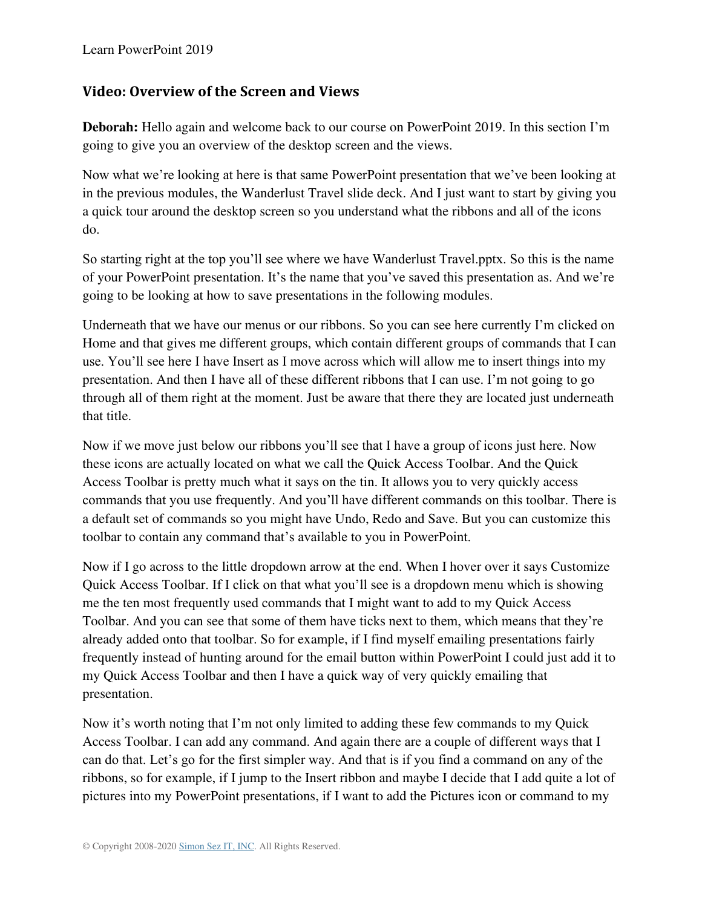## Video: Overview of the Screen and Views

**Deborah:** Hello again and welcome back to our course on PowerPoint 2019. In this section I'm going to give you an overview of the desktop screen and the views.

Now what we're looking at here is that same PowerPoint presentation that we've been looking at in the previous modules, the Wanderlust Travel slide deck. And I just want to start by giving you a quick tour around the desktop screen so you understand what the ribbons and all of the icons do.

So starting right at the top you'll see where we have Wanderlust Travel.pptx. So this is the name of your PowerPoint presentation. It's the name that you've saved this presentation as. And we're going to be looking at how to save presentations in the following modules.

Underneath that we have our menus or our ribbons. So you can see here currently I'm clicked on Home and that gives me different groups, which contain different groups of commands that I can use. You'll see here I have Insert as I move across which will allow me to insert things into my presentation. And then I have all of these different ribbons that I can use. I'm not going to go through all of them right at the moment. Just be aware that there they are located just underneath that title.

Now if we move just below our ribbons you'll see that I have a group of icons just here. Now these icons are actually located on what we call the Quick Access Toolbar. And the Quick Access Toolbar is pretty much what it says on the tin. It allows you to very quickly access commands that you use frequently. And you'll have different commands on this toolbar. There is a default set of commands so you might have Undo, Redo and Save. But you can customize this toolbar to contain any command that's available to you in PowerPoint.

Now if I go across to the little dropdown arrow at the end. When I hover over it says Customize Quick Access Toolbar. If I click on that what you'll see is a dropdown menu which is showing me the ten most frequently used commands that I might want to add to my Quick Access Toolbar. And you can see that some of them have ticks next to them, which means that they're already added onto that toolbar. So for example, if I find myself emailing presentations fairly frequently instead of hunting around for the email button within PowerPoint I could just add it to my Quick Access Toolbar and then I have a quick way of very quickly emailing that presentation.

Now it's worth noting that I'm not only limited to adding these few commands to my Quick Access Toolbar. I can add any command. And again there are a couple of different ways that I can do that. Let's go for the first simpler way. And that is if you find a command on any of the ribbons, so for example, if I jump to the Insert ribbon and maybe I decide that I add quite a lot of pictures into my PowerPoint presentations, if I want to add the Pictures icon or command to my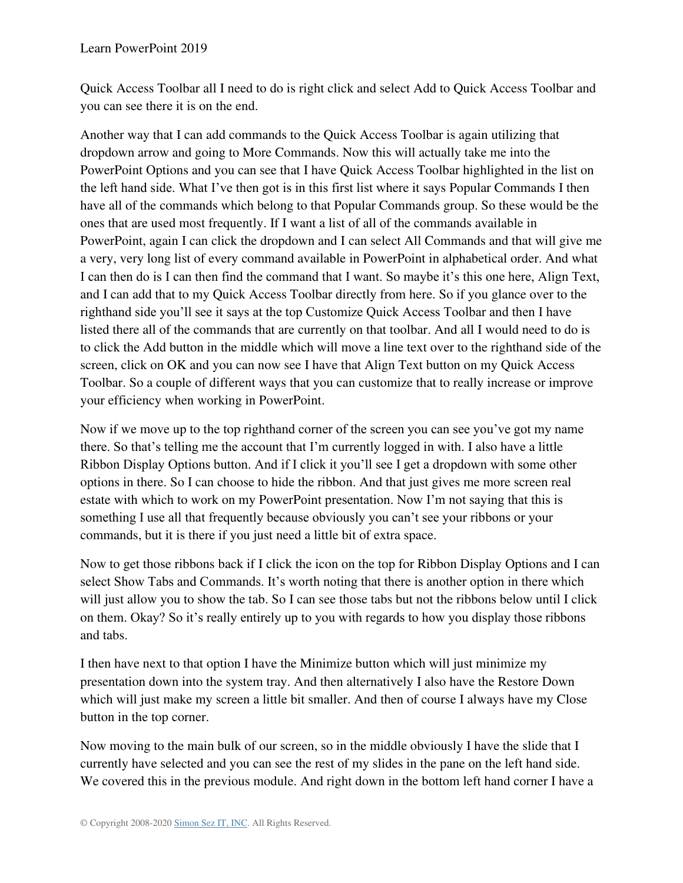Quick Access Toolbar all I need to do is right click and select Add to Quick Access Toolbar and you can see there it is on the end.

Another way that I can add commands to the Quick Access Toolbar is again utilizing that dropdown arrow and going to More Commands. Now this will actually take me into the PowerPoint Options and you can see that I have Quick Access Toolbar highlighted in the list on the left hand side. What I've then got is in this first list where it says Popular Commands I then have all of the commands which belong to that Popular Commands group. So these would be the ones that are used most frequently. If I want a list of all of the commands available in PowerPoint, again I can click the dropdown and I can select All Commands and that will give me a very, very long list of every command available in PowerPoint in alphabetical order. And what I can then do is I can then find the command that I want. So maybe it's this one here, Align Text, and I can add that to my Quick Access Toolbar directly from here. So if you glance over to the righthand side you'll see it says at the top Customize Quick Access Toolbar and then I have listed there all of the commands that are currently on that toolbar. And all I would need to do is to click the Add button in the middle which will move a line text over to the righthand side of the screen, click on OK and you can now see I have that Align Text button on my Quick Access Toolbar. So a couple of different ways that you can customize that to really increase or improve your efficiency when working in PowerPoint.

Now if we move up to the top righthand corner of the screen you can see you've got my name there. So that's telling me the account that I'm currently logged in with. I also have a little Ribbon Display Options button. And if I click it you'll see I get a dropdown with some other options in there. So I can choose to hide the ribbon. And that just gives me more screen real estate with which to work on my PowerPoint presentation. Now I'm not saying that this is something I use all that frequently because obviously you can't see your ribbons or your commands, but it is there if you just need a little bit of extra space.

Now to get those ribbons back if I click the icon on the top for Ribbon Display Options and I can select Show Tabs and Commands. It's worth noting that there is another option in there which will just allow you to show the tab. So I can see those tabs but not the ribbons below until I click on them. Okay? So it's really entirely up to you with regards to how you display those ribbons and tabs.

I then have next to that option I have the Minimize button which will just minimize my presentation down into the system tray. And then alternatively I also have the Restore Down which will just make my screen a little bit smaller. And then of course I always have my Close button in the top corner.

Now moving to the main bulk of our screen, so in the middle obviously I have the slide that I currently have selected and you can see the rest of my slides in the pane on the left hand side. We covered this in the previous module. And right down in the bottom left hand corner I have a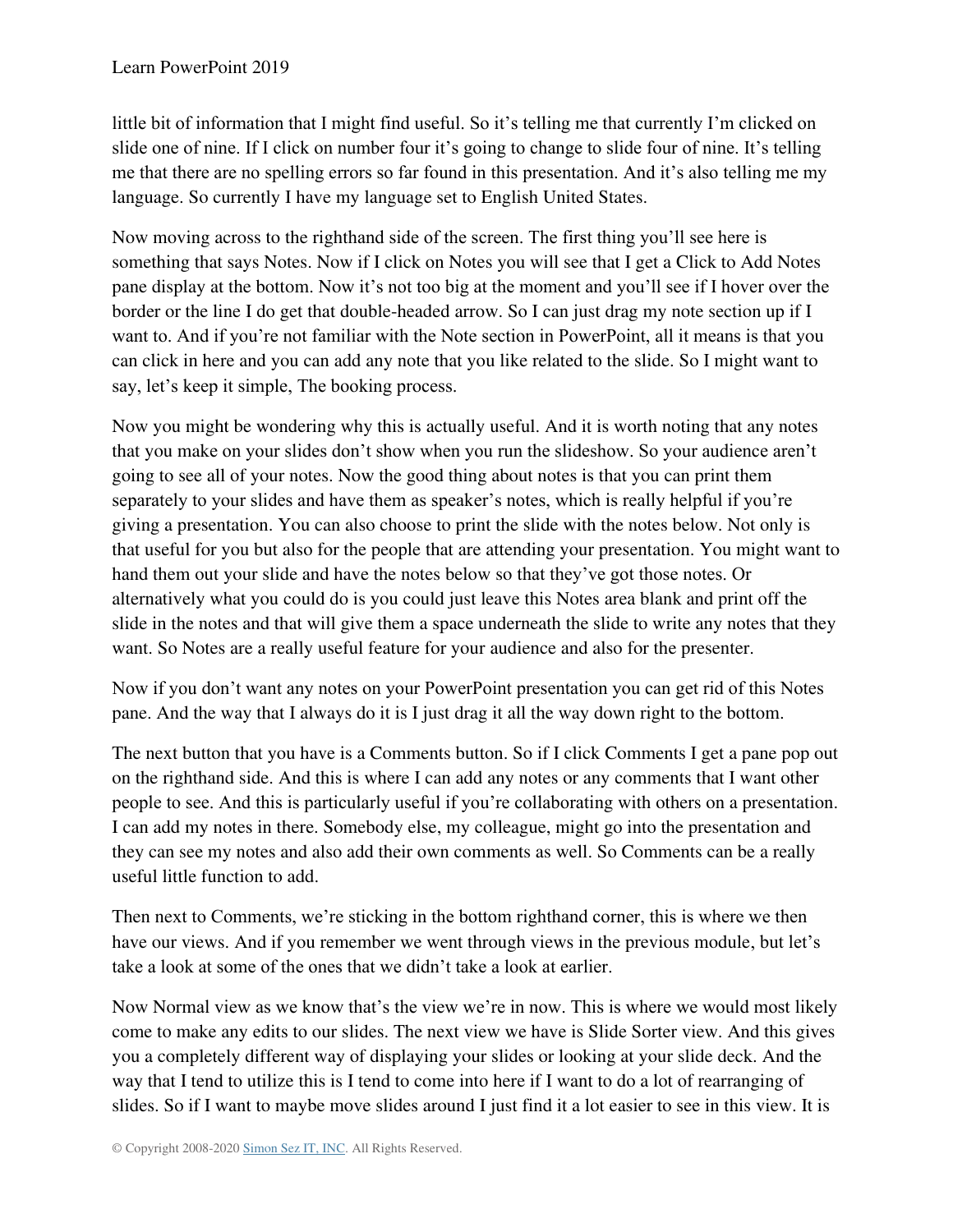little bit of information that I might find useful. So it's telling me that currently I'm clicked on slide one of nine. If I click on number four it's going to change to slide four of nine. It's telling me that there are no spelling errors so far found in this presentation. And it's also telling me my language. So currently I have my language set to English United States.

Now moving across to the righthand side of the screen. The first thing you'll see here is something that says Notes. Now if I click on Notes you will see that I get a Click to Add Notes pane display at the bottom. Now it's not too big at the moment and you'll see if I hover over the border or the line I do get that double-headed arrow. So I can just drag my note section up if I want to. And if you're not familiar with the Note section in PowerPoint, all it means is that you can click in here and you can add any note that you like related to the slide. So I might want to say, let's keep it simple, The booking process.

Now you might be wondering why this is actually useful. And it is worth noting that any notes that you make on your slides don't show when you run the slideshow. So your audience aren't going to see all of your notes. Now the good thing about notes is that you can print them separately to your slides and have them as speaker's notes, which is really helpful if you're giving a presentation. You can also choose to print the slide with the notes below. Not only is that useful for you but also for the people that are attending your presentation. You might want to hand them out your slide and have the notes below so that they've got those notes. Or alternatively what you could do is you could just leave this Notes area blank and print off the slide in the notes and that will give them a space underneath the slide to write any notes that they want. So Notes are a really useful feature for your audience and also for the presenter.

Now if you don't want any notes on your PowerPoint presentation you can get rid of this Notes pane. And the way that I always do it is I just drag it all the way down right to the bottom.

The next button that you have is a Comments button. So if I click Comments I get a pane pop out on the righthand side. And this is where I can add any notes or any comments that I want other people to see. And this is particularly useful if you're collaborating with others on a presentation. I can add my notes in there. Somebody else, my colleague, might go into the presentation and they can see my notes and also add their own comments as well. So Comments can be a really useful little function to add.

Then next to Comments, we're sticking in the bottom righthand corner, this is where we then have our views. And if you remember we went through views in the previous module, but let's take a look at some of the ones that we didn't take a look at earlier.

Now Normal view as we know that's the view we're in now. This is where we would most likely come to make any edits to our slides. The next view we have is Slide Sorter view. And this gives you a completely different way of displaying your slides or looking at your slide deck. And the way that I tend to utilize this is I tend to come into here if I want to do a lot of rearranging of slides. So if I want to maybe move slides around I just find it a lot easier to see in this view. It is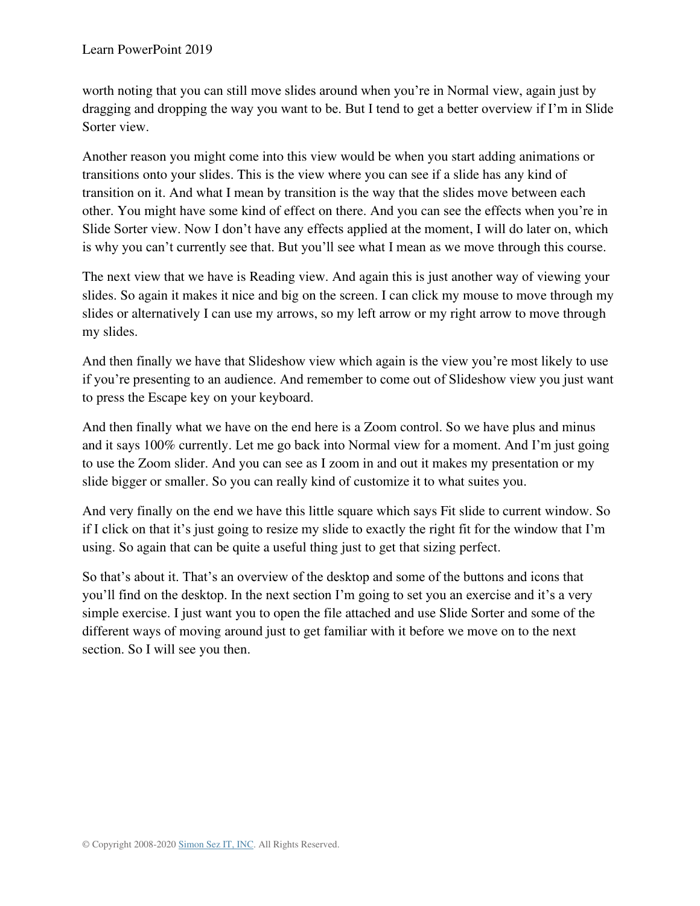worth noting that you can still move slides around when you're in Normal view, again just by dragging and dropping the way you want to be. But I tend to get a better overview if I'm in Slide Sorter view.

Another reason you might come into this view would be when you start adding animations or transitions onto your slides. This is the view where you can see if a slide has any kind of transition on it. And what I mean by transition is the way that the slides move between each other. You might have some kind of effect on there. And you can see the effects when you're in Slide Sorter view. Now I don't have any effects applied at the moment, I will do later on, which is why you can't currently see that. But you'll see what I mean as we move through this course.

The next view that we have is Reading view. And again this is just another way of viewing your slides. So again it makes it nice and big on the screen. I can click my mouse to move through my slides or alternatively I can use my arrows, so my left arrow or my right arrow to move through my slides.

And then finally we have that Slideshow view which again is the view you're most likely to use if you're presenting to an audience. And remember to come out of Slideshow view you just want to press the Escape key on your keyboard.

And then finally what we have on the end here is a Zoom control. So we have plus and minus and it says 100% currently. Let me go back into Normal view for a moment. And I'm just going to use the Zoom slider. And you can see as I zoom in and out it makes my presentation or my slide bigger or smaller. So you can really kind of customize it to what suites you.

And very finally on the end we have this little square which says Fit slide to current window. So if I click on that it's just going to resize my slide to exactly the right fit for the window that I'm using. So again that can be quite a useful thing just to get that sizing perfect.

So that's about it. That's an overview of the desktop and some of the buttons and icons that you'll find on the desktop. In the next section I'm going to set you an exercise and it's a very simple exercise. I just want you to open the file attached and use Slide Sorter and some of the different ways of moving around just to get familiar with it before we move on to the next section. So I will see you then.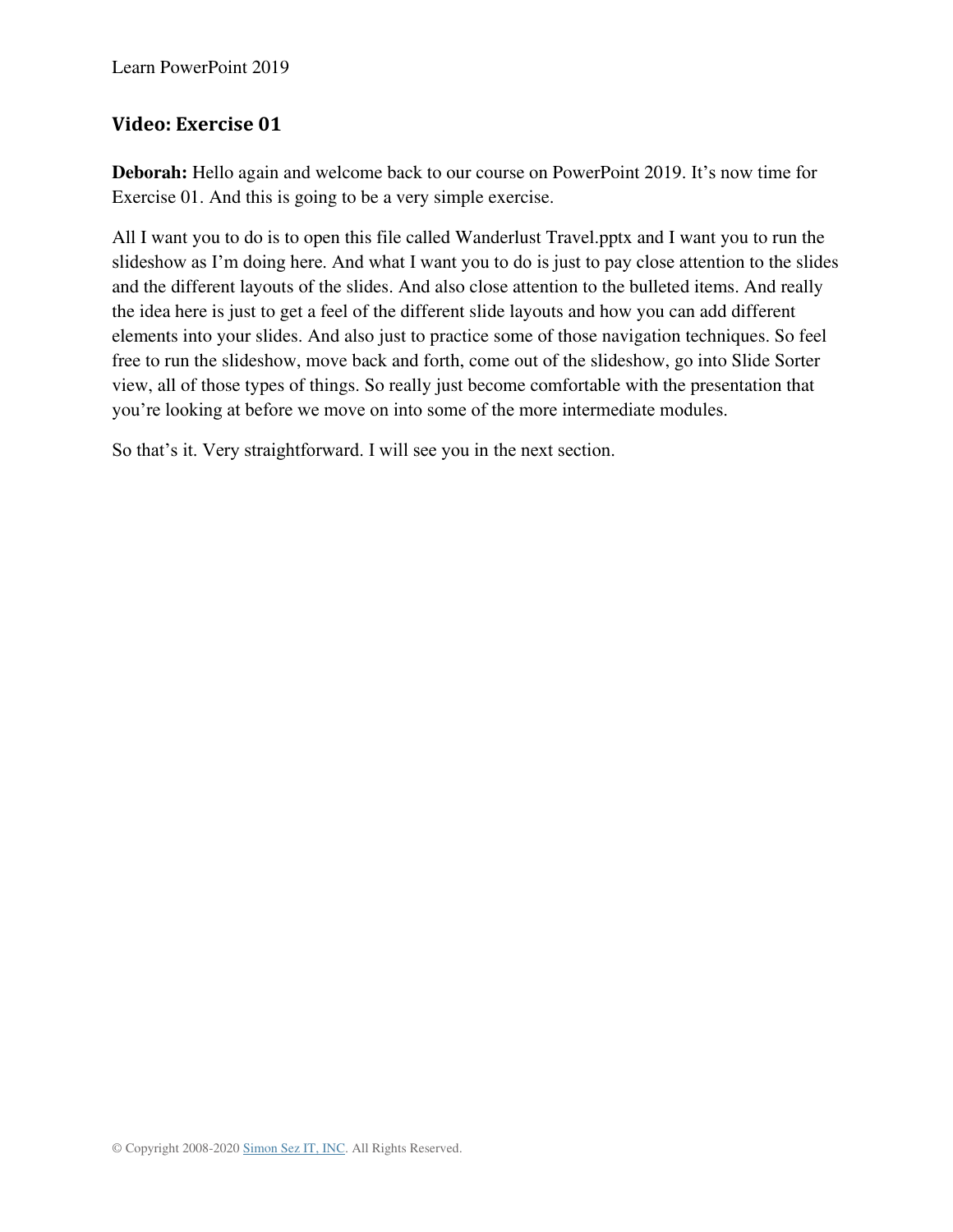## Video: Exercise 01

**Deborah:** Hello again and welcome back to our course on PowerPoint 2019. It's now time for Exercise 01. And this is going to be a very simple exercise.

All I want you to do is to open this file called Wanderlust Travel.pptx and I want you to run the slideshow as I'm doing here. And what I want you to do is just to pay close attention to the slides and the different layouts of the slides. And also close attention to the bulleted items. And really the idea here is just to get a feel of the different slide layouts and how you can add different elements into your slides. And also just to practice some of those navigation techniques. So feel free to run the slideshow, move back and forth, come out of the slideshow, go into Slide Sorter view, all of those types of things. So really just become comfortable with the presentation that you're looking at before we move on into some of the more intermediate modules.

So that's it. Very straightforward. I will see you in the next section.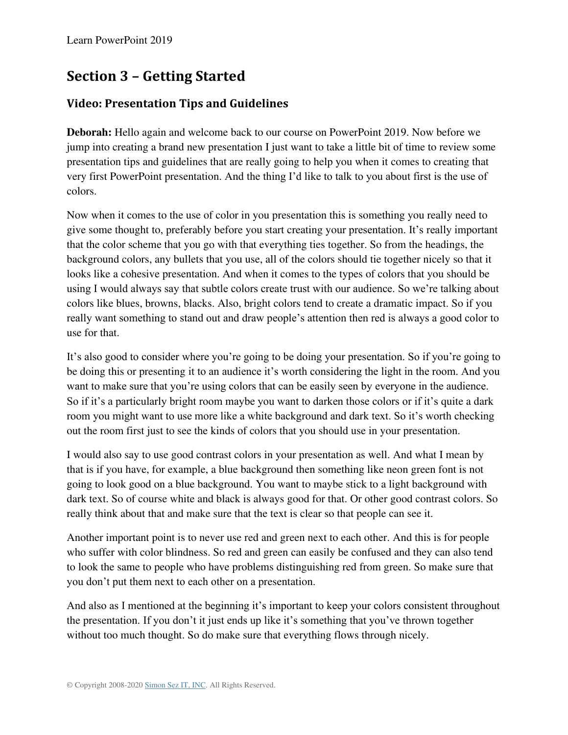## Section 3 – Getting Started

### Video: Presentation Tips and Guidelines

**Deborah:** Hello again and welcome back to our course on PowerPoint 2019. Now before we jump into creating a brand new presentation I just want to take a little bit of time to review some presentation tips and guidelines that are really going to help you when it comes to creating that very first PowerPoint presentation. And the thing I'd like to talk to you about first is the use of colors.

Now when it comes to the use of color in you presentation this is something you really need to give some thought to, preferably before you start creating your presentation. It's really important that the color scheme that you go with that everything ties together. So from the headings, the background colors, any bullets that you use, all of the colors should tie together nicely so that it looks like a cohesive presentation. And when it comes to the types of colors that you should be using I would always say that subtle colors create trust with our audience. So we're talking about colors like blues, browns, blacks. Also, bright colors tend to create a dramatic impact. So if you really want something to stand out and draw people's attention then red is always a good color to use for that.

It's also good to consider where you're going to be doing your presentation. So if you're going to be doing this or presenting it to an audience it's worth considering the light in the room. And you want to make sure that you're using colors that can be easily seen by everyone in the audience. So if it's a particularly bright room maybe you want to darken those colors or if it's quite a dark room you might want to use more like a white background and dark text. So it's worth checking out the room first just to see the kinds of colors that you should use in your presentation.

I would also say to use good contrast colors in your presentation as well. And what I mean by that is if you have, for example, a blue background then something like neon green font is not going to look good on a blue background. You want to maybe stick to a light background with dark text. So of course white and black is always good for that. Or other good contrast colors. So really think about that and make sure that the text is clear so that people can see it.

Another important point is to never use red and green next to each other. And this is for people who suffer with color blindness. So red and green can easily be confused and they can also tend to look the same to people who have problems distinguishing red from green. So make sure that you don't put them next to each other on a presentation.

And also as I mentioned at the beginning it's important to keep your colors consistent throughout the presentation. If you don't it just ends up like it's something that you've thrown together without too much thought. So do make sure that everything flows through nicely.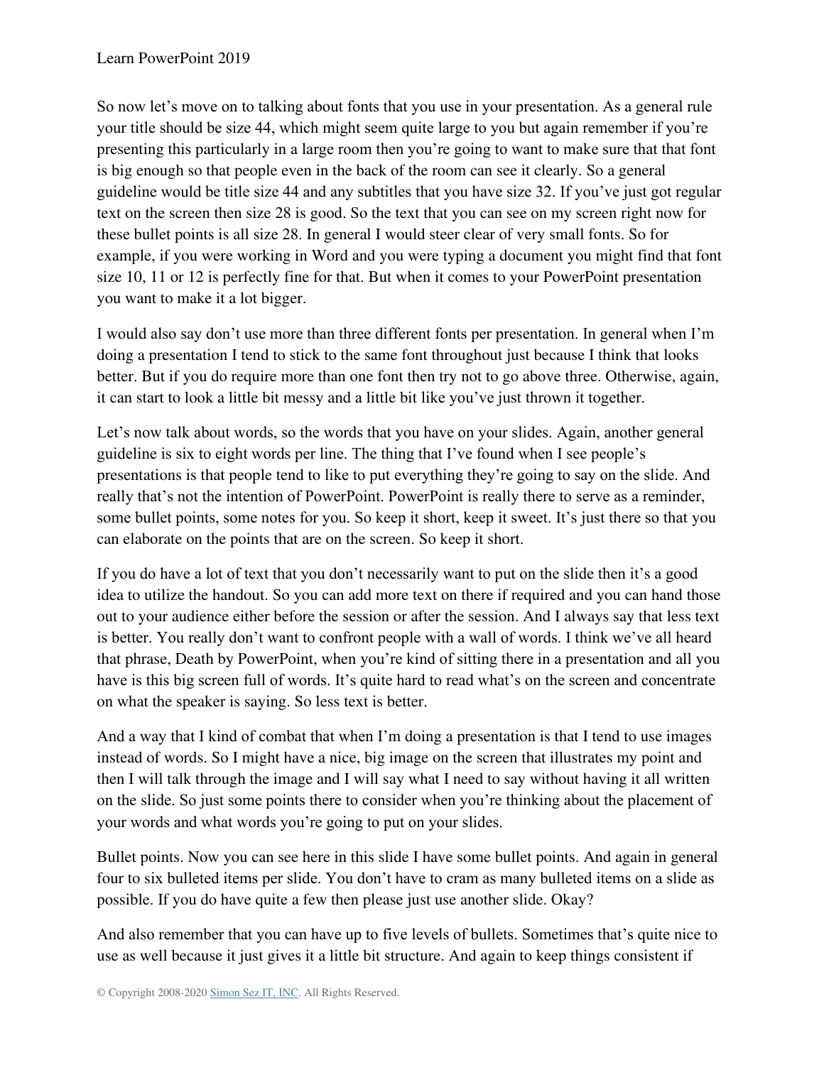So now let's move on to talking about fonts that you use in your presentation. As a general rule your title should be size 44, which might seem quite large to you but again remember if you're presenting this particularly in a large room then you're going to want to make sure that that font is big enough so that people even in the back of the room can see it clearly. So a general guideline would be title size 44 and any subtitles that you have size 32. If you've just got regular text on the screen then size 28 is good. So the text that you can see on my screen right now for these bullet points is all size 28. In general I would steer clear of very small fonts. So for example, if you were working in Word and you were typing a document you might find that font size 10, 11 or 12 is perfectly fine for that. But when it comes to your PowerPoint presentation you want to make it a lot bigger.

I would also say don't use more than three different fonts per presentation. In general when I'm doing a presentation I tend to stick to the same font throughout just because I think that looks better. But if you do require more than one font then try not to go above three. Otherwise, again, it can start to look a little bit messy and a little bit like you've just thrown it together.

Let's now talk about words, so the words that you have on your slides. Again, another general guideline is six to eight words per line. The thing that I've found when I see people's presentations is that people tend to like to put everything they're going to say on the slide. And really that's not the intention of PowerPoint. PowerPoint is really there to serve as a reminder, some bullet points, some notes for you. So keep it short, keep it sweet. It's just there so that you can elaborate on the points that are on the screen. So keep it short.

If you do have a lot of text that you don't necessarily want to put on the slide then it's a good idea to utilize the handout. So you can add more text on there if required and you can hand those out to your audience either before the session or after the session. And I always say that less text is better. You really don't want to confront people with a wall of words. I think we've all heard that phrase, Death by PowerPoint, when you're kind of sitting there in a presentation and all you have is this big screen full of words. It's quite hard to read what's on the screen and concentrate on what the speaker is saying. So less text is better.

And a way that I kind of combat that when I'm doing a presentation is that I tend to use images instead of words. So I might have a nice, big image on the screen that illustrates my point and then I will talk through the image and I will say what I need to say without having it all written on the slide. So just some points there to consider when you're thinking about the placement of your words and what words you're going to put on your slides.

Bullet points. Now you can see here in this slide I have some bullet points. And again in general four to six bulleted items per slide. You don't have to cram as many bulleted items on a slide as possible. If you do have quite a few then please just use another slide. Okay?

And also remember that you can have up to five levels of bullets. Sometimes that's quite nice to use as well because it just gives it a little bit structure. And again to keep things consistent if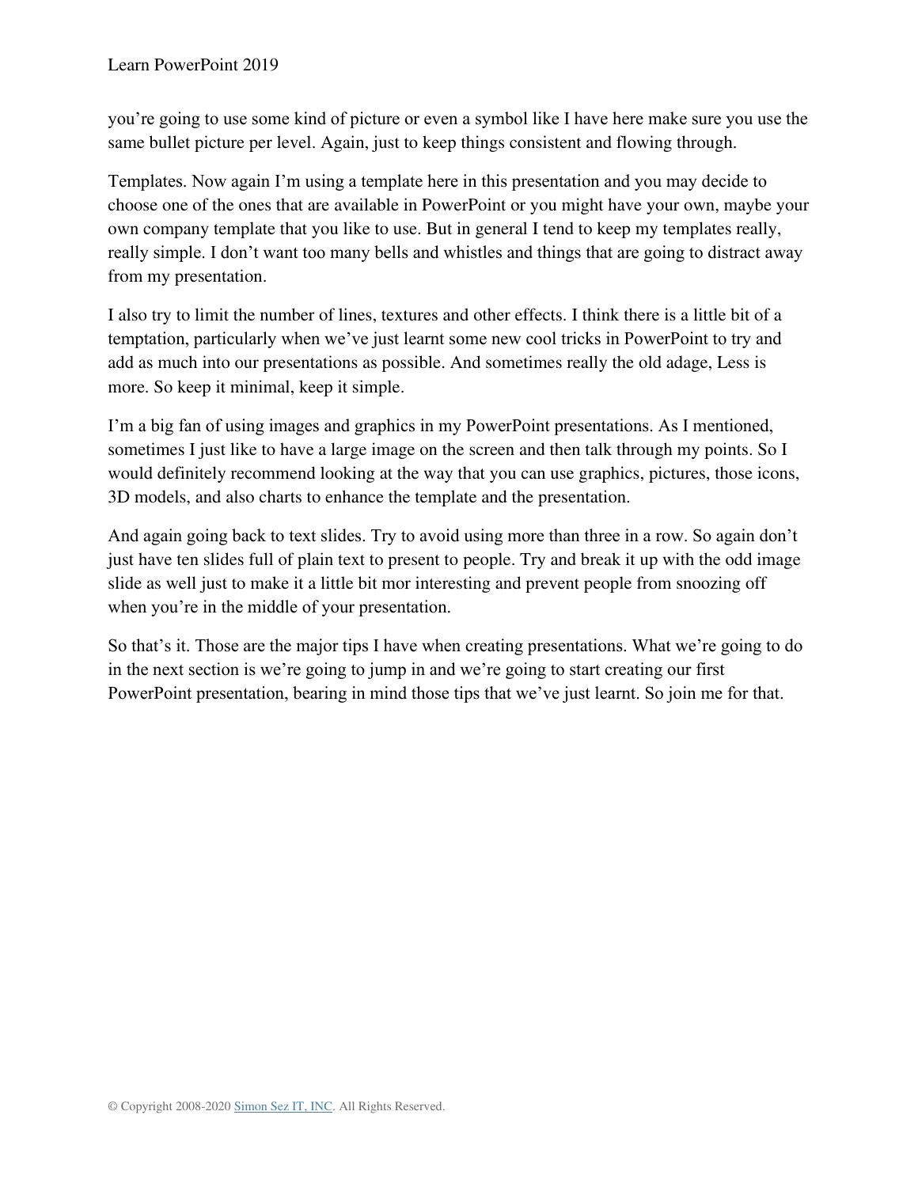you're going to use some kind of picture or even a symbol like I have here make sure you use the same bullet picture per level. Again, just to keep things consistent and flowing through.

Templates. Now again I'm using a template here in this presentation and you may decide to choose one of the ones that are available in PowerPoint or you might have your own, maybe your own company template that you like to use. But in general I tend to keep my templates really, really simple. I don't want too many bells and whistles and things that are going to distract away from my presentation.

I also try to limit the number of lines, textures and other effects. I think there is a little bit of a temptation, particularly when we've just learnt some new cool tricks in PowerPoint to try and add as much into our presentations as possible. And sometimes really the old adage, Less is more. So keep it minimal, keep it simple.

I'm a big fan of using images and graphics in my PowerPoint presentations. As I mentioned, sometimes I just like to have a large image on the screen and then talk through my points. So I would definitely recommend looking at the way that you can use graphics, pictures, those icons, 3D models, and also charts to enhance the template and the presentation.

And again going back to text slides. Try to avoid using more than three in a row. So again don't just have ten slides full of plain text to present to people. Try and break it up with the odd image slide as well just to make it a little bit mor interesting and prevent people from snoozing off when you're in the middle of your presentation.

So that's it. Those are the major tips I have when creating presentations. What we're going to do in the next section is we're going to jump in and we're going to start creating our first PowerPoint presentation, bearing in mind those tips that we've just learnt. So join me for that.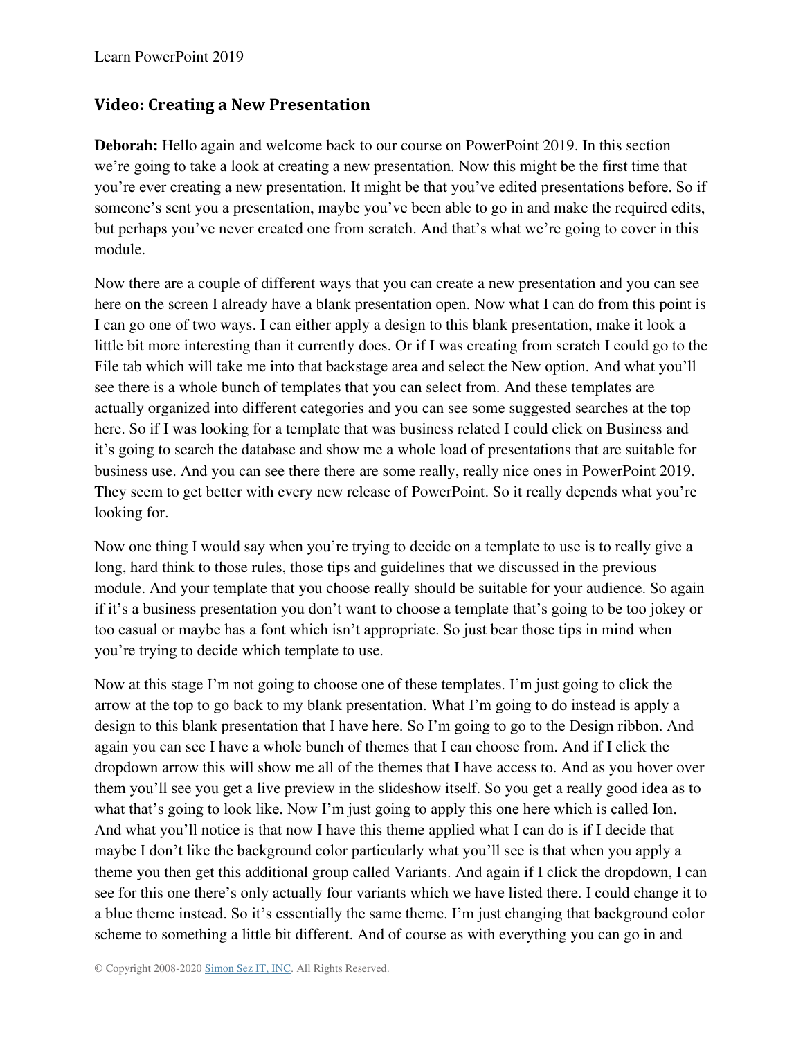## Video: Creating a New Presentation

**Deborah:** Hello again and welcome back to our course on PowerPoint 2019. In this section we're going to take a look at creating a new presentation. Now this might be the first time that you're ever creating a new presentation. It might be that you've edited presentations before. So if someone's sent you a presentation, maybe you've been able to go in and make the required edits, but perhaps you've never created one from scratch. And that's what we're going to cover in this module.

Now there are a couple of different ways that you can create a new presentation and you can see here on the screen I already have a blank presentation open. Now what I can do from this point is I can go one of two ways. I can either apply a design to this blank presentation, make it look a little bit more interesting than it currently does. Or if I was creating from scratch I could go to the File tab which will take me into that backstage area and select the New option. And what you'll see there is a whole bunch of templates that you can select from. And these templates are actually organized into different categories and you can see some suggested searches at the top here. So if I was looking for a template that was business related I could click on Business and it's going to search the database and show me a whole load of presentations that are suitable for business use. And you can see there there are some really, really nice ones in PowerPoint 2019. They seem to get better with every new release of PowerPoint. So it really depends what you're looking for.

Now one thing I would say when you're trying to decide on a template to use is to really give a long, hard think to those rules, those tips and guidelines that we discussed in the previous module. And your template that you choose really should be suitable for your audience. So again if it's a business presentation you don't want to choose a template that's going to be too jokey or too casual or maybe has a font which isn't appropriate. So just bear those tips in mind when you're trying to decide which template to use.

Now at this stage I'm not going to choose one of these templates. I'm just going to click the arrow at the top to go back to my blank presentation. What I'm going to do instead is apply a design to this blank presentation that I have here. So I'm going to go to the Design ribbon. And again you can see I have a whole bunch of themes that I can choose from. And if I click the dropdown arrow this will show me all of the themes that I have access to. And as you hover over them you'll see you get a live preview in the slideshow itself. So you get a really good idea as to what that's going to look like. Now I'm just going to apply this one here which is called Ion. And what you'll notice is that now I have this theme applied what I can do is if I decide that maybe I don't like the background color particularly what you'll see is that when you apply a theme you then get this additional group called Variants. And again if I click the dropdown, I can see for this one there's only actually four variants which we have listed there. I could change it to a blue theme instead. So it's essentially the same theme. I'm just changing that background color scheme to something a little bit different. And of course as with everything you can go in and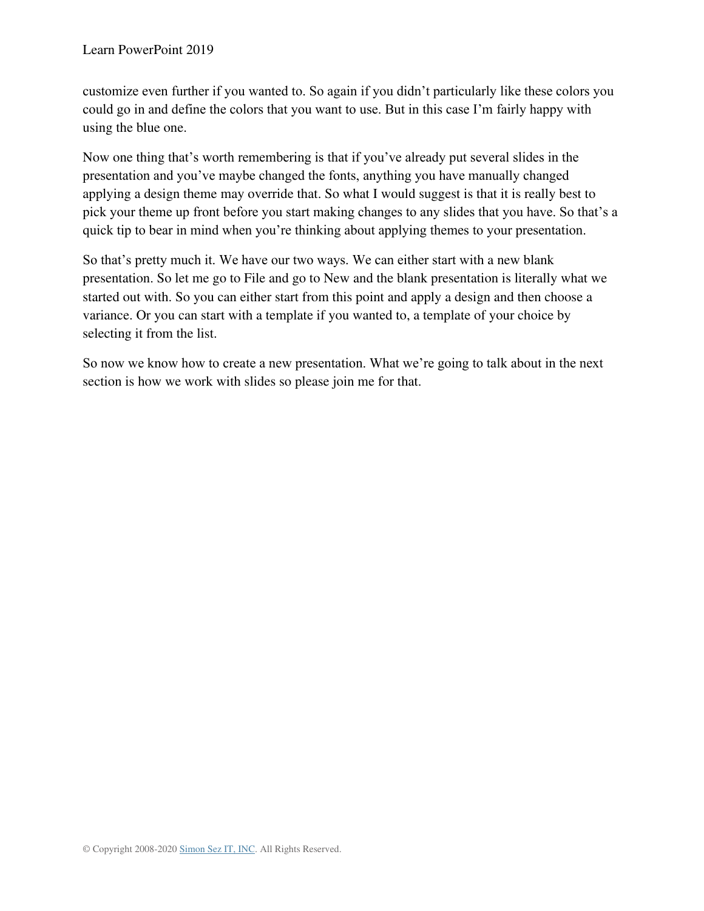customize even further if you wanted to. So again if you didn't particularly like these colors you could go in and define the colors that you want to use. But in this case I'm fairly happy with using the blue one.

Now one thing that's worth remembering is that if you've already put several slides in the presentation and you've maybe changed the fonts, anything you have manually changed applying a design theme may override that. So what I would suggest is that it is really best to pick your theme up front before you start making changes to any slides that you have. So that's a quick tip to bear in mind when you're thinking about applying themes to your presentation.

So that's pretty much it. We have our two ways. We can either start with a new blank presentation. So let me go to File and go to New and the blank presentation is literally what we started out with. So you can either start from this point and apply a design and then choose a variance. Or you can start with a template if you wanted to, a template of your choice by selecting it from the list.

So now we know how to create a new presentation. What we're going to talk about in the next section is how we work with slides so please join me for that.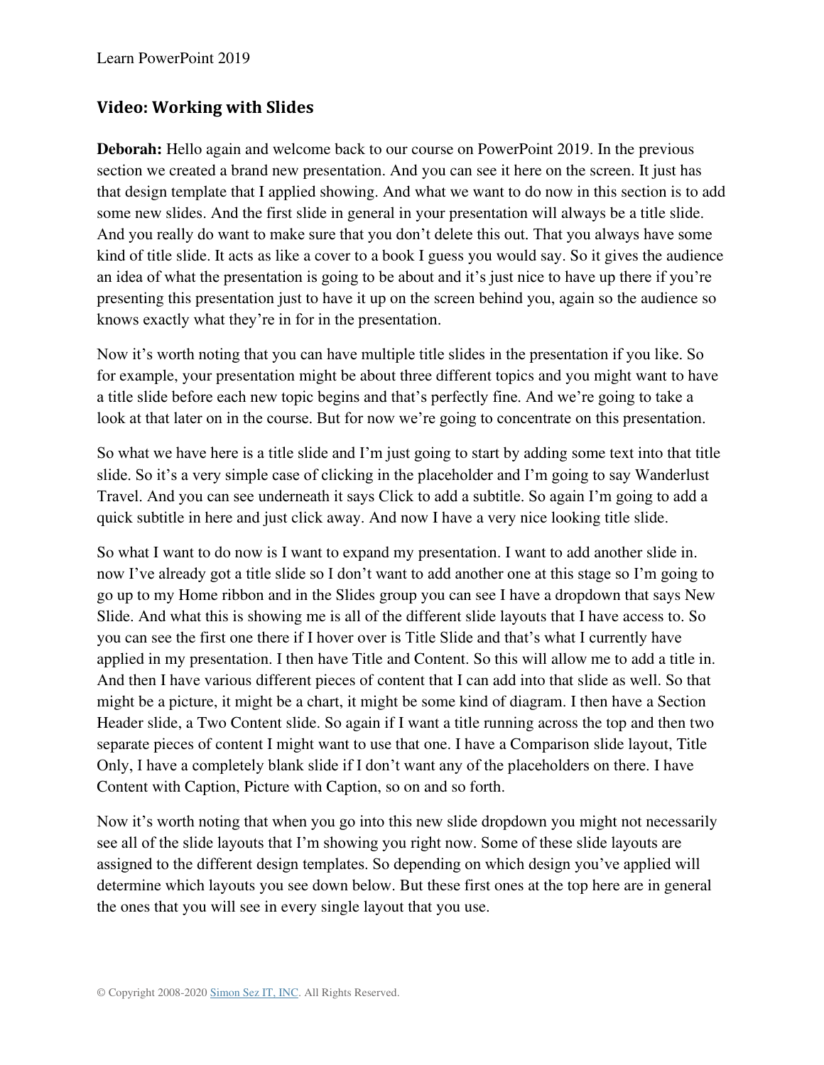## Video: Working with Slides

**Deborah:** Hello again and welcome back to our course on PowerPoint 2019. In the previous section we created a brand new presentation. And you can see it here on the screen. It just has that design template that I applied showing. And what we want to do now in this section is to add some new slides. And the first slide in general in your presentation will always be a title slide. And you really do want to make sure that you don't delete this out. That you always have some kind of title slide. It acts as like a cover to a book I guess you would say. So it gives the audience an idea of what the presentation is going to be about and it's just nice to have up there if you're presenting this presentation just to have it up on the screen behind you, again so the audience so knows exactly what they're in for in the presentation.

Now it's worth noting that you can have multiple title slides in the presentation if you like. So for example, your presentation might be about three different topics and you might want to have a title slide before each new topic begins and that's perfectly fine. And we're going to take a look at that later on in the course. But for now we're going to concentrate on this presentation.

So what we have here is a title slide and I'm just going to start by adding some text into that title slide. So it's a very simple case of clicking in the placeholder and I'm going to say Wanderlust Travel. And you can see underneath it says Click to add a subtitle. So again I'm going to add a quick subtitle in here and just click away. And now I have a very nice looking title slide.

So what I want to do now is I want to expand my presentation. I want to add another slide in. now I've already got a title slide so I don't want to add another one at this stage so I'm going to go up to my Home ribbon and in the Slides group you can see I have a dropdown that says New Slide. And what this is showing me is all of the different slide layouts that I have access to. So you can see the first one there if I hover over is Title Slide and that's what I currently have applied in my presentation. I then have Title and Content. So this will allow me to add a title in. And then I have various different pieces of content that I can add into that slide as well. So that might be a picture, it might be a chart, it might be some kind of diagram. I then have a Section Header slide, a Two Content slide. So again if I want a title running across the top and then two separate pieces of content I might want to use that one. I have a Comparison slide layout, Title Only, I have a completely blank slide if I don't want any of the placeholders on there. I have Content with Caption, Picture with Caption, so on and so forth.

Now it's worth noting that when you go into this new slide dropdown you might not necessarily see all of the slide layouts that I'm showing you right now. Some of these slide layouts are assigned to the different design templates. So depending on which design you've applied will determine which layouts you see down below. But these first ones at the top here are in general the ones that you will see in every single layout that you use.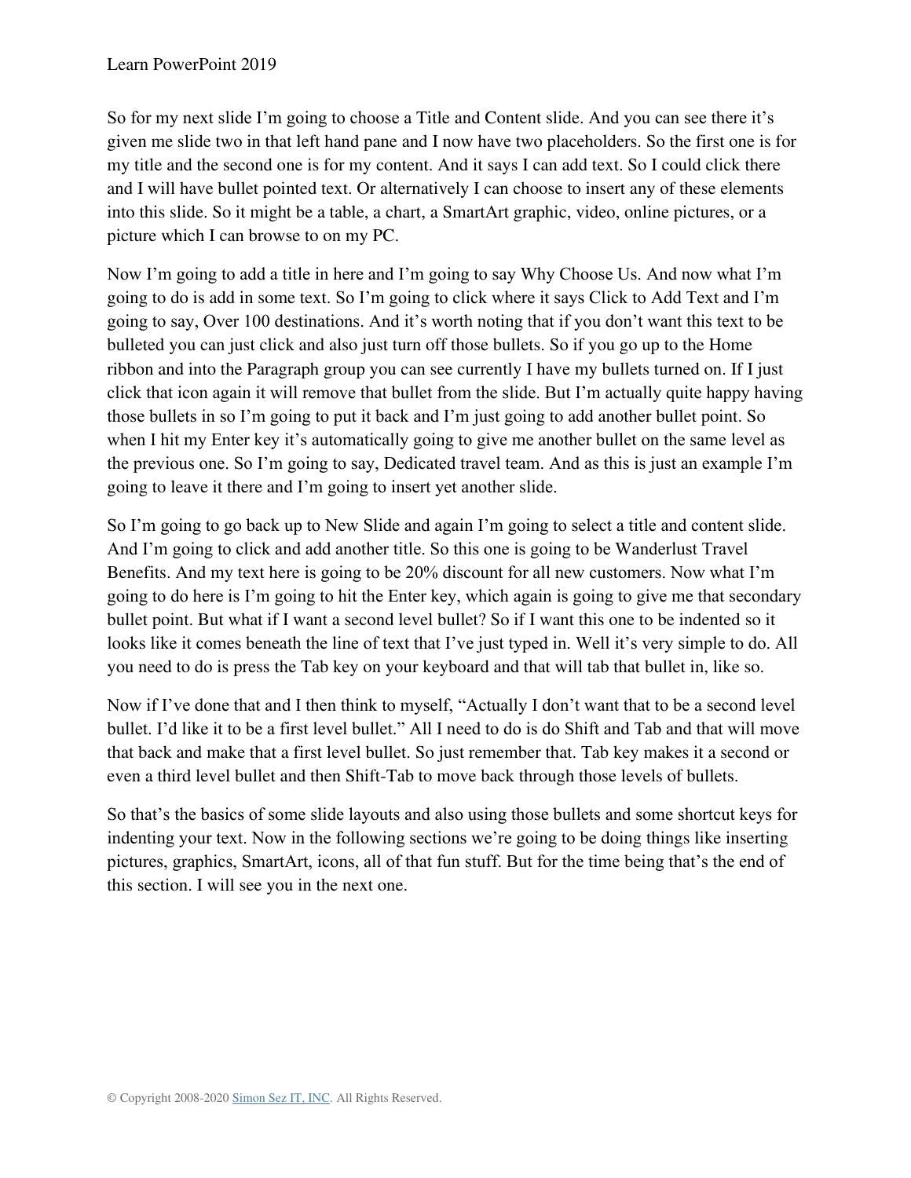So for my next slide I'm going to choose a Title and Content slide. And you can see there it's given me slide two in that left hand pane and I now have two placeholders. So the first one is for my title and the second one is for my content. And it says I can add text. So I could click there and I will have bullet pointed text. Or alternatively I can choose to insert any of these elements into this slide. So it might be a table, a chart, a SmartArt graphic, video, online pictures, or a picture which I can browse to on my PC.

Now I'm going to add a title in here and I'm going to say Why Choose Us. And now what I'm going to do is add in some text. So I'm going to click where it says Click to Add Text and I'm going to say, Over 100 destinations. And it's worth noting that if you don't want this text to be bulleted you can just click and also just turn off those bullets. So if you go up to the Home ribbon and into the Paragraph group you can see currently I have my bullets turned on. If I just click that icon again it will remove that bullet from the slide. But I'm actually quite happy having those bullets in so I'm going to put it back and I'm just going to add another bullet point. So when I hit my Enter key it's automatically going to give me another bullet on the same level as the previous one. So I'm going to say, Dedicated travel team. And as this is just an example I'm going to leave it there and I'm going to insert yet another slide.

So I'm going to go back up to New Slide and again I'm going to select a title and content slide. And I'm going to click and add another title. So this one is going to be Wanderlust Travel Benefits. And my text here is going to be 20% discount for all new customers. Now what I'm going to do here is I'm going to hit the Enter key, which again is going to give me that secondary bullet point. But what if I want a second level bullet? So if I want this one to be indented so it looks like it comes beneath the line of text that I've just typed in. Well it's very simple to do. All you need to do is press the Tab key on your keyboard and that will tab that bullet in, like so.

Now if I've done that and I then think to myself, "Actually I don't want that to be a second level bullet. I'd like it to be a first level bullet." All I need to do is do Shift and Tab and that will move that back and make that a first level bullet. So just remember that. Tab key makes it a second or even a third level bullet and then Shift-Tab to move back through those levels of bullets.

So that's the basics of some slide layouts and also using those bullets and some shortcut keys for indenting your text. Now in the following sections we're going to be doing things like inserting pictures, graphics, SmartArt, icons, all of that fun stuff. But for the time being that's the end of this section. I will see you in the next one.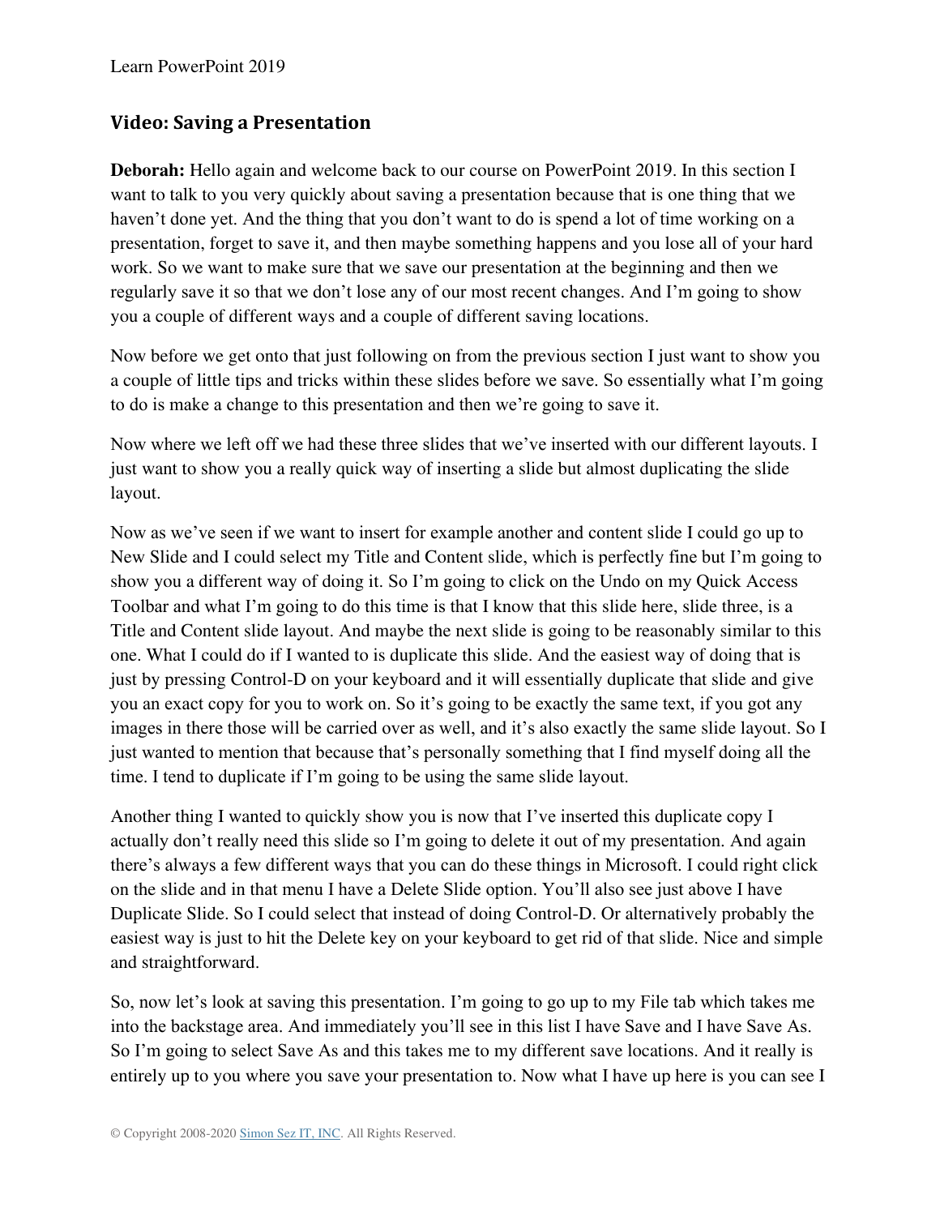## Video: Saving a Presentation

**Deborah:** Hello again and welcome back to our course on PowerPoint 2019. In this section I want to talk to you very quickly about saving a presentation because that is one thing that we haven't done yet. And the thing that you don't want to do is spend a lot of time working on a presentation, forget to save it, and then maybe something happens and you lose all of your hard work. So we want to make sure that we save our presentation at the beginning and then we regularly save it so that we don't lose any of our most recent changes. And I'm going to show you a couple of different ways and a couple of different saving locations.

Now before we get onto that just following on from the previous section I just want to show you a couple of little tips and tricks within these slides before we save. So essentially what I'm going to do is make a change to this presentation and then we're going to save it.

Now where we left off we had these three slides that we've inserted with our different layouts. I just want to show you a really quick way of inserting a slide but almost duplicating the slide layout.

Now as we've seen if we want to insert for example another and content slide I could go up to New Slide and I could select my Title and Content slide, which is perfectly fine but I'm going to show you a different way of doing it. So I'm going to click on the Undo on my Quick Access Toolbar and what I'm going to do this time is that I know that this slide here, slide three, is a Title and Content slide layout. And maybe the next slide is going to be reasonably similar to this one. What I could do if I wanted to is duplicate this slide. And the easiest way of doing that is just by pressing Control-D on your keyboard and it will essentially duplicate that slide and give you an exact copy for you to work on. So it's going to be exactly the same text, if you got any images in there those will be carried over as well, and it's also exactly the same slide layout. So I just wanted to mention that because that's personally something that I find myself doing all the time. I tend to duplicate if I'm going to be using the same slide layout.

Another thing I wanted to quickly show you is now that I've inserted this duplicate copy I actually don't really need this slide so I'm going to delete it out of my presentation. And again there's always a few different ways that you can do these things in Microsoft. I could right click on the slide and in that menu I have a Delete Slide option. You'll also see just above I have Duplicate Slide. So I could select that instead of doing Control-D. Or alternatively probably the easiest way is just to hit the Delete key on your keyboard to get rid of that slide. Nice and simple and straightforward.

So, now let's look at saving this presentation. I'm going to go up to my File tab which takes me into the backstage area. And immediately you'll see in this list I have Save and I have Save As. So I'm going to select Save As and this takes me to my different save locations. And it really is entirely up to you where you save your presentation to. Now what I have up here is you can see I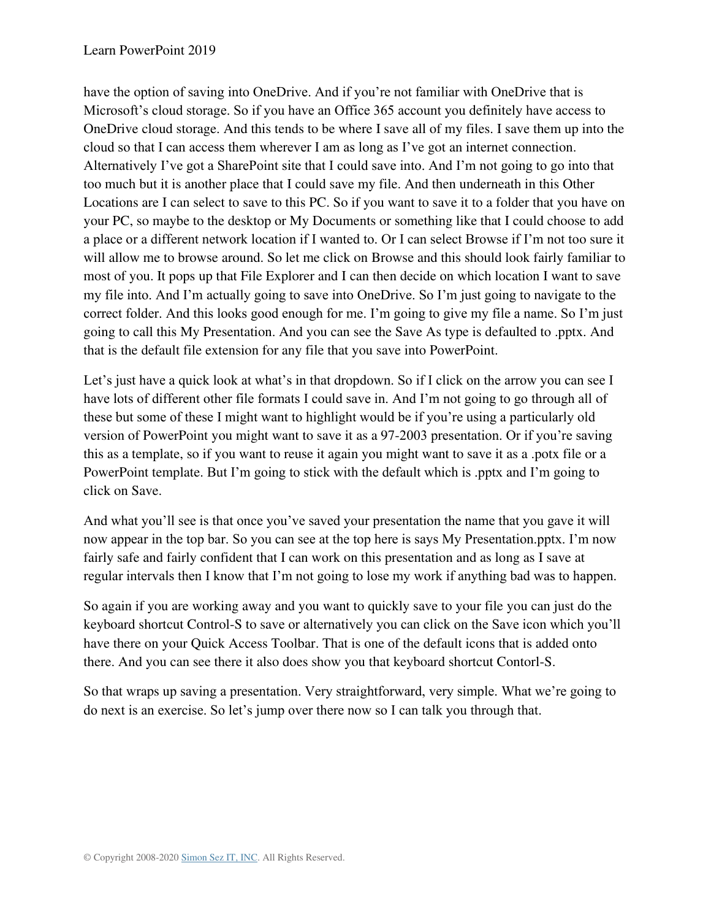have the option of saving into OneDrive. And if you're not familiar with OneDrive that is Microsoft's cloud storage. So if you have an Office 365 account you definitely have access to OneDrive cloud storage. And this tends to be where I save all of my files. I save them up into the cloud so that I can access them wherever I am as long as I've got an internet connection. Alternatively I've got a SharePoint site that I could save into. And I'm not going to go into that too much but it is another place that I could save my file. And then underneath in this Other Locations are I can select to save to this PC. So if you want to save it to a folder that you have on your PC, so maybe to the desktop or My Documents or something like that I could choose to add a place or a different network location if I wanted to. Or I can select Browse if I'm not too sure it will allow me to browse around. So let me click on Browse and this should look fairly familiar to most of you. It pops up that File Explorer and I can then decide on which location I want to save my file into. And I'm actually going to save into OneDrive. So I'm just going to navigate to the correct folder. And this looks good enough for me. I'm going to give my file a name. So I'm just going to call this My Presentation. And you can see the Save As type is defaulted to .pptx. And that is the default file extension for any file that you save into PowerPoint.

Let's just have a quick look at what's in that dropdown. So if I click on the arrow you can see I have lots of different other file formats I could save in. And I'm not going to go through all of these but some of these I might want to highlight would be if you're using a particularly old version of PowerPoint you might want to save it as a 97-2003 presentation. Or if you're saving this as a template, so if you want to reuse it again you might want to save it as a .potx file or a PowerPoint template. But I'm going to stick with the default which is .pptx and I'm going to click on Save.

And what you'll see is that once you've saved your presentation the name that you gave it will now appear in the top bar. So you can see at the top here is says My Presentation.pptx. I'm now fairly safe and fairly confident that I can work on this presentation and as long as I save at regular intervals then I know that I'm not going to lose my work if anything bad was to happen.

So again if you are working away and you want to quickly save to your file you can just do the keyboard shortcut Control-S to save or alternatively you can click on the Save icon which you'll have there on your Quick Access Toolbar. That is one of the default icons that is added onto there. And you can see there it also does show you that keyboard shortcut Contorl-S.

So that wraps up saving a presentation. Very straightforward, very simple. What we're going to do next is an exercise. So let's jump over there now so I can talk you through that.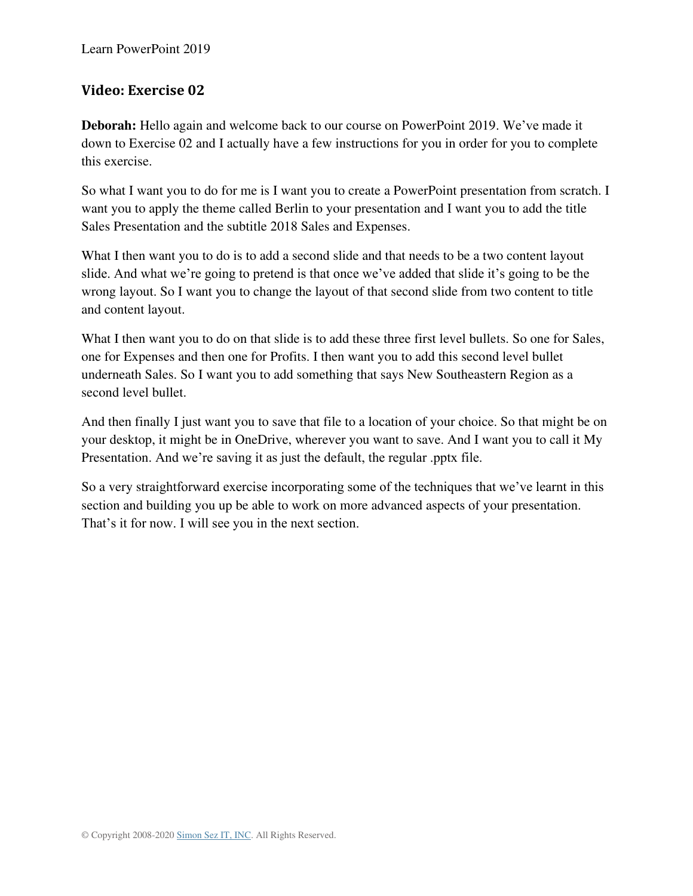## Video: Exercise 02

**Deborah:** Hello again and welcome back to our course on PowerPoint 2019. We've made it down to Exercise 02 and I actually have a few instructions for you in order for you to complete this exercise.

So what I want you to do for me is I want you to create a PowerPoint presentation from scratch. I want you to apply the theme called Berlin to your presentation and I want you to add the title Sales Presentation and the subtitle 2018 Sales and Expenses.

What I then want you to do is to add a second slide and that needs to be a two content layout slide. And what we're going to pretend is that once we've added that slide it's going to be the wrong layout. So I want you to change the layout of that second slide from two content to title and content layout.

What I then want you to do on that slide is to add these three first level bullets. So one for Sales, one for Expenses and then one for Profits. I then want you to add this second level bullet underneath Sales. So I want you to add something that says New Southeastern Region as a second level bullet.

And then finally I just want you to save that file to a location of your choice. So that might be on your desktop, it might be in OneDrive, wherever you want to save. And I want you to call it My Presentation. And we're saving it as just the default, the regular .pptx file.

So a very straightforward exercise incorporating some of the techniques that we've learnt in this section and building you up be able to work on more advanced aspects of your presentation. That's it for now. I will see you in the next section.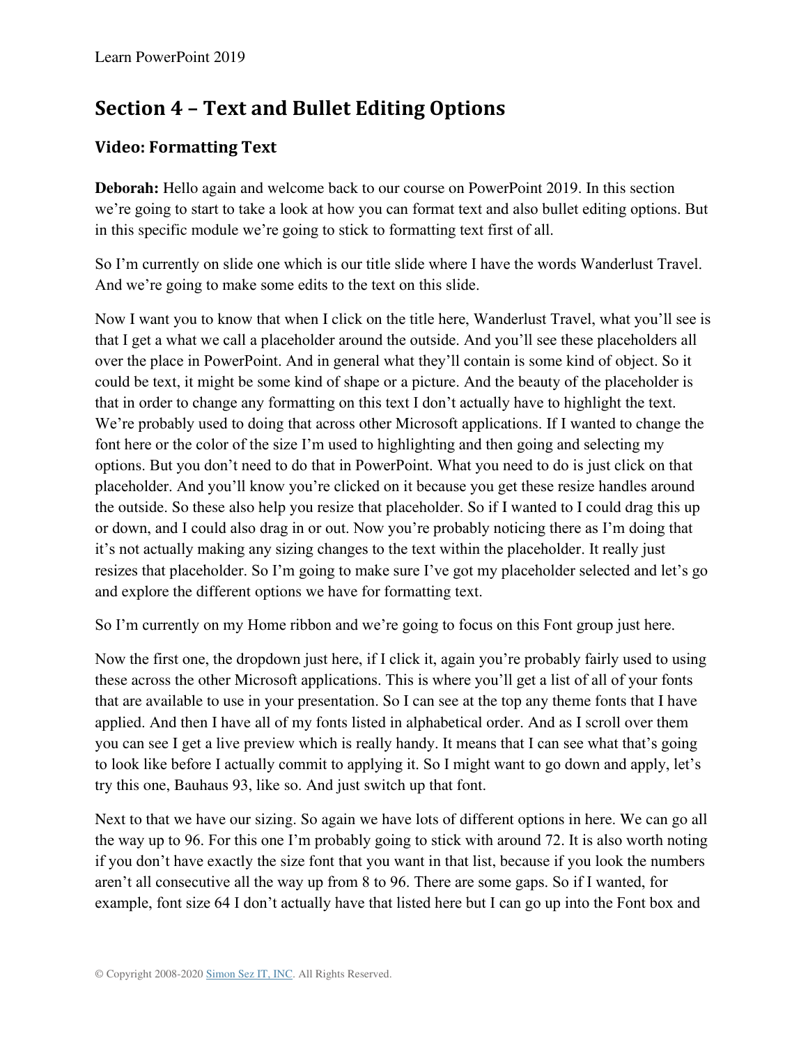## Section 4 – Text and Bullet Editing Options

### Video: Formatting Text

**Deborah:** Hello again and welcome back to our course on PowerPoint 2019. In this section we're going to start to take a look at how you can format text and also bullet editing options. But in this specific module we're going to stick to formatting text first of all.

So I'm currently on slide one which is our title slide where I have the words Wanderlust Travel. And we're going to make some edits to the text on this slide.

Now I want you to know that when I click on the title here, Wanderlust Travel, what you'll see is that I get a what we call a placeholder around the outside. And you'll see these placeholders all over the place in PowerPoint. And in general what they'll contain is some kind of object. So it could be text, it might be some kind of shape or a picture. And the beauty of the placeholder is that in order to change any formatting on this text I don't actually have to highlight the text. We're probably used to doing that across other Microsoft applications. If I wanted to change the font here or the color of the size I'm used to highlighting and then going and selecting my options. But you don't need to do that in PowerPoint. What you need to do is just click on that placeholder. And you'll know you're clicked on it because you get these resize handles around the outside. So these also help you resize that placeholder. So if I wanted to I could drag this up or down, and I could also drag in or out. Now you're probably noticing there as I'm doing that it's not actually making any sizing changes to the text within the placeholder. It really just resizes that placeholder. So I'm going to make sure I've got my placeholder selected and let's go and explore the different options we have for formatting text.

So I'm currently on my Home ribbon and we're going to focus on this Font group just here.

Now the first one, the dropdown just here, if I click it, again you're probably fairly used to using these across the other Microsoft applications. This is where you'll get a list of all of your fonts that are available to use in your presentation. So I can see at the top any theme fonts that I have applied. And then I have all of my fonts listed in alphabetical order. And as I scroll over them you can see I get a live preview which is really handy. It means that I can see what that's going to look like before I actually commit to applying it. So I might want to go down and apply, let's try this one, Bauhaus 93, like so. And just switch up that font.

Next to that we have our sizing. So again we have lots of different options in here. We can go all the way up to 96. For this one I'm probably going to stick with around 72. It is also worth noting if you don't have exactly the size font that you want in that list, because if you look the numbers aren't all consecutive all the way up from 8 to 96. There are some gaps. So if I wanted, for example, font size 64 I don't actually have that listed here but I can go up into the Font box and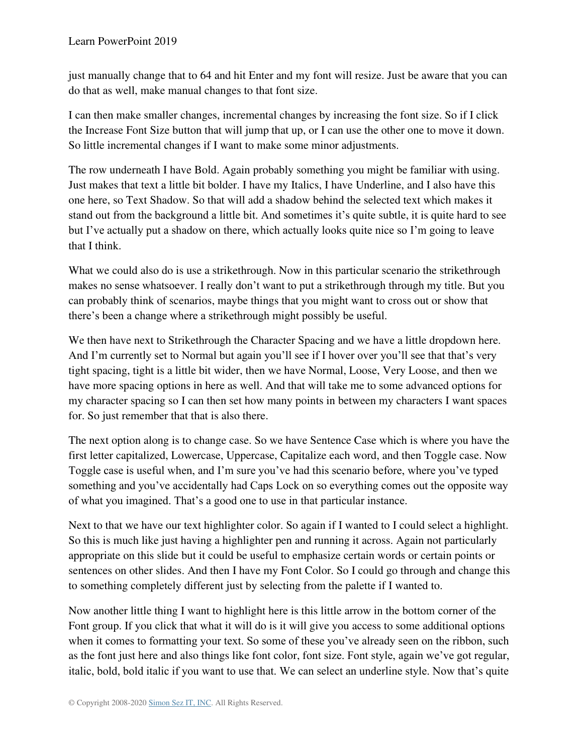just manually change that to 64 and hit Enter and my font will resize. Just be aware that you can do that as well, make manual changes to that font size.

I can then make smaller changes, incremental changes by increasing the font size. So if I click the Increase Font Size button that will jump that up, or I can use the other one to move it down. So little incremental changes if I want to make some minor adjustments.

The row underneath I have Bold. Again probably something you might be familiar with using. Just makes that text a little bit bolder. I have my Italics, I have Underline, and I also have this one here, so Text Shadow. So that will add a shadow behind the selected text which makes it stand out from the background a little bit. And sometimes it's quite subtle, it is quite hard to see but I've actually put a shadow on there, which actually looks quite nice so I'm going to leave that I think.

What we could also do is use a strikethrough. Now in this particular scenario the strikethrough makes no sense whatsoever. I really don't want to put a strikethrough through my title. But you can probably think of scenarios, maybe things that you might want to cross out or show that there's been a change where a strikethrough might possibly be useful.

We then have next to Strikethrough the Character Spacing and we have a little dropdown here. And I'm currently set to Normal but again you'll see if I hover over you'll see that that's very tight spacing, tight is a little bit wider, then we have Normal, Loose, Very Loose, and then we have more spacing options in here as well. And that will take me to some advanced options for my character spacing so I can then set how many points in between my characters I want spaces for. So just remember that that is also there.

The next option along is to change case. So we have Sentence Case which is where you have the first letter capitalized, Lowercase, Uppercase, Capitalize each word, and then Toggle case. Now Toggle case is useful when, and I'm sure you've had this scenario before, where you've typed something and you've accidentally had Caps Lock on so everything comes out the opposite way of what you imagined. That's a good one to use in that particular instance.

Next to that we have our text highlighter color. So again if I wanted to I could select a highlight. So this is much like just having a highlighter pen and running it across. Again not particularly appropriate on this slide but it could be useful to emphasize certain words or certain points or sentences on other slides. And then I have my Font Color. So I could go through and change this to something completely different just by selecting from the palette if I wanted to.

Now another little thing I want to highlight here is this little arrow in the bottom corner of the Font group. If you click that what it will do is it will give you access to some additional options when it comes to formatting your text. So some of these you've already seen on the ribbon, such as the font just here and also things like font color, font size. Font style, again we've got regular, italic, bold, bold italic if you want to use that. We can select an underline style. Now that's quite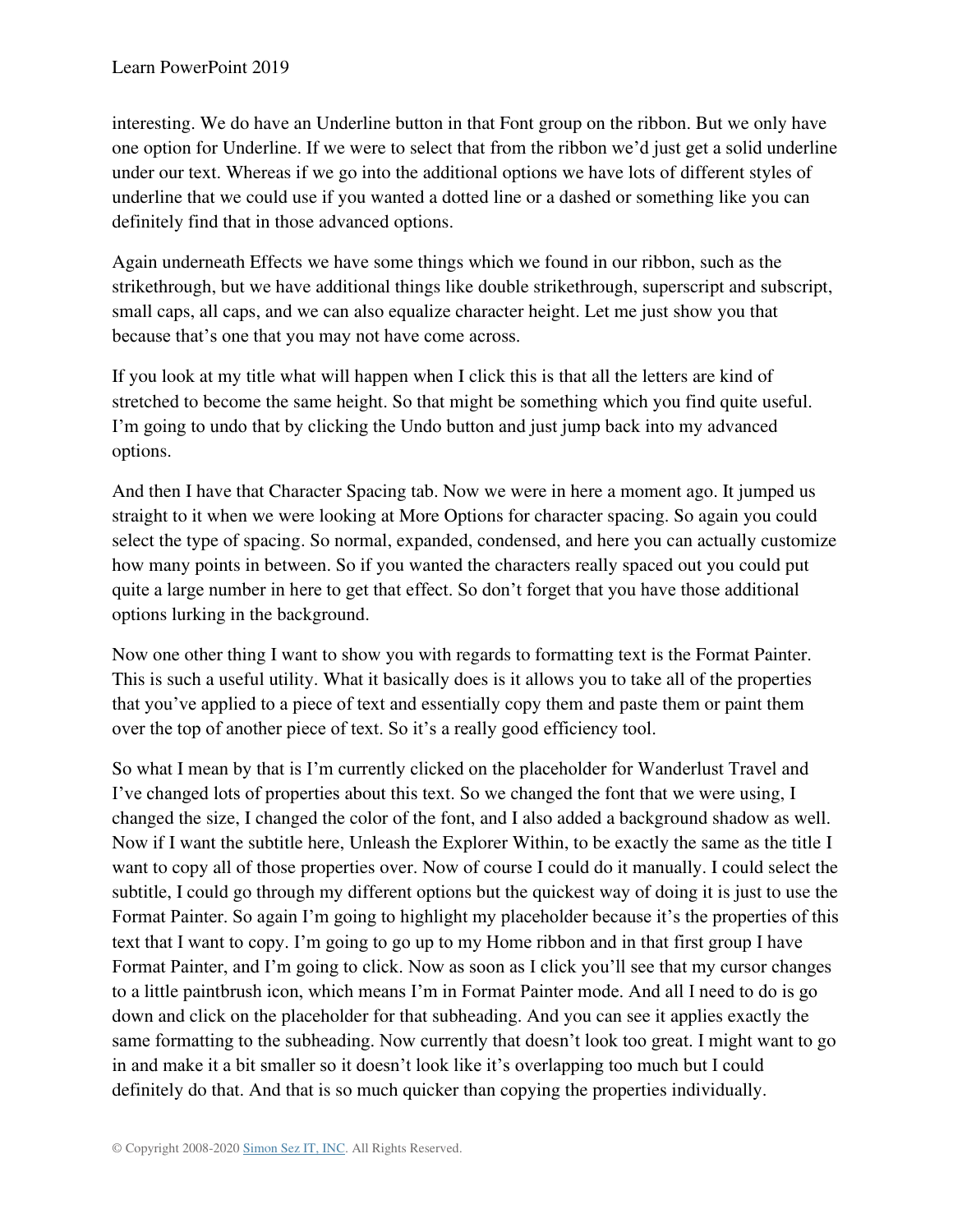interesting. We do have an Underline button in that Font group on the ribbon. But we only have one option for Underline. If we were to select that from the ribbon we'd just get a solid underline under our text. Whereas if we go into the additional options we have lots of different styles of underline that we could use if you wanted a dotted line or a dashed or something like you can definitely find that in those advanced options.

Again underneath Effects we have some things which we found in our ribbon, such as the strikethrough, but we have additional things like double strikethrough, superscript and subscript, small caps, all caps, and we can also equalize character height. Let me just show you that because that's one that you may not have come across.

If you look at my title what will happen when I click this is that all the letters are kind of stretched to become the same height. So that might be something which you find quite useful. I'm going to undo that by clicking the Undo button and just jump back into my advanced options.

And then I have that Character Spacing tab. Now we were in here a moment ago. It jumped us straight to it when we were looking at More Options for character spacing. So again you could select the type of spacing. So normal, expanded, condensed, and here you can actually customize how many points in between. So if you wanted the characters really spaced out you could put quite a large number in here to get that effect. So don't forget that you have those additional options lurking in the background.

Now one other thing I want to show you with regards to formatting text is the Format Painter. This is such a useful utility. What it basically does is it allows you to take all of the properties that you've applied to a piece of text and essentially copy them and paste them or paint them over the top of another piece of text. So it's a really good efficiency tool.

So what I mean by that is I'm currently clicked on the placeholder for Wanderlust Travel and I've changed lots of properties about this text. So we changed the font that we were using, I changed the size, I changed the color of the font, and I also added a background shadow as well. Now if I want the subtitle here, Unleash the Explorer Within, to be exactly the same as the title I want to copy all of those properties over. Now of course I could do it manually. I could select the subtitle, I could go through my different options but the quickest way of doing it is just to use the Format Painter. So again I'm going to highlight my placeholder because it's the properties of this text that I want to copy. I'm going to go up to my Home ribbon and in that first group I have Format Painter, and I'm going to click. Now as soon as I click you'll see that my cursor changes to a little paintbrush icon, which means I'm in Format Painter mode. And all I need to do is go down and click on the placeholder for that subheading. And you can see it applies exactly the same formatting to the subheading. Now currently that doesn't look too great. I might want to go in and make it a bit smaller so it doesn't look like it's overlapping too much but I could definitely do that. And that is so much quicker than copying the properties individually.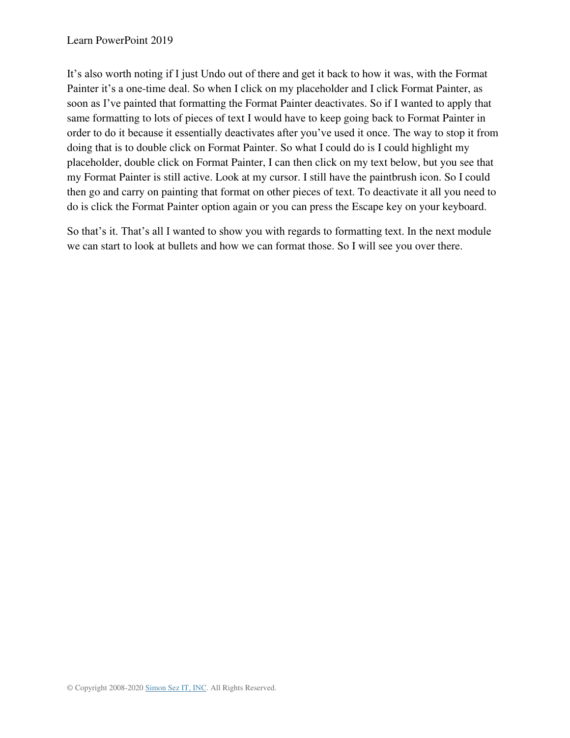It’s also worth noting if I just Undo out of there and get it back to how it was, with the Format Painter it’s a one-time deal. So when I click on my placeholder and I click Format Painter, as soon as I’ve painted that formatting the Format Painter deactivates. So if I wanted to apply that same formatting to lots of pieces of text I would have to keep going back to Format Painter in order to do it because it essentially deactivates after you’ve used it once. The way to stop it from doing that is to double click on Format Painter. So what I could do is I could highlight my placeholder, double click on Format Painter, I can then click on my text below, but you see that my Format Painter is still active. Look at my cursor. I still have the paintbrush icon. So I could then go and carry on painting that format on other pieces of text. To deactivate it all you need to do is click the Format Painter option again or you can press the Escape key on your keyboard.

So that’s it. That’s all I wanted to show you with regards to formatting text. In the next module we can start to look at bullets and how we can format those. So I will see you over there.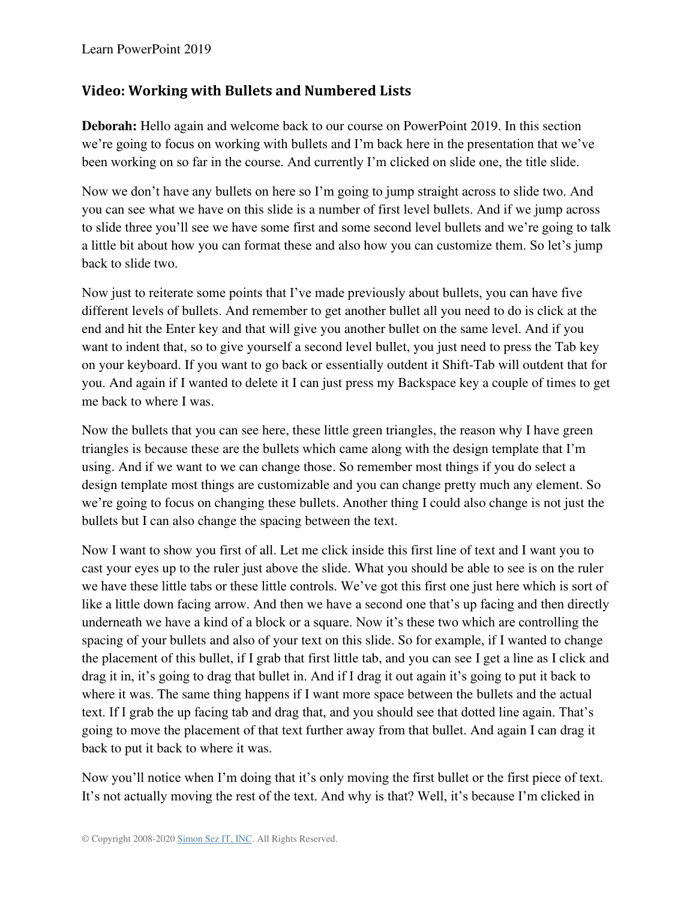## Video: Working with Bullets and Numbered Lists

**Deborah:** Hello again and welcome back to our course on PowerPoint 2019. In this section we're going to focus on working with bullets and I'm back here in the presentation that we've been working on so far in the course. And currently I'm clicked on slide one, the title slide.

Now we don't have any bullets on here so I'm going to jump straight across to slide two. And you can see what we have on this slide is a number of first level bullets. And if we jump across to slide three you'll see we have some first and some second level bullets and we're going to talk a little bit about how you can format these and also how you can customize them. So let's jump back to slide two.

Now just to reiterate some points that I've made previously about bullets, you can have five different levels of bullets. And remember to get another bullet all you need to do is click at the end and hit the Enter key and that will give you another bullet on the same level. And if you want to indent that, so to give yourself a second level bullet, you just need to press the Tab key on your keyboard. If you want to go back or essentially outdent it Shift-Tab will outdent that for you. And again if I wanted to delete it I can just press my Backspace key a couple of times to get me back to where I was.

Now the bullets that you can see here, these little green triangles, the reason why I have green triangles is because these are the bullets which came along with the design template that I'm using. And if we want to we can change those. So remember most things if you do select a design template most things are customizable and you can change pretty much any element. So we're going to focus on changing these bullets. Another thing I could also change is not just the bullets but I can also change the spacing between the text.

Now I want to show you first of all. Let me click inside this first line of text and I want you to cast your eyes up to the ruler just above the slide. What you should be able to see is on the ruler we have these little tabs or these little controls. We've got this first one just here which is sort of like a little down facing arrow. And then we have a second one that's up facing and then directly underneath we have a kind of a block or a square. Now it's these two which are controlling the spacing of your bullets and also of your text on this slide. So for example, if I wanted to change the placement of this bullet, if I grab that first little tab, and you can see I get a line as I click and drag it in, it's going to drag that bullet in. And if I drag it out again it's going to put it back to where it was. The same thing happens if I want more space between the bullets and the actual text. If I grab the up facing tab and drag that, and you should see that dotted line again. That's going to move the placement of that text further away from that bullet. And again I can drag it back to put it back to where it was.

Now you'll notice when I'm doing that it's only moving the first bullet or the first piece of text. It's not actually moving the rest of the text. And why is that? Well, it's because I'm clicked in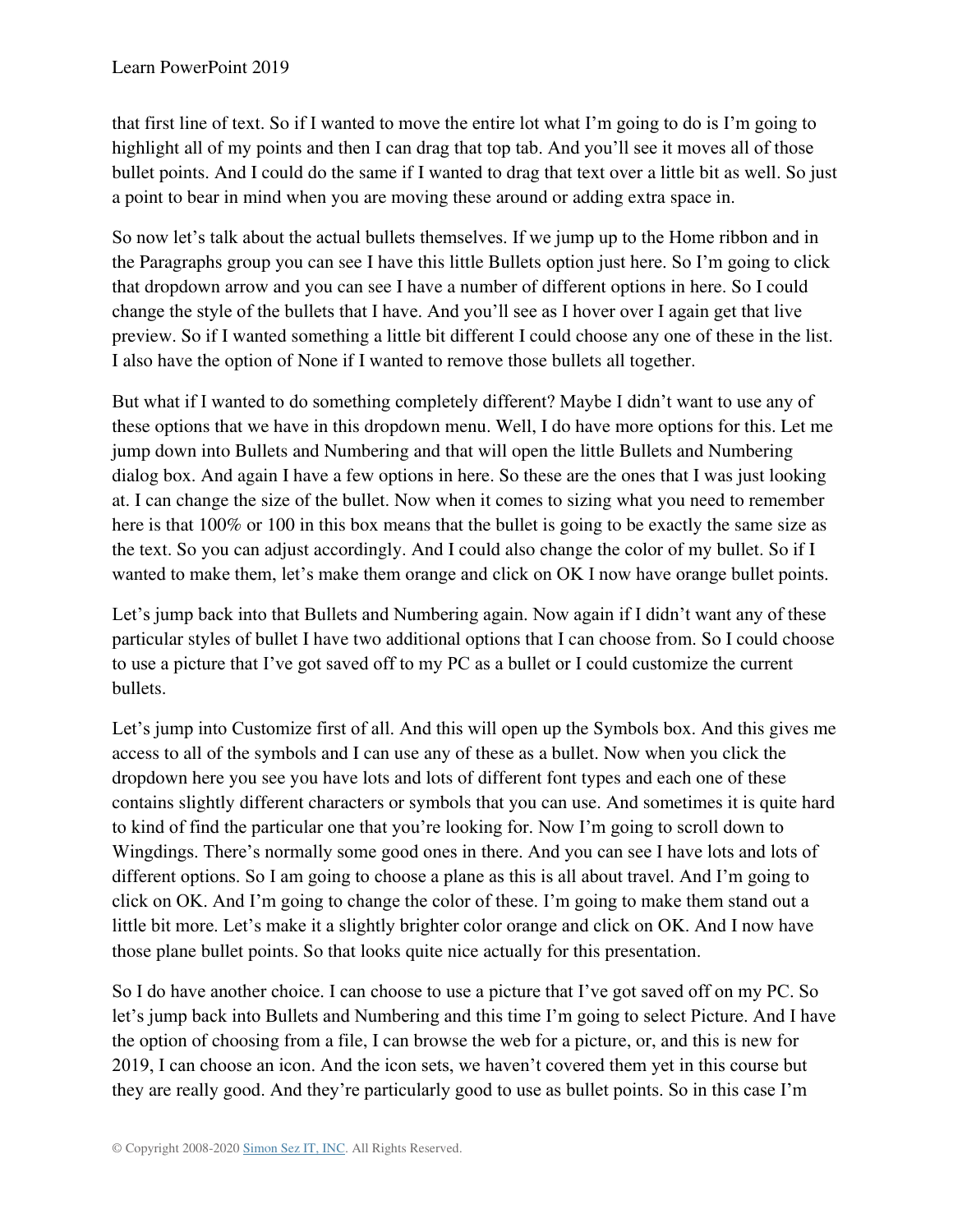that first line of text. So if I wanted to move the entire lot what I'm going to do is I'm going to highlight all of my points and then I can drag that top tab. And you'll see it moves all of those bullet points. And I could do the same if I wanted to drag that text over a little bit as well. So just a point to bear in mind when you are moving these around or adding extra space in.

So now let's talk about the actual bullets themselves. If we jump up to the Home ribbon and in the Paragraphs group you can see I have this little Bullets option just here. So I'm going to click that dropdown arrow and you can see I have a number of different options in here. So I could change the style of the bullets that I have. And you'll see as I hover over I again get that live preview. So if I wanted something a little bit different I could choose any one of these in the list. I also have the option of None if I wanted to remove those bullets all together.

But what if I wanted to do something completely different? Maybe I didn't want to use any of these options that we have in this dropdown menu. Well, I do have more options for this. Let me jump down into Bullets and Numbering and that will open the little Bullets and Numbering dialog box. And again I have a few options in here. So these are the ones that I was just looking at. I can change the size of the bullet. Now when it comes to sizing what you need to remember here is that 100% or 100 in this box means that the bullet is going to be exactly the same size as the text. So you can adjust accordingly. And I could also change the color of my bullet. So if I wanted to make them, let's make them orange and click on OK I now have orange bullet points.

Let's jump back into that Bullets and Numbering again. Now again if I didn't want any of these particular styles of bullet I have two additional options that I can choose from. So I could choose to use a picture that I've got saved off to my PC as a bullet or I could customize the current bullets.

Let's jump into Customize first of all. And this will open up the Symbols box. And this gives me access to all of the symbols and I can use any of these as a bullet. Now when you click the dropdown here you see you have lots and lots of different font types and each one of these contains slightly different characters or symbols that you can use. And sometimes it is quite hard to kind of find the particular one that you're looking for. Now I'm going to scroll down to Wingdings. There's normally some good ones in there. And you can see I have lots and lots of different options. So I am going to choose a plane as this is all about travel. And I'm going to click on OK. And I'm going to change the color of these. I'm going to make them stand out a little bit more. Let's make it a slightly brighter color orange and click on OK. And I now have those plane bullet points. So that looks quite nice actually for this presentation.

So I do have another choice. I can choose to use a picture that I've got saved off on my PC. So let's jump back into Bullets and Numbering and this time I'm going to select Picture. And I have the option of choosing from a file, I can browse the web for a picture, or, and this is new for 2019, I can choose an icon. And the icon sets, we haven't covered them yet in this course but they are really good. And they're particularly good to use as bullet points. So in this case I'm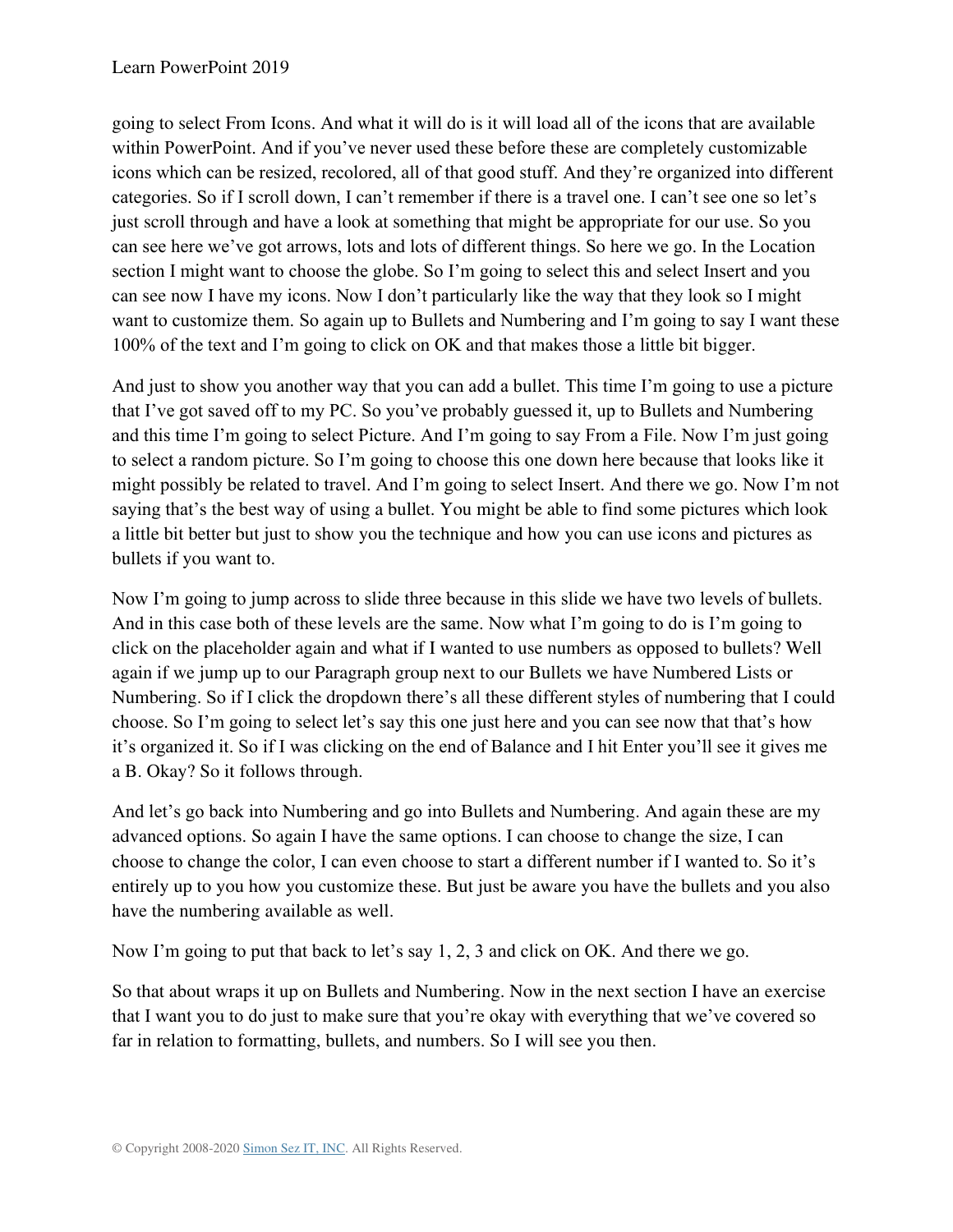going to select From Icons. And what it will do is it will load all of the icons that are available within PowerPoint. And if you've never used these before these are completely customizable icons which can be resized, recolored, all of that good stuff. And they're organized into different categories. So if I scroll down, I can't remember if there is a travel one. I can't see one so let's just scroll through and have a look at something that might be appropriate for our use. So you can see here we've got arrows, lots and lots of different things. So here we go. In the Location section I might want to choose the globe. So I'm going to select this and select Insert and you can see now I have my icons. Now I don't particularly like the way that they look so I might want to customize them. So again up to Bullets and Numbering and I'm going to say I want these 100% of the text and I'm going to click on OK and that makes those a little bit bigger.

And just to show you another way that you can add a bullet. This time I'm going to use a picture that I've got saved off to my PC. So you've probably guessed it, up to Bullets and Numbering and this time I'm going to select Picture. And I'm going to say From a File. Now I'm just going to select a random picture. So I'm going to choose this one down here because that looks like it might possibly be related to travel. And I'm going to select Insert. And there we go. Now I'm not saying that's the best way of using a bullet. You might be able to find some pictures which look a little bit better but just to show you the technique and how you can use icons and pictures as bullets if you want to.

Now I'm going to jump across to slide three because in this slide we have two levels of bullets. And in this case both of these levels are the same. Now what I'm going to do is I'm going to click on the placeholder again and what if I wanted to use numbers as opposed to bullets? Well again if we jump up to our Paragraph group next to our Bullets we have Numbered Lists or Numbering. So if I click the dropdown there's all these different styles of numbering that I could choose. So I'm going to select let's say this one just here and you can see now that that's how it's organized it. So if I was clicking on the end of Balance and I hit Enter you'll see it gives me a B. Okay? So it follows through.

And let's go back into Numbering and go into Bullets and Numbering. And again these are my advanced options. So again I have the same options. I can choose to change the size, I can choose to change the color, I can even choose to start a different number if I wanted to. So it's entirely up to you how you customize these. But just be aware you have the bullets and you also have the numbering available as well.

Now I'm going to put that back to let's say 1, 2, 3 and click on OK. And there we go.

So that about wraps it up on Bullets and Numbering. Now in the next section I have an exercise that I want you to do just to make sure that you're okay with everything that we've covered so far in relation to formatting, bullets, and numbers. So I will see you then.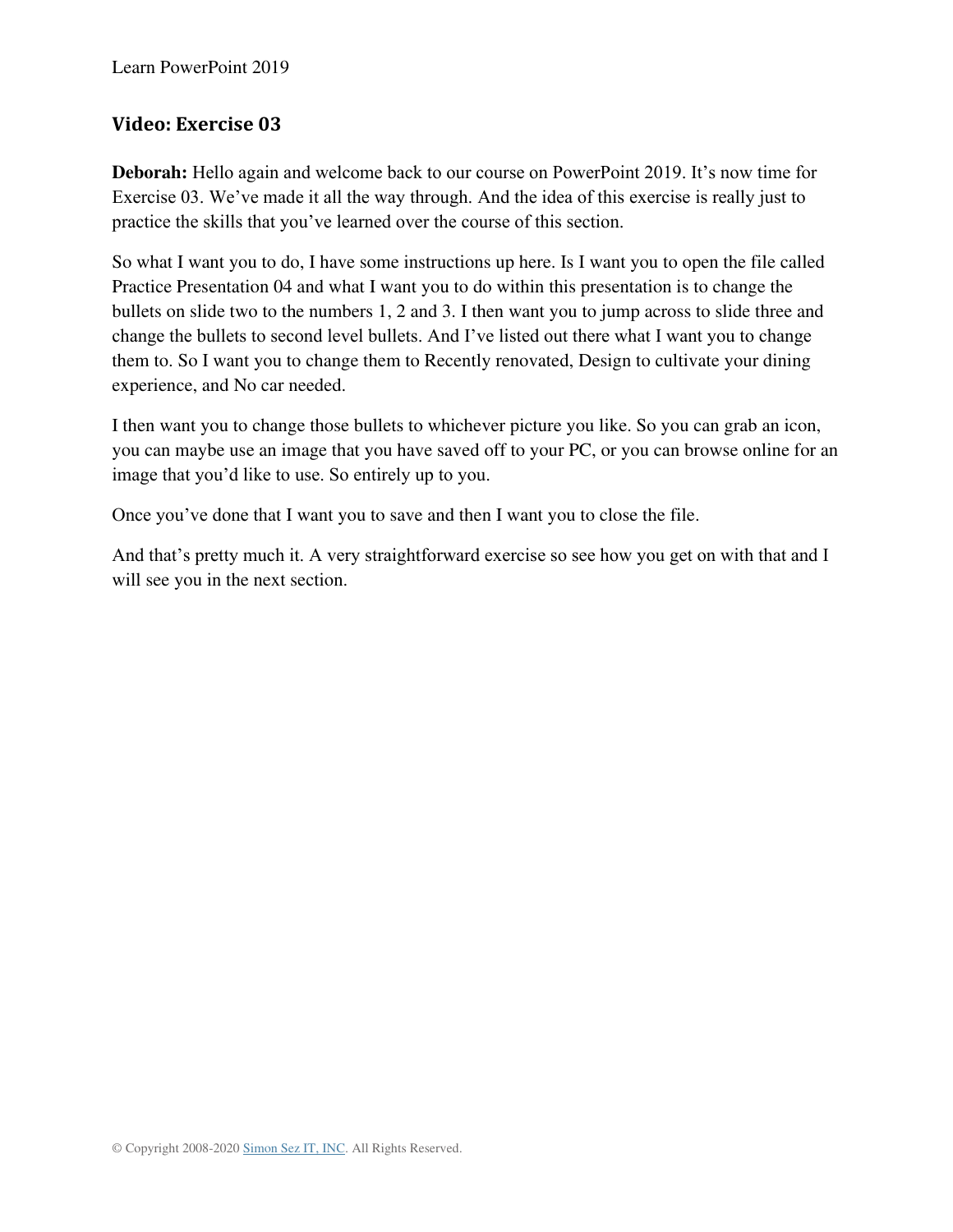## Video: Exercise 03

**Deborah:** Hello again and welcome back to our course on PowerPoint 2019. It's now time for Exercise 03. We've made it all the way through. And the idea of this exercise is really just to practice the skills that you've learned over the course of this section.

So what I want you to do, I have some instructions up here. Is I want you to open the file called Practice Presentation 04 and what I want you to do within this presentation is to change the bullets on slide two to the numbers 1, 2 and 3. I then want you to jump across to slide three and change the bullets to second level bullets. And I've listed out there what I want you to change them to. So I want you to change them to Recently renovated, Design to cultivate your dining experience, and No car needed.

I then want you to change those bullets to whichever picture you like. So you can grab an icon, you can maybe use an image that you have saved off to your PC, or you can browse online for an image that you'd like to use. So entirely up to you.

Once you've done that I want you to save and then I want you to close the file.

And that's pretty much it. A very straightforward exercise so see how you get on with that and I will see you in the next section.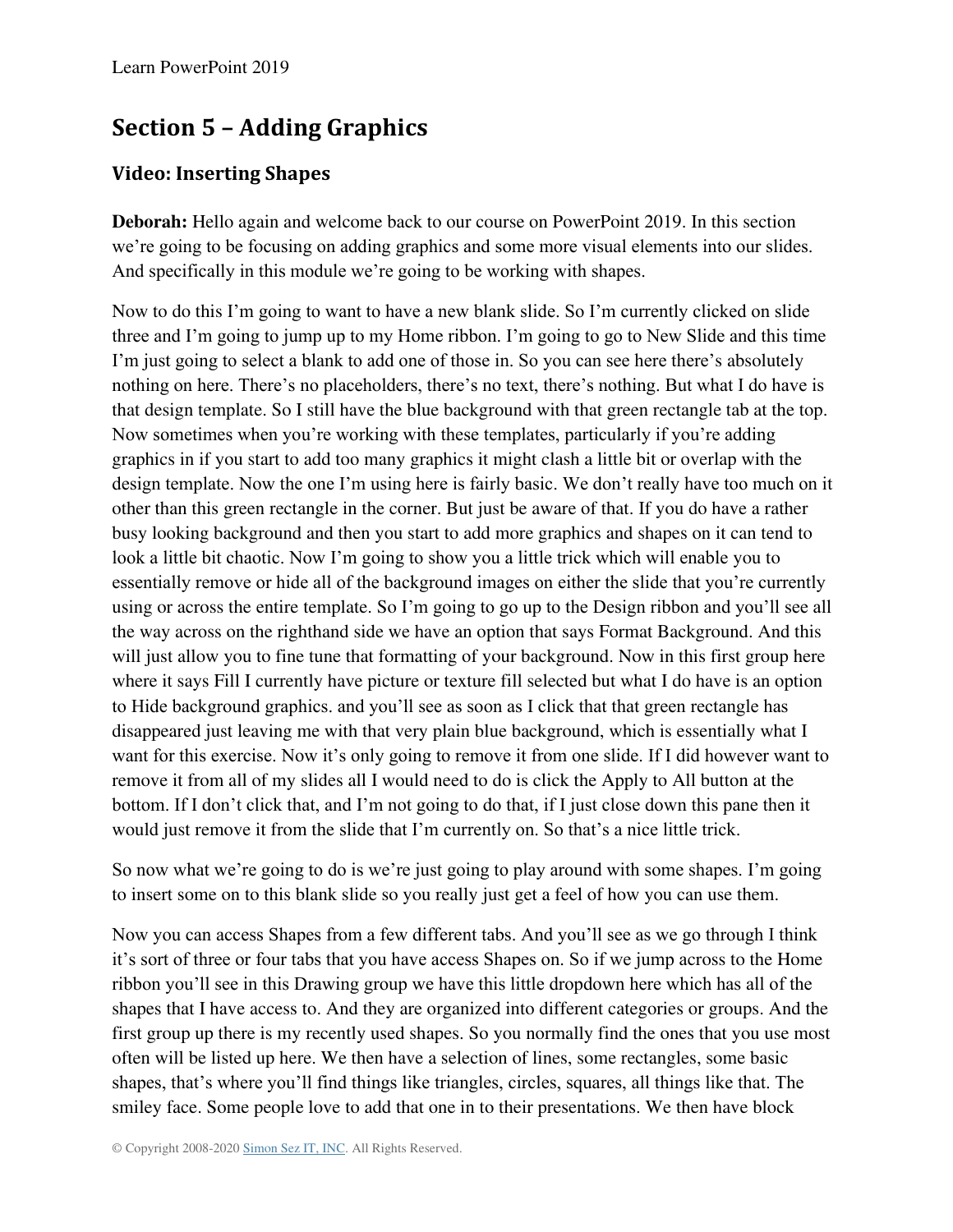## Section 5 – Adding Graphics

### Video: Inserting Shapes

**Deborah:** Hello again and welcome back to our course on PowerPoint 2019. In this section we're going to be focusing on adding graphics and some more visual elements into our slides. And specifically in this module we're going to be working with shapes.

Now to do this I'm going to want to have a new blank slide. So I'm currently clicked on slide three and I'm going to jump up to my Home ribbon. I'm going to go to New Slide and this time I'm just going to select a blank to add one of those in. So you can see here there's absolutely nothing on here. There's no placeholders, there's no text, there's nothing. But what I do have is that design template. So I still have the blue background with that green rectangle tab at the top. Now sometimes when you're working with these templates, particularly if you're adding graphics in if you start to add too many graphics it might clash a little bit or overlap with the design template. Now the one I'm using here is fairly basic. We don't really have too much on it other than this green rectangle in the corner. But just be aware of that. If you do have a rather busy looking background and then you start to add more graphics and shapes on it can tend to look a little bit chaotic. Now I'm going to show you a little trick which will enable you to essentially remove or hide all of the background images on either the slide that you're currently using or across the entire template. So I'm going to go up to the Design ribbon and you'll see all the way across on the righthand side we have an option that says Format Background. And this will just allow you to fine tune that formatting of your background. Now in this first group here where it says Fill I currently have picture or texture fill selected but what I do have is an option to Hide background graphics. and you'll see as soon as I click that that green rectangle has disappeared just leaving me with that very plain blue background, which is essentially what I want for this exercise. Now it's only going to remove it from one slide. If I did however want to remove it from all of my slides all I would need to do is click the Apply to All button at the bottom. If I don't click that, and I'm not going to do that, if I just close down this pane then it would just remove it from the slide that I'm currently on. So that's a nice little trick.

So now what we're going to do is we're just going to play around with some shapes. I'm going to insert some on to this blank slide so you really just get a feel of how you can use them.

Now you can access Shapes from a few different tabs. And you'll see as we go through I think it's sort of three or four tabs that you have access Shapes on. So if we jump across to the Home ribbon you'll see in this Drawing group we have this little dropdown here which has all of the shapes that I have access to. And they are organized into different categories or groups. And the first group up there is my recently used shapes. So you normally find the ones that you use most often will be listed up here. We then have a selection of lines, some rectangles, some basic shapes, that's where you'll find things like triangles, circles, squares, all things like that. The smiley face. Some people love to add that one in to their presentations. We then have block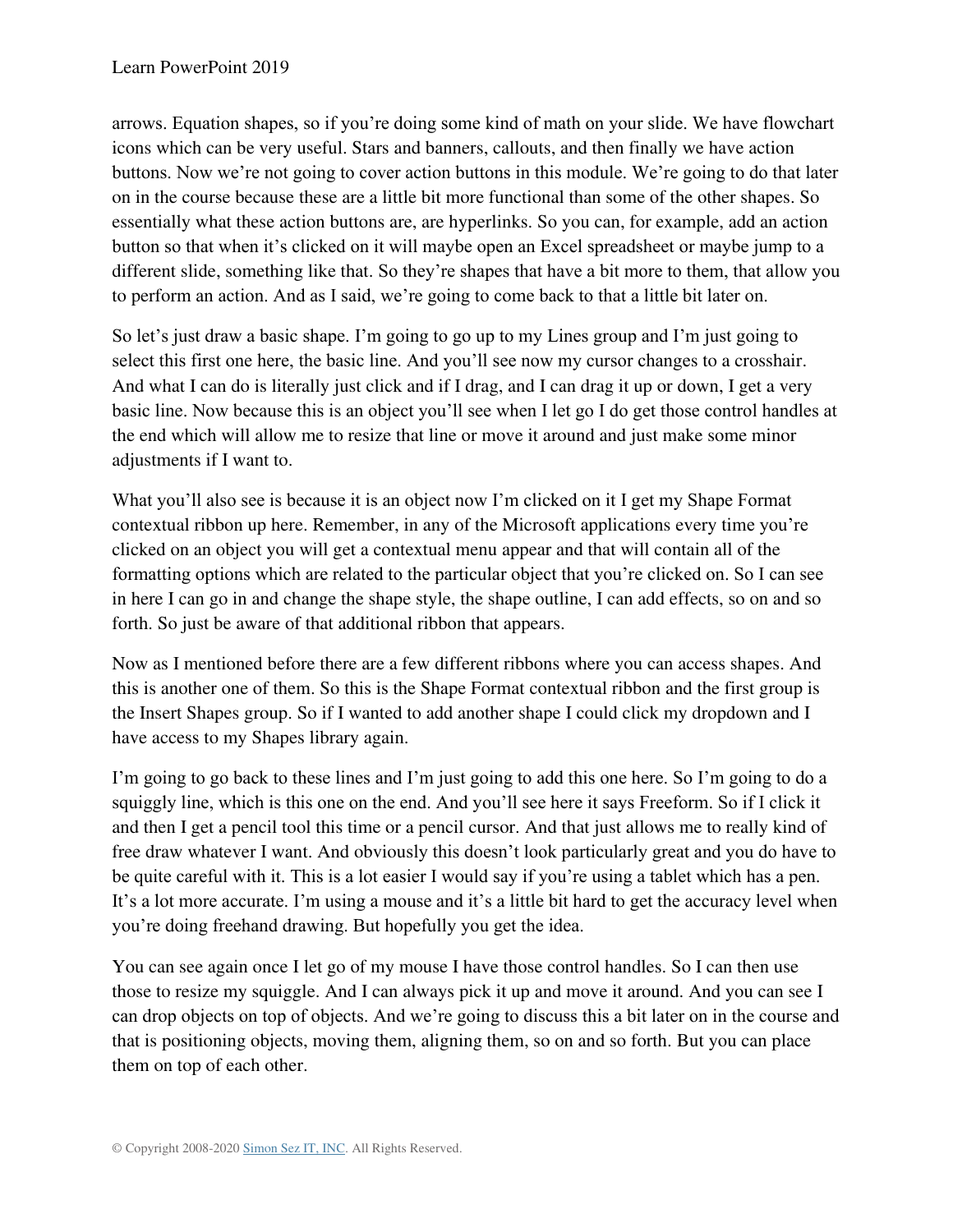arrows. Equation shapes, so if you're doing some kind of math on your slide. We have flowchart icons which can be very useful. Stars and banners, callouts, and then finally we have action buttons. Now we're not going to cover action buttons in this module. We're going to do that later on in the course because these are a little bit more functional than some of the other shapes. So essentially what these action buttons are, are hyperlinks. So you can, for example, add an action button so that when it's clicked on it will maybe open an Excel spreadsheet or maybe jump to a different slide, something like that. So they're shapes that have a bit more to them, that allow you to perform an action. And as I said, we're going to come back to that a little bit later on.

So let's just draw a basic shape. I'm going to go up to my Lines group and I'm just going to select this first one here, the basic line. And you'll see now my cursor changes to a crosshair. And what I can do is literally just click and if I drag, and I can drag it up or down, I get a very basic line. Now because this is an object you'll see when I let go I do get those control handles at the end which will allow me to resize that line or move it around and just make some minor adjustments if I want to.

What you'll also see is because it is an object now I'm clicked on it I get my Shape Format contextual ribbon up here. Remember, in any of the Microsoft applications every time you're clicked on an object you will get a contextual menu appear and that will contain all of the formatting options which are related to the particular object that you're clicked on. So I can see in here I can go in and change the shape style, the shape outline, I can add effects, so on and so forth. So just be aware of that additional ribbon that appears.

Now as I mentioned before there are a few different ribbons where you can access shapes. And this is another one of them. So this is the Shape Format contextual ribbon and the first group is the Insert Shapes group. So if I wanted to add another shape I could click my dropdown and I have access to my Shapes library again.

I'm going to go back to these lines and I'm just going to add this one here. So I'm going to do a squiggly line, which is this one on the end. And you'll see here it says Freeform. So if I click it and then I get a pencil tool this time or a pencil cursor. And that just allows me to really kind of free draw whatever I want. And obviously this doesn't look particularly great and you do have to be quite careful with it. This is a lot easier I would say if you're using a tablet which has a pen. It's a lot more accurate. I'm using a mouse and it's a little bit hard to get the accuracy level when you're doing freehand drawing. But hopefully you get the idea.

You can see again once I let go of my mouse I have those control handles. So I can then use those to resize my squiggle. And I can always pick it up and move it around. And you can see I can drop objects on top of objects. And we're going to discuss this a bit later on in the course and that is positioning objects, moving them, aligning them, so on and so forth. But you can place them on top of each other.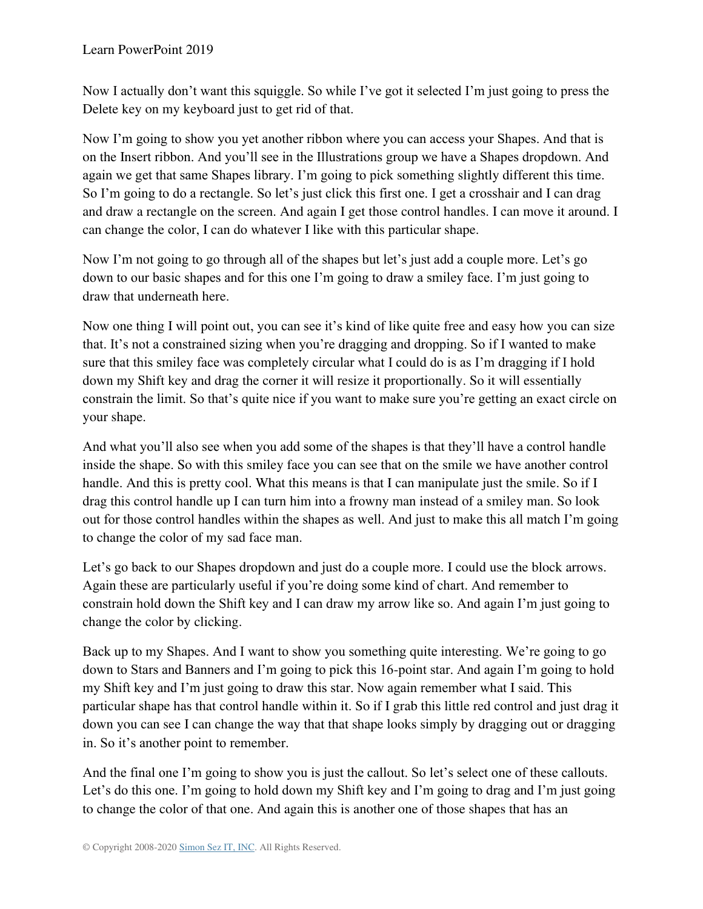Now I actually don't want this squiggle. So while I've got it selected I'm just going to press the Delete key on my keyboard just to get rid of that.

Now I'm going to show you yet another ribbon where you can access your Shapes. And that is on the Insert ribbon. And you'll see in the Illustrations group we have a Shapes dropdown. And again we get that same Shapes library. I'm going to pick something slightly different this time. So I'm going to do a rectangle. So let's just click this first one. I get a crosshair and I can drag and draw a rectangle on the screen. And again I get those control handles. I can move it around. I can change the color, I can do whatever I like with this particular shape.

Now I'm not going to go through all of the shapes but let's just add a couple more. Let's go down to our basic shapes and for this one I'm going to draw a smiley face. I'm just going to draw that underneath here.

Now one thing I will point out, you can see it's kind of like quite free and easy how you can size that. It's not a constrained sizing when you're dragging and dropping. So if I wanted to make sure that this smiley face was completely circular what I could do is as I'm dragging if I hold down my Shift key and drag the corner it will resize it proportionally. So it will essentially constrain the limit. So that's quite nice if you want to make sure you're getting an exact circle on your shape.

And what you'll also see when you add some of the shapes is that they'll have a control handle inside the shape. So with this smiley face you can see that on the smile we have another control handle. And this is pretty cool. What this means is that I can manipulate just the smile. So if I drag this control handle up I can turn him into a frowny man instead of a smiley man. So look out for those control handles within the shapes as well. And just to make this all match I'm going to change the color of my sad face man.

Let's go back to our Shapes dropdown and just do a couple more. I could use the block arrows. Again these are particularly useful if you're doing some kind of chart. And remember to constrain hold down the Shift key and I can draw my arrow like so. And again I'm just going to change the color by clicking.

Back up to my Shapes. And I want to show you something quite interesting. We're going to go down to Stars and Banners and I'm going to pick this 16-point star. And again I'm going to hold my Shift key and I'm just going to draw this star. Now again remember what I said. This particular shape has that control handle within it. So if I grab this little red control and just drag it down you can see I can change the way that that shape looks simply by dragging out or dragging in. So it's another point to remember.

And the final one I'm going to show you is just the callout. So let's select one of these callouts. Let's do this one. I'm going to hold down my Shift key and I'm going to drag and I'm just going to change the color of that one. And again this is another one of those shapes that has an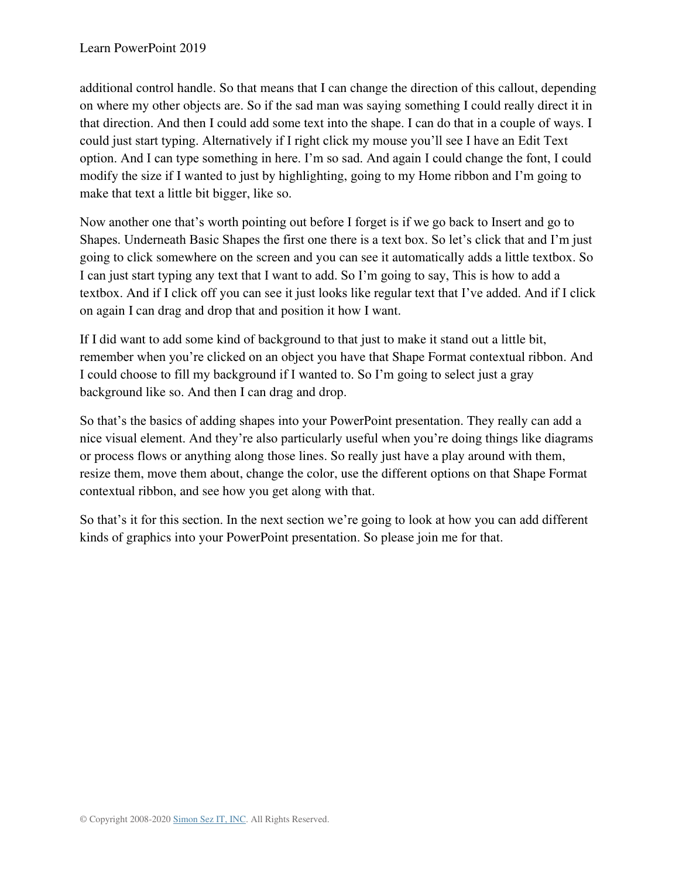additional control handle. So that means that I can change the direction of this callout, depending on where my other objects are. So if the sad man was saying something I could really direct it in that direction. And then I could add some text into the shape. I can do that in a couple of ways. I could just start typing. Alternatively if I right click my mouse you'll see I have an Edit Text option. And I can type something in here. I'm so sad. And again I could change the font, I could modify the size if I wanted to just by highlighting, going to my Home ribbon and I'm going to make that text a little bit bigger, like so.

Now another one that's worth pointing out before I forget is if we go back to Insert and go to Shapes. Underneath Basic Shapes the first one there is a text box. So let's click that and I'm just going to click somewhere on the screen and you can see it automatically adds a little textbox. So I can just start typing any text that I want to add. So I'm going to say, This is how to add a textbox. And if I click off you can see it just looks like regular text that I've added. And if I click on again I can drag and drop that and position it how I want.

If I did want to add some kind of background to that just to make it stand out a little bit, remember when you're clicked on an object you have that Shape Format contextual ribbon. And I could choose to fill my background if I wanted to. So I'm going to select just a gray background like so. And then I can drag and drop.

So that's the basics of adding shapes into your PowerPoint presentation. They really can add a nice visual element. And they're also particularly useful when you're doing things like diagrams or process flows or anything along those lines. So really just have a play around with them, resize them, move them about, change the color, use the different options on that Shape Format contextual ribbon, and see how you get along with that.

So that's it for this section. In the next section we're going to look at how you can add different kinds of graphics into your PowerPoint presentation. So please join me for that.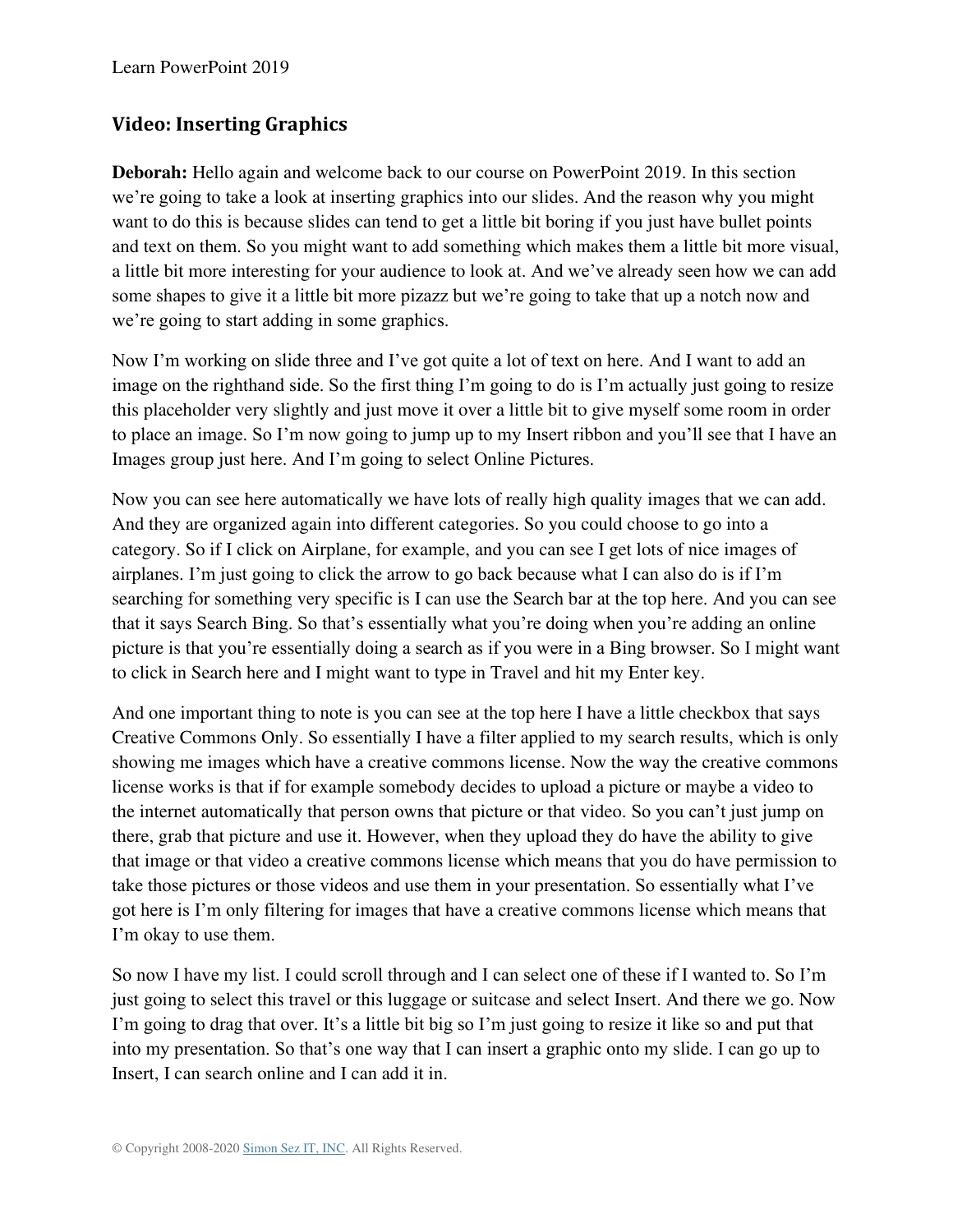## Video: Inserting Graphics

**Deborah:** Hello again and welcome back to our course on PowerPoint 2019. In this section we're going to take a look at inserting graphics into our slides. And the reason why you might want to do this is because slides can tend to get a little bit boring if you just have bullet points and text on them. So you might want to add something which makes them a little bit more visual, a little bit more interesting for your audience to look at. And we've already seen how we can add some shapes to give it a little bit more pizazz but we're going to take that up a notch now and we're going to start adding in some graphics.

Now I'm working on slide three and I've got quite a lot of text on here. And I want to add an image on the righthand side. So the first thing I'm going to do is I'm actually just going to resize this placeholder very slightly and just move it over a little bit to give myself some room in order to place an image. So I'm now going to jump up to my Insert ribbon and you'll see that I have an Images group just here. And I'm going to select Online Pictures.

Now you can see here automatically we have lots of really high quality images that we can add. And they are organized again into different categories. So you could choose to go into a category. So if I click on Airplane, for example, and you can see I get lots of nice images of airplanes. I'm just going to click the arrow to go back because what I can also do is if I'm searching for something very specific is I can use the Search bar at the top here. And you can see that it says Search Bing. So that's essentially what you're doing when you're adding an online picture is that you're essentially doing a search as if you were in a Bing browser. So I might want to click in Search here and I might want to type in Travel and hit my Enter key.

And one important thing to note is you can see at the top here I have a little checkbox that says Creative Commons Only. So essentially I have a filter applied to my search results, which is only showing me images which have a creative commons license. Now the way the creative commons license works is that if for example somebody decides to upload a picture or maybe a video to the internet automatically that person owns that picture or that video. So you can't just jump on there, grab that picture and use it. However, when they upload they do have the ability to give that image or that video a creative commons license which means that you do have permission to take those pictures or those videos and use them in your presentation. So essentially what I've got here is I'm only filtering for images that have a creative commons license which means that I'm okay to use them.

So now I have my list. I could scroll through and I can select one of these if I wanted to. So I'm just going to select this travel or this luggage or suitcase and select Insert. And there we go. Now I'm going to drag that over. It's a little bit big so I'm just going to resize it like so and put that into my presentation. So that's one way that I can insert a graphic onto my slide. I can go up to Insert, I can search online and I can add it in.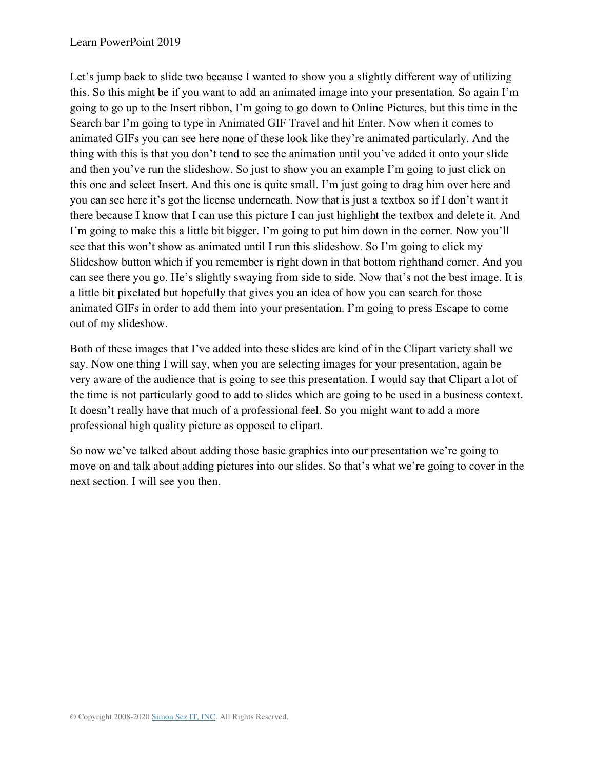Let's jump back to slide two because I wanted to show you a slightly different way of utilizing this. So this might be if you want to add an animated image into your presentation. So again I'm going to go up to the Insert ribbon, I'm going to go down to Online Pictures, but this time in the Search bar I'm going to type in Animated GIF Travel and hit Enter. Now when it comes to animated GIFs you can see here none of these look like they're animated particularly. And the thing with this is that you don't tend to see the animation until you've added it onto your slide and then you've run the slideshow. So just to show you an example I'm going to just click on this one and select Insert. And this one is quite small. I'm just going to drag him over here and you can see here it's got the license underneath. Now that is just a textbox so if I don't want it there because I know that I can use this picture I can just highlight the textbox and delete it. And I'm going to make this a little bit bigger. I'm going to put him down in the corner. Now you'll see that this won't show as animated until I run this slideshow. So I'm going to click my Slideshow button which if you remember is right down in that bottom righthand corner. And you can see there you go. He's slightly swaying from side to side. Now that's not the best image. It is a little bit pixelated but hopefully that gives you an idea of how you can search for those animated GIFs in order to add them into your presentation. I'm going to press Escape to come out of my slideshow.

Both of these images that I've added into these slides are kind of in the Clipart variety shall we say. Now one thing I will say, when you are selecting images for your presentation, again be very aware of the audience that is going to see this presentation. I would say that Clipart a lot of the time is not particularly good to add to slides which are going to be used in a business context. It doesn't really have that much of a professional feel. So you might want to add a more professional high quality picture as opposed to clipart.

So now we've talked about adding those basic graphics into our presentation we're going to move on and talk about adding pictures into our slides. So that's what we're going to cover in the next section. I will see you then.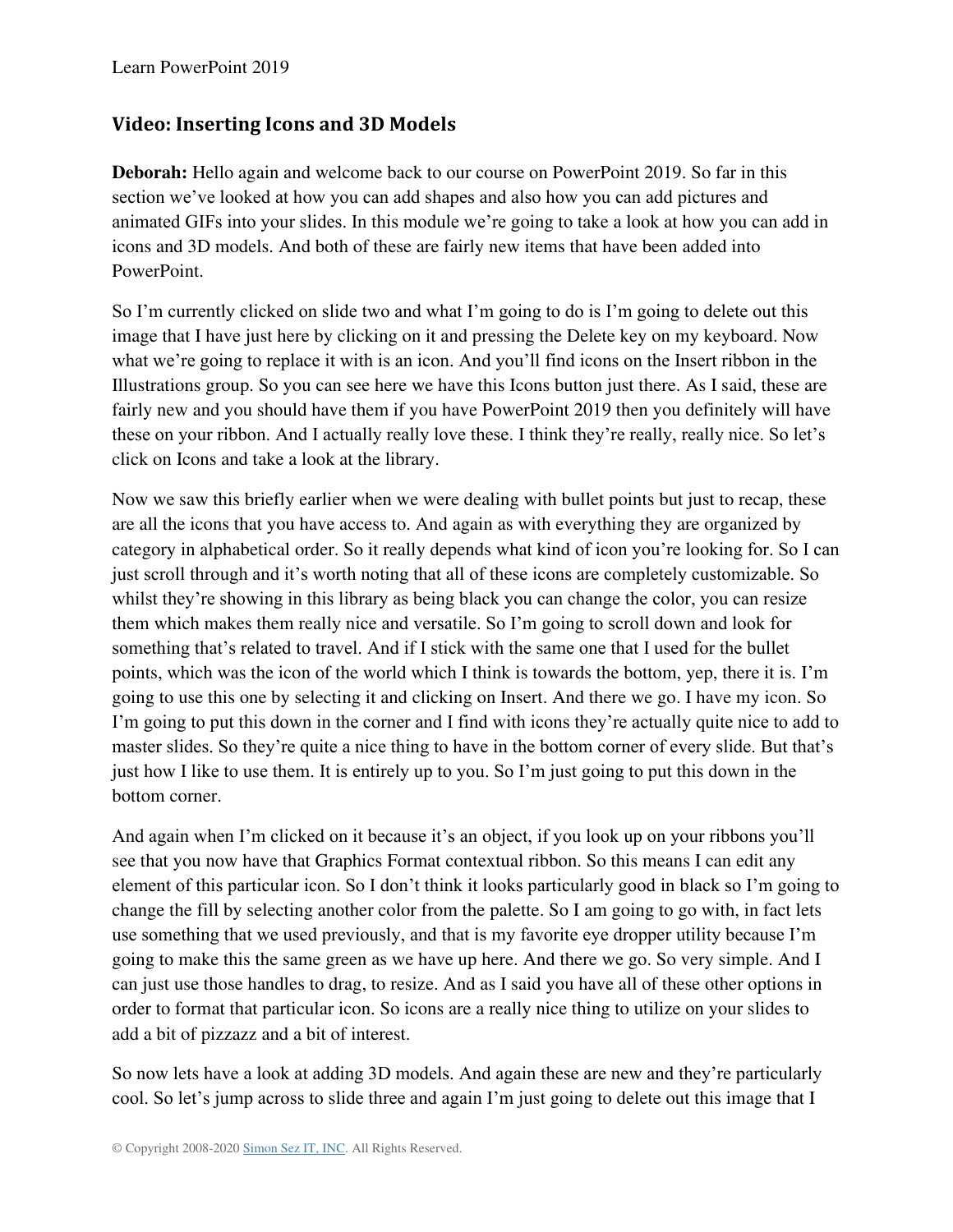## Video: Inserting Icons and 3D Models

**Deborah:** Hello again and welcome back to our course on PowerPoint 2019. So far in this section we've looked at how you can add shapes and also how you can add pictures and animated GIFs into your slides. In this module we're going to take a look at how you can add in icons and 3D models. And both of these are fairly new items that have been added into PowerPoint.

So I'm currently clicked on slide two and what I'm going to do is I'm going to delete out this image that I have just here by clicking on it and pressing the Delete key on my keyboard. Now what we're going to replace it with is an icon. And you'll find icons on the Insert ribbon in the Illustrations group. So you can see here we have this Icons button just there. As I said, these are fairly new and you should have them if you have PowerPoint 2019 then you definitely will have these on your ribbon. And I actually really love these. I think they're really, really nice. So let's click on Icons and take a look at the library.

Now we saw this briefly earlier when we were dealing with bullet points but just to recap, these are all the icons that you have access to. And again as with everything they are organized by category in alphabetical order. So it really depends what kind of icon you're looking for. So I can just scroll through and it's worth noting that all of these icons are completely customizable. So whilst they're showing in this library as being black you can change the color, you can resize them which makes them really nice and versatile. So I'm going to scroll down and look for something that's related to travel. And if I stick with the same one that I used for the bullet points, which was the icon of the world which I think is towards the bottom, yep, there it is. I'm going to use this one by selecting it and clicking on Insert. And there we go. I have my icon. So I'm going to put this down in the corner and I find with icons they're actually quite nice to add to master slides. So they're quite a nice thing to have in the bottom corner of every slide. But that's just how I like to use them. It is entirely up to you. So I'm just going to put this down in the bottom corner.

And again when I'm clicked on it because it's an object, if you look up on your ribbons you'll see that you now have that Graphics Format contextual ribbon. So this means I can edit any element of this particular icon. So I don't think it looks particularly good in black so I'm going to change the fill by selecting another color from the palette. So I am going to go with, in fact lets use something that we used previously, and that is my favorite eye dropper utility because I'm going to make this the same green as we have up here. And there we go. So very simple. And I can just use those handles to drag, to resize. And as I said you have all of these other options in order to format that particular icon. So icons are a really nice thing to utilize on your slides to add a bit of pizzazz and a bit of interest.

So now lets have a look at adding 3D models. And again these are new and they're particularly cool. So let's jump across to slide three and again I'm just going to delete out this image that I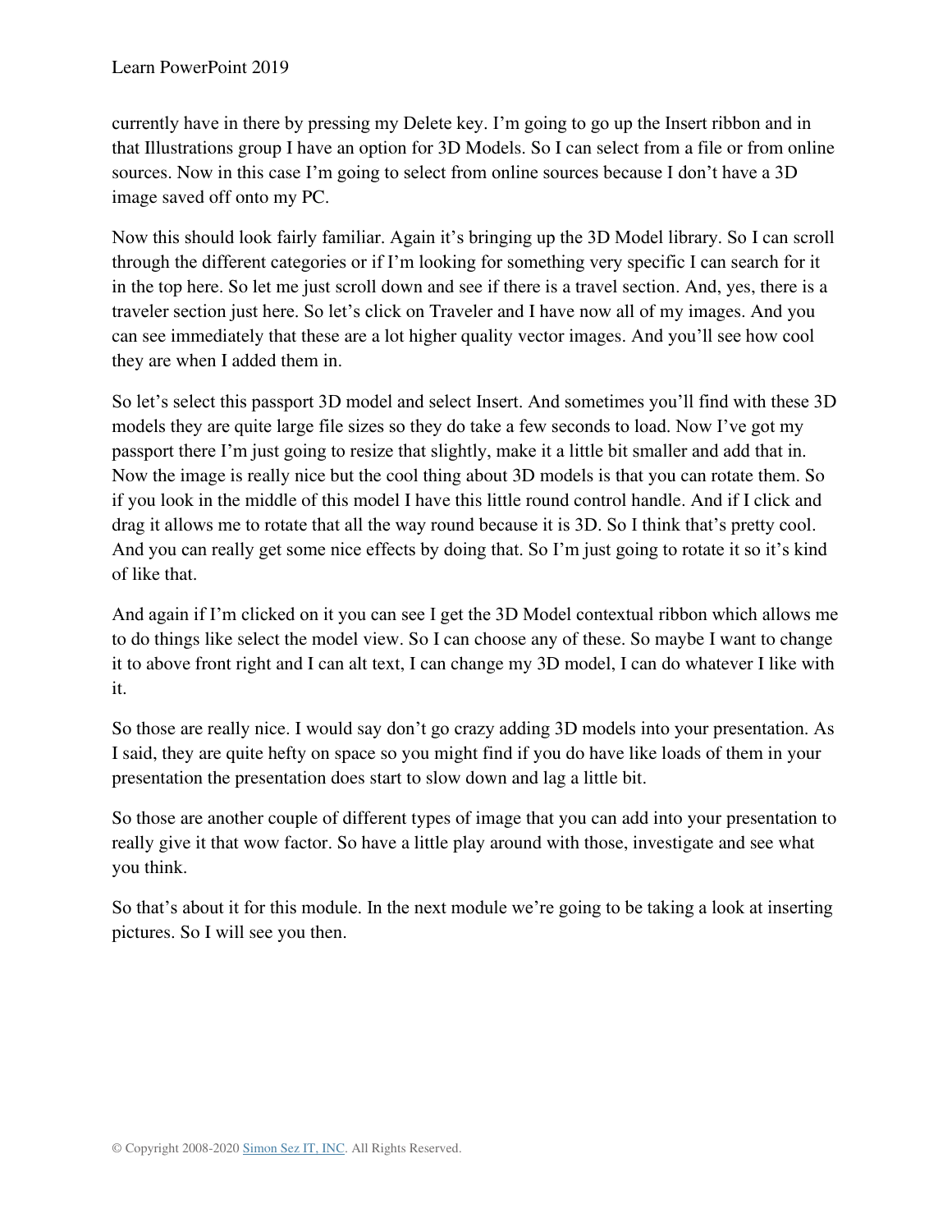currently have in there by pressing my Delete key. I'm going to go up the Insert ribbon and in that Illustrations group I have an option for 3D Models. So I can select from a file or from online sources. Now in this case I'm going to select from online sources because I don't have a 3D image saved off onto my PC.

Now this should look fairly familiar. Again it's bringing up the 3D Model library. So I can scroll through the different categories or if I'm looking for something very specific I can search for it in the top here. So let me just scroll down and see if there is a travel section. And, yes, there is a traveler section just here. So let's click on Traveler and I have now all of my images. And you can see immediately that these are a lot higher quality vector images. And you'll see how cool they are when I added them in.

So let's select this passport 3D model and select Insert. And sometimes you'll find with these 3D models they are quite large file sizes so they do take a few seconds to load. Now I've got my passport there I'm just going to resize that slightly, make it a little bit smaller and add that in. Now the image is really nice but the cool thing about 3D models is that you can rotate them. So if you look in the middle of this model I have this little round control handle. And if I click and drag it allows me to rotate that all the way round because it is 3D. So I think that's pretty cool. And you can really get some nice effects by doing that. So I'm just going to rotate it so it's kind of like that.

And again if I'm clicked on it you can see I get the 3D Model contextual ribbon which allows me to do things like select the model view. So I can choose any of these. So maybe I want to change it to above front right and I can alt text, I can change my 3D model, I can do whatever I like with it.

So those are really nice. I would say don't go crazy adding 3D models into your presentation. As I said, they are quite hefty on space so you might find if you do have like loads of them in your presentation the presentation does start to slow down and lag a little bit.

So those are another couple of different types of image that you can add into your presentation to really give it that wow factor. So have a little play around with those, investigate and see what you think.

So that's about it for this module. In the next module we're going to be taking a look at inserting pictures. So I will see you then.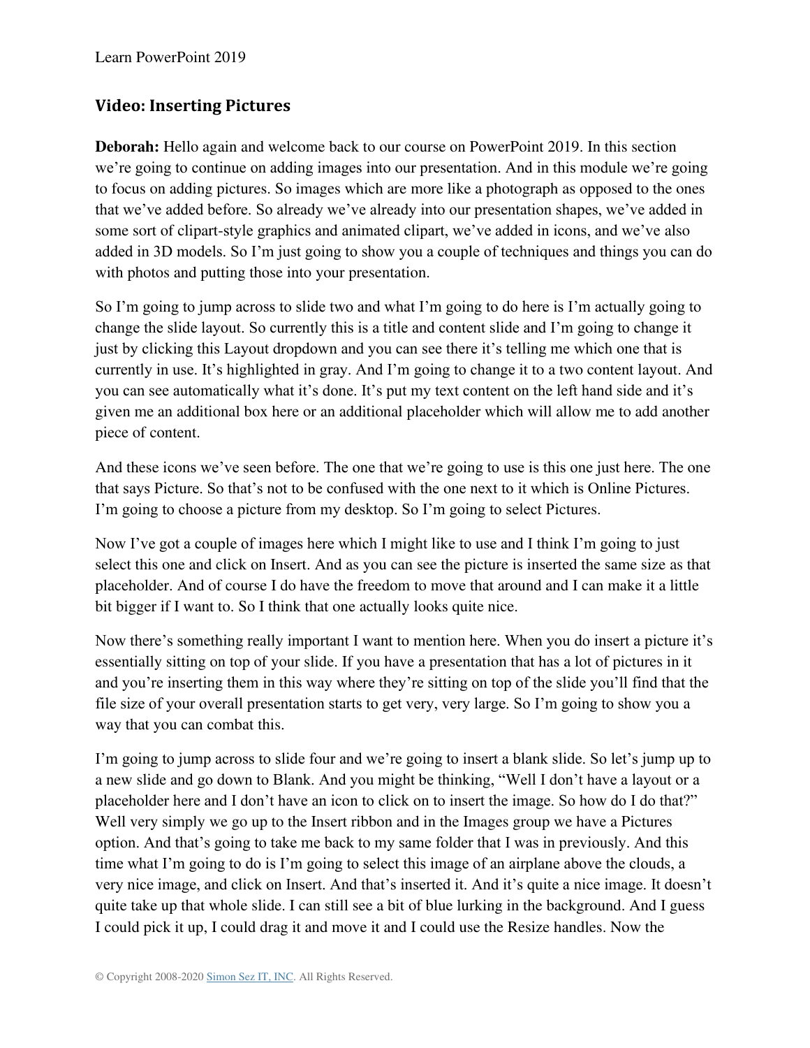## Video: Inserting Pictures

**Deborah:** Hello again and welcome back to our course on PowerPoint 2019. In this section we're going to continue on adding images into our presentation. And in this module we're going to focus on adding pictures. So images which are more like a photograph as opposed to the ones that we've added before. So already we've already into our presentation shapes, we've added in some sort of clipart-style graphics and animated clipart, we've added in icons, and we've also added in 3D models. So I'm just going to show you a couple of techniques and things you can do with photos and putting those into your presentation.

So I'm going to jump across to slide two and what I'm going to do here is I'm actually going to change the slide layout. So currently this is a title and content slide and I'm going to change it just by clicking this Layout dropdown and you can see there it's telling me which one that is currently in use. It's highlighted in gray. And I'm going to change it to a two content layout. And you can see automatically what it's done. It's put my text content on the left hand side and it's given me an additional box here or an additional placeholder which will allow me to add another piece of content.

And these icons we've seen before. The one that we're going to use is this one just here. The one that says Picture. So that's not to be confused with the one next to it which is Online Pictures. I'm going to choose a picture from my desktop. So I'm going to select Pictures.

Now I've got a couple of images here which I might like to use and I think I'm going to just select this one and click on Insert. And as you can see the picture is inserted the same size as that placeholder. And of course I do have the freedom to move that around and I can make it a little bit bigger if I want to. So I think that one actually looks quite nice.

Now there's something really important I want to mention here. When you do insert a picture it's essentially sitting on top of your slide. If you have a presentation that has a lot of pictures in it and you're inserting them in this way where they're sitting on top of the slide you'll find that the file size of your overall presentation starts to get very, very large. So I'm going to show you a way that you can combat this.

I'm going to jump across to slide four and we're going to insert a blank slide. So let's jump up to a new slide and go down to Blank. And you might be thinking, "Well I don't have a layout or a placeholder here and I don't have an icon to click on to insert the image. So how do I do that?" Well very simply we go up to the Insert ribbon and in the Images group we have a Pictures option. And that's going to take me back to my same folder that I was in previously. And this time what I'm going to do is I'm going to select this image of an airplane above the clouds, a very nice image, and click on Insert. And that's inserted it. And it's quite a nice image. It doesn't quite take up that whole slide. I can still see a bit of blue lurking in the background. And I guess I could pick it up, I could drag it and move it and I could use the Resize handles. Now the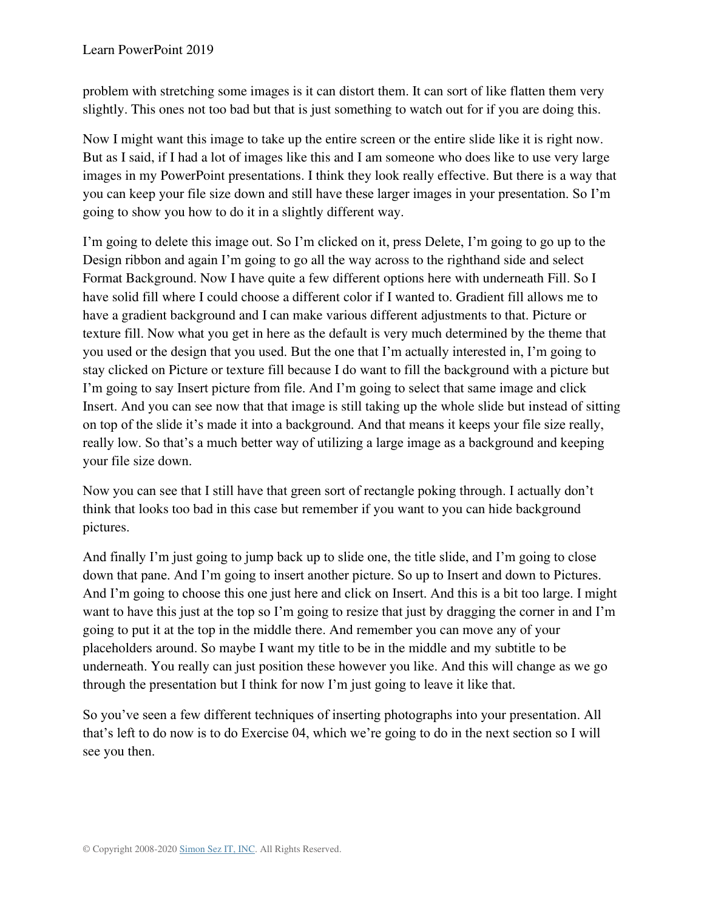problem with stretching some images is it can distort them. It can sort of like flatten them very slightly. This ones not too bad but that is just something to watch out for if you are doing this.

Now I might want this image to take up the entire screen or the entire slide like it is right now. But as I said, if I had a lot of images like this and I am someone who does like to use very large images in my PowerPoint presentations. I think they look really effective. But there is a way that you can keep your file size down and still have these larger images in your presentation. So I'm going to show you how to do it in a slightly different way.

I'm going to delete this image out. So I'm clicked on it, press Delete, I'm going to go up to the Design ribbon and again I'm going to go all the way across to the righthand side and select Format Background. Now I have quite a few different options here with underneath Fill. So I have solid fill where I could choose a different color if I wanted to. Gradient fill allows me to have a gradient background and I can make various different adjustments to that. Picture or texture fill. Now what you get in here as the default is very much determined by the theme that you used or the design that you used. But the one that I'm actually interested in, I'm going to stay clicked on Picture or texture fill because I do want to fill the background with a picture but I'm going to say Insert picture from file. And I'm going to select that same image and click Insert. And you can see now that that image is still taking up the whole slide but instead of sitting on top of the slide it's made it into a background. And that means it keeps your file size really, really low. So that's a much better way of utilizing a large image as a background and keeping your file size down.

Now you can see that I still have that green sort of rectangle poking through. I actually don't think that looks too bad in this case but remember if you want to you can hide background pictures.

And finally I'm just going to jump back up to slide one, the title slide, and I'm going to close down that pane. And I'm going to insert another picture. So up to Insert and down to Pictures. And I'm going to choose this one just here and click on Insert. And this is a bit too large. I might want to have this just at the top so I'm going to resize that just by dragging the corner in and I'm going to put it at the top in the middle there. And remember you can move any of your placeholders around. So maybe I want my title to be in the middle and my subtitle to be underneath. You really can just position these however you like. And this will change as we go through the presentation but I think for now I'm just going to leave it like that.

So you've seen a few different techniques of inserting photographs into your presentation. All that's left to do now is to do Exercise 04, which we're going to do in the next section so I will see you then.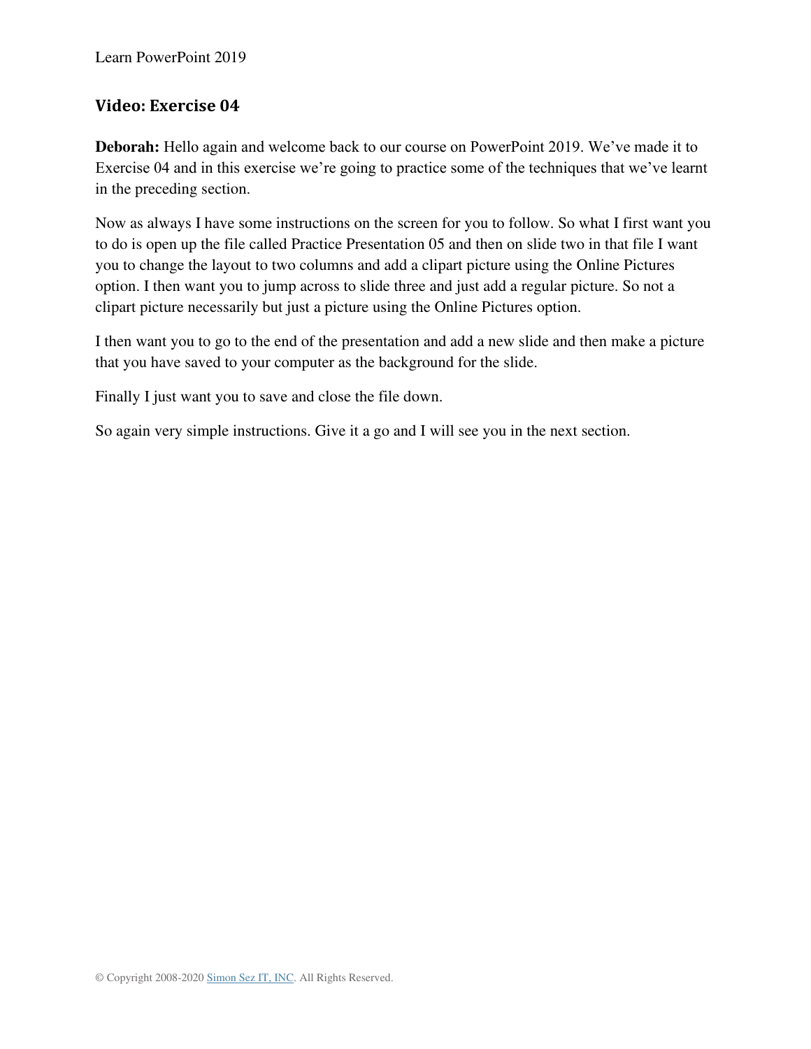## Video: Exercise 04

**Deborah:** Hello again and welcome back to our course on PowerPoint 2019. We've made it to Exercise 04 and in this exercise we're going to practice some of the techniques that we've learnt in the preceding section.

Now as always I have some instructions on the screen for you to follow. So what I first want you to do is open up the file called Practice Presentation 05 and then on slide two in that file I want you to change the layout to two columns and add a clipart picture using the Online Pictures option. I then want you to jump across to slide three and just add a regular picture. So not a clipart picture necessarily but just a picture using the Online Pictures option.

I then want you to go to the end of the presentation and add a new slide and then make a picture that you have saved to your computer as the background for the slide.

Finally I just want you to save and close the file down.

So again very simple instructions. Give it a go and I will see you in the next section.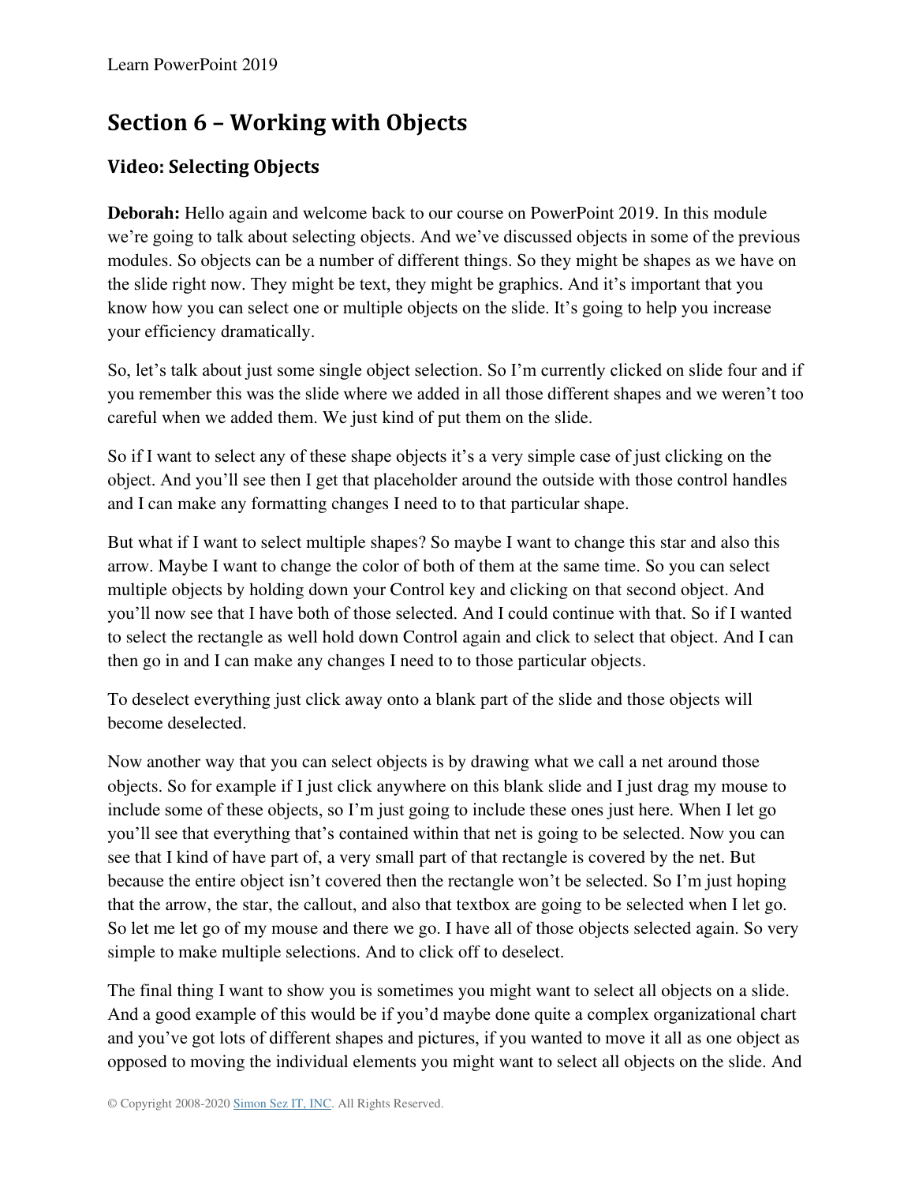## Section 6 – Working with Objects

### Video: Selecting Objects

**Deborah:** Hello again and welcome back to our course on PowerPoint 2019. In this module we're going to talk about selecting objects. And we've discussed objects in some of the previous modules. So objects can be a number of different things. So they might be shapes as we have on the slide right now. They might be text, they might be graphics. And it's important that you know how you can select one or multiple objects on the slide. It's going to help you increase your efficiency dramatically.

So, let's talk about just some single object selection. So I'm currently clicked on slide four and if you remember this was the slide where we added in all those different shapes and we weren't too careful when we added them. We just kind of put them on the slide.

So if I want to select any of these shape objects it's a very simple case of just clicking on the object. And you'll see then I get that placeholder around the outside with those control handles and I can make any formatting changes I need to to that particular shape.

But what if I want to select multiple shapes? So maybe I want to change this star and also this arrow. Maybe I want to change the color of both of them at the same time. So you can select multiple objects by holding down your Control key and clicking on that second object. And you'll now see that I have both of those selected. And I could continue with that. So if I wanted to select the rectangle as well hold down Control again and click to select that object. And I can then go in and I can make any changes I need to to those particular objects.

To deselect everything just click away onto a blank part of the slide and those objects will become deselected.

Now another way that you can select objects is by drawing what we call a net around those objects. So for example if I just click anywhere on this blank slide and I just drag my mouse to include some of these objects, so I'm just going to include these ones just here. When I let go you'll see that everything that's contained within that net is going to be selected. Now you can see that I kind of have part of, a very small part of that rectangle is covered by the net. But because the entire object isn't covered then the rectangle won't be selected. So I'm just hoping that the arrow, the star, the callout, and also that textbox are going to be selected when I let go. So let me let go of my mouse and there we go. I have all of those objects selected again. So very simple to make multiple selections. And to click off to deselect.

The final thing I want to show you is sometimes you might want to select all objects on a slide. And a good example of this would be if you'd maybe done quite a complex organizational chart and you've got lots of different shapes and pictures, if you wanted to move it all as one object as opposed to moving the individual elements you might want to select all objects on the slide. And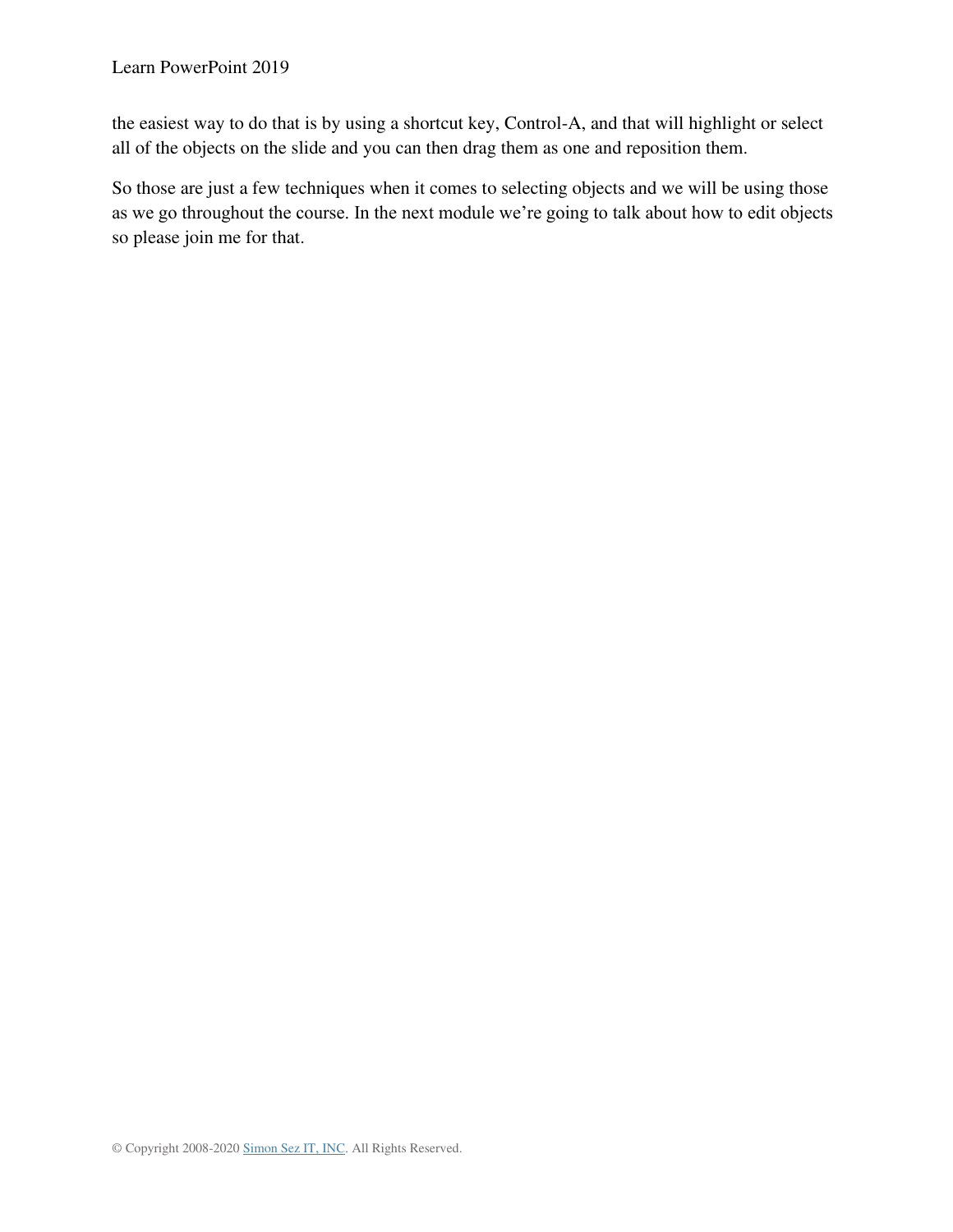the easiest way to do that is by using a shortcut key, Control-A, and that will highlight or select all of the objects on the slide and you can then drag them as one and reposition them.

So those are just a few techniques when it comes to selecting objects and we will be using those as we go throughout the course. In the next module we're going to talk about how to edit objects so please join me for that.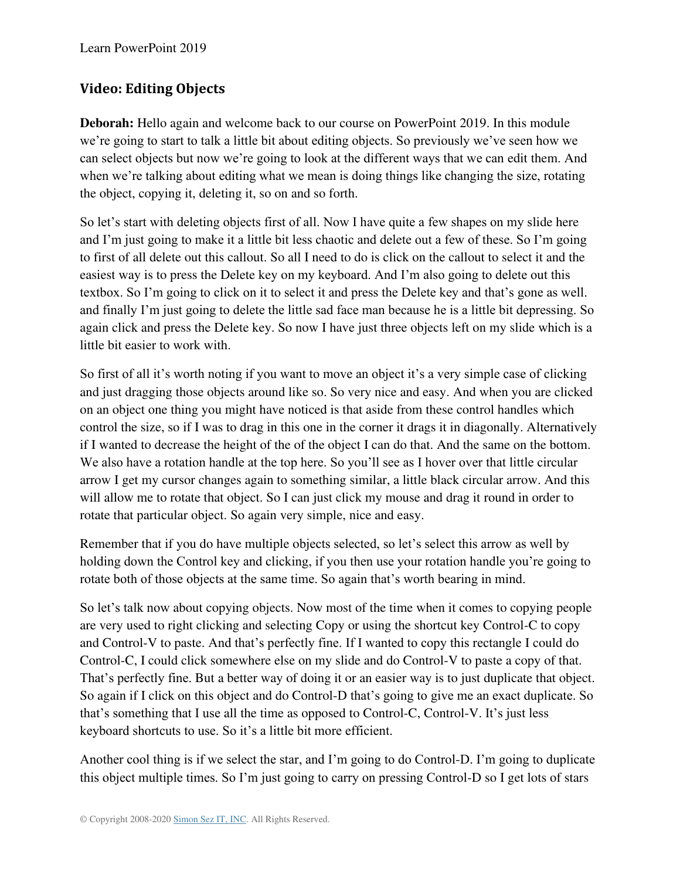## Video: Editing Objects

**Deborah:** Hello again and welcome back to our course on PowerPoint 2019. In this module we're going to start to talk a little bit about editing objects. So previously we've seen how we can select objects but now we're going to look at the different ways that we can edit them. And when we're talking about editing what we mean is doing things like changing the size, rotating the object, copying it, deleting it, so on and so forth.

So let's start with deleting objects first of all. Now I have quite a few shapes on my slide here and I'm just going to make it a little bit less chaotic and delete out a few of these. So I'm going to first of all delete out this callout. So all I need to do is click on the callout to select it and the easiest way is to press the Delete key on my keyboard. And I'm also going to delete out this textbox. So I'm going to click on it to select it and press the Delete key and that's gone as well. and finally I'm just going to delete the little sad face man because he is a little bit depressing. So again click and press the Delete key. So now I have just three objects left on my slide which is a little bit easier to work with.

So first of all it's worth noting if you want to move an object it's a very simple case of clicking and just dragging those objects around like so. So very nice and easy. And when you are clicked on an object one thing you might have noticed is that aside from these control handles which control the size, so if I was to drag in this one in the corner it drags it in diagonally. Alternatively if I wanted to decrease the height of the of the object I can do that. And the same on the bottom. We also have a rotation handle at the top here. So you'll see as I hover over that little circular arrow I get my cursor changes again to something similar, a little black circular arrow. And this will allow me to rotate that object. So I can just click my mouse and drag it round in order to rotate that particular object. So again very simple, nice and easy.

Remember that if you do have multiple objects selected, so let's select this arrow as well by holding down the Control key and clicking, if you then use your rotation handle you're going to rotate both of those objects at the same time. So again that's worth bearing in mind.

So let's talk now about copying objects. Now most of the time when it comes to copying people are very used to right clicking and selecting Copy or using the shortcut key Control-C to copy and Control-V to paste. And that's perfectly fine. If I wanted to copy this rectangle I could do Control-C, I could click somewhere else on my slide and do Control-V to paste a copy of that. That's perfectly fine. But a better way of doing it or an easier way is to just duplicate that object. So again if I click on this object and do Control-D that's going to give me an exact duplicate. So that's something that I use all the time as opposed to Control-C, Control-V. It's just less keyboard shortcuts to use. So it's a little bit more efficient.

Another cool thing is if we select the star, and I'm going to do Control-D. I'm going to duplicate this object multiple times. So I'm just going to carry on pressing Control-D so I get lots of stars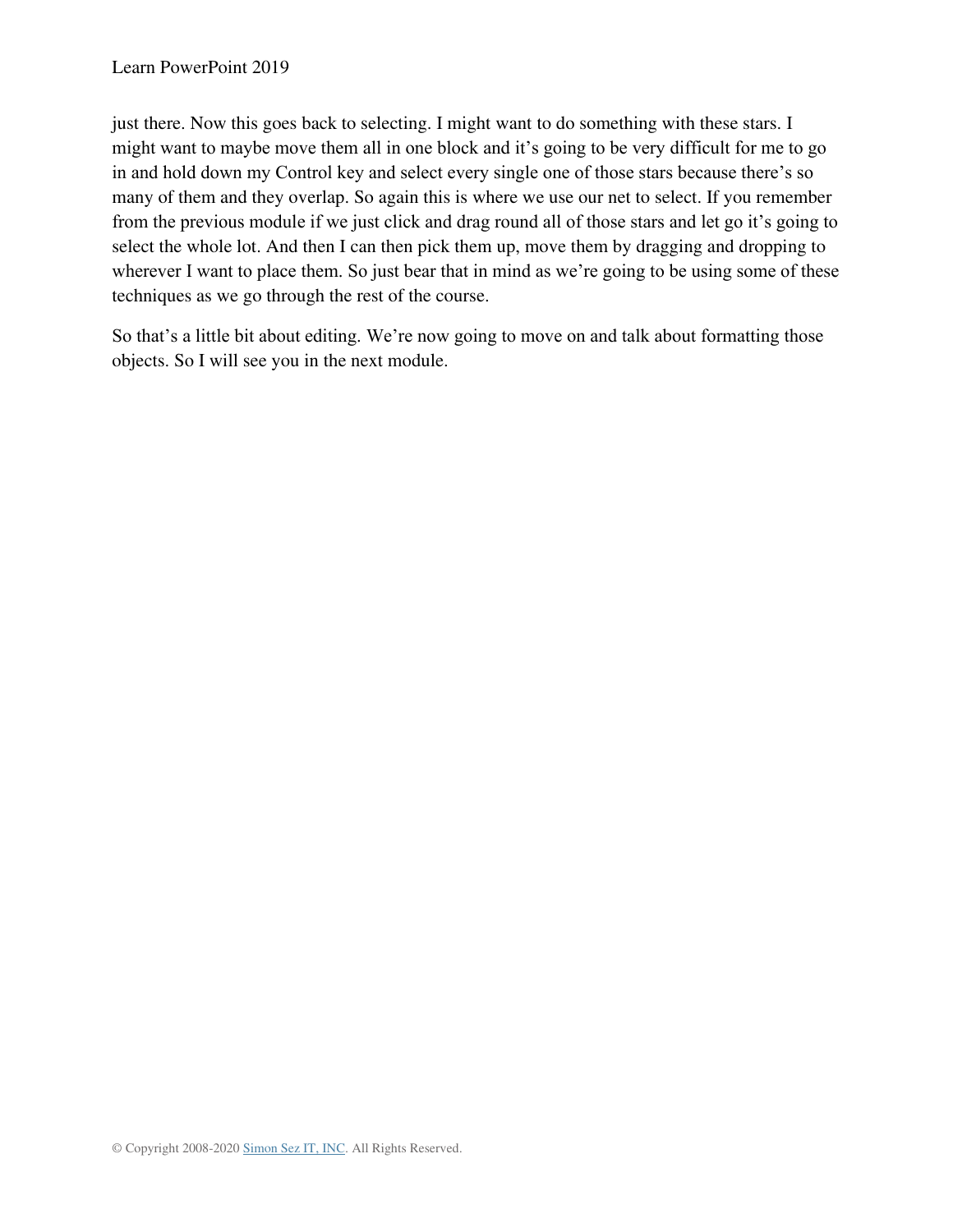just there. Now this goes back to selecting. I might want to do something with these stars. I might want to maybe move them all in one block and it's going to be very difficult for me to go in and hold down my Control key and select every single one of those stars because there's so many of them and they overlap. So again this is where we use our net to select. If you remember from the previous module if we just click and drag round all of those stars and let go it's going to select the whole lot. And then I can then pick them up, move them by dragging and dropping to wherever I want to place them. So just bear that in mind as we're going to be using some of these techniques as we go through the rest of the course.

So that's a little bit about editing. We're now going to move on and talk about formatting those objects. So I will see you in the next module.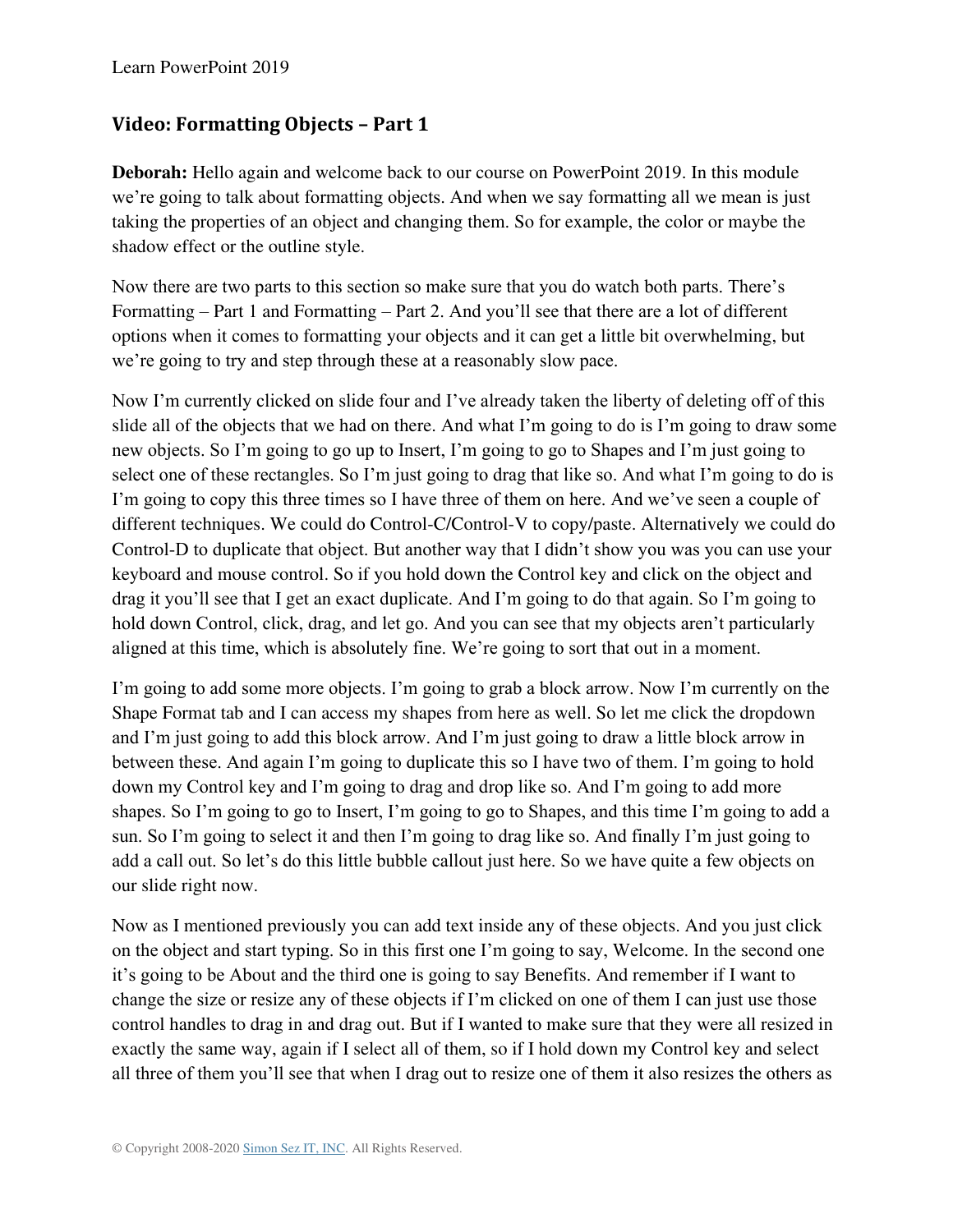## Video: Formatting Objects – Part 1

**Deborah:** Hello again and welcome back to our course on PowerPoint 2019. In this module we're going to talk about formatting objects. And when we say formatting all we mean is just taking the properties of an object and changing them. So for example, the color or maybe the shadow effect or the outline style.

Now there are two parts to this section so make sure that you do watch both parts. There's Formatting – Part 1 and Formatting – Part 2. And you'll see that there are a lot of different options when it comes to formatting your objects and it can get a little bit overwhelming, but we're going to try and step through these at a reasonably slow pace.

Now I'm currently clicked on slide four and I've already taken the liberty of deleting off of this slide all of the objects that we had on there. And what I'm going to do is I'm going to draw some new objects. So I'm going to go up to Insert, I'm going to go to Shapes and I'm just going to select one of these rectangles. So I'm just going to drag that like so. And what I'm going to do is I'm going to copy this three times so I have three of them on here. And we've seen a couple of different techniques. We could do Control-C/Control-V to copy/paste. Alternatively we could do Control-D to duplicate that object. But another way that I didn't show you was you can use your keyboard and mouse control. So if you hold down the Control key and click on the object and drag it you'll see that I get an exact duplicate. And I'm going to do that again. So I'm going to hold down Control, click, drag, and let go. And you can see that my objects aren't particularly aligned at this time, which is absolutely fine. We're going to sort that out in a moment.

I'm going to add some more objects. I'm going to grab a block arrow. Now I'm currently on the Shape Format tab and I can access my shapes from here as well. So let me click the dropdown and I'm just going to add this block arrow. And I'm just going to draw a little block arrow in between these. And again I'm going to duplicate this so I have two of them. I'm going to hold down my Control key and I'm going to drag and drop like so. And I'm going to add more shapes. So I'm going to go to Insert, I'm going to go to Shapes, and this time I'm going to add a sun. So I'm going to select it and then I'm going to drag like so. And finally I'm just going to add a call out. So let's do this little bubble callout just here. So we have quite a few objects on our slide right now.

Now as I mentioned previously you can add text inside any of these objects. And you just click on the object and start typing. So in this first one I'm going to say, Welcome. In the second one it's going to be About and the third one is going to say Benefits. And remember if I want to change the size or resize any of these objects if I'm clicked on one of them I can just use those control handles to drag in and drag out. But if I wanted to make sure that they were all resized in exactly the same way, again if I select all of them, so if I hold down my Control key and select all three of them you'll see that when I drag out to resize one of them it also resizes the others as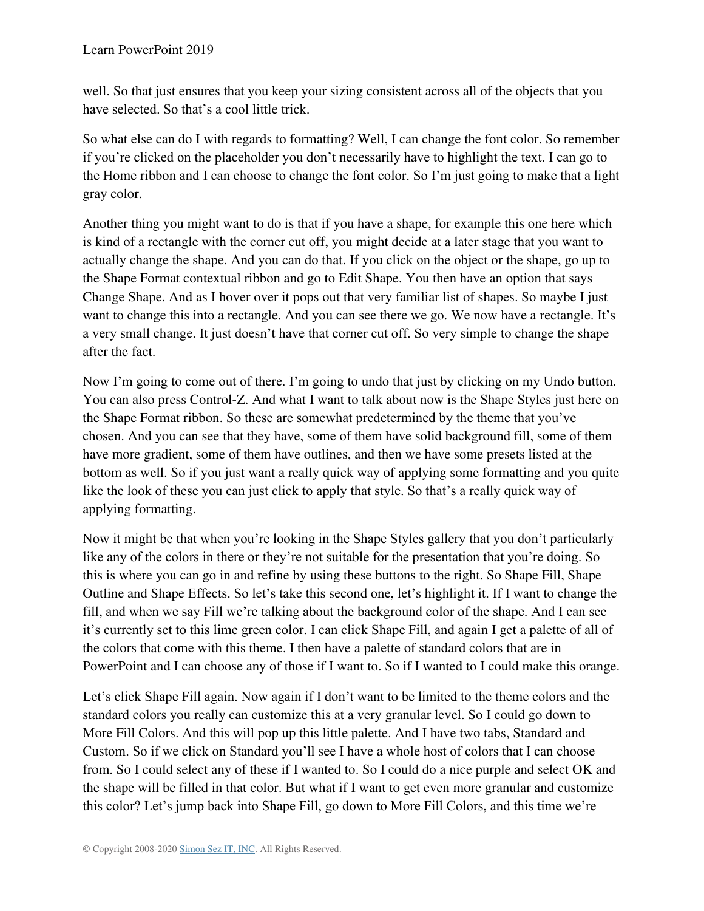well. So that just ensures that you keep your sizing consistent across all of the objects that you have selected. So that's a cool little trick.

So what else can do I with regards to formatting? Well, I can change the font color. So remember if you're clicked on the placeholder you don't necessarily have to highlight the text. I can go to the Home ribbon and I can choose to change the font color. So I'm just going to make that a light gray color.

Another thing you might want to do is that if you have a shape, for example this one here which is kind of a rectangle with the corner cut off, you might decide at a later stage that you want to actually change the shape. And you can do that. If you click on the object or the shape, go up to the Shape Format contextual ribbon and go to Edit Shape. You then have an option that says Change Shape. And as I hover over it pops out that very familiar list of shapes. So maybe I just want to change this into a rectangle. And you can see there we go. We now have a rectangle. It's a very small change. It just doesn't have that corner cut off. So very simple to change the shape after the fact.

Now I'm going to come out of there. I'm going to undo that just by clicking on my Undo button. You can also press Control-Z. And what I want to talk about now is the Shape Styles just here on the Shape Format ribbon. So these are somewhat predetermined by the theme that you've chosen. And you can see that they have, some of them have solid background fill, some of them have more gradient, some of them have outlines, and then we have some presets listed at the bottom as well. So if you just want a really quick way of applying some formatting and you quite like the look of these you can just click to apply that style. So that's a really quick way of applying formatting.

Now it might be that when you're looking in the Shape Styles gallery that you don't particularly like any of the colors in there or they're not suitable for the presentation that you're doing. So this is where you can go in and refine by using these buttons to the right. So Shape Fill, Shape Outline and Shape Effects. So let's take this second one, let's highlight it. If I want to change the fill, and when we say Fill we're talking about the background color of the shape. And I can see it's currently set to this lime green color. I can click Shape Fill, and again I get a palette of all of the colors that come with this theme. I then have a palette of standard colors that are in PowerPoint and I can choose any of those if I want to. So if I wanted to I could make this orange.

Let's click Shape Fill again. Now again if I don't want to be limited to the theme colors and the standard colors you really can customize this at a very granular level. So I could go down to More Fill Colors. And this will pop up this little palette. And I have two tabs, Standard and Custom. So if we click on Standard you'll see I have a whole host of colors that I can choose from. So I could select any of these if I wanted to. So I could do a nice purple and select OK and the shape will be filled in that color. But what if I want to get even more granular and customize this color? Let's jump back into Shape Fill, go down to More Fill Colors, and this time we're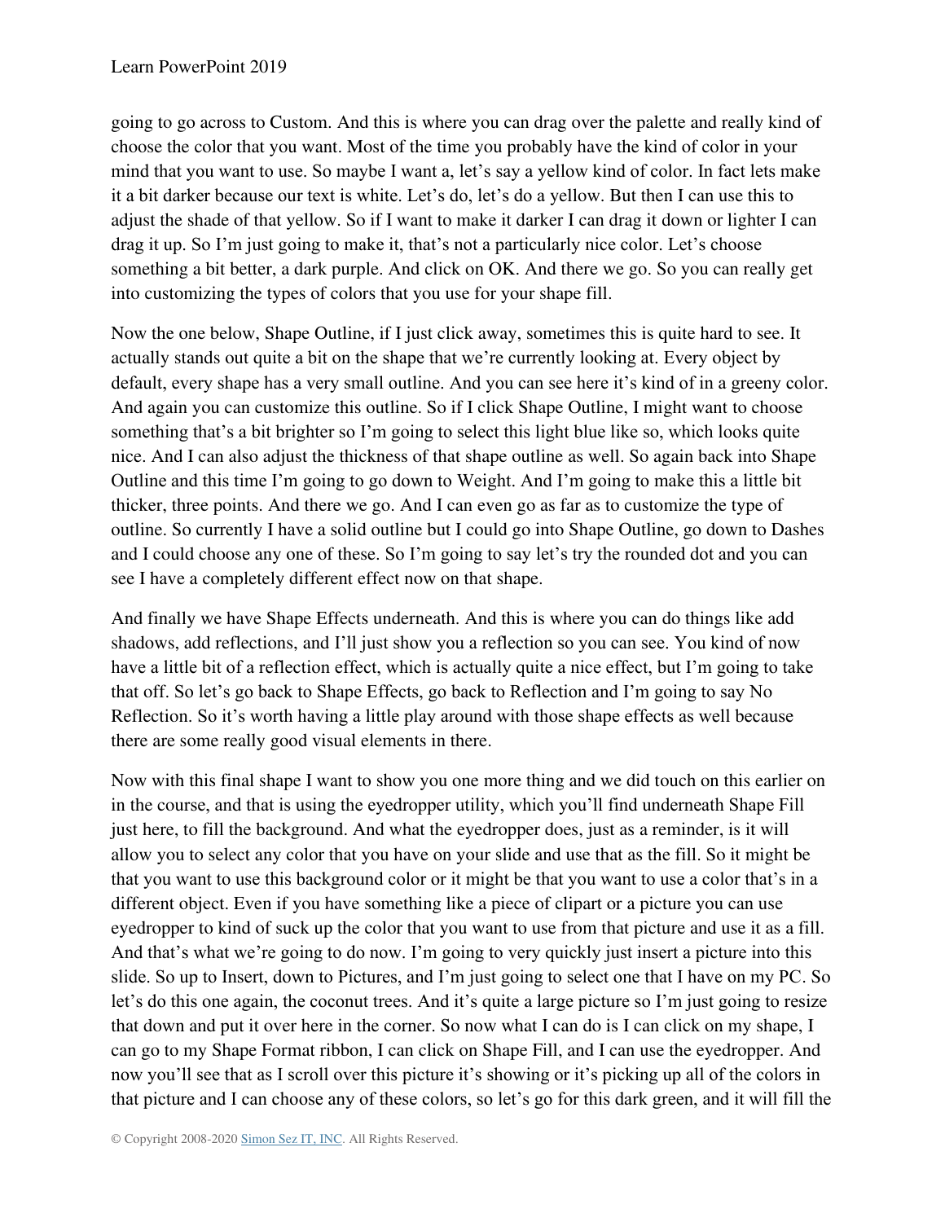going to go across to Custom. And this is where you can drag over the palette and really kind of choose the color that you want. Most of the time you probably have the kind of color in your mind that you want to use. So maybe I want a, let's say a yellow kind of color. In fact lets make it a bit darker because our text is white. Let's do, let's do a yellow. But then I can use this to adjust the shade of that yellow. So if I want to make it darker I can drag it down or lighter I can drag it up. So I'm just going to make it, that's not a particularly nice color. Let's choose something a bit better, a dark purple. And click on OK. And there we go. So you can really get into customizing the types of colors that you use for your shape fill.

Now the one below, Shape Outline, if I just click away, sometimes this is quite hard to see. It actually stands out quite a bit on the shape that we're currently looking at. Every object by default, every shape has a very small outline. And you can see here it's kind of in a greeny color. And again you can customize this outline. So if I click Shape Outline, I might want to choose something that's a bit brighter so I'm going to select this light blue like so, which looks quite nice. And I can also adjust the thickness of that shape outline as well. So again back into Shape Outline and this time I'm going to go down to Weight. And I'm going to make this a little bit thicker, three points. And there we go. And I can even go as far as to customize the type of outline. So currently I have a solid outline but I could go into Shape Outline, go down to Dashes and I could choose any one of these. So I'm going to say let's try the rounded dot and you can see I have a completely different effect now on that shape.

And finally we have Shape Effects underneath. And this is where you can do things like add shadows, add reflections, and I'll just show you a reflection so you can see. You kind of now have a little bit of a reflection effect, which is actually quite a nice effect, but I'm going to take that off. So let's go back to Shape Effects, go back to Reflection and I'm going to say No Reflection. So it's worth having a little play around with those shape effects as well because there are some really good visual elements in there.

Now with this final shape I want to show you one more thing and we did touch on this earlier on in the course, and that is using the eyedropper utility, which you'll find underneath Shape Fill just here, to fill the background. And what the eyedropper does, just as a reminder, is it will allow you to select any color that you have on your slide and use that as the fill. So it might be that you want to use this background color or it might be that you want to use a color that's in a different object. Even if you have something like a piece of clipart or a picture you can use eyedropper to kind of suck up the color that you want to use from that picture and use it as a fill. And that's what we're going to do now. I'm going to very quickly just insert a picture into this slide. So up to Insert, down to Pictures, and I'm just going to select one that I have on my PC. So let's do this one again, the coconut trees. And it's quite a large picture so I'm just going to resize that down and put it over here in the corner. So now what I can do is I can click on my shape, I can go to my Shape Format ribbon, I can click on Shape Fill, and I can use the eyedropper. And now you'll see that as I scroll over this picture it's showing or it's picking up all of the colors in that picture and I can choose any of these colors, so let's go for this dark green, and it will fill the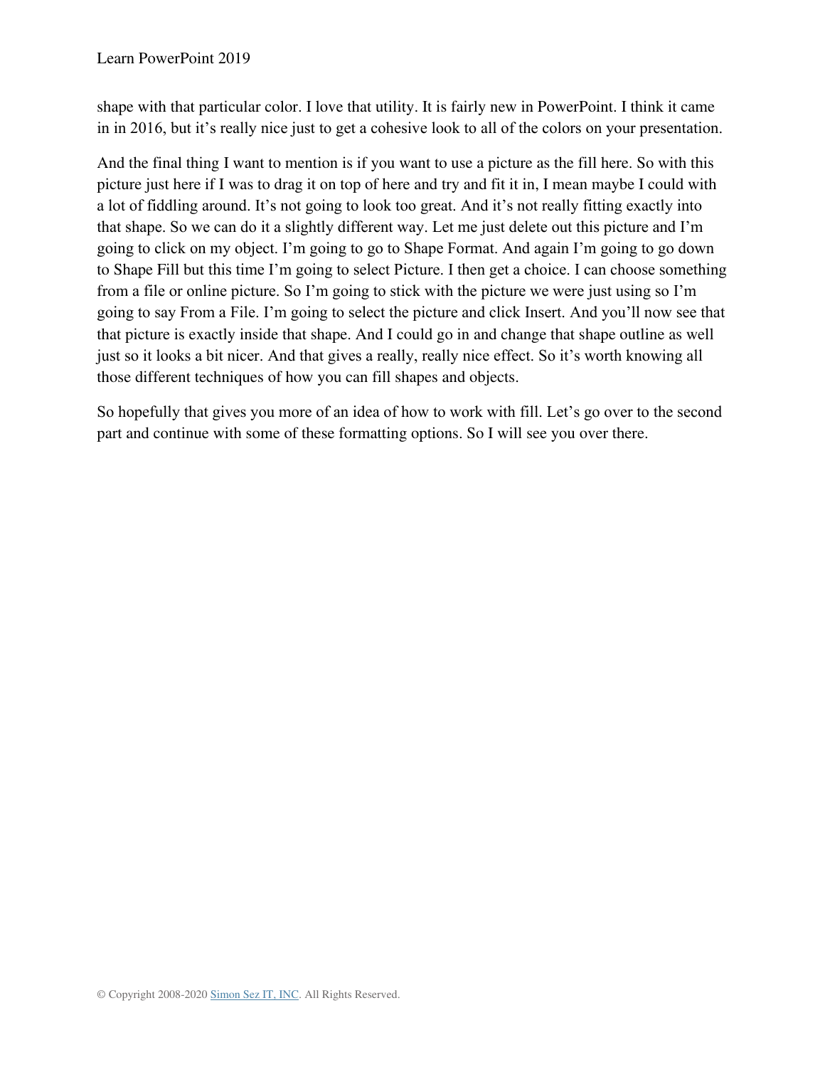shape with that particular color. I love that utility. It is fairly new in PowerPoint. I think it came in in 2016, but it's really nice just to get a cohesive look to all of the colors on your presentation.

And the final thing I want to mention is if you want to use a picture as the fill here. So with this picture just here if I was to drag it on top of here and try and fit it in, I mean maybe I could with a lot of fiddling around. It's not going to look too great. And it's not really fitting exactly into that shape. So we can do it a slightly different way. Let me just delete out this picture and I'm going to click on my object. I'm going to go to Shape Format. And again I'm going to go down to Shape Fill but this time I'm going to select Picture. I then get a choice. I can choose something from a file or online picture. So I'm going to stick with the picture we were just using so I'm going to say From a File. I'm going to select the picture and click Insert. And you'll now see that that picture is exactly inside that shape. And I could go in and change that shape outline as well just so it looks a bit nicer. And that gives a really, really nice effect. So it's worth knowing all those different techniques of how you can fill shapes and objects.

So hopefully that gives you more of an idea of how to work with fill. Let's go over to the second part and continue with some of these formatting options. So I will see you over there.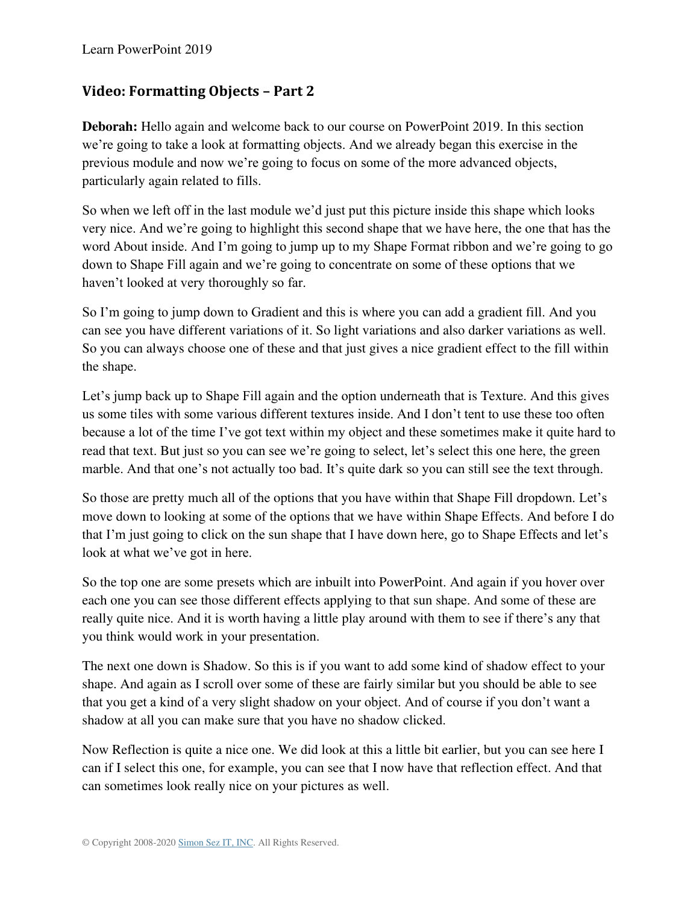## Video: Formatting Objects – Part 2

**Deborah:** Hello again and welcome back to our course on PowerPoint 2019. In this section we're going to take a look at formatting objects. And we already began this exercise in the previous module and now we're going to focus on some of the more advanced objects, particularly again related to fills.

So when we left off in the last module we'd just put this picture inside this shape which looks very nice. And we're going to highlight this second shape that we have here, the one that has the word About inside. And I'm going to jump up to my Shape Format ribbon and we're going to go down to Shape Fill again and we're going to concentrate on some of these options that we haven't looked at very thoroughly so far.

So I'm going to jump down to Gradient and this is where you can add a gradient fill. And you can see you have different variations of it. So light variations and also darker variations as well. So you can always choose one of these and that just gives a nice gradient effect to the fill within the shape.

Let's jump back up to Shape Fill again and the option underneath that is Texture. And this gives us some tiles with some various different textures inside. And I don't tent to use these too often because a lot of the time I've got text within my object and these sometimes make it quite hard to read that text. But just so you can see we're going to select, let's select this one here, the green marble. And that one's not actually too bad. It's quite dark so you can still see the text through.

So those are pretty much all of the options that you have within that Shape Fill dropdown. Let's move down to looking at some of the options that we have within Shape Effects. And before I do that I'm just going to click on the sun shape that I have down here, go to Shape Effects and let's look at what we've got in here.

So the top one are some presets which are inbuilt into PowerPoint. And again if you hover over each one you can see those different effects applying to that sun shape. And some of these are really quite nice. And it is worth having a little play around with them to see if there's any that you think would work in your presentation.

The next one down is Shadow. So this is if you want to add some kind of shadow effect to your shape. And again as I scroll over some of these are fairly similar but you should be able to see that you get a kind of a very slight shadow on your object. And of course if you don't want a shadow at all you can make sure that you have no shadow clicked.

Now Reflection is quite a nice one. We did look at this a little bit earlier, but you can see here I can if I select this one, for example, you can see that I now have that reflection effect. And that can sometimes look really nice on your pictures as well.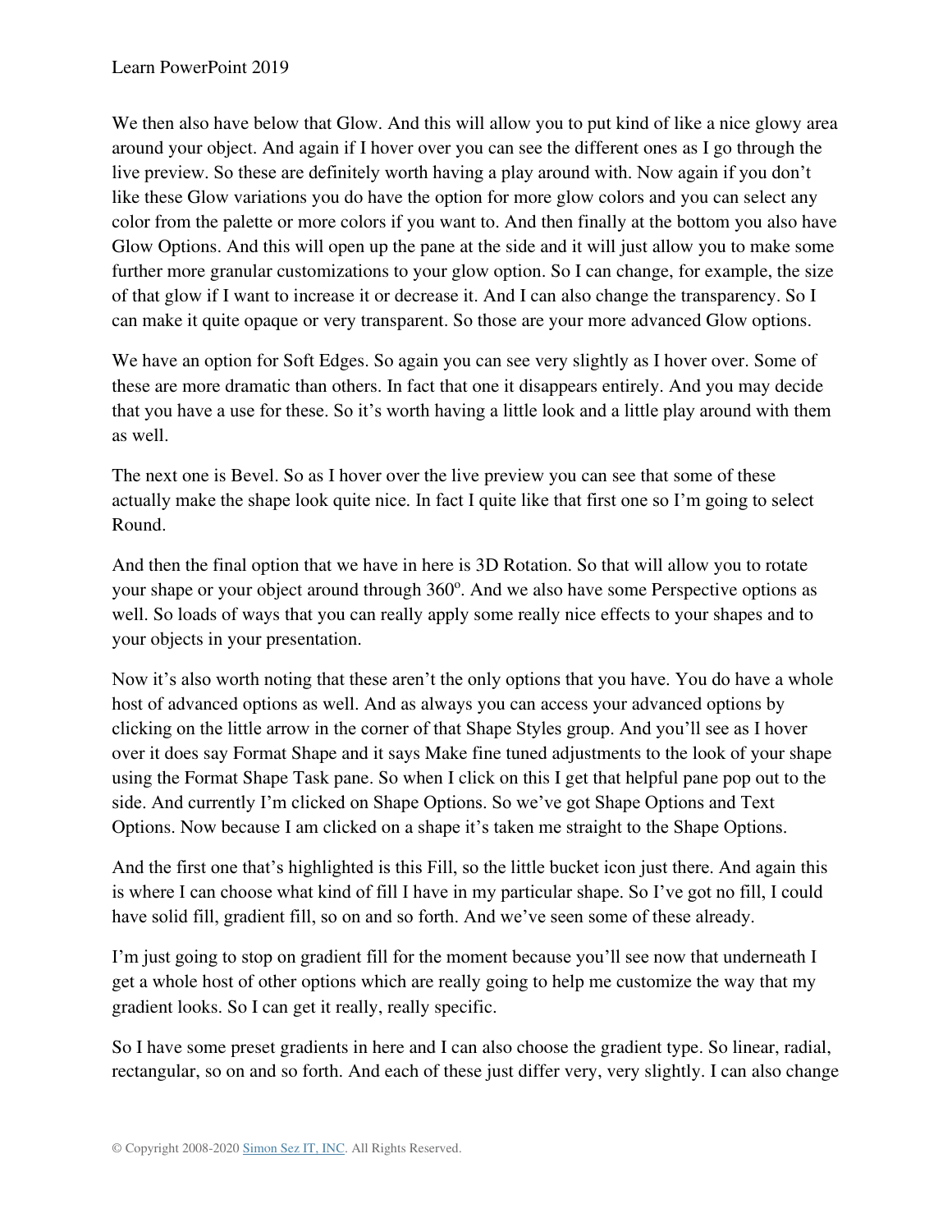We then also have below that Glow. And this will allow you to put kind of like a nice glowy area around your object. And again if I hover over you can see the different ones as I go through the live preview. So these are definitely worth having a play around with. Now again if you don't like these Glow variations you do have the option for more glow colors and you can select any color from the palette or more colors if you want to. And then finally at the bottom you also have Glow Options. And this will open up the pane at the side and it will just allow you to make some further more granular customizations to your glow option. So I can change, for example, the size of that glow if I want to increase it or decrease it. And I can also change the transparency. So I can make it quite opaque or very transparent. So those are your more advanced Glow options.

We have an option for Soft Edges. So again you can see very slightly as I hover over. Some of these are more dramatic than others. In fact that one it disappears entirely. And you may decide that you have a use for these. So it's worth having a little look and a little play around with them as well.

The next one is Bevel. So as I hover over the live preview you can see that some of these actually make the shape look quite nice. In fact I quite like that first one so I'm going to select Round.

And then the final option that we have in here is 3D Rotation. So that will allow you to rotate your shape or your object around through 360º. And we also have some Perspective options as well. So loads of ways that you can really apply some really nice effects to your shapes and to your objects in your presentation.

Now it's also worth noting that these aren't the only options that you have. You do have a whole host of advanced options as well. And as always you can access your advanced options by clicking on the little arrow in the corner of that Shape Styles group. And you'll see as I hover over it does say Format Shape and it says Make fine tuned adjustments to the look of your shape using the Format Shape Task pane. So when I click on this I get that helpful pane pop out to the side. And currently I'm clicked on Shape Options. So we've got Shape Options and Text Options. Now because I am clicked on a shape it's taken me straight to the Shape Options.

And the first one that's highlighted is this Fill, so the little bucket icon just there. And again this is where I can choose what kind of fill I have in my particular shape. So I've got no fill, I could have solid fill, gradient fill, so on and so forth. And we've seen some of these already.

I'm just going to stop on gradient fill for the moment because you'll see now that underneath I get a whole host of other options which are really going to help me customize the way that my gradient looks. So I can get it really, really specific.

So I have some preset gradients in here and I can also choose the gradient type. So linear, radial, rectangular, so on and so forth. And each of these just differ very, very slightly. I can also change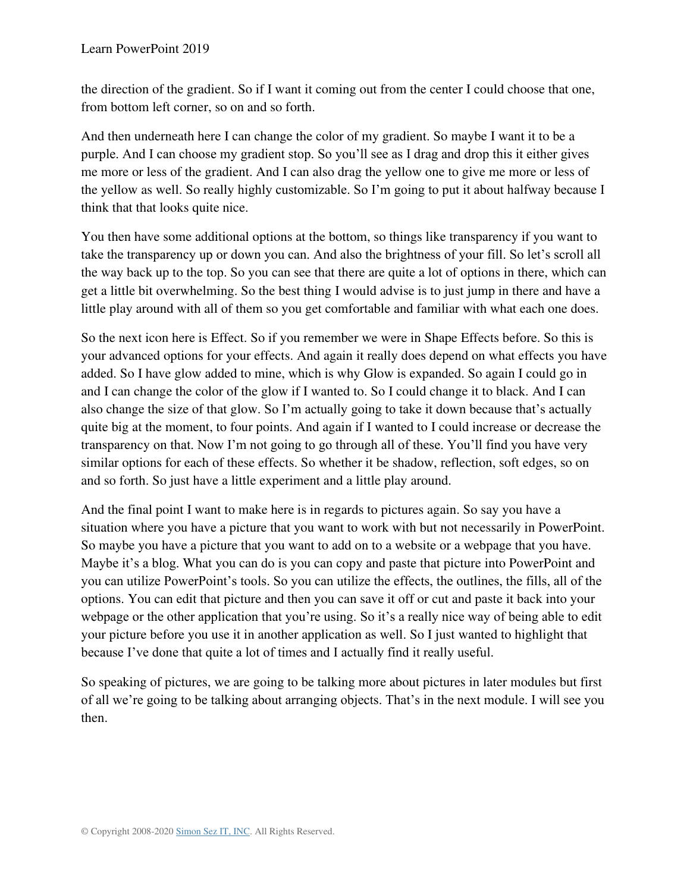the direction of the gradient. So if I want it coming out from the center I could choose that one, from bottom left corner, so on and so forth.

And then underneath here I can change the color of my gradient. So maybe I want it to be a purple. And I can choose my gradient stop. So you'll see as I drag and drop this it either gives me more or less of the gradient. And I can also drag the yellow one to give me more or less of the yellow as well. So really highly customizable. So I'm going to put it about halfway because I think that that looks quite nice.

You then have some additional options at the bottom, so things like transparency if you want to take the transparency up or down you can. And also the brightness of your fill. So let's scroll all the way back up to the top. So you can see that there are quite a lot of options in there, which can get a little bit overwhelming. So the best thing I would advise is to just jump in there and have a little play around with all of them so you get comfortable and familiar with what each one does.

So the next icon here is Effect. So if you remember we were in Shape Effects before. So this is your advanced options for your effects. And again it really does depend on what effects you have added. So I have glow added to mine, which is why Glow is expanded. So again I could go in and I can change the color of the glow if I wanted to. So I could change it to black. And I can also change the size of that glow. So I'm actually going to take it down because that's actually quite big at the moment, to four points. And again if I wanted to I could increase or decrease the transparency on that. Now I'm not going to go through all of these. You'll find you have very similar options for each of these effects. So whether it be shadow, reflection, soft edges, so on and so forth. So just have a little experiment and a little play around.

And the final point I want to make here is in regards to pictures again. So say you have a situation where you have a picture that you want to work with but not necessarily in PowerPoint. So maybe you have a picture that you want to add on to a website or a webpage that you have. Maybe it's a blog. What you can do is you can copy and paste that picture into PowerPoint and you can utilize PowerPoint's tools. So you can utilize the effects, the outlines, the fills, all of the options. You can edit that picture and then you can save it off or cut and paste it back into your webpage or the other application that you're using. So it's a really nice way of being able to edit your picture before you use it in another application as well. So I just wanted to highlight that because I've done that quite a lot of times and I actually find it really useful.

So speaking of pictures, we are going to be talking more about pictures in later modules but first of all we're going to be talking about arranging objects. That's in the next module. I will see you then.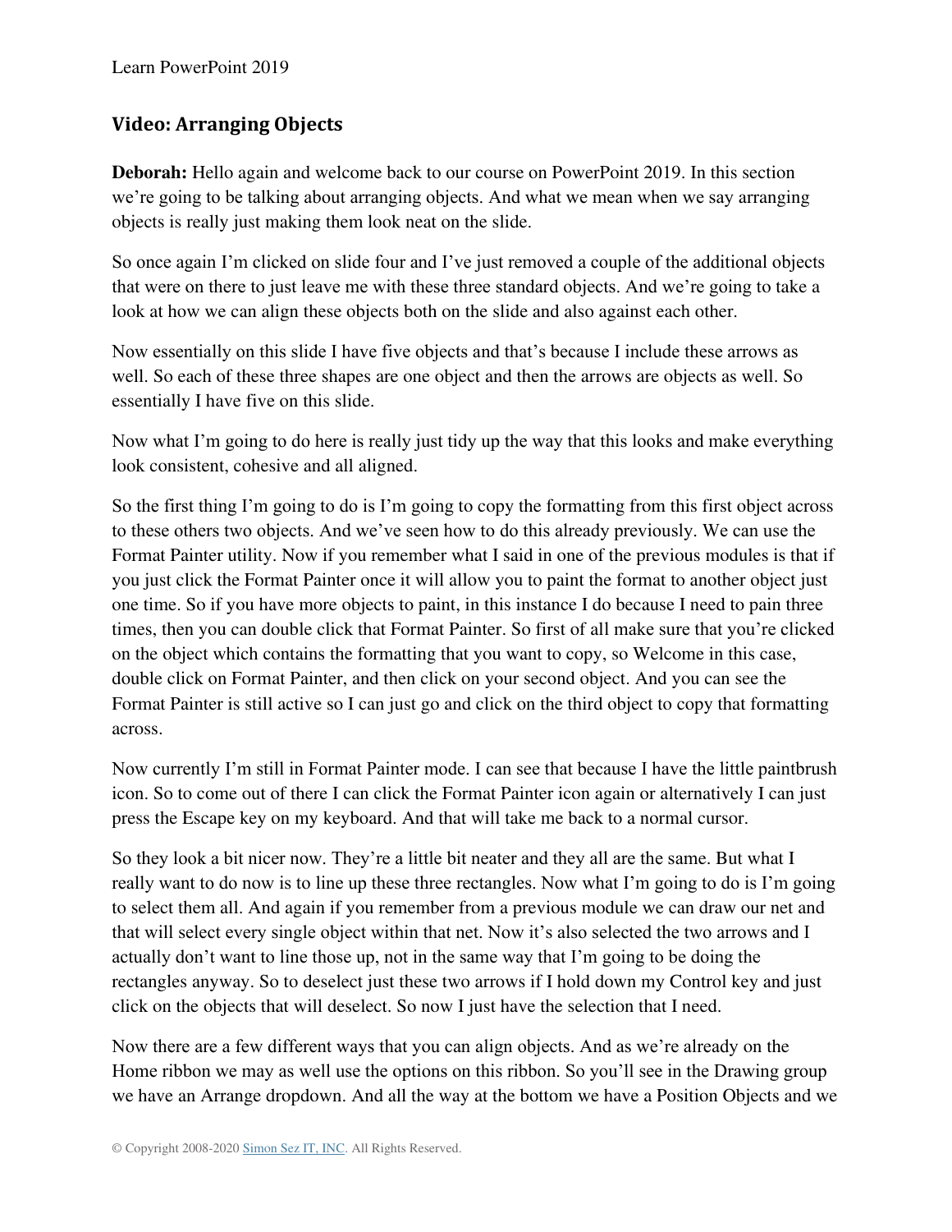## Video: Arranging Objects

**Deborah:** Hello again and welcome back to our course on PowerPoint 2019. In this section we're going to be talking about arranging objects. And what we mean when we say arranging objects is really just making them look neat on the slide.

So once again I'm clicked on slide four and I've just removed a couple of the additional objects that were on there to just leave me with these three standard objects. And we're going to take a look at how we can align these objects both on the slide and also against each other.

Now essentially on this slide I have five objects and that's because I include these arrows as well. So each of these three shapes are one object and then the arrows are objects as well. So essentially I have five on this slide.

Now what I'm going to do here is really just tidy up the way that this looks and make everything look consistent, cohesive and all aligned.

So the first thing I'm going to do is I'm going to copy the formatting from this first object across to these others two objects. And we've seen how to do this already previously. We can use the Format Painter utility. Now if you remember what I said in one of the previous modules is that if you just click the Format Painter once it will allow you to paint the format to another object just one time. So if you have more objects to paint, in this instance I do because I need to pain three times, then you can double click that Format Painter. So first of all make sure that you're clicked on the object which contains the formatting that you want to copy, so Welcome in this case, double click on Format Painter, and then click on your second object. And you can see the Format Painter is still active so I can just go and click on the third object to copy that formatting across.

Now currently I'm still in Format Painter mode. I can see that because I have the little paintbrush icon. So to come out of there I can click the Format Painter icon again or alternatively I can just press the Escape key on my keyboard. And that will take me back to a normal cursor.

So they look a bit nicer now. They're a little bit neater and they all are the same. But what I really want to do now is to line up these three rectangles. Now what I'm going to do is I'm going to select them all. And again if you remember from a previous module we can draw our net and that will select every single object within that net. Now it's also selected the two arrows and I actually don't want to line those up, not in the same way that I'm going to be doing the rectangles anyway. So to deselect just these two arrows if I hold down my Control key and just click on the objects that will deselect. So now I just have the selection that I need.

Now there are a few different ways that you can align objects. And as we're already on the Home ribbon we may as well use the options on this ribbon. So you'll see in the Drawing group we have an Arrange dropdown. And all the way at the bottom we have a Position Objects and we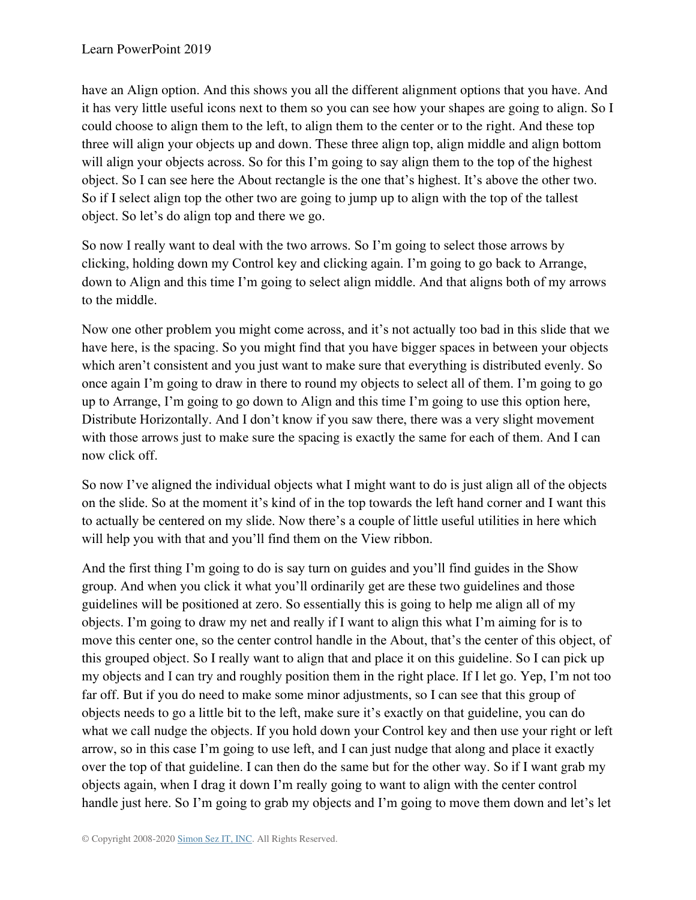have an Align option. And this shows you all the different alignment options that you have. And it has very little useful icons next to them so you can see how your shapes are going to align. So I could choose to align them to the left, to align them to the center or to the right. And these top three will align your objects up and down. These three align top, align middle and align bottom will align your objects across. So for this I'm going to say align them to the top of the highest object. So I can see here the About rectangle is the one that's highest. It's above the other two. So if I select align top the other two are going to jump up to align with the top of the tallest object. So let's do align top and there we go.

So now I really want to deal with the two arrows. So I'm going to select those arrows by clicking, holding down my Control key and clicking again. I'm going to go back to Arrange, down to Align and this time I'm going to select align middle. And that aligns both of my arrows to the middle.

Now one other problem you might come across, and it's not actually too bad in this slide that we have here, is the spacing. So you might find that you have bigger spaces in between your objects which aren't consistent and you just want to make sure that everything is distributed evenly. So once again I'm going to draw in there to round my objects to select all of them. I'm going to go up to Arrange, I'm going to go down to Align and this time I'm going to use this option here, Distribute Horizontally. And I don't know if you saw there, there was a very slight movement with those arrows just to make sure the spacing is exactly the same for each of them. And I can now click off.

So now I've aligned the individual objects what I might want to do is just align all of the objects on the slide. So at the moment it's kind of in the top towards the left hand corner and I want this to actually be centered on my slide. Now there's a couple of little useful utilities in here which will help you with that and you'll find them on the View ribbon.

And the first thing I'm going to do is say turn on guides and you'll find guides in the Show group. And when you click it what you'll ordinarily get are these two guidelines and those guidelines will be positioned at zero. So essentially this is going to help me align all of my objects. I'm going to draw my net and really if I want to align this what I'm aiming for is to move this center one, so the center control handle in the About, that's the center of this object, of this grouped object. So I really want to align that and place it on this guideline. So I can pick up my objects and I can try and roughly position them in the right place. If I let go. Yep, I'm not too far off. But if you do need to make some minor adjustments, so I can see that this group of objects needs to go a little bit to the left, make sure it's exactly on that guideline, you can do what we call nudge the objects. If you hold down your Control key and then use your right or left arrow, so in this case I'm going to use left, and I can just nudge that along and place it exactly over the top of that guideline. I can then do the same but for the other way. So if I want grab my objects again, when I drag it down I'm really going to want to align with the center control handle just here. So I'm going to grab my objects and I'm going to move them down and let's let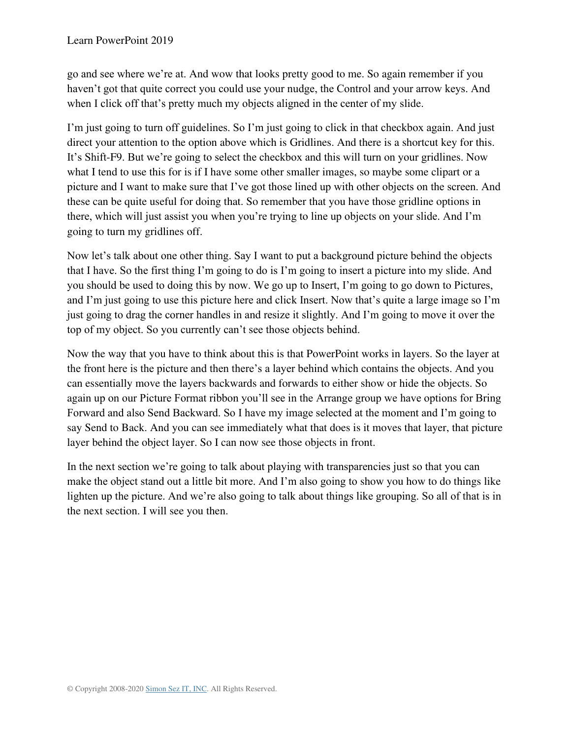go and see where we're at. And wow that looks pretty good to me. So again remember if you haven't got that quite correct you could use your nudge, the Control and your arrow keys. And when I click off that's pretty much my objects aligned in the center of my slide.

I'm just going to turn off guidelines. So I'm just going to click in that checkbox again. And just direct your attention to the option above which is Gridlines. And there is a shortcut key for this. It's Shift-F9. But we're going to select the checkbox and this will turn on your gridlines. Now what I tend to use this for is if I have some other smaller images, so maybe some clipart or a picture and I want to make sure that I've got those lined up with other objects on the screen. And these can be quite useful for doing that. So remember that you have those gridline options in there, which will just assist you when you're trying to line up objects on your slide. And I'm going to turn my gridlines off.

Now let's talk about one other thing. Say I want to put a background picture behind the objects that I have. So the first thing I'm going to do is I'm going to insert a picture into my slide. And you should be used to doing this by now. We go up to Insert, I'm going to go down to Pictures, and I'm just going to use this picture here and click Insert. Now that's quite a large image so I'm just going to drag the corner handles in and resize it slightly. And I'm going to move it over the top of my object. So you currently can't see those objects behind.

Now the way that you have to think about this is that PowerPoint works in layers. So the layer at the front here is the picture and then there's a layer behind which contains the objects. And you can essentially move the layers backwards and forwards to either show or hide the objects. So again up on our Picture Format ribbon you'll see in the Arrange group we have options for Bring Forward and also Send Backward. So I have my image selected at the moment and I'm going to say Send to Back. And you can see immediately what that does is it moves that layer, that picture layer behind the object layer. So I can now see those objects in front.

In the next section we're going to talk about playing with transparencies just so that you can make the object stand out a little bit more. And I'm also going to show you how to do things like lighten up the picture. And we're also going to talk about things like grouping. So all of that is in the next section. I will see you then.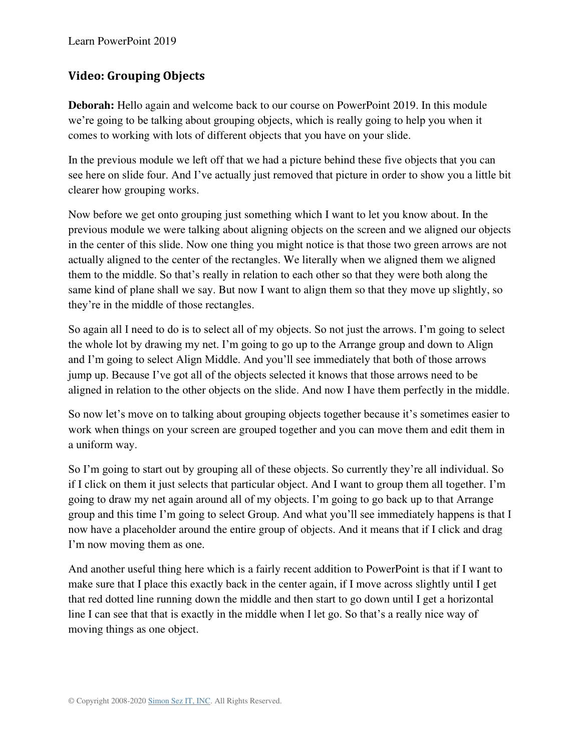## Video: Grouping Objects

**Deborah:** Hello again and welcome back to our course on PowerPoint 2019. In this module we're going to be talking about grouping objects, which is really going to help you when it comes to working with lots of different objects that you have on your slide.

In the previous module we left off that we had a picture behind these five objects that you can see here on slide four. And I've actually just removed that picture in order to show you a little bit clearer how grouping works.

Now before we get onto grouping just something which I want to let you know about. In the previous module we were talking about aligning objects on the screen and we aligned our objects in the center of this slide. Now one thing you might notice is that those two green arrows are not actually aligned to the center of the rectangles. We literally when we aligned them we aligned them to the middle. So that's really in relation to each other so that they were both along the same kind of plane shall we say. But now I want to align them so that they move up slightly, so they're in the middle of those rectangles.

So again all I need to do is to select all of my objects. So not just the arrows. I'm going to select the whole lot by drawing my net. I'm going to go up to the Arrange group and down to Align and I'm going to select Align Middle. And you'll see immediately that both of those arrows jump up. Because I've got all of the objects selected it knows that those arrows need to be aligned in relation to the other objects on the slide. And now I have them perfectly in the middle.

So now let's move on to talking about grouping objects together because it's sometimes easier to work when things on your screen are grouped together and you can move them and edit them in a uniform way.

So I'm going to start out by grouping all of these objects. So currently they're all individual. So if I click on them it just selects that particular object. And I want to group them all together. I'm going to draw my net again around all of my objects. I'm going to go back up to that Arrange group and this time I'm going to select Group. And what you'll see immediately happens is that I now have a placeholder around the entire group of objects. And it means that if I click and drag I'm now moving them as one.

And another useful thing here which is a fairly recent addition to PowerPoint is that if I want to make sure that I place this exactly back in the center again, if I move across slightly until I get that red dotted line running down the middle and then start to go down until I get a horizontal line I can see that that is exactly in the middle when I let go. So that's a really nice way of moving things as one object.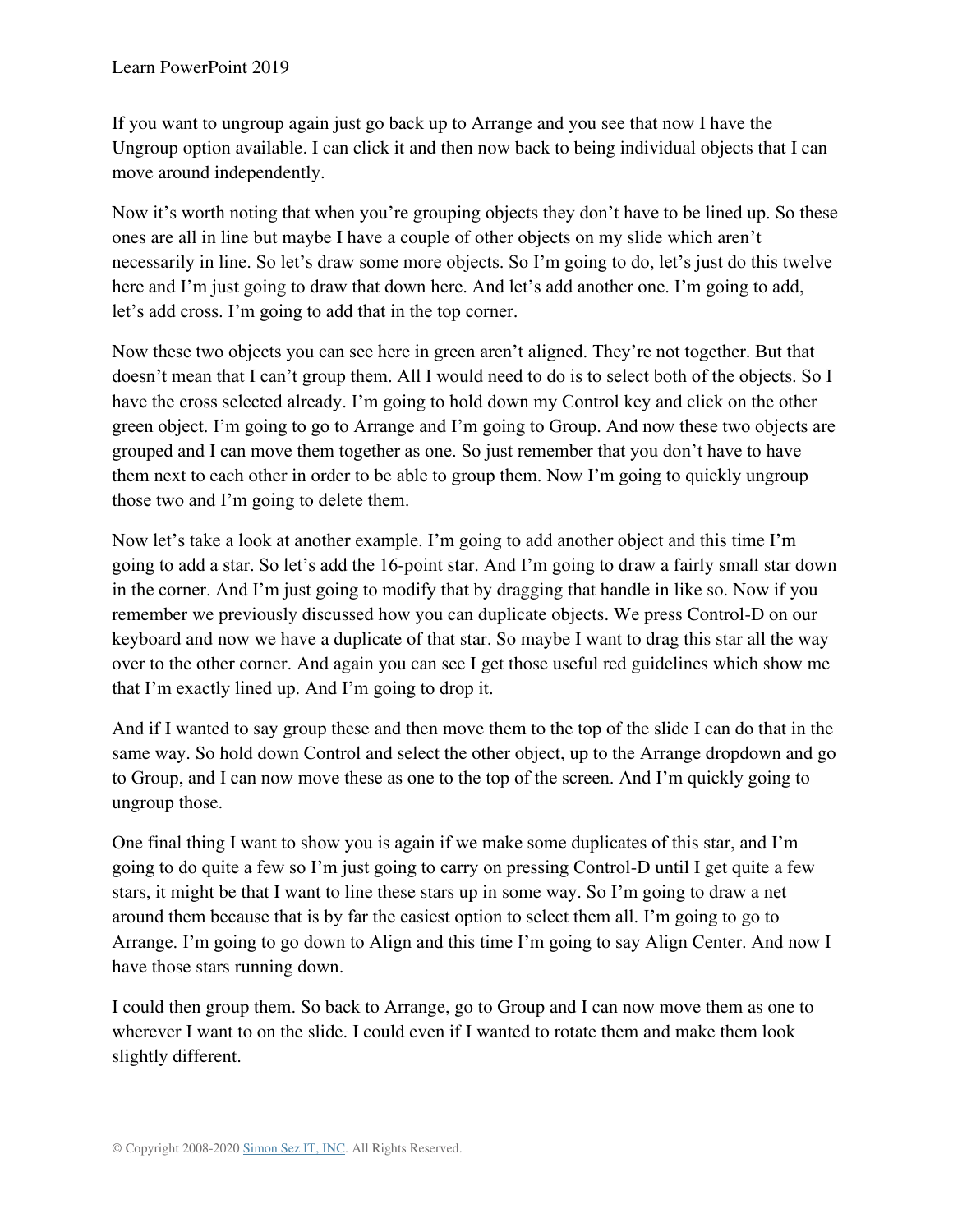If you want to ungroup again just go back up to Arrange and you see that now I have the Ungroup option available. I can click it and then now back to being individual objects that I can move around independently.

Now it's worth noting that when you're grouping objects they don't have to be lined up. So these ones are all in line but maybe I have a couple of other objects on my slide which aren't necessarily in line. So let's draw some more objects. So I'm going to do, let's just do this twelve here and I'm just going to draw that down here. And let's add another one. I'm going to add, let's add cross. I'm going to add that in the top corner.

Now these two objects you can see here in green aren't aligned. They're not together. But that doesn't mean that I can't group them. All I would need to do is to select both of the objects. So I have the cross selected already. I'm going to hold down my Control key and click on the other green object. I'm going to go to Arrange and I'm going to Group. And now these two objects are grouped and I can move them together as one. So just remember that you don't have to have them next to each other in order to be able to group them. Now I'm going to quickly ungroup those two and I'm going to delete them.

Now let's take a look at another example. I'm going to add another object and this time I'm going to add a star. So let's add the 16-point star. And I'm going to draw a fairly small star down in the corner. And I'm just going to modify that by dragging that handle in like so. Now if you remember we previously discussed how you can duplicate objects. We press Control-D on our keyboard and now we have a duplicate of that star. So maybe I want to drag this star all the way over to the other corner. And again you can see I get those useful red guidelines which show me that I'm exactly lined up. And I'm going to drop it.

And if I wanted to say group these and then move them to the top of the slide I can do that in the same way. So hold down Control and select the other object, up to the Arrange dropdown and go to Group, and I can now move these as one to the top of the screen. And I'm quickly going to ungroup those.

One final thing I want to show you is again if we make some duplicates of this star, and I'm going to do quite a few so I'm just going to carry on pressing Control-D until I get quite a few stars, it might be that I want to line these stars up in some way. So I'm going to draw a net around them because that is by far the easiest option to select them all. I'm going to go to Arrange. I'm going to go down to Align and this time I'm going to say Align Center. And now I have those stars running down.

I could then group them. So back to Arrange, go to Group and I can now move them as one to wherever I want to on the slide. I could even if I wanted to rotate them and make them look slightly different.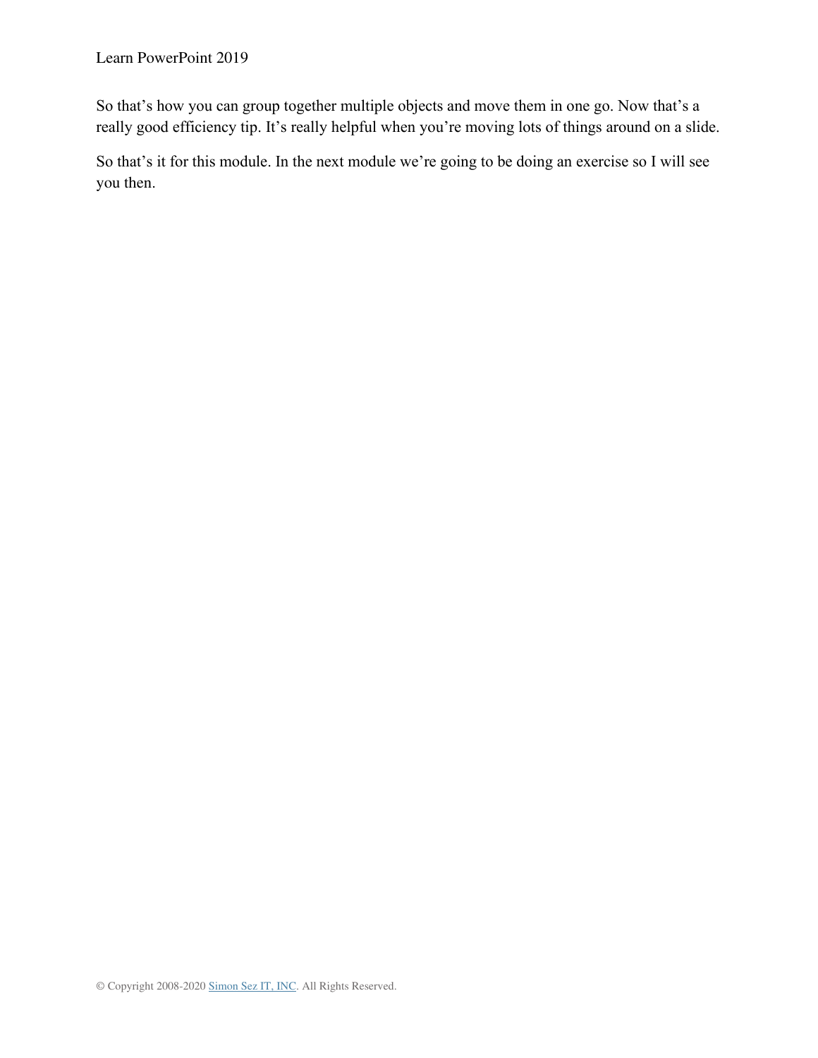So that’s how you can group together multiple objects and move them in one go. Now that’s a really good efficiency tip. It’s really helpful when you’re moving lots of things around on a slide.

So that’s it for this module. In the next module we’re going to be doing an exercise so I will see you then.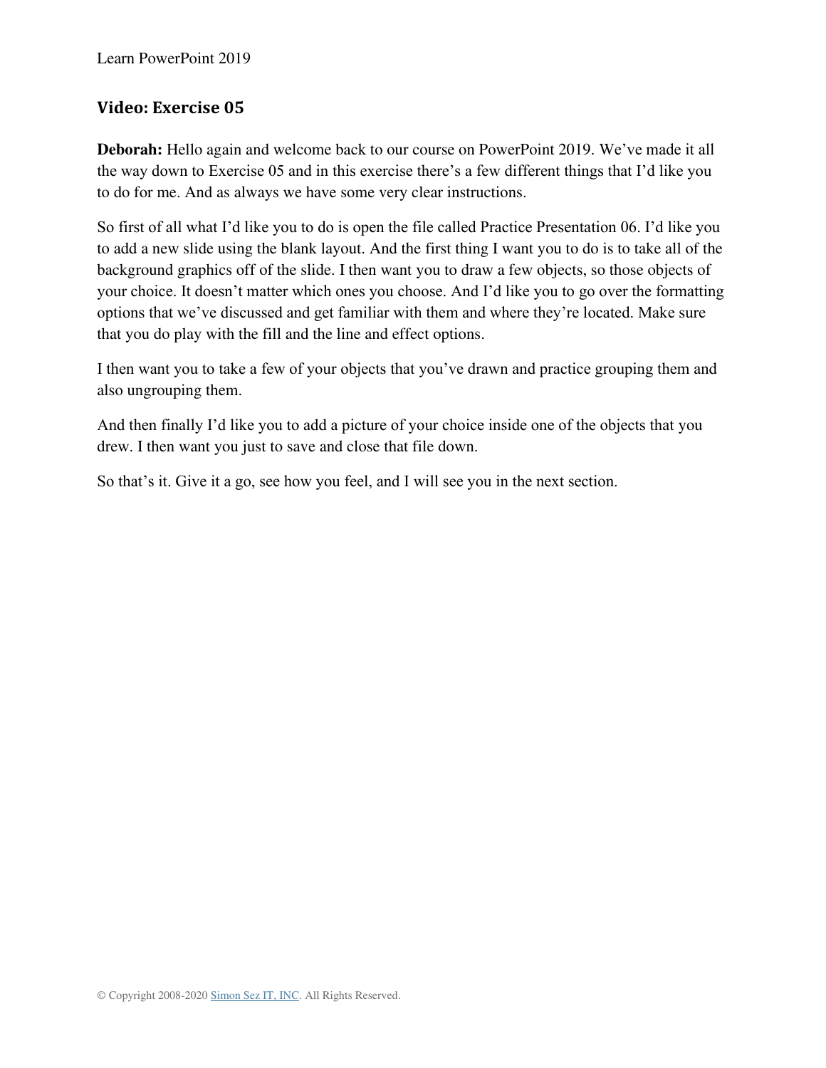## Video: Exercise 05

**Deborah:** Hello again and welcome back to our course on PowerPoint 2019. We've made it all the way down to Exercise 05 and in this exercise there's a few different things that I'd like you to do for me. And as always we have some very clear instructions.

So first of all what I'd like you to do is open the file called Practice Presentation 06. I'd like you to add a new slide using the blank layout. And the first thing I want you to do is to take all of the background graphics off of the slide. I then want you to draw a few objects, so those objects of your choice. It doesn't matter which ones you choose. And I'd like you to go over the formatting options that we've discussed and get familiar with them and where they're located. Make sure that you do play with the fill and the line and effect options.

I then want you to take a few of your objects that you've drawn and practice grouping them and also ungrouping them.

And then finally I'd like you to add a picture of your choice inside one of the objects that you drew. I then want you just to save and close that file down.

So that's it. Give it a go, see how you feel, and I will see you in the next section.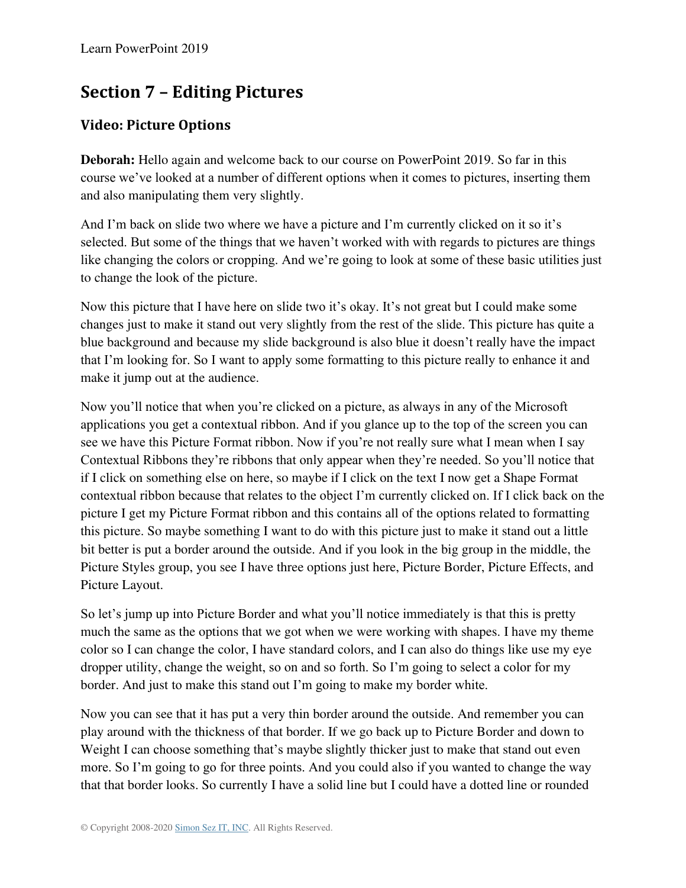## Section 7 – Editing Pictures

### Video: Picture Options

**Deborah:** Hello again and welcome back to our course on PowerPoint 2019. So far in this course we've looked at a number of different options when it comes to pictures, inserting them and also manipulating them very slightly.

And I'm back on slide two where we have a picture and I'm currently clicked on it so it's selected. But some of the things that we haven't worked with with regards to pictures are things like changing the colors or cropping. And we're going to look at some of these basic utilities just to change the look of the picture.

Now this picture that I have here on slide two it's okay. It's not great but I could make some changes just to make it stand out very slightly from the rest of the slide. This picture has quite a blue background and because my slide background is also blue it doesn't really have the impact that I'm looking for. So I want to apply some formatting to this picture really to enhance it and make it jump out at the audience.

Now you'll notice that when you're clicked on a picture, as always in any of the Microsoft applications you get a contextual ribbon. And if you glance up to the top of the screen you can see we have this Picture Format ribbon. Now if you're not really sure what I mean when I say Contextual Ribbons they're ribbons that only appear when they're needed. So you'll notice that if I click on something else on here, so maybe if I click on the text I now get a Shape Format contextual ribbon because that relates to the object I'm currently clicked on. If I click back on the picture I get my Picture Format ribbon and this contains all of the options related to formatting this picture. So maybe something I want to do with this picture just to make it stand out a little bit better is put a border around the outside. And if you look in the big group in the middle, the Picture Styles group, you see I have three options just here, Picture Border, Picture Effects, and Picture Layout.

So let's jump up into Picture Border and what you'll notice immediately is that this is pretty much the same as the options that we got when we were working with shapes. I have my theme color so I can change the color, I have standard colors, and I can also do things like use my eye dropper utility, change the weight, so on and so forth. So I'm going to select a color for my border. And just to make this stand out I'm going to make my border white.

Now you can see that it has put a very thin border around the outside. And remember you can play around with the thickness of that border. If we go back up to Picture Border and down to Weight I can choose something that's maybe slightly thicker just to make that stand out even more. So I'm going to go for three points. And you could also if you wanted to change the way that that border looks. So currently I have a solid line but I could have a dotted line or rounded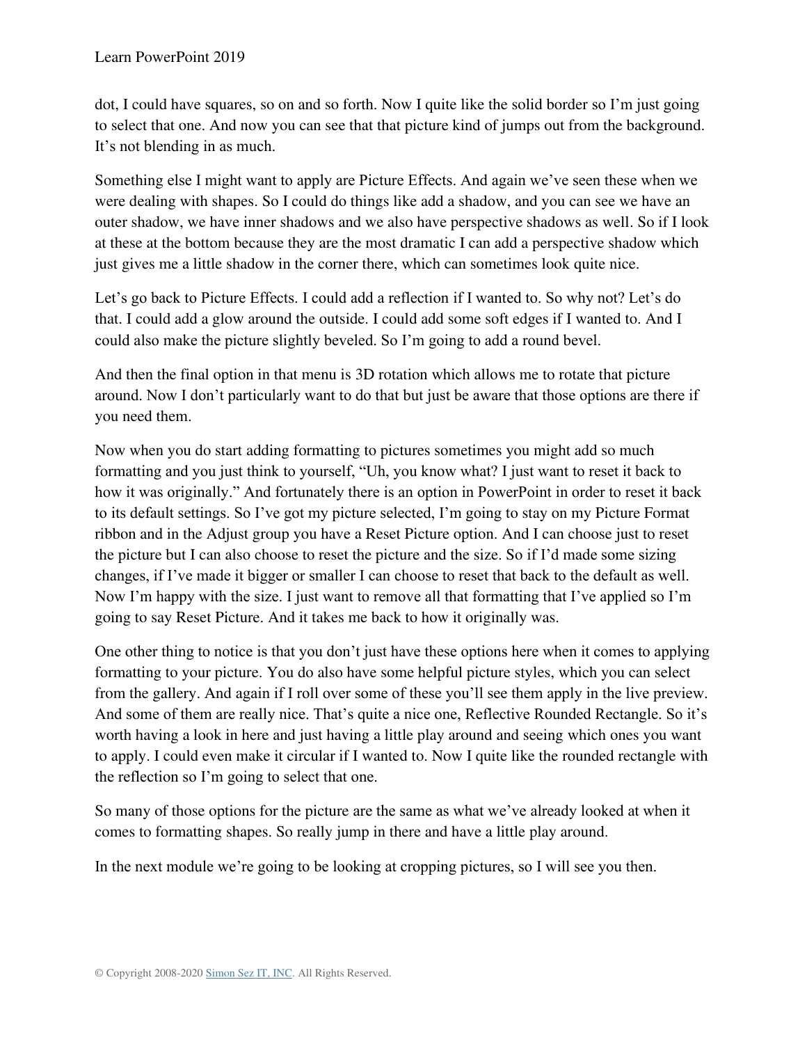dot, I could have squares, so on and so forth. Now I quite like the solid border so I'm just going to select that one. And now you can see that that picture kind of jumps out from the background. It's not blending in as much.

Something else I might want to apply are Picture Effects. And again we've seen these when we were dealing with shapes. So I could do things like add a shadow, and you can see we have an outer shadow, we have inner shadows and we also have perspective shadows as well. So if I look at these at the bottom because they are the most dramatic I can add a perspective shadow which just gives me a little shadow in the corner there, which can sometimes look quite nice.

Let's go back to Picture Effects. I could add a reflection if I wanted to. So why not? Let's do that. I could add a glow around the outside. I could add some soft edges if I wanted to. And I could also make the picture slightly beveled. So I'm going to add a round bevel.

And then the final option in that menu is 3D rotation which allows me to rotate that picture around. Now I don't particularly want to do that but just be aware that those options are there if you need them.

Now when you do start adding formatting to pictures sometimes you might add so much formatting and you just think to yourself, "Uh, you know what? I just want to reset it back to how it was originally." And fortunately there is an option in PowerPoint in order to reset it back to its default settings. So I've got my picture selected, I'm going to stay on my Picture Format ribbon and in the Adjust group you have a Reset Picture option. And I can choose just to reset the picture but I can also choose to reset the picture and the size. So if I'd made some sizing changes, if I've made it bigger or smaller I can choose to reset that back to the default as well. Now I'm happy with the size. I just want to remove all that formatting that I've applied so I'm going to say Reset Picture. And it takes me back to how it originally was.

One other thing to notice is that you don't just have these options here when it comes to applying formatting to your picture. You do also have some helpful picture styles, which you can select from the gallery. And again if I roll over some of these you'll see them apply in the live preview. And some of them are really nice. That's quite a nice one, Reflective Rounded Rectangle. So it's worth having a look in here and just having a little play around and seeing which ones you want to apply. I could even make it circular if I wanted to. Now I quite like the rounded rectangle with the reflection so I'm going to select that one.

So many of those options for the picture are the same as what we've already looked at when it comes to formatting shapes. So really jump in there and have a little play around.

In the next module we're going to be looking at cropping pictures, so I will see you then.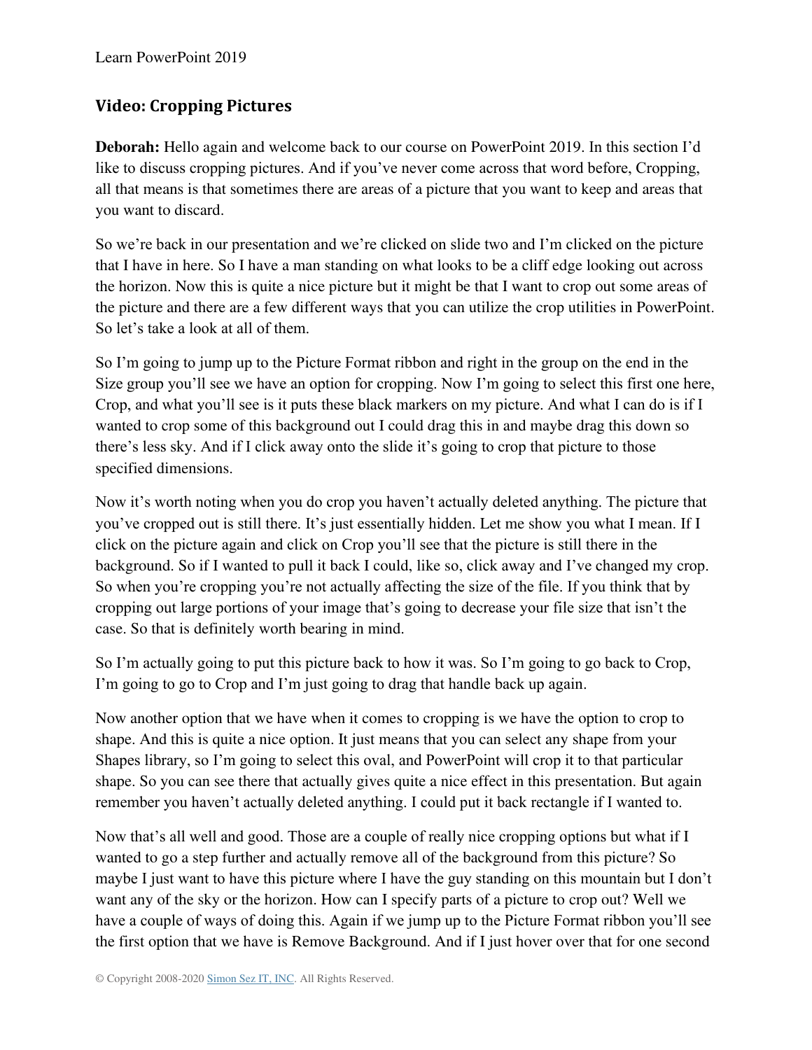## Video: Cropping Pictures

**Deborah:** Hello again and welcome back to our course on PowerPoint 2019. In this section I'd like to discuss cropping pictures. And if you've never come across that word before, Cropping, all that means is that sometimes there are areas of a picture that you want to keep and areas that you want to discard.

So we're back in our presentation and we're clicked on slide two and I'm clicked on the picture that I have in here. So I have a man standing on what looks to be a cliff edge looking out across the horizon. Now this is quite a nice picture but it might be that I want to crop out some areas of the picture and there are a few different ways that you can utilize the crop utilities in PowerPoint. So let's take a look at all of them.

So I'm going to jump up to the Picture Format ribbon and right in the group on the end in the Size group you'll see we have an option for cropping. Now I'm going to select this first one here, Crop, and what you'll see is it puts these black markers on my picture. And what I can do is if I wanted to crop some of this background out I could drag this in and maybe drag this down so there's less sky. And if I click away onto the slide it's going to crop that picture to those specified dimensions.

Now it's worth noting when you do crop you haven't actually deleted anything. The picture that you've cropped out is still there. It's just essentially hidden. Let me show you what I mean. If I click on the picture again and click on Crop you'll see that the picture is still there in the background. So if I wanted to pull it back I could, like so, click away and I've changed my crop. So when you're cropping you're not actually affecting the size of the file. If you think that by cropping out large portions of your image that's going to decrease your file size that isn't the case. So that is definitely worth bearing in mind.

So I'm actually going to put this picture back to how it was. So I'm going to go back to Crop, I'm going to go to Crop and I'm just going to drag that handle back up again.

Now another option that we have when it comes to cropping is we have the option to crop to shape. And this is quite a nice option. It just means that you can select any shape from your Shapes library, so I'm going to select this oval, and PowerPoint will crop it to that particular shape. So you can see there that actually gives quite a nice effect in this presentation. But again remember you haven't actually deleted anything. I could put it back rectangle if I wanted to.

Now that's all well and good. Those are a couple of really nice cropping options but what if I wanted to go a step further and actually remove all of the background from this picture? So maybe I just want to have this picture where I have the guy standing on this mountain but I don't want any of the sky or the horizon. How can I specify parts of a picture to crop out? Well we have a couple of ways of doing this. Again if we jump up to the Picture Format ribbon you'll see the first option that we have is Remove Background. And if I just hover over that for one second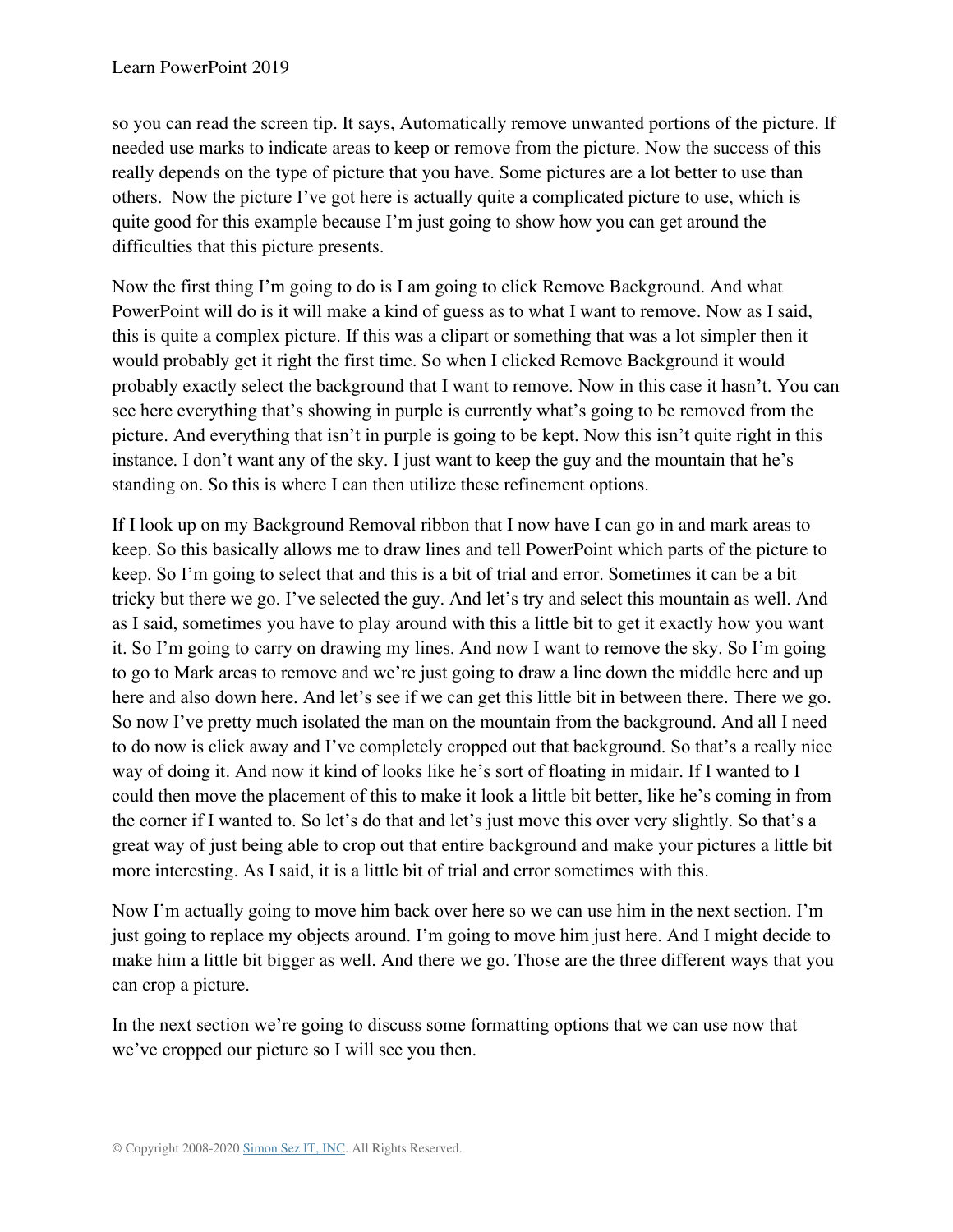so you can read the screen tip. It says, Automatically remove unwanted portions of the picture. If needed use marks to indicate areas to keep or remove from the picture. Now the success of this really depends on the type of picture that you have. Some pictures are a lot better to use than others. Now the picture I've got here is actually quite a complicated picture to use, which is quite good for this example because I'm just going to show how you can get around the difficulties that this picture presents.

Now the first thing I'm going to do is I am going to click Remove Background. And what PowerPoint will do is it will make a kind of guess as to what I want to remove. Now as I said, this is quite a complex picture. If this was a clipart or something that was a lot simpler then it would probably get it right the first time. So when I clicked Remove Background it would probably exactly select the background that I want to remove. Now in this case it hasn't. You can see here everything that's showing in purple is currently what's going to be removed from the picture. And everything that isn't in purple is going to be kept. Now this isn't quite right in this instance. I don't want any of the sky. I just want to keep the guy and the mountain that he's standing on. So this is where I can then utilize these refinement options.

If I look up on my Background Removal ribbon that I now have I can go in and mark areas to keep. So this basically allows me to draw lines and tell PowerPoint which parts of the picture to keep. So I'm going to select that and this is a bit of trial and error. Sometimes it can be a bit tricky but there we go. I've selected the guy. And let's try and select this mountain as well. And as I said, sometimes you have to play around with this a little bit to get it exactly how you want it. So I'm going to carry on drawing my lines. And now I want to remove the sky. So I'm going to go to Mark areas to remove and we're just going to draw a line down the middle here and up here and also down here. And let's see if we can get this little bit in between there. There we go. So now I've pretty much isolated the man on the mountain from the background. And all I need to do now is click away and I've completely cropped out that background. So that's a really nice way of doing it. And now it kind of looks like he's sort of floating in midair. If I wanted to I could then move the placement of this to make it look a little bit better, like he's coming in from the corner if I wanted to. So let's do that and let's just move this over very slightly. So that's a great way of just being able to crop out that entire background and make your pictures a little bit more interesting. As I said, it is a little bit of trial and error sometimes with this.

Now I'm actually going to move him back over here so we can use him in the next section. I'm just going to replace my objects around. I'm going to move him just here. And I might decide to make him a little bit bigger as well. And there we go. Those are the three different ways that you can crop a picture.

In the next section we're going to discuss some formatting options that we can use now that we've cropped our picture so I will see you then.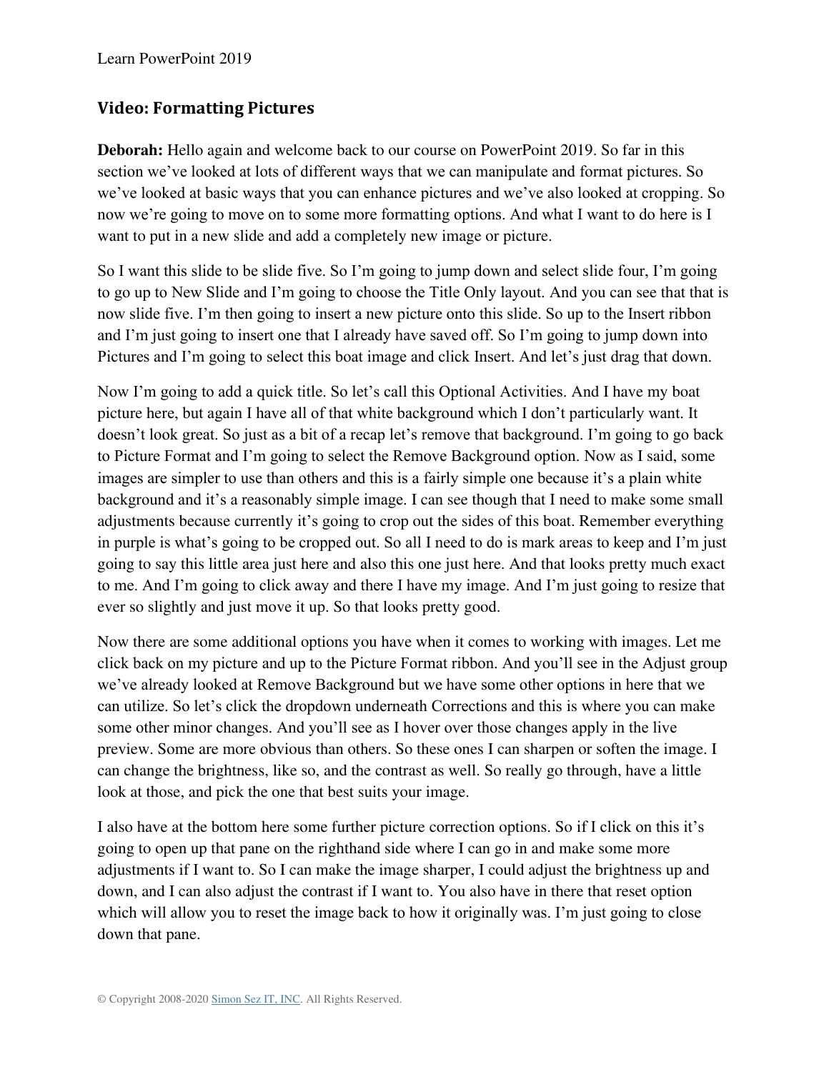## Video: Formatting Pictures

**Deborah:** Hello again and welcome back to our course on PowerPoint 2019. So far in this section we've looked at lots of different ways that we can manipulate and format pictures. So we've looked at basic ways that you can enhance pictures and we've also looked at cropping. So now we're going to move on to some more formatting options. And what I want to do here is I want to put in a new slide and add a completely new image or picture.

So I want this slide to be slide five. So I'm going to jump down and select slide four, I'm going to go up to New Slide and I'm going to choose the Title Only layout. And you can see that that is now slide five. I'm then going to insert a new picture onto this slide. So up to the Insert ribbon and I'm just going to insert one that I already have saved off. So I'm going to jump down into Pictures and I'm going to select this boat image and click Insert. And let's just drag that down.

Now I'm going to add a quick title. So let's call this Optional Activities. And I have my boat picture here, but again I have all of that white background which I don't particularly want. It doesn't look great. So just as a bit of a recap let's remove that background. I'm going to go back to Picture Format and I'm going to select the Remove Background option. Now as I said, some images are simpler to use than others and this is a fairly simple one because it's a plain white background and it's a reasonably simple image. I can see though that I need to make some small adjustments because currently it's going to crop out the sides of this boat. Remember everything in purple is what's going to be cropped out. So all I need to do is mark areas to keep and I'm just going to say this little area just here and also this one just here. And that looks pretty much exact to me. And I'm going to click away and there I have my image. And I'm just going to resize that ever so slightly and just move it up. So that looks pretty good.

Now there are some additional options you have when it comes to working with images. Let me click back on my picture and up to the Picture Format ribbon. And you'll see in the Adjust group we've already looked at Remove Background but we have some other options in here that we can utilize. So let's click the dropdown underneath Corrections and this is where you can make some other minor changes. And you'll see as I hover over those changes apply in the live preview. Some are more obvious than others. So these ones I can sharpen or soften the image. I can change the brightness, like so, and the contrast as well. So really go through, have a little look at those, and pick the one that best suits your image.

I also have at the bottom here some further picture correction options. So if I click on this it's going to open up that pane on the righthand side where I can go in and make some more adjustments if I want to. So I can make the image sharper, I could adjust the brightness up and down, and I can also adjust the contrast if I want to. You also have in there that reset option which will allow you to reset the image back to how it originally was. I'm just going to close down that pane.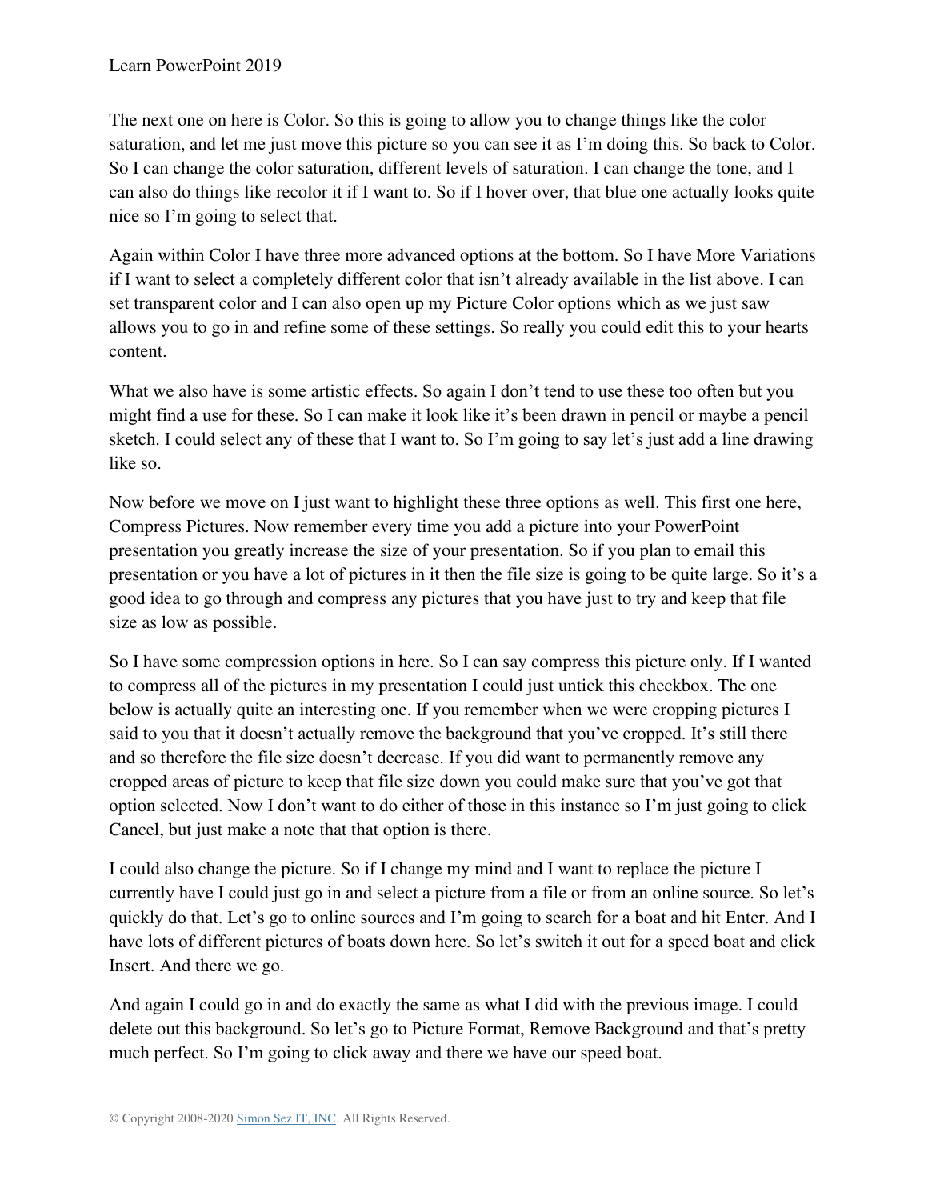The next one on here is Color. So this is going to allow you to change things like the color saturation, and let me just move this picture so you can see it as I'm doing this. So back to Color. So I can change the color saturation, different levels of saturation. I can change the tone, and I can also do things like recolor it if I want to. So if I hover over, that blue one actually looks quite nice so I'm going to select that.

Again within Color I have three more advanced options at the bottom. So I have More Variations if I want to select a completely different color that isn't already available in the list above. I can set transparent color and I can also open up my Picture Color options which as we just saw allows you to go in and refine some of these settings. So really you could edit this to your hearts content.

What we also have is some artistic effects. So again I don't tend to use these too often but you might find a use for these. So I can make it look like it's been drawn in pencil or maybe a pencil sketch. I could select any of these that I want to. So I'm going to say let's just add a line drawing like so.

Now before we move on I just want to highlight these three options as well. This first one here, Compress Pictures. Now remember every time you add a picture into your PowerPoint presentation you greatly increase the size of your presentation. So if you plan to email this presentation or you have a lot of pictures in it then the file size is going to be quite large. So it's a good idea to go through and compress any pictures that you have just to try and keep that file size as low as possible.

So I have some compression options in here. So I can say compress this picture only. If I wanted to compress all of the pictures in my presentation I could just untick this checkbox. The one below is actually quite an interesting one. If you remember when we were cropping pictures I said to you that it doesn't actually remove the background that you've cropped. It's still there and so therefore the file size doesn't decrease. If you did want to permanently remove any cropped areas of picture to keep that file size down you could make sure that you've got that option selected. Now I don't want to do either of those in this instance so I'm just going to click Cancel, but just make a note that that option is there.

I could also change the picture. So if I change my mind and I want to replace the picture I currently have I could just go in and select a picture from a file or from an online source. So let's quickly do that. Let's go to online sources and I'm going to search for a boat and hit Enter. And I have lots of different pictures of boats down here. So let's switch it out for a speed boat and click Insert. And there we go.

And again I could go in and do exactly the same as what I did with the previous image. I could delete out this background. So let's go to Picture Format, Remove Background and that's pretty much perfect. So I'm going to click away and there we have our speed boat.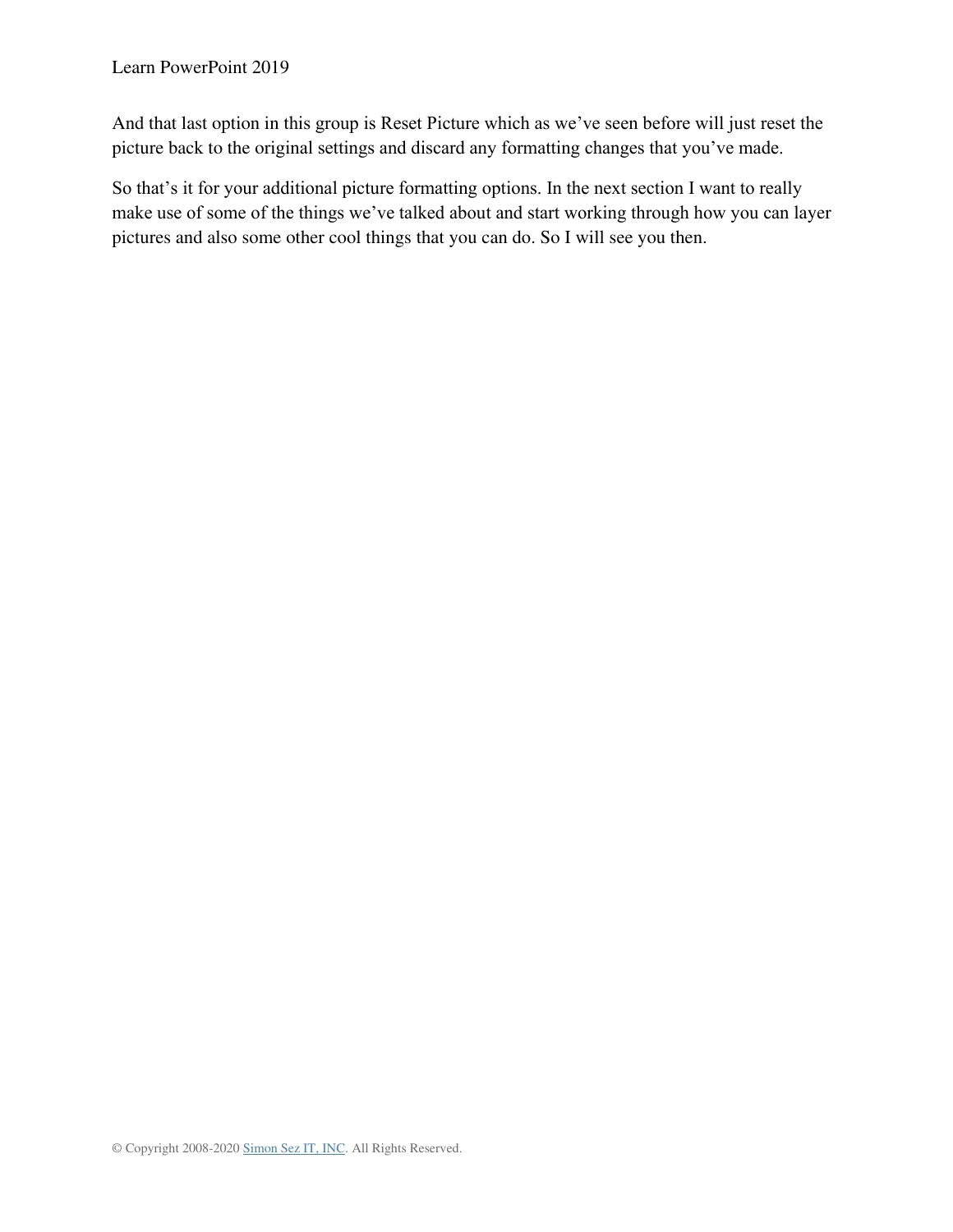And that last option in this group is Reset Picture which as we've seen before will just reset the picture back to the original settings and discard any formatting changes that you've made.

So that's it for your additional picture formatting options. In the next section I want to really make use of some of the things we've talked about and start working through how you can layer pictures and also some other cool things that you can do. So I will see you then.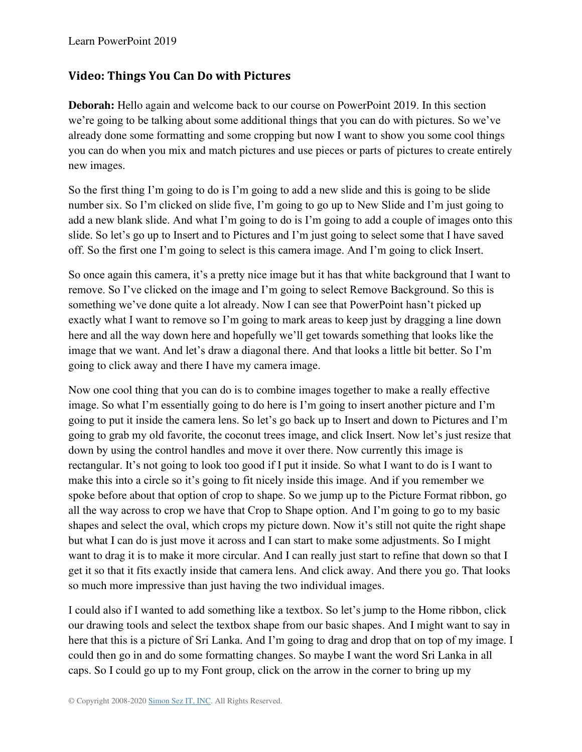## Video: Things You Can Do with Pictures

**Deborah:** Hello again and welcome back to our course on PowerPoint 2019. In this section we're going to be talking about some additional things that you can do with pictures. So we've already done some formatting and some cropping but now I want to show you some cool things you can do when you mix and match pictures and use pieces or parts of pictures to create entirely new images.

So the first thing I'm going to do is I'm going to add a new slide and this is going to be slide number six. So I'm clicked on slide five, I'm going to go up to New Slide and I'm just going to add a new blank slide. And what I'm going to do is I'm going to add a couple of images onto this slide. So let's go up to Insert and to Pictures and I'm just going to select some that I have saved off. So the first one I'm going to select is this camera image. And I'm going to click Insert.

So once again this camera, it's a pretty nice image but it has that white background that I want to remove. So I've clicked on the image and I'm going to select Remove Background. So this is something we've done quite a lot already. Now I can see that PowerPoint hasn't picked up exactly what I want to remove so I'm going to mark areas to keep just by dragging a line down here and all the way down here and hopefully we'll get towards something that looks like the image that we want. And let's draw a diagonal there. And that looks a little bit better. So I'm going to click away and there I have my camera image.

Now one cool thing that you can do is to combine images together to make a really effective image. So what I'm essentially going to do here is I'm going to insert another picture and I'm going to put it inside the camera lens. So let's go back up to Insert and down to Pictures and I'm going to grab my old favorite, the coconut trees image, and click Insert. Now let's just resize that down by using the control handles and move it over there. Now currently this image is rectangular. It's not going to look too good if I put it inside. So what I want to do is I want to make this into a circle so it's going to fit nicely inside this image. And if you remember we spoke before about that option of crop to shape. So we jump up to the Picture Format ribbon, go all the way across to crop we have that Crop to Shape option. And I'm going to go to my basic shapes and select the oval, which crops my picture down. Now it's still not quite the right shape but what I can do is just move it across and I can start to make some adjustments. So I might want to drag it is to make it more circular. And I can really just start to refine that down so that I get it so that it fits exactly inside that camera lens. And click away. And there you go. That looks so much more impressive than just having the two individual images.

I could also if I wanted to add something like a textbox. So let's jump to the Home ribbon, click our drawing tools and select the textbox shape from our basic shapes. And I might want to say in here that this is a picture of Sri Lanka. And I'm going to drag and drop that on top of my image. I could then go in and do some formatting changes. So maybe I want the word Sri Lanka in all caps. So I could go up to my Font group, click on the arrow in the corner to bring up my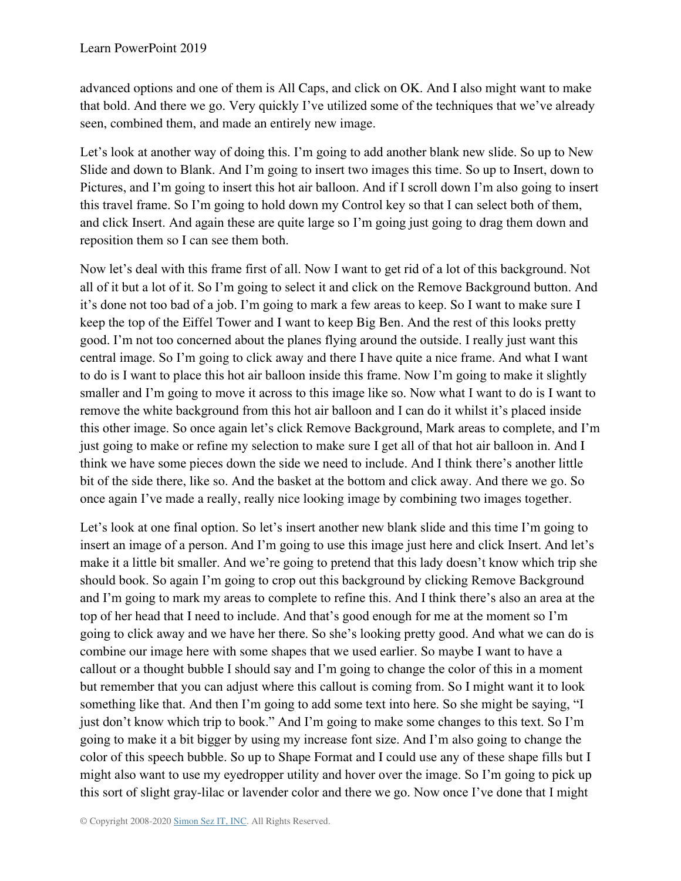advanced options and one of them is All Caps, and click on OK. And I also might want to make that bold. And there we go. Very quickly I've utilized some of the techniques that we've already seen, combined them, and made an entirely new image.

Let's look at another way of doing this. I'm going to add another blank new slide. So up to New Slide and down to Blank. And I'm going to insert two images this time. So up to Insert, down to Pictures, and I'm going to insert this hot air balloon. And if I scroll down I'm also going to insert this travel frame. So I'm going to hold down my Control key so that I can select both of them, and click Insert. And again these are quite large so I'm going just going to drag them down and reposition them so I can see them both.

Now let's deal with this frame first of all. Now I want to get rid of a lot of this background. Not all of it but a lot of it. So I'm going to select it and click on the Remove Background button. And it's done not too bad of a job. I'm going to mark a few areas to keep. So I want to make sure I keep the top of the Eiffel Tower and I want to keep Big Ben. And the rest of this looks pretty good. I'm not too concerned about the planes flying around the outside. I really just want this central image. So I'm going to click away and there I have quite a nice frame. And what I want to do is I want to place this hot air balloon inside this frame. Now I'm going to make it slightly smaller and I'm going to move it across to this image like so. Now what I want to do is I want to remove the white background from this hot air balloon and I can do it whilst it's placed inside this other image. So once again let's click Remove Background, Mark areas to complete, and I'm just going to make or refine my selection to make sure I get all of that hot air balloon in. And I think we have some pieces down the side we need to include. And I think there's another little bit of the side there, like so. And the basket at the bottom and click away. And there we go. So once again I've made a really, really nice looking image by combining two images together.

Let's look at one final option. So let's insert another new blank slide and this time I'm going to insert an image of a person. And I'm going to use this image just here and click Insert. And let's make it a little bit smaller. And we're going to pretend that this lady doesn't know which trip she should book. So again I'm going to crop out this background by clicking Remove Background and I'm going to mark my areas to complete to refine this. And I think there's also an area at the top of her head that I need to include. And that's good enough for me at the moment so I'm going to click away and we have her there. So she's looking pretty good. And what we can do is combine our image here with some shapes that we used earlier. So maybe I want to have a callout or a thought bubble I should say and I'm going to change the color of this in a moment but remember that you can adjust where this callout is coming from. So I might want it to look something like that. And then I'm going to add some text into here. So she might be saying, "I just don't know which trip to book." And I'm going to make some changes to this text. So I'm going to make it a bit bigger by using my increase font size. And I'm also going to change the color of this speech bubble. So up to Shape Format and I could use any of these shape fills but I might also want to use my eyedropper utility and hover over the image. So I'm going to pick up this sort of slight gray-lilac or lavender color and there we go. Now once I've done that I might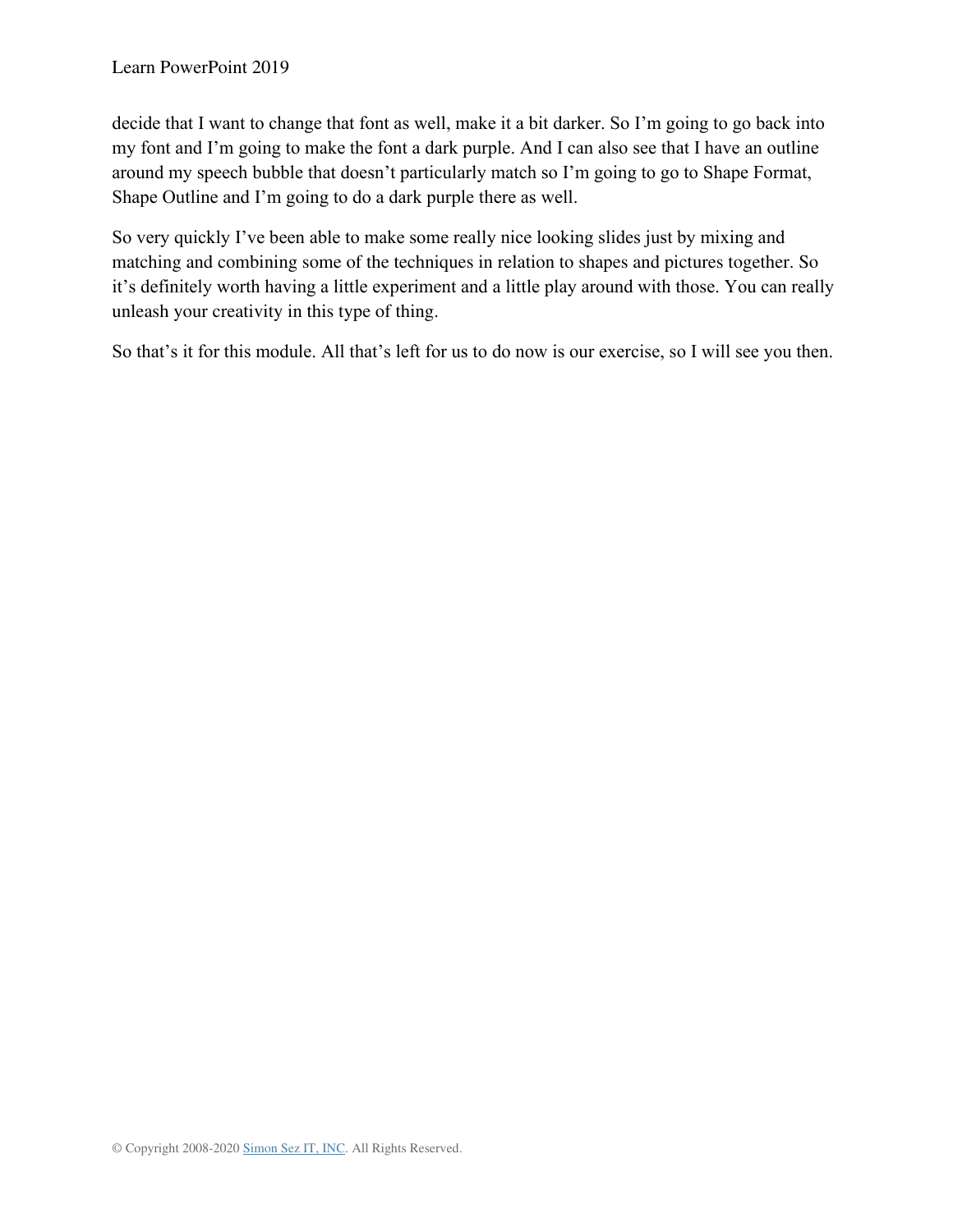decide that I want to change that font as well, make it a bit darker. So I'm going to go back into my font and I'm going to make the font a dark purple. And I can also see that I have an outline around my speech bubble that doesn't particularly match so I'm going to go to Shape Format, Shape Outline and I'm going to do a dark purple there as well.

So very quickly I've been able to make some really nice looking slides just by mixing and matching and combining some of the techniques in relation to shapes and pictures together. So it's definitely worth having a little experiment and a little play around with those. You can really unleash your creativity in this type of thing.

So that's it for this module. All that's left for us to do now is our exercise, so I will see you then.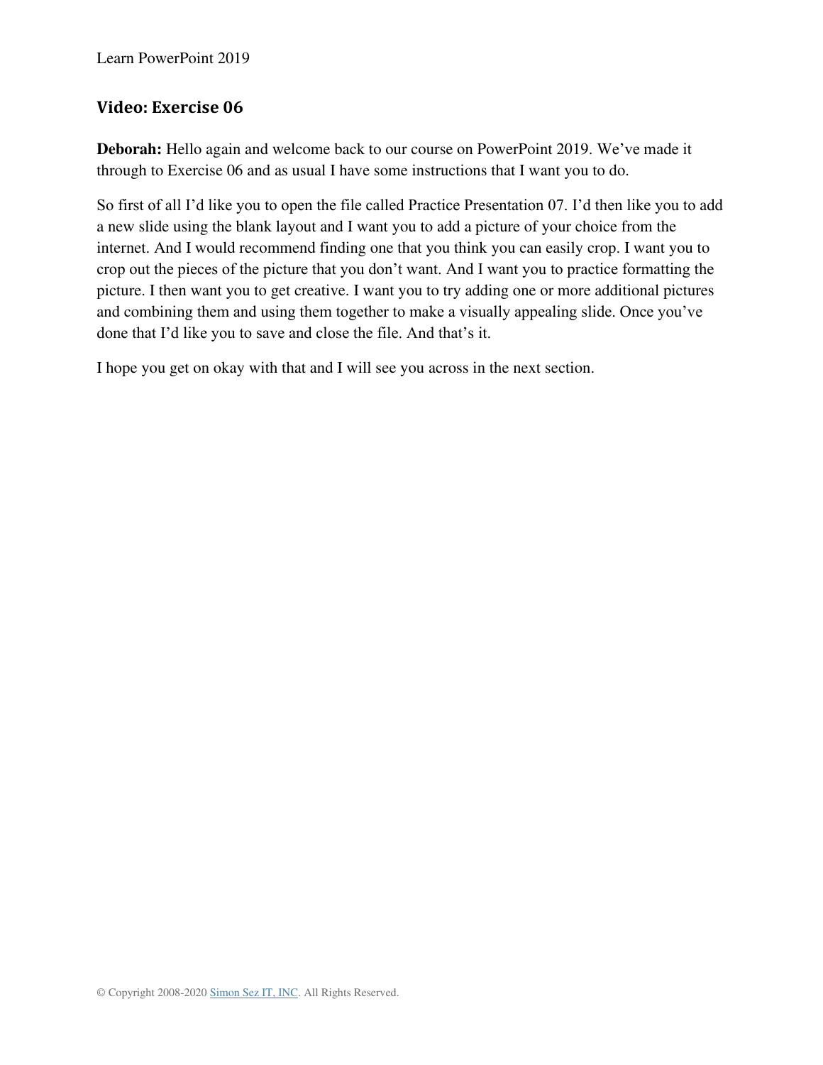## Video: Exercise 06

**Deborah:** Hello again and welcome back to our course on PowerPoint 2019. We've made it through to Exercise 06 and as usual I have some instructions that I want you to do.

So first of all I'd like you to open the file called Practice Presentation 07. I'd then like you to add a new slide using the blank layout and I want you to add a picture of your choice from the internet. And I would recommend finding one that you think you can easily crop. I want you to crop out the pieces of the picture that you don't want. And I want you to practice formatting the picture. I then want you to get creative. I want you to try adding one or more additional pictures and combining them and using them together to make a visually appealing slide. Once you've done that I'd like you to save and close the file. And that's it.

I hope you get on okay with that and I will see you across in the next section.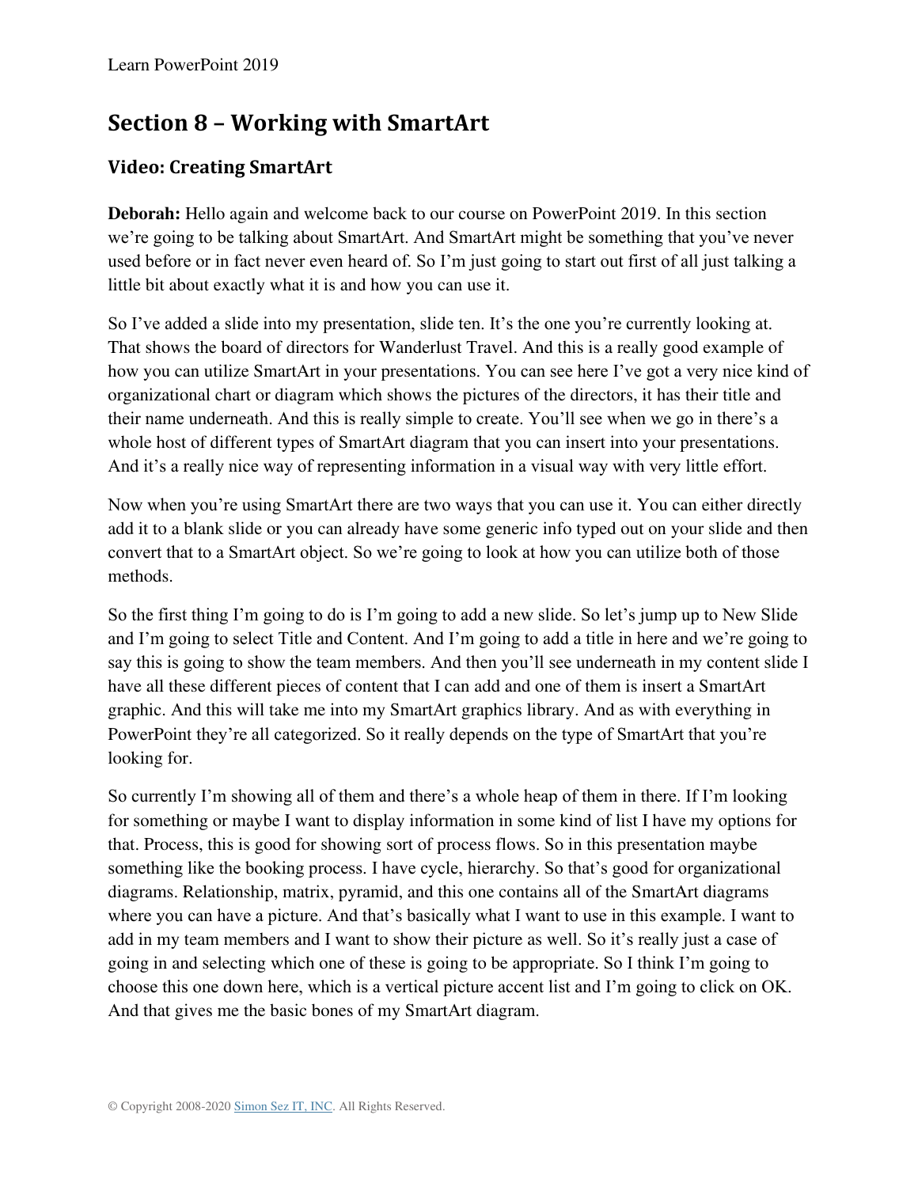## Section 8 – Working with SmartArt

### Video: Creating SmartArt

**Deborah:** Hello again and welcome back to our course on PowerPoint 2019. In this section we're going to be talking about SmartArt. And SmartArt might be something that you've never used before or in fact never even heard of. So I'm just going to start out first of all just talking a little bit about exactly what it is and how you can use it.

So I've added a slide into my presentation, slide ten. It's the one you're currently looking at. That shows the board of directors for Wanderlust Travel. And this is a really good example of how you can utilize SmartArt in your presentations. You can see here I've got a very nice kind of organizational chart or diagram which shows the pictures of the directors, it has their title and their name underneath. And this is really simple to create. You'll see when we go in there's a whole host of different types of SmartArt diagram that you can insert into your presentations. And it's a really nice way of representing information in a visual way with very little effort.

Now when you're using SmartArt there are two ways that you can use it. You can either directly add it to a blank slide or you can already have some generic info typed out on your slide and then convert that to a SmartArt object. So we're going to look at how you can utilize both of those methods.

So the first thing I'm going to do is I'm going to add a new slide. So let's jump up to New Slide and I'm going to select Title and Content. And I'm going to add a title in here and we're going to say this is going to show the team members. And then you'll see underneath in my content slide I have all these different pieces of content that I can add and one of them is insert a SmartArt graphic. And this will take me into my SmartArt graphics library. And as with everything in PowerPoint they're all categorized. So it really depends on the type of SmartArt that you're looking for.

So currently I'm showing all of them and there's a whole heap of them in there. If I'm looking for something or maybe I want to display information in some kind of list I have my options for that. Process, this is good for showing sort of process flows. So in this presentation maybe something like the booking process. I have cycle, hierarchy. So that's good for organizational diagrams. Relationship, matrix, pyramid, and this one contains all of the SmartArt diagrams where you can have a picture. And that's basically what I want to use in this example. I want to add in my team members and I want to show their picture as well. So it's really just a case of going in and selecting which one of these is going to be appropriate. So I think I'm going to choose this one down here, which is a vertical picture accent list and I'm going to click on OK. And that gives me the basic bones of my SmartArt diagram.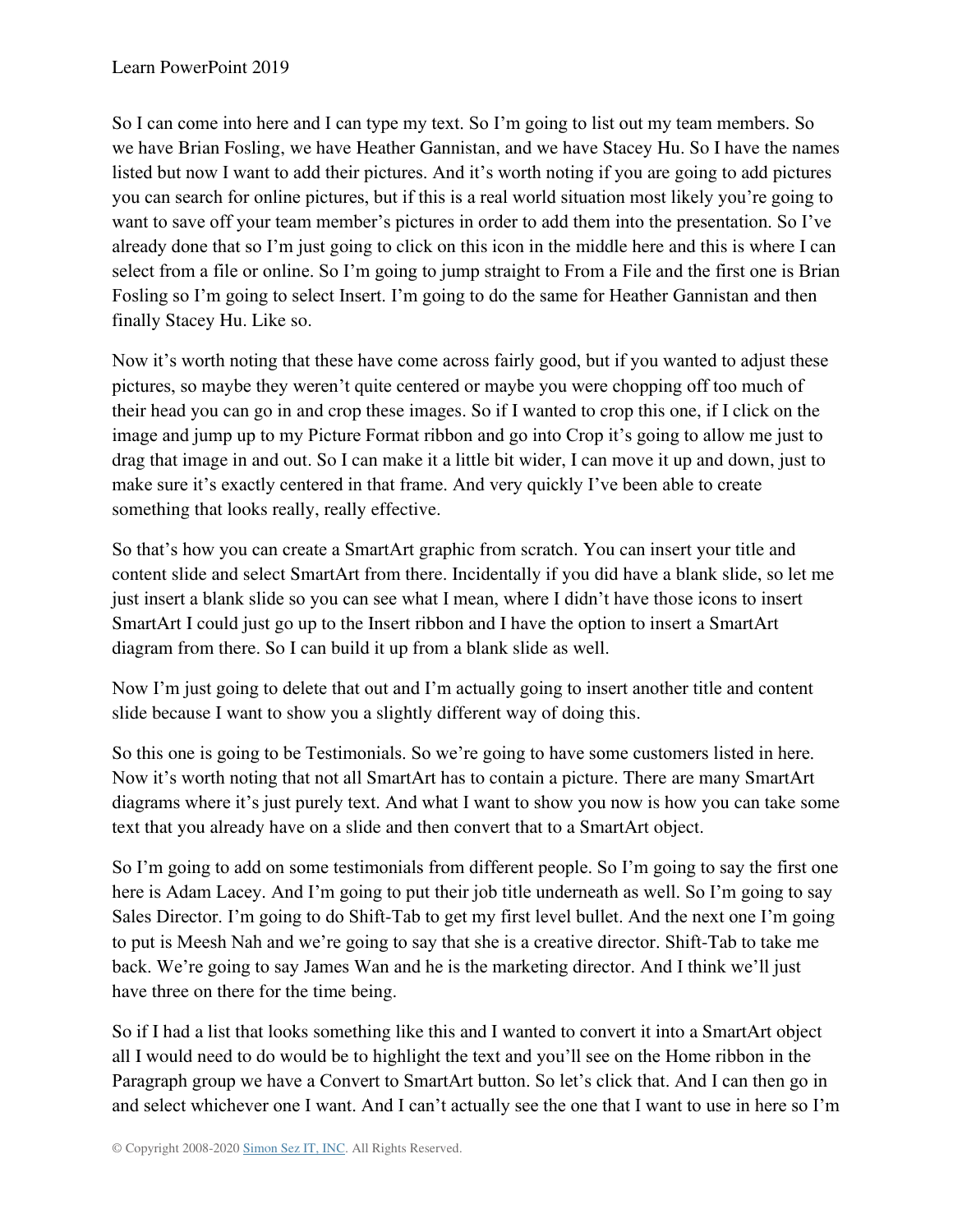So I can come into here and I can type my text. So I'm going to list out my team members. So we have Brian Fosling, we have Heather Gannistan, and we have Stacey Hu. So I have the names listed but now I want to add their pictures. And it's worth noting if you are going to add pictures you can search for online pictures, but if this is a real world situation most likely you're going to want to save off your team member's pictures in order to add them into the presentation. So I've already done that so I'm just going to click on this icon in the middle here and this is where I can select from a file or online. So I'm going to jump straight to From a File and the first one is Brian Fosling so I'm going to select Insert. I'm going to do the same for Heather Gannistan and then finally Stacey Hu. Like so.

Now it's worth noting that these have come across fairly good, but if you wanted to adjust these pictures, so maybe they weren't quite centered or maybe you were chopping off too much of their head you can go in and crop these images. So if I wanted to crop this one, if I click on the image and jump up to my Picture Format ribbon and go into Crop it's going to allow me just to drag that image in and out. So I can make it a little bit wider, I can move it up and down, just to make sure it's exactly centered in that frame. And very quickly I've been able to create something that looks really, really effective.

So that's how you can create a SmartArt graphic from scratch. You can insert your title and content slide and select SmartArt from there. Incidentally if you did have a blank slide, so let me just insert a blank slide so you can see what I mean, where I didn't have those icons to insert SmartArt I could just go up to the Insert ribbon and I have the option to insert a SmartArt diagram from there. So I can build it up from a blank slide as well.

Now I'm just going to delete that out and I'm actually going to insert another title and content slide because I want to show you a slightly different way of doing this.

So this one is going to be Testimonials. So we're going to have some customers listed in here. Now it's worth noting that not all SmartArt has to contain a picture. There are many SmartArt diagrams where it's just purely text. And what I want to show you now is how you can take some text that you already have on a slide and then convert that to a SmartArt object.

So I'm going to add on some testimonials from different people. So I'm going to say the first one here is Adam Lacey. And I'm going to put their job title underneath as well. So I'm going to say Sales Director. I'm going to do Shift-Tab to get my first level bullet. And the next one I'm going to put is Meesh Nah and we're going to say that she is a creative director. Shift-Tab to take me back. We're going to say James Wan and he is the marketing director. And I think we'll just have three on there for the time being.

So if I had a list that looks something like this and I wanted to convert it into a SmartArt object all I would need to do would be to highlight the text and you'll see on the Home ribbon in the Paragraph group we have a Convert to SmartArt button. So let's click that. And I can then go in and select whichever one I want. And I can't actually see the one that I want to use in here so I'm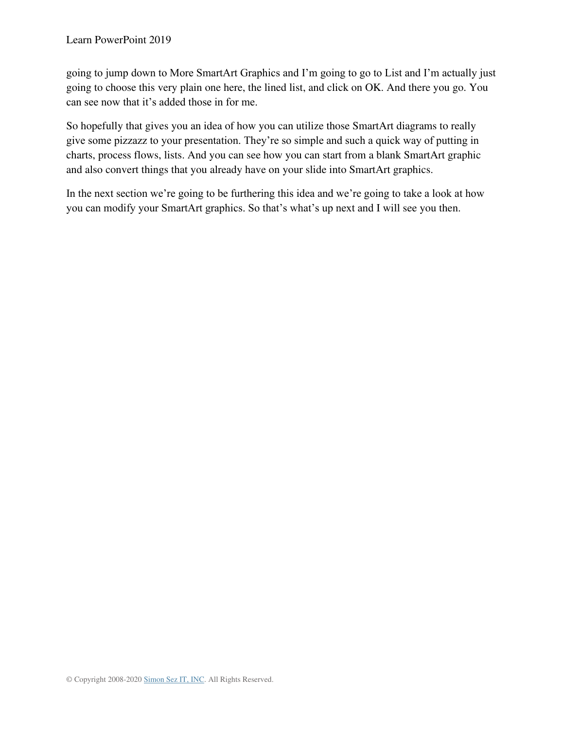going to jump down to More SmartArt Graphics and I'm going to go to List and I'm actually just going to choose this very plain one here, the lined list, and click on OK. And there you go. You can see now that it's added those in for me.

So hopefully that gives you an idea of how you can utilize those SmartArt diagrams to really give some pizzazz to your presentation. They're so simple and such a quick way of putting in charts, process flows, lists. And you can see how you can start from a blank SmartArt graphic and also convert things that you already have on your slide into SmartArt graphics.

In the next section we're going to be furthering this idea and we're going to take a look at how you can modify your SmartArt graphics. So that's what's up next and I will see you then.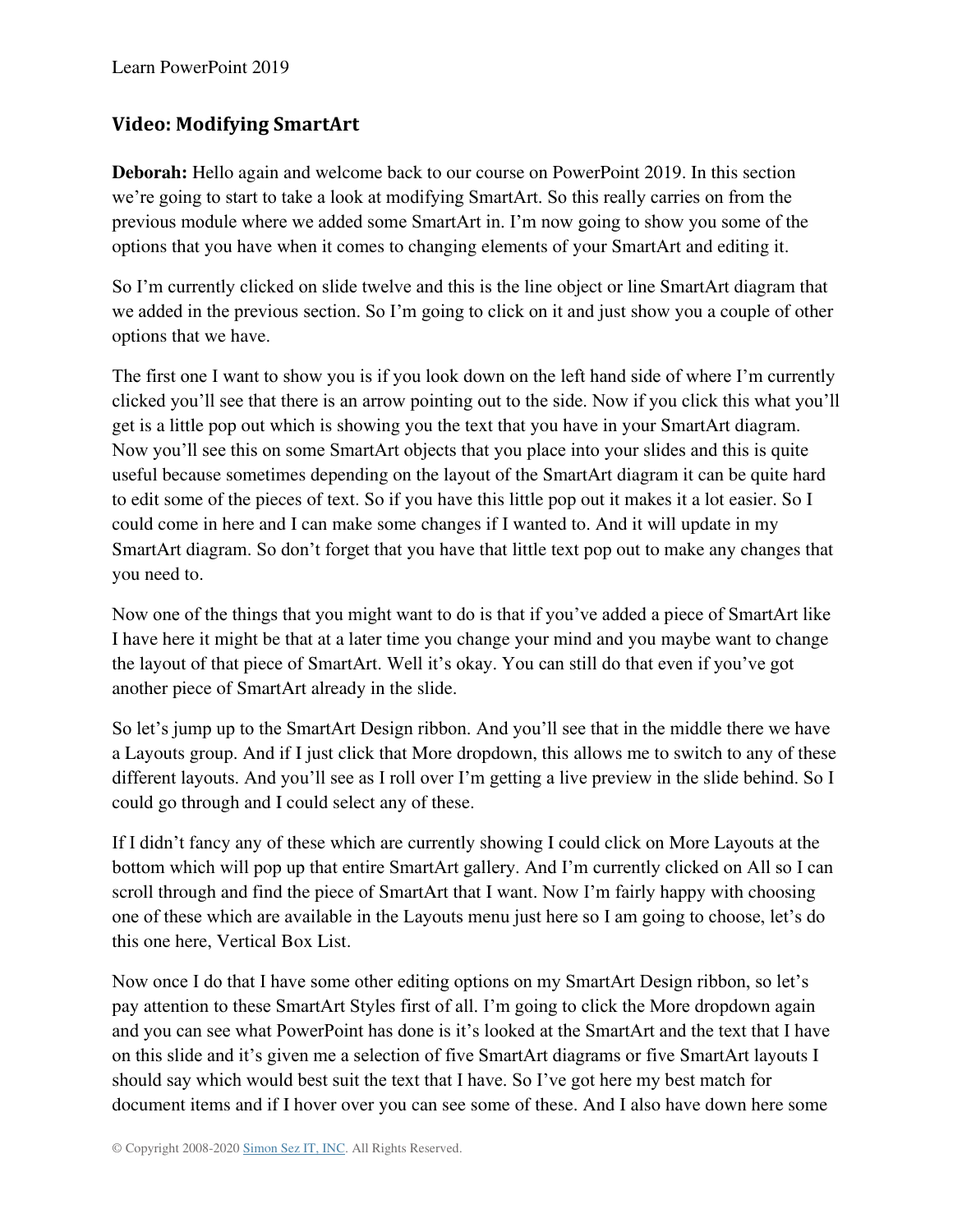## Video: Modifying SmartArt

**Deborah:** Hello again and welcome back to our course on PowerPoint 2019. In this section we're going to start to take a look at modifying SmartArt. So this really carries on from the previous module where we added some SmartArt in. I'm now going to show you some of the options that you have when it comes to changing elements of your SmartArt and editing it.

So I'm currently clicked on slide twelve and this is the line object or line SmartArt diagram that we added in the previous section. So I'm going to click on it and just show you a couple of other options that we have.

The first one I want to show you is if you look down on the left hand side of where I'm currently clicked you'll see that there is an arrow pointing out to the side. Now if you click this what you'll get is a little pop out which is showing you the text that you have in your SmartArt diagram. Now you'll see this on some SmartArt objects that you place into your slides and this is quite useful because sometimes depending on the layout of the SmartArt diagram it can be quite hard to edit some of the pieces of text. So if you have this little pop out it makes it a lot easier. So I could come in here and I can make some changes if I wanted to. And it will update in my SmartArt diagram. So don't forget that you have that little text pop out to make any changes that you need to.

Now one of the things that you might want to do is that if you've added a piece of SmartArt like I have here it might be that at a later time you change your mind and you maybe want to change the layout of that piece of SmartArt. Well it's okay. You can still do that even if you've got another piece of SmartArt already in the slide.

So let's jump up to the SmartArt Design ribbon. And you'll see that in the middle there we have a Layouts group. And if I just click that More dropdown, this allows me to switch to any of these different layouts. And you'll see as I roll over I'm getting a live preview in the slide behind. So I could go through and I could select any of these.

If I didn't fancy any of these which are currently showing I could click on More Layouts at the bottom which will pop up that entire SmartArt gallery. And I'm currently clicked on All so I can scroll through and find the piece of SmartArt that I want. Now I'm fairly happy with choosing one of these which are available in the Layouts menu just here so I am going to choose, let's do this one here, Vertical Box List.

Now once I do that I have some other editing options on my SmartArt Design ribbon, so let's pay attention to these SmartArt Styles first of all. I'm going to click the More dropdown again and you can see what PowerPoint has done is it's looked at the SmartArt and the text that I have on this slide and it's given me a selection of five SmartArt diagrams or five SmartArt layouts I should say which would best suit the text that I have. So I've got here my best match for document items and if I hover over you can see some of these. And I also have down here some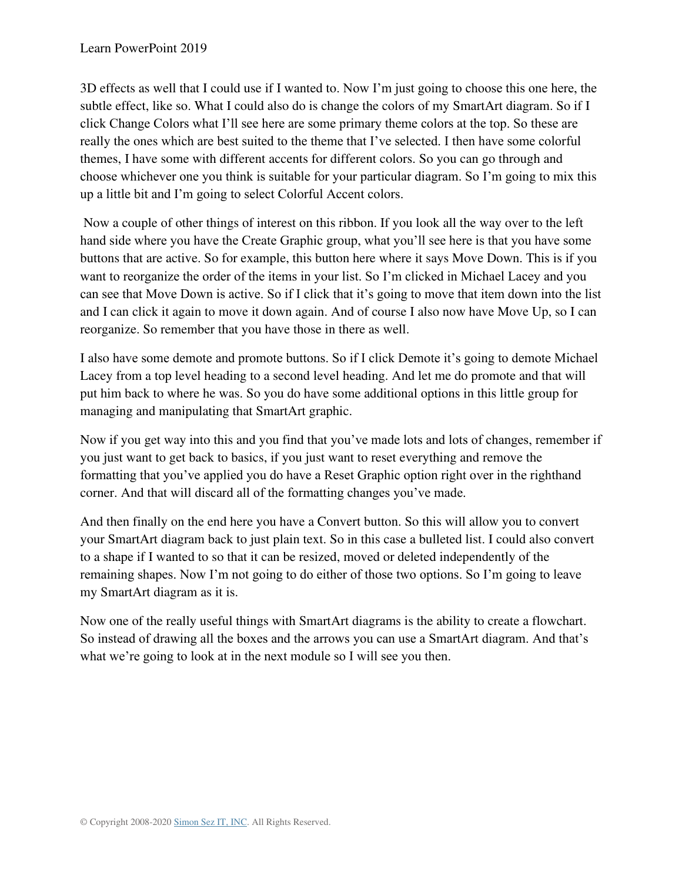3D effects as well that I could use if I wanted to. Now I'm just going to choose this one here, the subtle effect, like so. What I could also do is change the colors of my SmartArt diagram. So if I click Change Colors what I'll see here are some primary theme colors at the top. So these are really the ones which are best suited to the theme that I've selected. I then have some colorful themes, I have some with different accents for different colors. So you can go through and choose whichever one you think is suitable for your particular diagram. So I'm going to mix this up a little bit and I'm going to select Colorful Accent colors.

Now a couple of other things of interest on this ribbon. If you look all the way over to the left hand side where you have the Create Graphic group, what you'll see here is that you have some buttons that are active. So for example, this button here where it says Move Down. This is if you want to reorganize the order of the items in your list. So I'm clicked in Michael Lacey and you can see that Move Down is active. So if I click that it's going to move that item down into the list and I can click it again to move it down again. And of course I also now have Move Up, so I can reorganize. So remember that you have those in there as well.

I also have some demote and promote buttons. So if I click Demote it's going to demote Michael Lacey from a top level heading to a second level heading. And let me do promote and that will put him back to where he was. So you do have some additional options in this little group for managing and manipulating that SmartArt graphic.

Now if you get way into this and you find that you've made lots and lots of changes, remember if you just want to get back to basics, if you just want to reset everything and remove the formatting that you've applied you do have a Reset Graphic option right over in the righthand corner. And that will discard all of the formatting changes you've made.

And then finally on the end here you have a Convert button. So this will allow you to convert your SmartArt diagram back to just plain text. So in this case a bulleted list. I could also convert to a shape if I wanted to so that it can be resized, moved or deleted independently of the remaining shapes. Now I'm not going to do either of those two options. So I'm going to leave my SmartArt diagram as it is.

Now one of the really useful things with SmartArt diagrams is the ability to create a flowchart. So instead of drawing all the boxes and the arrows you can use a SmartArt diagram. And that's what we're going to look at in the next module so I will see you then.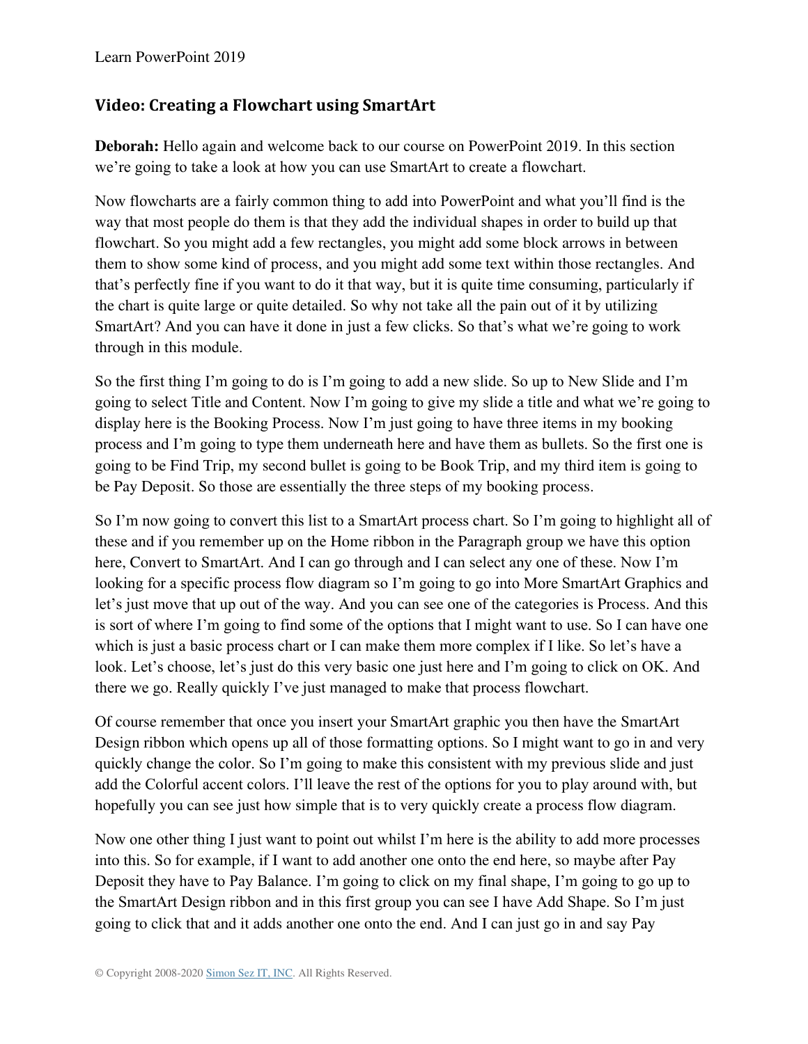## Video: Creating a Flowchart using SmartArt

**Deborah:** Hello again and welcome back to our course on PowerPoint 2019. In this section we're going to take a look at how you can use SmartArt to create a flowchart.

Now flowcharts are a fairly common thing to add into PowerPoint and what you'll find is the way that most people do them is that they add the individual shapes in order to build up that flowchart. So you might add a few rectangles, you might add some block arrows in between them to show some kind of process, and you might add some text within those rectangles. And that's perfectly fine if you want to do it that way, but it is quite time consuming, particularly if the chart is quite large or quite detailed. So why not take all the pain out of it by utilizing SmartArt? And you can have it done in just a few clicks. So that's what we're going to work through in this module.

So the first thing I'm going to do is I'm going to add a new slide. So up to New Slide and I'm going to select Title and Content. Now I'm going to give my slide a title and what we're going to display here is the Booking Process. Now I'm just going to have three items in my booking process and I'm going to type them underneath here and have them as bullets. So the first one is going to be Find Trip, my second bullet is going to be Book Trip, and my third item is going to be Pay Deposit. So those are essentially the three steps of my booking process.

So I'm now going to convert this list to a SmartArt process chart. So I'm going to highlight all of these and if you remember up on the Home ribbon in the Paragraph group we have this option here, Convert to SmartArt. And I can go through and I can select any one of these. Now I'm looking for a specific process flow diagram so I'm going to go into More SmartArt Graphics and let's just move that up out of the way. And you can see one of the categories is Process. And this is sort of where I'm going to find some of the options that I might want to use. So I can have one which is just a basic process chart or I can make them more complex if I like. So let's have a look. Let's choose, let's just do this very basic one just here and I'm going to click on OK. And there we go. Really quickly I've just managed to make that process flowchart.

Of course remember that once you insert your SmartArt graphic you then have the SmartArt Design ribbon which opens up all of those formatting options. So I might want to go in and very quickly change the color. So I'm going to make this consistent with my previous slide and just add the Colorful accent colors. I'll leave the rest of the options for you to play around with, but hopefully you can see just how simple that is to very quickly create a process flow diagram.

Now one other thing I just want to point out whilst I'm here is the ability to add more processes into this. So for example, if I want to add another one onto the end here, so maybe after Pay Deposit they have to Pay Balance. I'm going to click on my final shape, I'm going to go up to the SmartArt Design ribbon and in this first group you can see I have Add Shape. So I'm just going to click that and it adds another one onto the end. And I can just go in and say Pay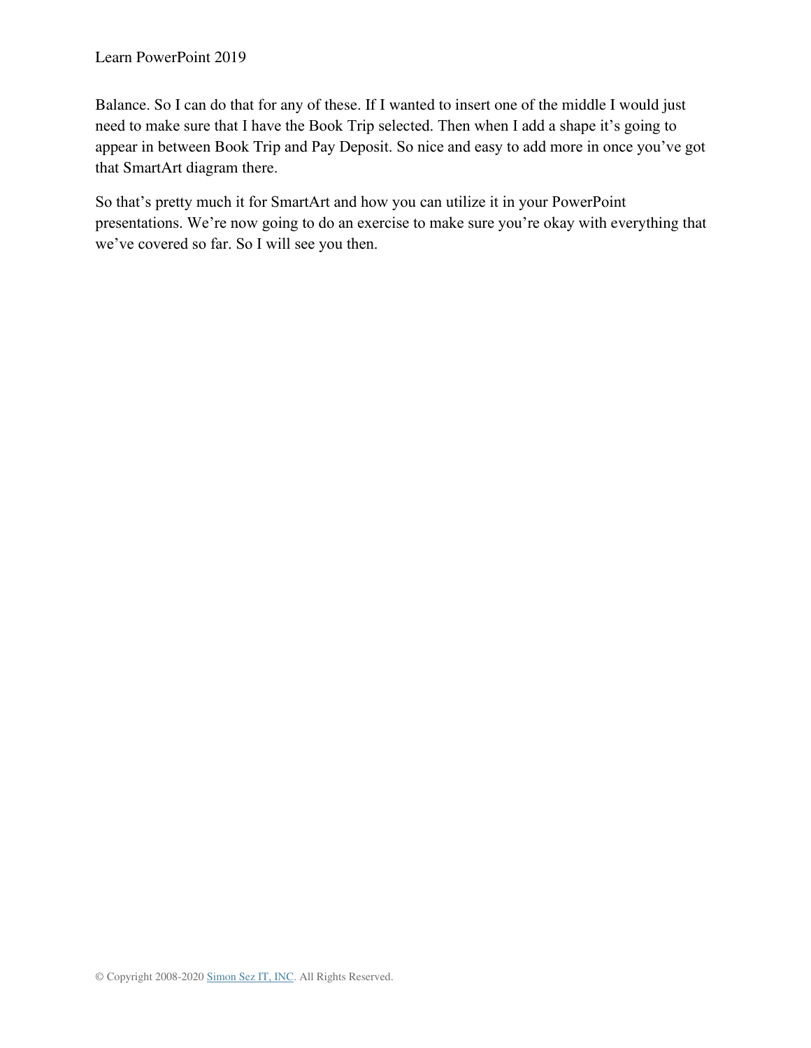Balance. So I can do that for any of these. If I wanted to insert one of the middle I would just need to make sure that I have the Book Trip selected. Then when I add a shape it's going to appear in between Book Trip and Pay Deposit. So nice and easy to add more in once you've got that SmartArt diagram there.

So that's pretty much it for SmartArt and how you can utilize it in your PowerPoint presentations. We're now going to do an exercise to make sure you're okay with everything that we've covered so far. So I will see you then.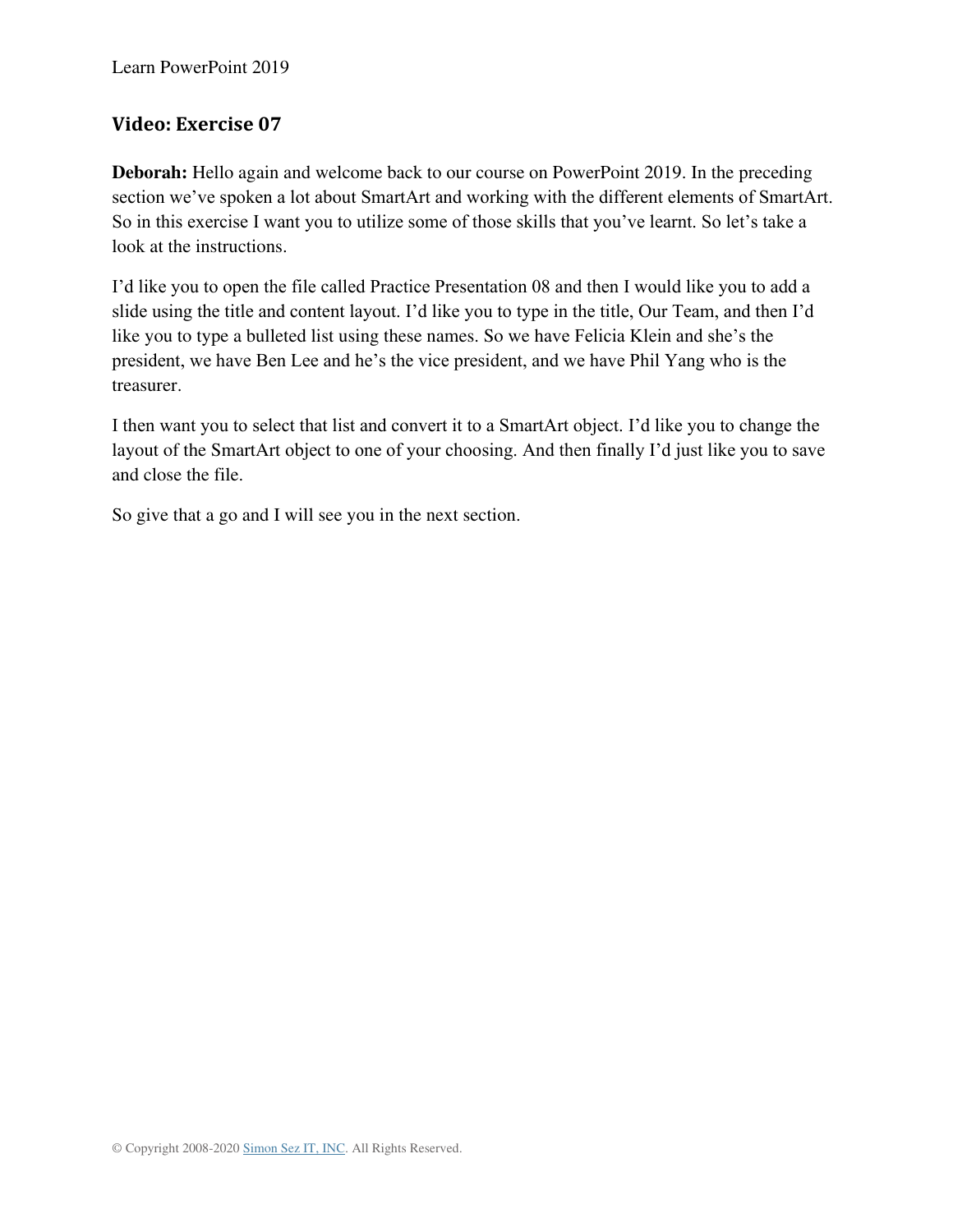## Video: Exercise 07

**Deborah:** Hello again and welcome back to our course on PowerPoint 2019. In the preceding section we've spoken a lot about SmartArt and working with the different elements of SmartArt. So in this exercise I want you to utilize some of those skills that you've learnt. So let's take a look at the instructions.

I'd like you to open the file called Practice Presentation 08 and then I would like you to add a slide using the title and content layout. I'd like you to type in the title, Our Team, and then I'd like you to type a bulleted list using these names. So we have Felicia Klein and she's the president, we have Ben Lee and he's the vice president, and we have Phil Yang who is the treasurer.

I then want you to select that list and convert it to a SmartArt object. I'd like you to change the layout of the SmartArt object to one of your choosing. And then finally I'd just like you to save and close the file.

So give that a go and I will see you in the next section.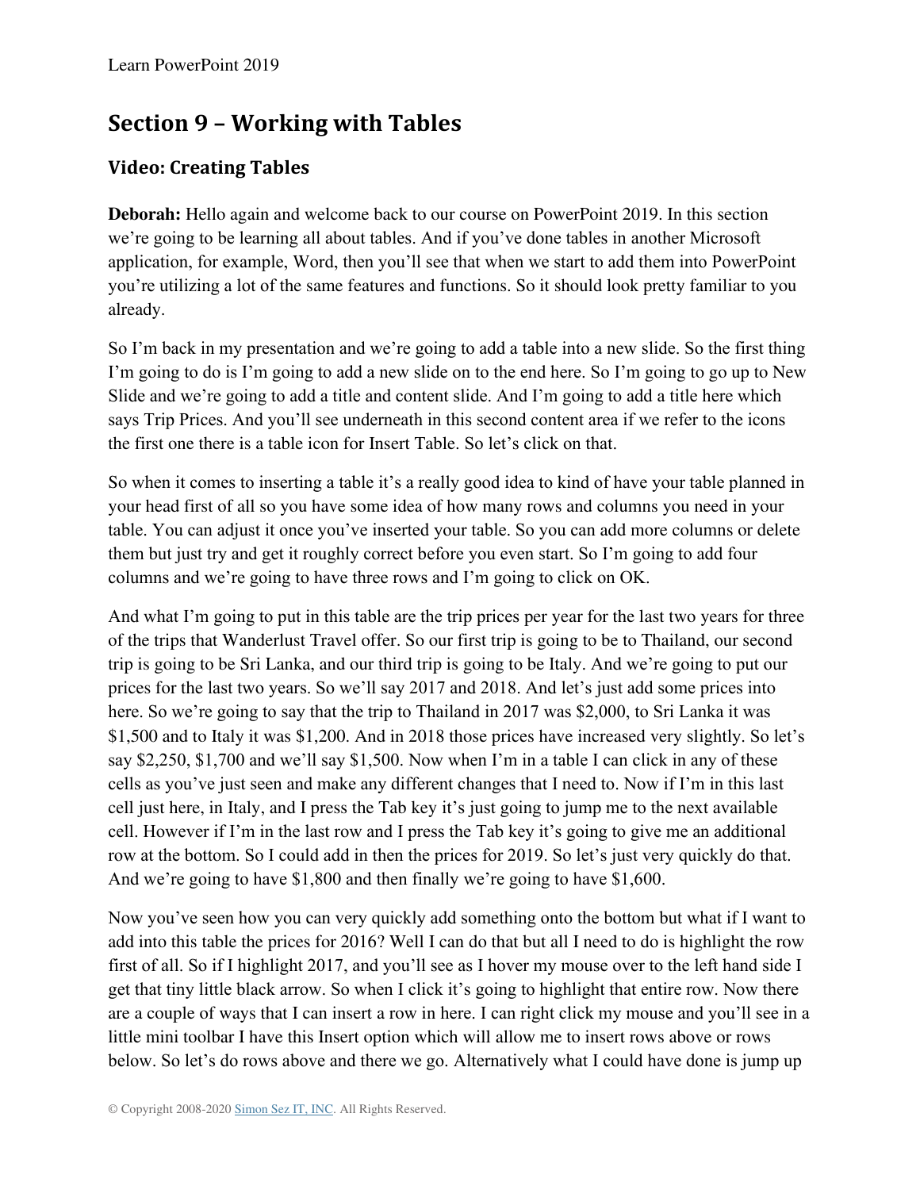## Section 9 – Working with Tables

### Video: Creating Tables

**Deborah:** Hello again and welcome back to our course on PowerPoint 2019. In this section we're going to be learning all about tables. And if you've done tables in another Microsoft application, for example, Word, then you'll see that when we start to add them into PowerPoint you're utilizing a lot of the same features and functions. So it should look pretty familiar to you already.

So I'm back in my presentation and we're going to add a table into a new slide. So the first thing I'm going to do is I'm going to add a new slide on to the end here. So I'm going to go up to New Slide and we're going to add a title and content slide. And I'm going to add a title here which says Trip Prices. And you'll see underneath in this second content area if we refer to the icons the first one there is a table icon for Insert Table. So let's click on that.

So when it comes to inserting a table it's a really good idea to kind of have your table planned in your head first of all so you have some idea of how many rows and columns you need in your table. You can adjust it once you've inserted your table. So you can add more columns or delete them but just try and get it roughly correct before you even start. So I'm going to add four columns and we're going to have three rows and I'm going to click on OK.

And what I'm going to put in this table are the trip prices per year for the last two years for three of the trips that Wanderlust Travel offer. So our first trip is going to be to Thailand, our second trip is going to be Sri Lanka, and our third trip is going to be Italy. And we're going to put our prices for the last two years. So we'll say 2017 and 2018. And let's just add some prices into here. So we're going to say that the trip to Thailand in 2017 was $2,000, to Sri Lanka it was $1,500 and to Italy it was $1,200. And in 2018 those prices have increased very slightly. So let's say $2,250, $1,700 and we'll say $1,500. Now when I'm in a table I can click in any of these cells as you've just seen and make any different changes that I need to. Now if I'm in this last cell just here, in Italy, and I press the Tab key it's just going to jump me to the next available cell. However if I'm in the last row and I press the Tab key it's going to give me an additional row at the bottom. So I could add in then the prices for 2019. So let's just very quickly do that. And we're going to have $1,800 and then finally we're going to have $1,600.

Now you've seen how you can very quickly add something onto the bottom but what if I want to add into this table the prices for 2016? Well I can do that but all I need to do is highlight the row first of all. So if I highlight 2017, and you'll see as I hover my mouse over to the left hand side I get that tiny little black arrow. So when I click it's going to highlight that entire row. Now there are a couple of ways that I can insert a row in here. I can right click my mouse and you'll see in a little mini toolbar I have this Insert option which will allow me to insert rows above or rows below. So let's do rows above and there we go. Alternatively what I could have done is jump up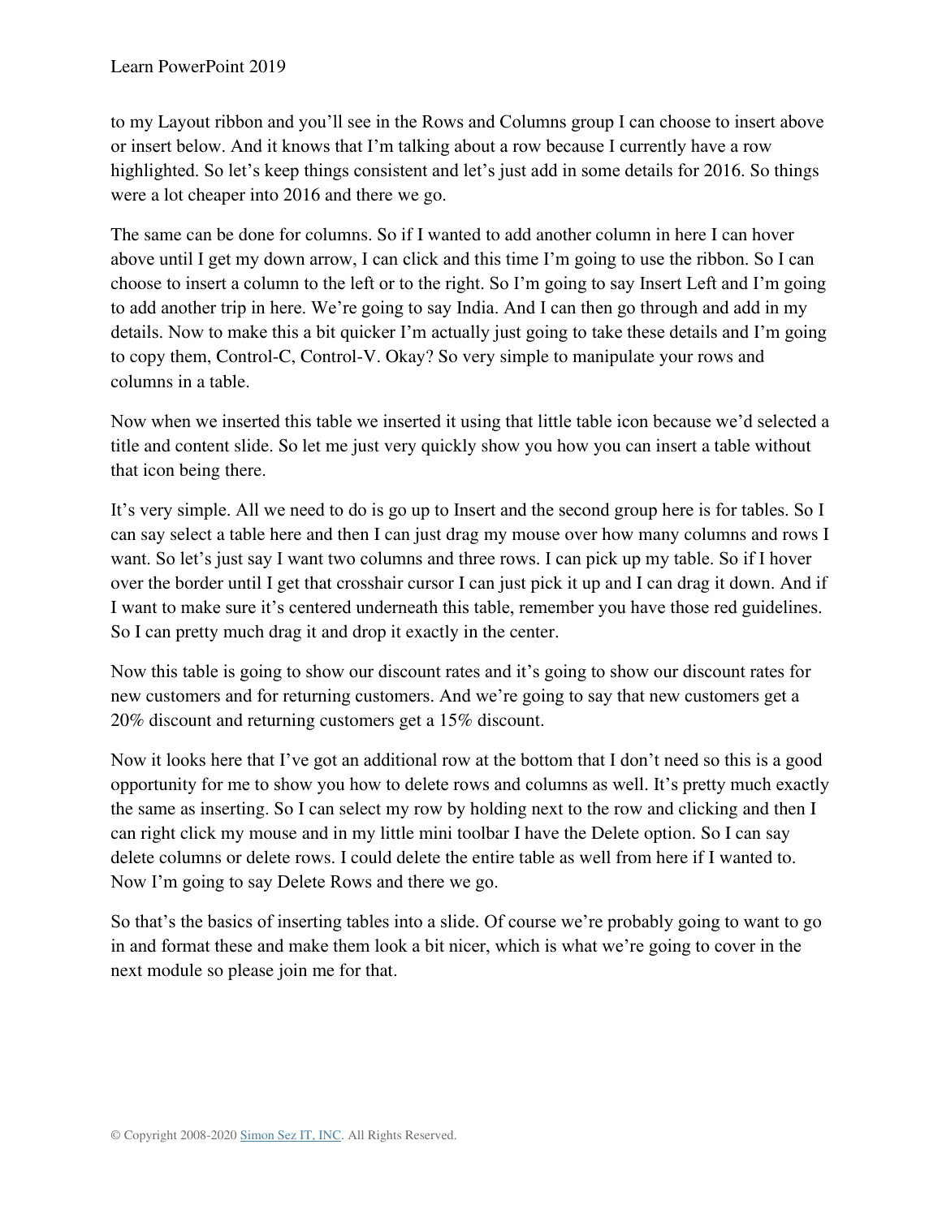to my Layout ribbon and you'll see in the Rows and Columns group I can choose to insert above or insert below. And it knows that I'm talking about a row because I currently have a row highlighted. So let's keep things consistent and let's just add in some details for 2016. So things were a lot cheaper into 2016 and there we go.

The same can be done for columns. So if I wanted to add another column in here I can hover above until I get my down arrow, I can click and this time I'm going to use the ribbon. So I can choose to insert a column to the left or to the right. So I'm going to say Insert Left and I'm going to add another trip in here. We're going to say India. And I can then go through and add in my details. Now to make this a bit quicker I'm actually just going to take these details and I'm going to copy them, Control-C, Control-V. Okay? So very simple to manipulate your rows and columns in a table.

Now when we inserted this table we inserted it using that little table icon because we'd selected a title and content slide. So let me just very quickly show you how you can insert a table without that icon being there.

It's very simple. All we need to do is go up to Insert and the second group here is for tables. So I can say select a table here and then I can just drag my mouse over how many columns and rows I want. So let's just say I want two columns and three rows. I can pick up my table. So if I hover over the border until I get that crosshair cursor I can just pick it up and I can drag it down. And if I want to make sure it's centered underneath this table, remember you have those red guidelines. So I can pretty much drag it and drop it exactly in the center.

Now this table is going to show our discount rates and it's going to show our discount rates for new customers and for returning customers. And we're going to say that new customers get a 20% discount and returning customers get a 15% discount.

Now it looks here that I've got an additional row at the bottom that I don't need so this is a good opportunity for me to show you how to delete rows and columns as well. It's pretty much exactly the same as inserting. So I can select my row by holding next to the row and clicking and then I can right click my mouse and in my little mini toolbar I have the Delete option. So I can say delete columns or delete rows. I could delete the entire table as well from here if I wanted to. Now I'm going to say Delete Rows and there we go.

So that's the basics of inserting tables into a slide. Of course we're probably going to want to go in and format these and make them look a bit nicer, which is what we're going to cover in the next module so please join me for that.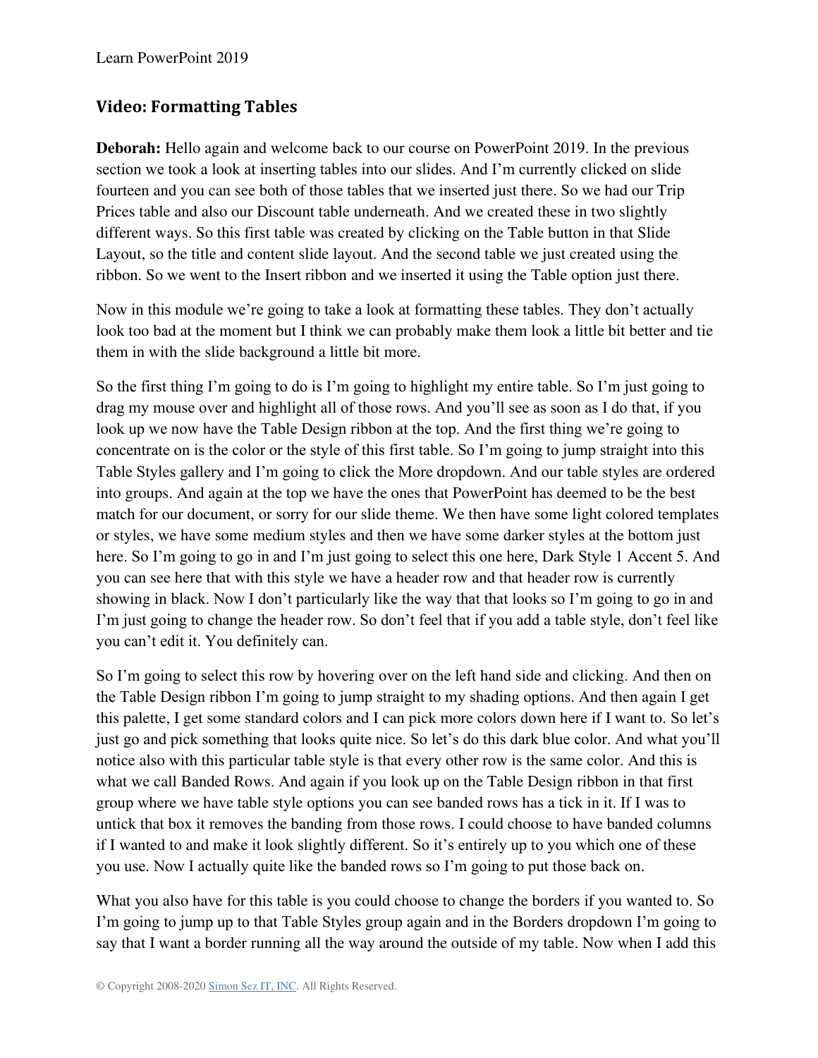## Video: Formatting Tables

**Deborah:** Hello again and welcome back to our course on PowerPoint 2019. In the previous section we took a look at inserting tables into our slides. And I'm currently clicked on slide fourteen and you can see both of those tables that we inserted just there. So we had our Trip Prices table and also our Discount table underneath. And we created these in two slightly different ways. So this first table was created by clicking on the Table button in that Slide Layout, so the title and content slide layout. And the second table we just created using the ribbon. So we went to the Insert ribbon and we inserted it using the Table option just there.

Now in this module we're going to take a look at formatting these tables. They don't actually look too bad at the moment but I think we can probably make them look a little bit better and tie them in with the slide background a little bit more.

So the first thing I'm going to do is I'm going to highlight my entire table. So I'm just going to drag my mouse over and highlight all of those rows. And you'll see as soon as I do that, if you look up we now have the Table Design ribbon at the top. And the first thing we're going to concentrate on is the color or the style of this first table. So I'm going to jump straight into this Table Styles gallery and I'm going to click the More dropdown. And our table styles are ordered into groups. And again at the top we have the ones that PowerPoint has deemed to be the best match for our document, or sorry for our slide theme. We then have some light colored templates or styles, we have some medium styles and then we have some darker styles at the bottom just here. So I'm going to go in and I'm just going to select this one here, Dark Style 1 Accent 5. And you can see here that with this style we have a header row and that header row is currently showing in black. Now I don't particularly like the way that that looks so I'm going to go in and I'm just going to change the header row. So don't feel that if you add a table style, don't feel like you can't edit it. You definitely can.

So I'm going to select this row by hovering over on the left hand side and clicking. And then on the Table Design ribbon I'm going to jump straight to my shading options. And then again I get this palette, I get some standard colors and I can pick more colors down here if I want to. So let's just go and pick something that looks quite nice. So let's do this dark blue color. And what you'll notice also with this particular table style is that every other row is the same color. And this is what we call Banded Rows. And again if you look up on the Table Design ribbon in that first group where we have table style options you can see banded rows has a tick in it. If I was to untick that box it removes the banding from those rows. I could choose to have banded columns if I wanted to and make it look slightly different. So it's entirely up to you which one of these you use. Now I actually quite like the banded rows so I'm going to put those back on.

What you also have for this table is you could choose to change the borders if you wanted to. So I'm going to jump up to that Table Styles group again and in the Borders dropdown I'm going to say that I want a border running all the way around the outside of my table. Now when I add this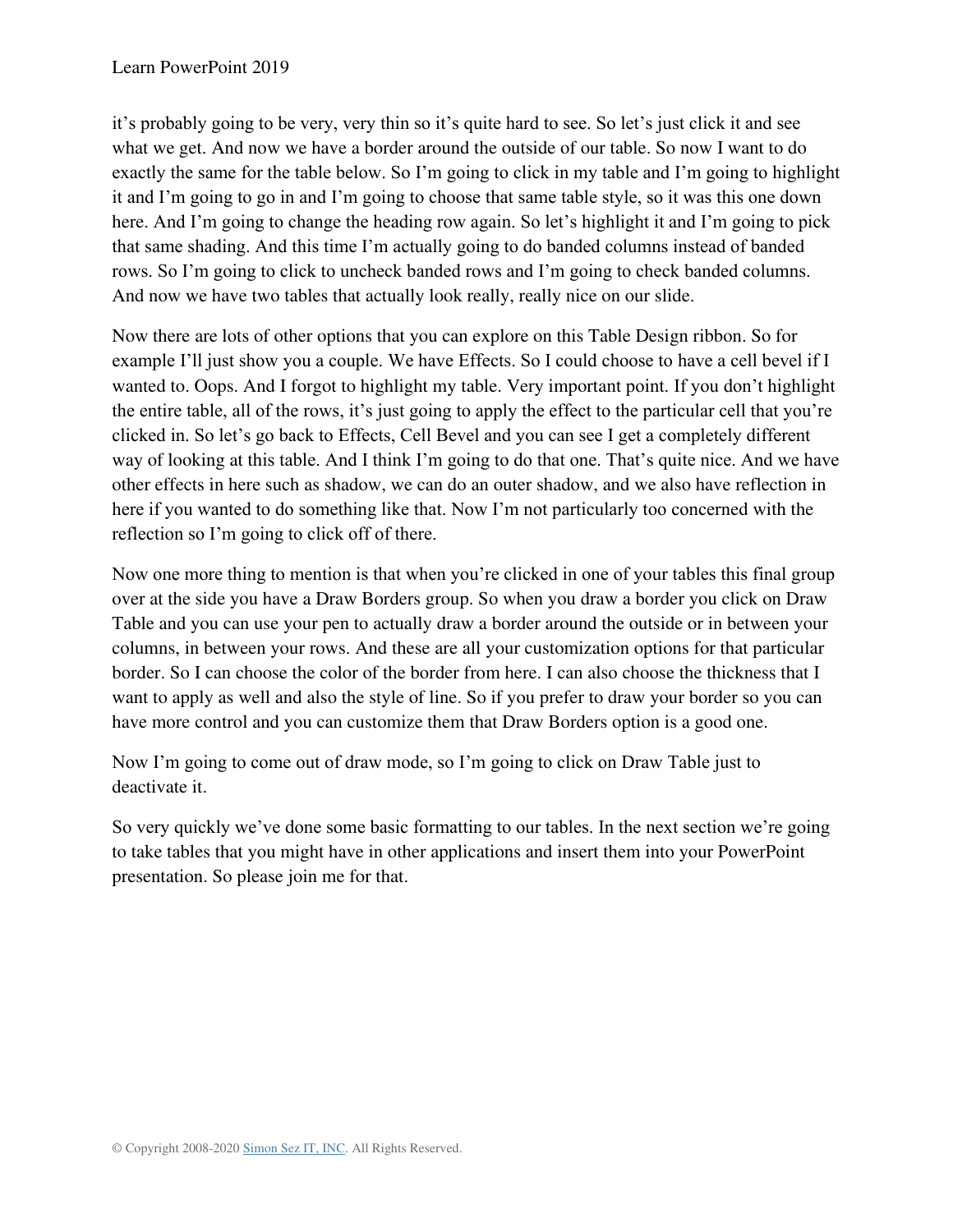it’s probably going to be very, very thin so it’s quite hard to see. So let’s just click it and see what we get. And now we have a border around the outside of our table. So now I want to do exactly the same for the table below. So I’m going to click in my table and I’m going to highlight it and I’m going to go in and I’m going to choose that same table style, so it was this one down here. And I’m going to change the heading row again. So let’s highlight it and I’m going to pick that same shading. And this time I’m actually going to do banded columns instead of banded rows. So I’m going to click to uncheck banded rows and I’m going to check banded columns. And now we have two tables that actually look really, really nice on our slide.

Now there are lots of other options that you can explore on this Table Design ribbon. So for example I’ll just show you a couple. We have Effects. So I could choose to have a cell bevel if I wanted to. Oops. And I forgot to highlight my table. Very important point. If you don’t highlight the entire table, all of the rows, it’s just going to apply the effect to the particular cell that you’re clicked in. So let’s go back to Effects, Cell Bevel and you can see I get a completely different way of looking at this table. And I think I’m going to do that one. That’s quite nice. And we have other effects in here such as shadow, we can do an outer shadow, and we also have reflection in here if you wanted to do something like that. Now I’m not particularly too concerned with the reflection so I’m going to click off of there.

Now one more thing to mention is that when you’re clicked in one of your tables this final group over at the side you have a Draw Borders group. So when you draw a border you click on Draw Table and you can use your pen to actually draw a border around the outside or in between your columns, in between your rows. And these are all your customization options for that particular border. So I can choose the color of the border from here. I can also choose the thickness that I want to apply as well and also the style of line. So if you prefer to draw your border so you can have more control and you can customize them that Draw Borders option is a good one.

Now I’m going to come out of draw mode, so I’m going to click on Draw Table just to deactivate it.

So very quickly we’ve done some basic formatting to our tables. In the next section we’re going to take tables that you might have in other applications and insert them into your PowerPoint presentation. So please join me for that.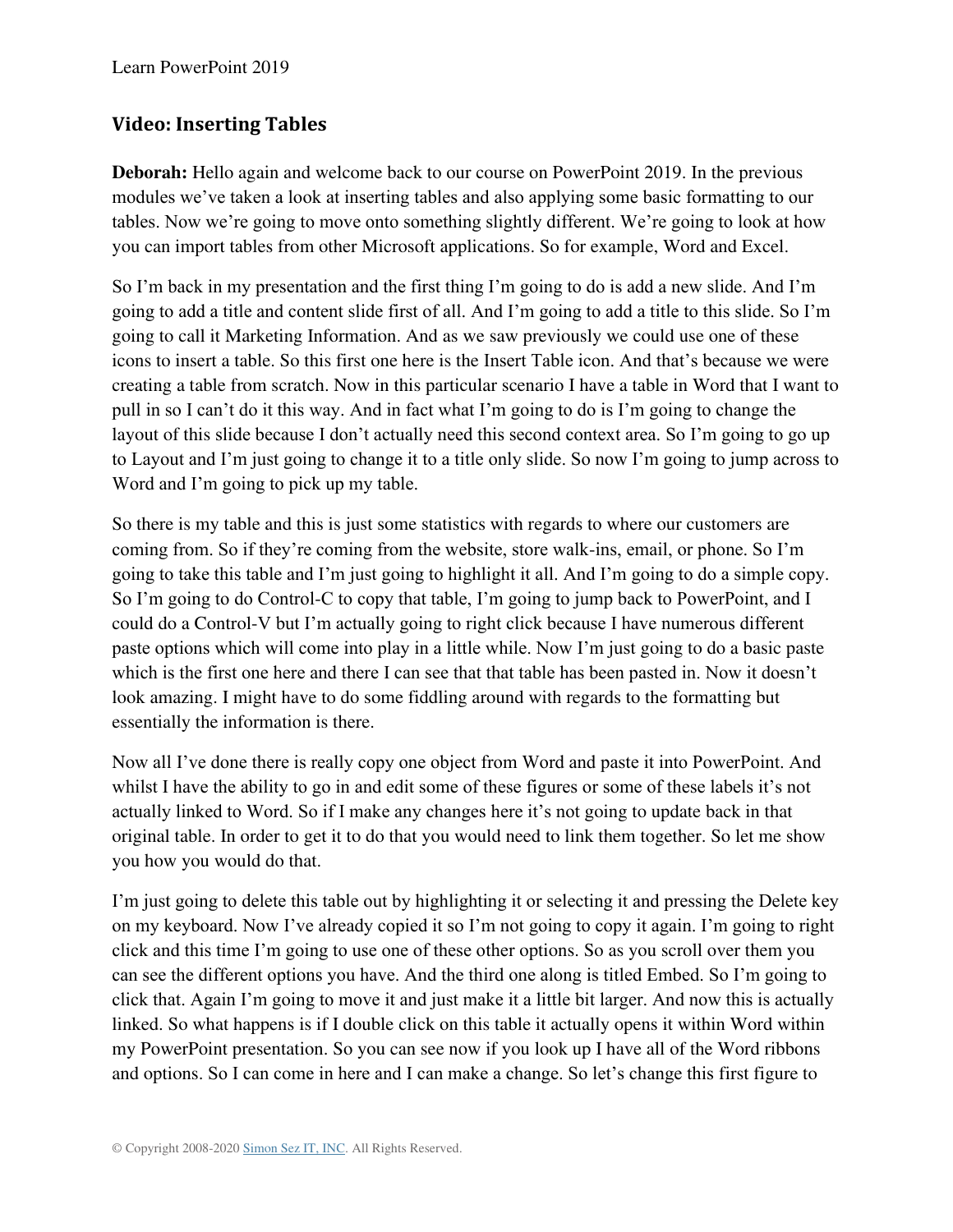## Video: Inserting Tables

**Deborah:** Hello again and welcome back to our course on PowerPoint 2019. In the previous modules we've taken a look at inserting tables and also applying some basic formatting to our tables. Now we're going to move onto something slightly different. We're going to look at how you can import tables from other Microsoft applications. So for example, Word and Excel.

So I'm back in my presentation and the first thing I'm going to do is add a new slide. And I'm going to add a title and content slide first of all. And I'm going to add a title to this slide. So I'm going to call it Marketing Information. And as we saw previously we could use one of these icons to insert a table. So this first one here is the Insert Table icon. And that's because we were creating a table from scratch. Now in this particular scenario I have a table in Word that I want to pull in so I can't do it this way. And in fact what I'm going to do is I'm going to change the layout of this slide because I don't actually need this second context area. So I'm going to go up to Layout and I'm just going to change it to a title only slide. So now I'm going to jump across to Word and I'm going to pick up my table.

So there is my table and this is just some statistics with regards to where our customers are coming from. So if they're coming from the website, store walk-ins, email, or phone. So I'm going to take this table and I'm just going to highlight it all. And I'm going to do a simple copy. So I'm going to do Control-C to copy that table, I'm going to jump back to PowerPoint, and I could do a Control-V but I'm actually going to right click because I have numerous different paste options which will come into play in a little while. Now I'm just going to do a basic paste which is the first one here and there I can see that that table has been pasted in. Now it doesn't look amazing. I might have to do some fiddling around with regards to the formatting but essentially the information is there.

Now all I've done there is really copy one object from Word and paste it into PowerPoint. And whilst I have the ability to go in and edit some of these figures or some of these labels it's not actually linked to Word. So if I make any changes here it's not going to update back in that original table. In order to get it to do that you would need to link them together. So let me show you how you would do that.

I'm just going to delete this table out by highlighting it or selecting it and pressing the Delete key on my keyboard. Now I've already copied it so I'm not going to copy it again. I'm going to right click and this time I'm going to use one of these other options. So as you scroll over them you can see the different options you have. And the third one along is titled Embed. So I'm going to click that. Again I'm going to move it and just make it a little bit larger. And now this is actually linked. So what happens is if I double click on this table it actually opens it within Word within my PowerPoint presentation. So you can see now if you look up I have all of the Word ribbons and options. So I can come in here and I can make a change. So let's change this first figure to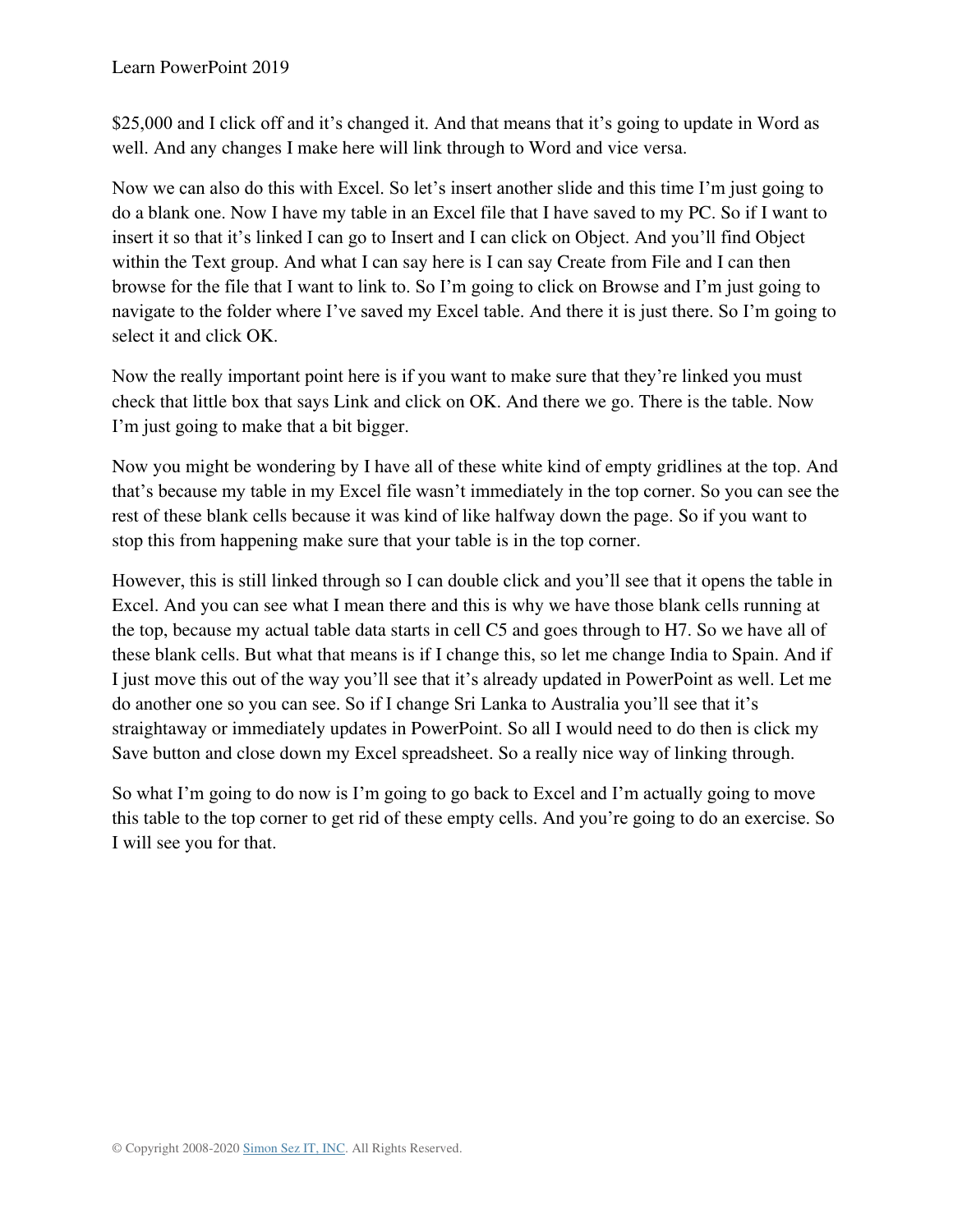$25,000 and I click off and it's changed it. And that means that it's going to update in Word as well. And any changes I make here will link through to Word and vice versa.

Now we can also do this with Excel. So let's insert another slide and this time I'm just going to do a blank one. Now I have my table in an Excel file that I have saved to my PC. So if I want to insert it so that it's linked I can go to Insert and I can click on Object. And you'll find Object within the Text group. And what I can say here is I can say Create from File and I can then browse for the file that I want to link to. So I'm going to click on Browse and I'm just going to navigate to the folder where I've saved my Excel table. And there it is just there. So I'm going to select it and click OK.

Now the really important point here is if you want to make sure that they're linked you must check that little box that says Link and click on OK. And there we go. There is the table. Now I'm just going to make that a bit bigger.

Now you might be wondering by I have all of these white kind of empty gridlines at the top. And that's because my table in my Excel file wasn't immediately in the top corner. So you can see the rest of these blank cells because it was kind of like halfway down the page. So if you want to stop this from happening make sure that your table is in the top corner.

However, this is still linked through so I can double click and you'll see that it opens the table in Excel. And you can see what I mean there and this is why we have those blank cells running at the top, because my actual table data starts in cell C5 and goes through to H7. So we have all of these blank cells. But what that means is if I change this, so let me change India to Spain. And if I just move this out of the way you'll see that it's already updated in PowerPoint as well. Let me do another one so you can see. So if I change Sri Lanka to Australia you'll see that it's straightaway or immediately updates in PowerPoint. So all I would need to do then is click my Save button and close down my Excel spreadsheet. So a really nice way of linking through.

So what I'm going to do now is I'm going to go back to Excel and I'm actually going to move this table to the top corner to get rid of these empty cells. And you're going to do an exercise. So I will see you for that.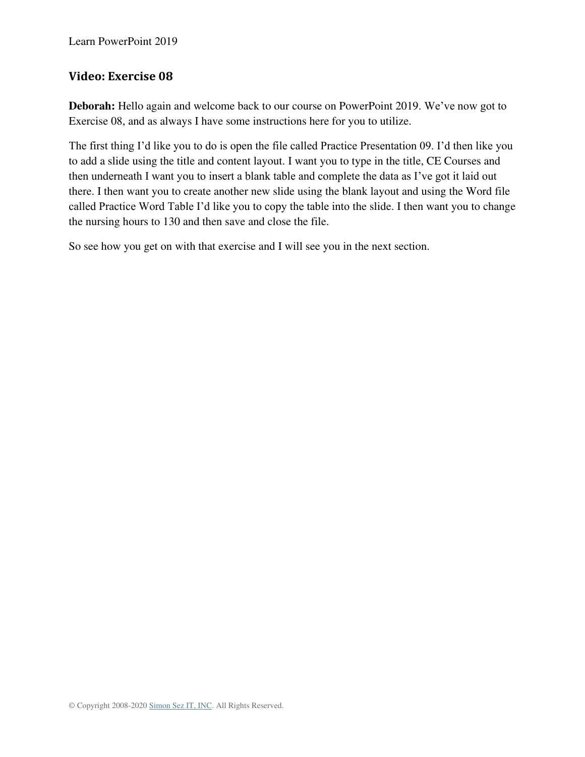## Video: Exercise 08

**Deborah:** Hello again and welcome back to our course on PowerPoint 2019. We've now got to Exercise 08, and as always I have some instructions here for you to utilize.

The first thing I'd like you to do is open the file called Practice Presentation 09. I'd then like you to add a slide using the title and content layout. I want you to type in the title, CE Courses and then underneath I want you to insert a blank table and complete the data as I've got it laid out there. I then want you to create another new slide using the blank layout and using the Word file called Practice Word Table I'd like you to copy the table into the slide. I then want you to change the nursing hours to 130 and then save and close the file.

So see how you get on with that exercise and I will see you in the next section.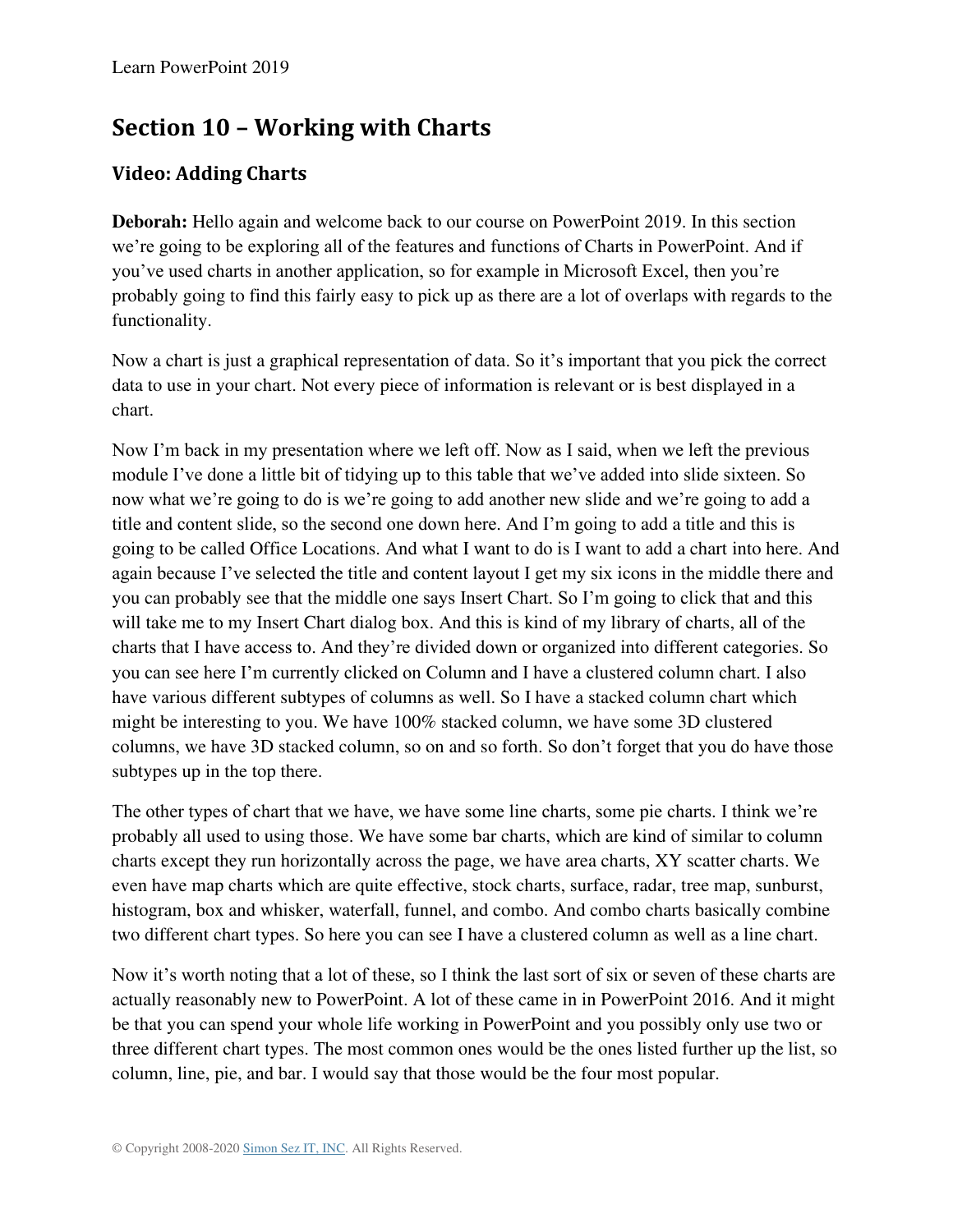## Section 10 – Working with Charts

### Video: Adding Charts

**Deborah:** Hello again and welcome back to our course on PowerPoint 2019. In this section we're going to be exploring all of the features and functions of Charts in PowerPoint. And if you've used charts in another application, so for example in Microsoft Excel, then you're probably going to find this fairly easy to pick up as there are a lot of overlaps with regards to the functionality.

Now a chart is just a graphical representation of data. So it's important that you pick the correct data to use in your chart. Not every piece of information is relevant or is best displayed in a chart.

Now I'm back in my presentation where we left off. Now as I said, when we left the previous module I've done a little bit of tidying up to this table that we've added into slide sixteen. So now what we're going to do is we're going to add another new slide and we're going to add a title and content slide, so the second one down here. And I'm going to add a title and this is going to be called Office Locations. And what I want to do is I want to add a chart into here. And again because I've selected the title and content layout I get my six icons in the middle there and you can probably see that the middle one says Insert Chart. So I'm going to click that and this will take me to my Insert Chart dialog box. And this is kind of my library of charts, all of the charts that I have access to. And they're divided down or organized into different categories. So you can see here I'm currently clicked on Column and I have a clustered column chart. I also have various different subtypes of columns as well. So I have a stacked column chart which might be interesting to you. We have 100% stacked column, we have some 3D clustered columns, we have 3D stacked column, so on and so forth. So don't forget that you do have those subtypes up in the top there.

The other types of chart that we have, we have some line charts, some pie charts. I think we're probably all used to using those. We have some bar charts, which are kind of similar to column charts except they run horizontally across the page, we have area charts, XY scatter charts. We even have map charts which are quite effective, stock charts, surface, radar, tree map, sunburst, histogram, box and whisker, waterfall, funnel, and combo. And combo charts basically combine two different chart types. So here you can see I have a clustered column as well as a line chart.

Now it's worth noting that a lot of these, so I think the last sort of six or seven of these charts are actually reasonably new to PowerPoint. A lot of these came in in PowerPoint 2016. And it might be that you can spend your whole life working in PowerPoint and you possibly only use two or three different chart types. The most common ones would be the ones listed further up the list, so column, line, pie, and bar. I would say that those would be the four most popular.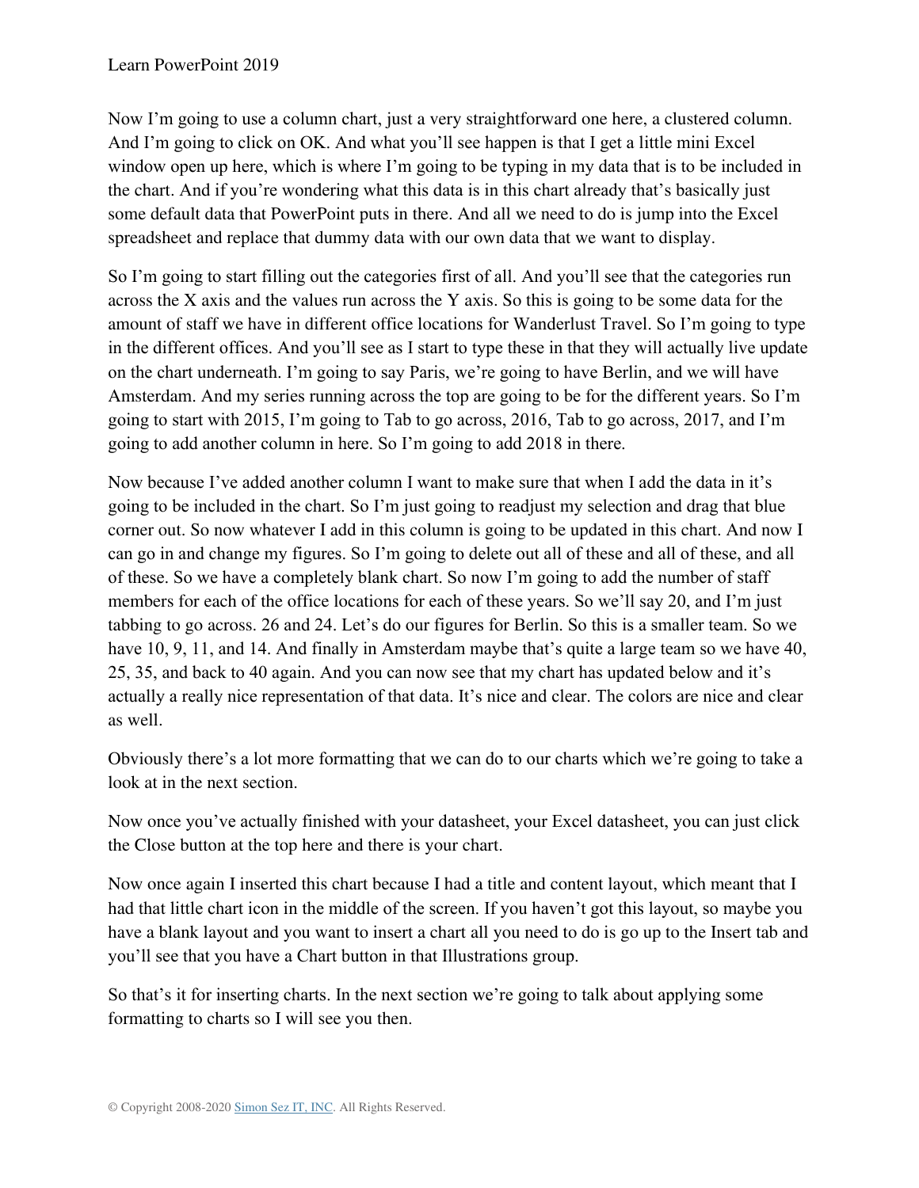Now I'm going to use a column chart, just a very straightforward one here, a clustered column. And I'm going to click on OK. And what you'll see happen is that I get a little mini Excel window open up here, which is where I'm going to be typing in my data that is to be included in the chart. And if you're wondering what this data is in this chart already that's basically just some default data that PowerPoint puts in there. And all we need to do is jump into the Excel spreadsheet and replace that dummy data with our own data that we want to display.

So I'm going to start filling out the categories first of all. And you'll see that the categories run across the X axis and the values run across the Y axis. So this is going to be some data for the amount of staff we have in different office locations for Wanderlust Travel. So I'm going to type in the different offices. And you'll see as I start to type these in that they will actually live update on the chart underneath. I'm going to say Paris, we're going to have Berlin, and we will have Amsterdam. And my series running across the top are going to be for the different years. So I'm going to start with 2015, I'm going to Tab to go across, 2016, Tab to go across, 2017, and I'm going to add another column in here. So I'm going to add 2018 in there.

Now because I've added another column I want to make sure that when I add the data in it's going to be included in the chart. So I'm just going to readjust my selection and drag that blue corner out. So now whatever I add in this column is going to be updated in this chart. And now I can go in and change my figures. So I'm going to delete out all of these and all of these, and all of these. So we have a completely blank chart. So now I'm going to add the number of staff members for each of the office locations for each of these years. So we'll say 20, and I'm just tabbing to go across. 26 and 24. Let's do our figures for Berlin. So this is a smaller team. So we have 10, 9, 11, and 14. And finally in Amsterdam maybe that's quite a large team so we have 40, 25, 35, and back to 40 again. And you can now see that my chart has updated below and it's actually a really nice representation of that data. It's nice and clear. The colors are nice and clear as well.

Obviously there's a lot more formatting that we can do to our charts which we're going to take a look at in the next section.

Now once you've actually finished with your datasheet, your Excel datasheet, you can just click the Close button at the top here and there is your chart.

Now once again I inserted this chart because I had a title and content layout, which meant that I had that little chart icon in the middle of the screen. If you haven't got this layout, so maybe you have a blank layout and you want to insert a chart all you need to do is go up to the Insert tab and you'll see that you have a Chart button in that Illustrations group.

So that's it for inserting charts. In the next section we're going to talk about applying some formatting to charts so I will see you then.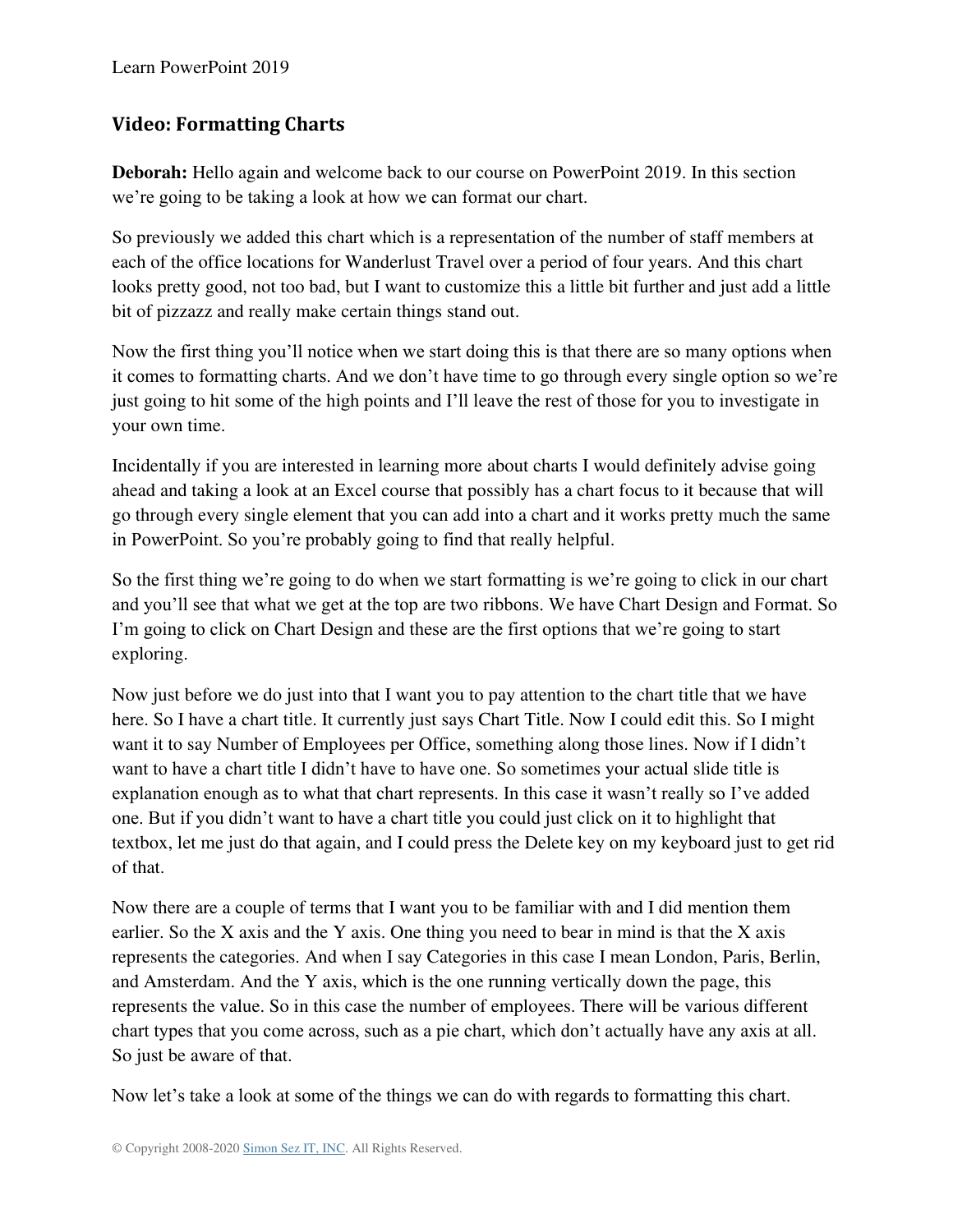## Video: Formatting Charts

**Deborah:** Hello again and welcome back to our course on PowerPoint 2019. In this section we're going to be taking a look at how we can format our chart.

So previously we added this chart which is a representation of the number of staff members at each of the office locations for Wanderlust Travel over a period of four years. And this chart looks pretty good, not too bad, but I want to customize this a little bit further and just add a little bit of pizzazz and really make certain things stand out.

Now the first thing you'll notice when we start doing this is that there are so many options when it comes to formatting charts. And we don't have time to go through every single option so we're just going to hit some of the high points and I'll leave the rest of those for you to investigate in your own time.

Incidentally if you are interested in learning more about charts I would definitely advise going ahead and taking a look at an Excel course that possibly has a chart focus to it because that will go through every single element that you can add into a chart and it works pretty much the same in PowerPoint. So you're probably going to find that really helpful.

So the first thing we're going to do when we start formatting is we're going to click in our chart and you'll see that what we get at the top are two ribbons. We have Chart Design and Format. So I'm going to click on Chart Design and these are the first options that we're going to start exploring.

Now just before we do just into that I want you to pay attention to the chart title that we have here. So I have a chart title. It currently just says Chart Title. Now I could edit this. So I might want it to say Number of Employees per Office, something along those lines. Now if I didn't want to have a chart title I didn't have to have one. So sometimes your actual slide title is explanation enough as to what that chart represents. In this case it wasn't really so I've added one. But if you didn't want to have a chart title you could just click on it to highlight that textbox, let me just do that again, and I could press the Delete key on my keyboard just to get rid of that.

Now there are a couple of terms that I want you to be familiar with and I did mention them earlier. So the X axis and the Y axis. One thing you need to bear in mind is that the X axis represents the categories. And when I say Categories in this case I mean London, Paris, Berlin, and Amsterdam. And the Y axis, which is the one running vertically down the page, this represents the value. So in this case the number of employees. There will be various different chart types that you come across, such as a pie chart, which don't actually have any axis at all. So just be aware of that.

Now let's take a look at some of the things we can do with regards to formatting this chart.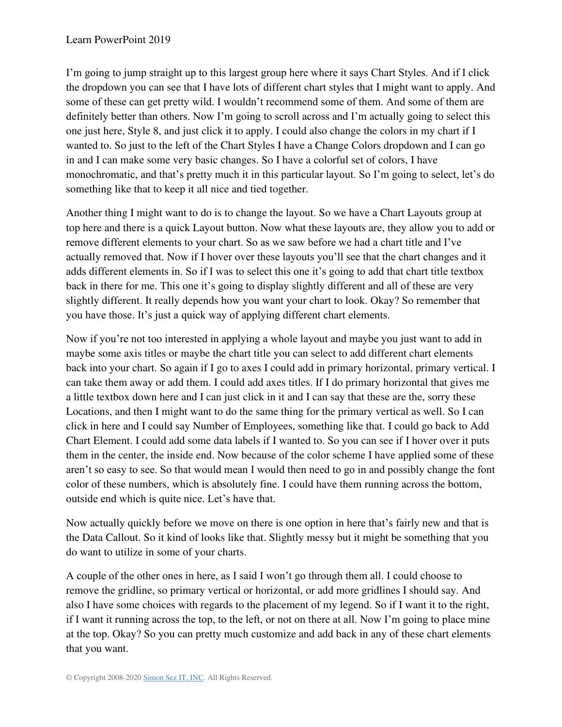I'm going to jump straight up to this largest group here where it says Chart Styles. And if I click the dropdown you can see that I have lots of different chart styles that I might want to apply. And some of these can get pretty wild. I wouldn't recommend some of them. And some of them are definitely better than others. Now I'm going to scroll across and I'm actually going to select this one just here, Style 8, and just click it to apply. I could also change the colors in my chart if I wanted to. So just to the left of the Chart Styles I have a Change Colors dropdown and I can go in and I can make some very basic changes. So I have a colorful set of colors, I have monochromatic, and that's pretty much it in this particular layout. So I'm going to select, let's do something like that to keep it all nice and tied together.

Another thing I might want to do is to change the layout. So we have a Chart Layouts group at top here and there is a quick Layout button. Now what these layouts are, they allow you to add or remove different elements to your chart. So as we saw before we had a chart title and I've actually removed that. Now if I hover over these layouts you'll see that the chart changes and it adds different elements in. So if I was to select this one it's going to add that chart title textbox back in there for me. This one it's going to display slightly different and all of these are very slightly different. It really depends how you want your chart to look. Okay? So remember that you have those. It's just a quick way of applying different chart elements.

Now if you're not too interested in applying a whole layout and maybe you just want to add in maybe some axis titles or maybe the chart title you can select to add different chart elements back into your chart. So again if I go to axes I could add in primary horizontal, primary vertical. I can take them away or add them. I could add axes titles. If I do primary horizontal that gives me a little textbox down here and I can just click in it and I can say that these are the, sorry these Locations, and then I might want to do the same thing for the primary vertical as well. So I can click in here and I could say Number of Employees, something like that. I could go back to Add Chart Element. I could add some data labels if I wanted to. So you can see if I hover over it puts them in the center, the inside end. Now because of the color scheme I have applied some of these aren't so easy to see. So that would mean I would then need to go in and possibly change the font color of these numbers, which is absolutely fine. I could have them running across the bottom, outside end which is quite nice. Let's have that.

Now actually quickly before we move on there is one option in here that's fairly new and that is the Data Callout. So it kind of looks like that. Slightly messy but it might be something that you do want to utilize in some of your charts.

A couple of the other ones in here, as I said I won't go through them all. I could choose to remove the gridline, so primary vertical or horizontal, or add more gridlines I should say. And also I have some choices with regards to the placement of my legend. So if I want it to the right, if I want it running across the top, to the left, or not on there at all. Now I'm going to place mine at the top. Okay? So you can pretty much customize and add back in any of these chart elements that you want.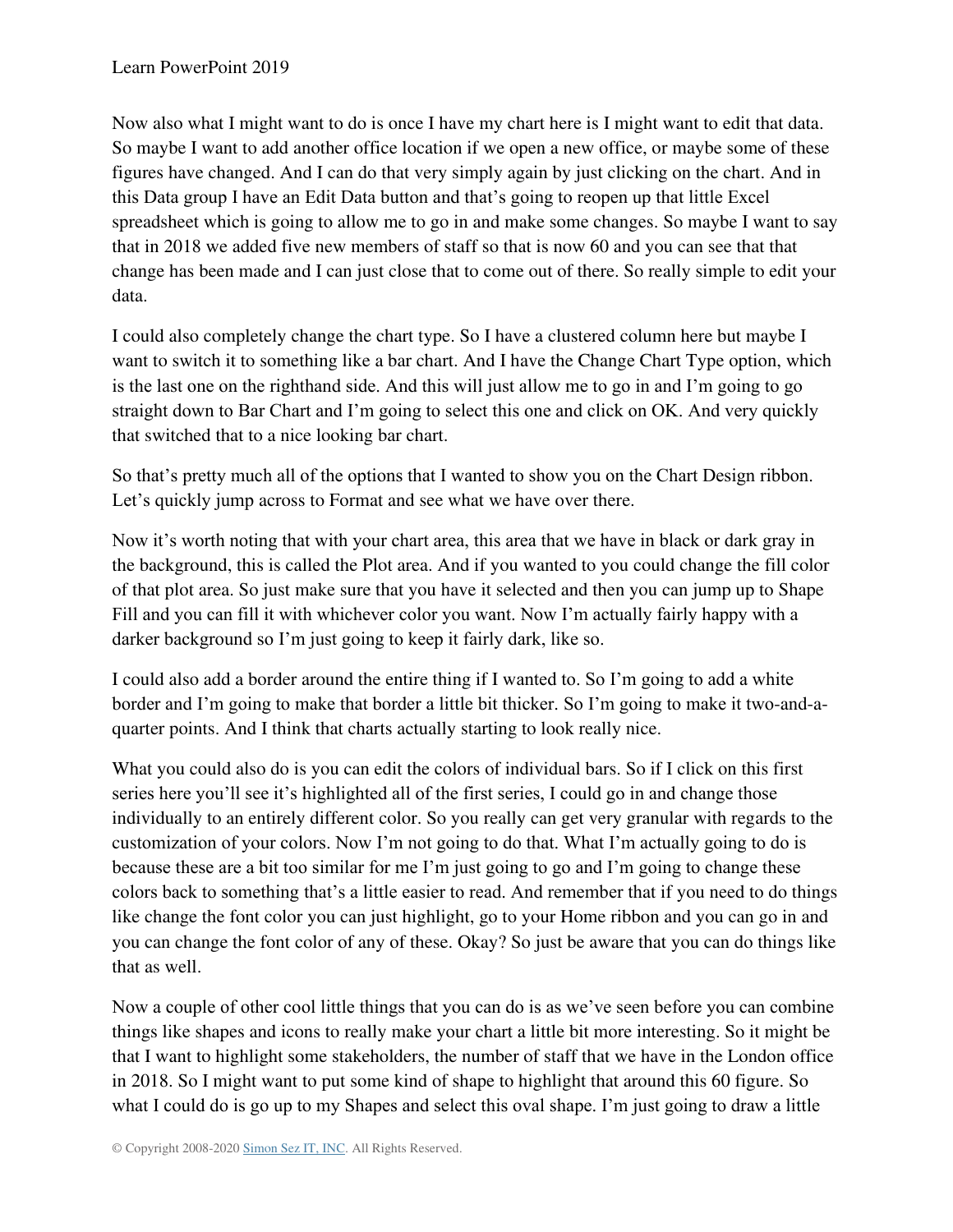Now also what I might want to do is once I have my chart here is I might want to edit that data. So maybe I want to add another office location if we open a new office, or maybe some of these figures have changed. And I can do that very simply again by just clicking on the chart. And in this Data group I have an Edit Data button and that's going to reopen up that little Excel spreadsheet which is going to allow me to go in and make some changes. So maybe I want to say that in 2018 we added five new members of staff so that is now 60 and you can see that that change has been made and I can just close that to come out of there. So really simple to edit your data.

I could also completely change the chart type. So I have a clustered column here but maybe I want to switch it to something like a bar chart. And I have the Change Chart Type option, which is the last one on the righthand side. And this will just allow me to go in and I'm going to go straight down to Bar Chart and I'm going to select this one and click on OK. And very quickly that switched that to a nice looking bar chart.

So that's pretty much all of the options that I wanted to show you on the Chart Design ribbon. Let's quickly jump across to Format and see what we have over there.

Now it's worth noting that with your chart area, this area that we have in black or dark gray in the background, this is called the Plot area. And if you wanted to you could change the fill color of that plot area. So just make sure that you have it selected and then you can jump up to Shape Fill and you can fill it with whichever color you want. Now I'm actually fairly happy with a darker background so I'm just going to keep it fairly dark, like so.

I could also add a border around the entire thing if I wanted to. So I'm going to add a white border and I'm going to make that border a little bit thicker. So I'm going to make it two-and-a-quarter points. And I think that charts actually starting to look really nice.

What you could also do is you can edit the colors of individual bars. So if I click on this first series here you'll see it's highlighted all of the first series, I could go in and change those individually to an entirely different color. So you really can get very granular with regards to the customization of your colors. Now I'm not going to do that. What I'm actually going to do is because these are a bit too similar for me I'm just going to go and I'm going to change these colors back to something that's a little easier to read. And remember that if you need to do things like change the font color you can just highlight, go to your Home ribbon and you can go in and you can change the font color of any of these. Okay? So just be aware that you can do things like that as well.

Now a couple of other cool little things that you can do is as we've seen before you can combine things like shapes and icons to really make your chart a little bit more interesting. So it might be that I want to highlight some stakeholders, the number of staff that we have in the London office in 2018. So I might want to put some kind of shape to highlight that around this 60 figure. So what I could do is go up to my Shapes and select this oval shape. I'm just going to draw a little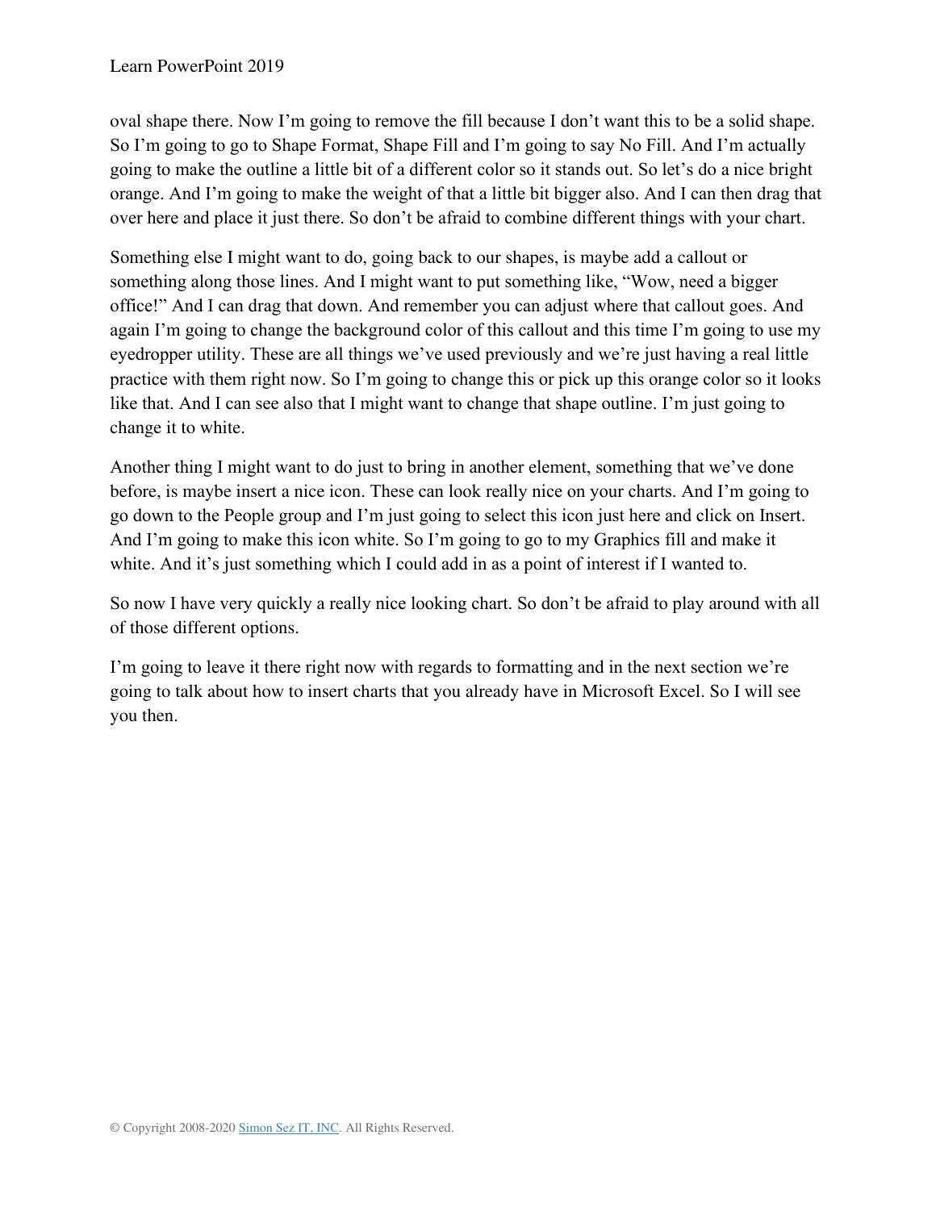oval shape there. Now I'm going to remove the fill because I don't want this to be a solid shape. So I'm going to go to Shape Format, Shape Fill and I'm going to say No Fill. And I'm actually going to make the outline a little bit of a different color so it stands out. So let's do a nice bright orange. And I'm going to make the weight of that a little bit bigger also. And I can then drag that over here and place it just there. So don't be afraid to combine different things with your chart.

Something else I might want to do, going back to our shapes, is maybe add a callout or something along those lines. And I might want to put something like, "Wow, need a bigger office!" And I can drag that down. And remember you can adjust where that callout goes. And again I'm going to change the background color of this callout and this time I'm going to use my eyedropper utility. These are all things we've used previously and we're just having a real little practice with them right now. So I'm going to change this or pick up this orange color so it looks like that. And I can see also that I might want to change that shape outline. I'm just going to change it to white.

Another thing I might want to do just to bring in another element, something that we've done before, is maybe insert a nice icon. These can look really nice on your charts. And I'm going to go down to the People group and I'm just going to select this icon just here and click on Insert. And I'm going to make this icon white. So I'm going to go to my Graphics fill and make it white. And it's just something which I could add in as a point of interest if I wanted to.

So now I have very quickly a really nice looking chart. So don't be afraid to play around with all of those different options.

I'm going to leave it there right now with regards to formatting and in the next section we're going to talk about how to insert charts that you already have in Microsoft Excel. So I will see you then.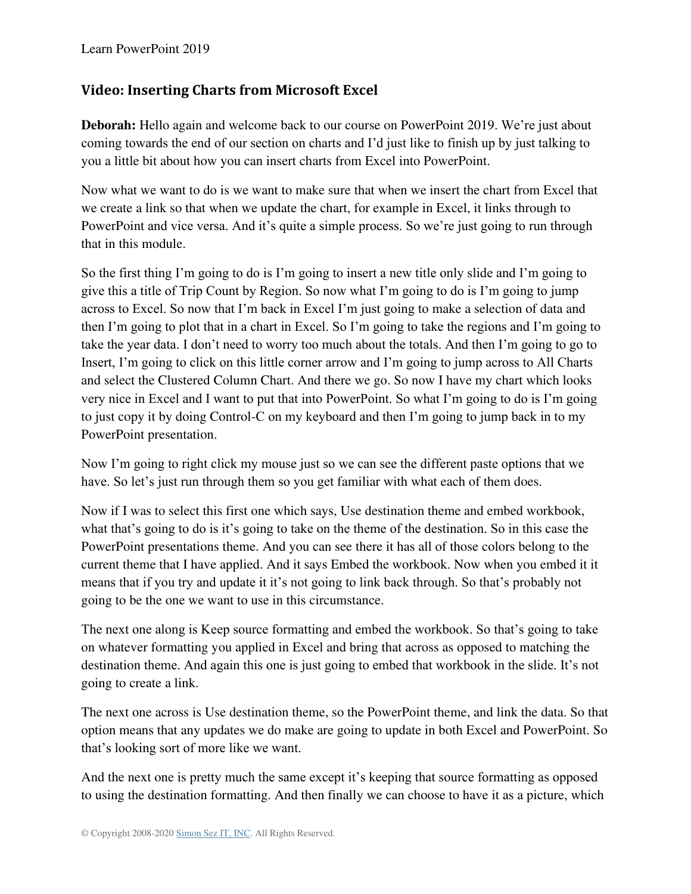## Video: Inserting Charts from Microsoft Excel

**Deborah:** Hello again and welcome back to our course on PowerPoint 2019. We're just about coming towards the end of our section on charts and I'd just like to finish up by just talking to you a little bit about how you can insert charts from Excel into PowerPoint.

Now what we want to do is we want to make sure that when we insert the chart from Excel that we create a link so that when we update the chart, for example in Excel, it links through to PowerPoint and vice versa. And it's quite a simple process. So we're just going to run through that in this module.

So the first thing I'm going to do is I'm going to insert a new title only slide and I'm going to give this a title of Trip Count by Region. So now what I'm going to do is I'm going to jump across to Excel. So now that I'm back in Excel I'm just going to make a selection of data and then I'm going to plot that in a chart in Excel. So I'm going to take the regions and I'm going to take the year data. I don't need to worry too much about the totals. And then I'm going to go to Insert, I'm going to click on this little corner arrow and I'm going to jump across to All Charts and select the Clustered Column Chart. And there we go. So now I have my chart which looks very nice in Excel and I want to put that into PowerPoint. So what I'm going to do is I'm going to just copy it by doing Control-C on my keyboard and then I'm going to jump back in to my PowerPoint presentation.

Now I'm going to right click my mouse just so we can see the different paste options that we have. So let's just run through them so you get familiar with what each of them does.

Now if I was to select this first one which says, Use destination theme and embed workbook, what that's going to do is it's going to take on the theme of the destination. So in this case the PowerPoint presentations theme. And you can see there it has all of those colors belong to the current theme that I have applied. And it says Embed the workbook. Now when you embed it it means that if you try and update it it's not going to link back through. So that's probably not going to be the one we want to use in this circumstance.

The next one along is Keep source formatting and embed the workbook. So that's going to take on whatever formatting you applied in Excel and bring that across as opposed to matching the destination theme. And again this one is just going to embed that workbook in the slide. It's not going to create a link.

The next one across is Use destination theme, so the PowerPoint theme, and link the data. So that option means that any updates we do make are going to update in both Excel and PowerPoint. So that's looking sort of more like we want.

And the next one is pretty much the same except it's keeping that source formatting as opposed to using the destination formatting. And then finally we can choose to have it as a picture, which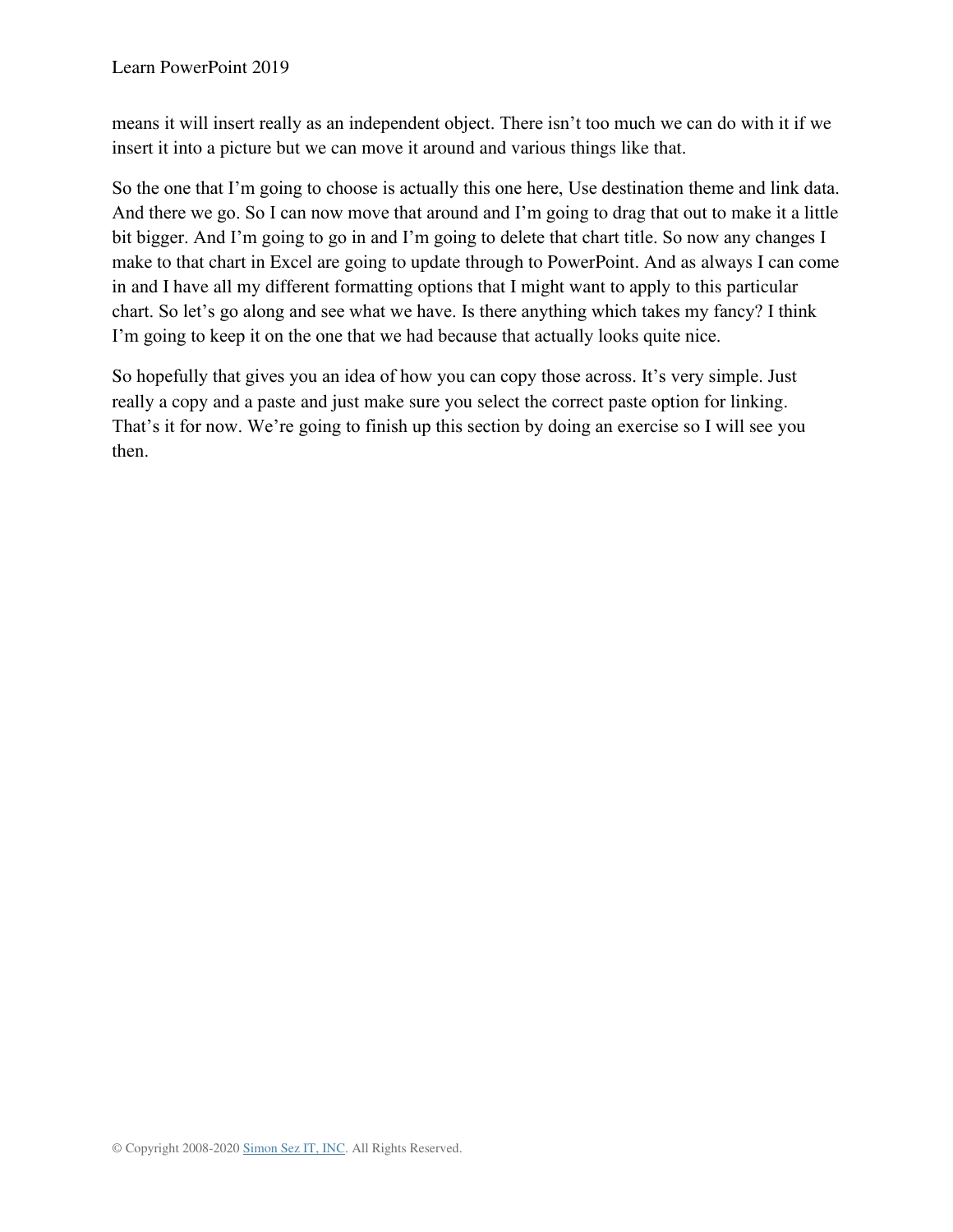means it will insert really as an independent object. There isn't too much we can do with it if we insert it into a picture but we can move it around and various things like that.

So the one that I'm going to choose is actually this one here, Use destination theme and link data. And there we go. So I can now move that around and I'm going to drag that out to make it a little bit bigger. And I'm going to go in and I'm going to delete that chart title. So now any changes I make to that chart in Excel are going to update through to PowerPoint. And as always I can come in and I have all my different formatting options that I might want to apply to this particular chart. So let's go along and see what we have. Is there anything which takes my fancy? I think I'm going to keep it on the one that we had because that actually looks quite nice.

So hopefully that gives you an idea of how you can copy those across. It's very simple. Just really a copy and a paste and just make sure you select the correct paste option for linking. That's it for now. We're going to finish up this section by doing an exercise so I will see you then.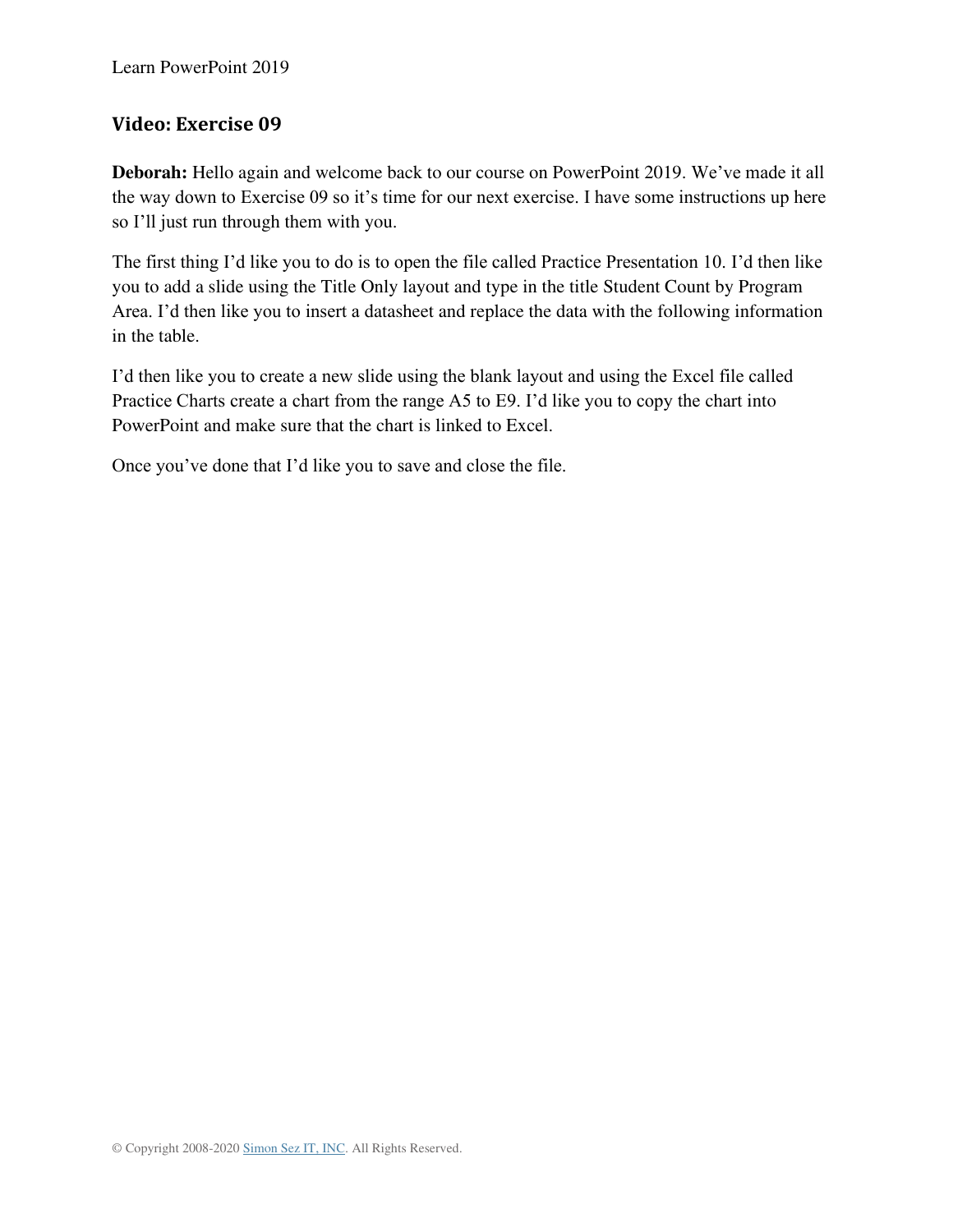## Video: Exercise 09

**Deborah:** Hello again and welcome back to our course on PowerPoint 2019. We've made it all the way down to Exercise 09 so it's time for our next exercise. I have some instructions up here so I'll just run through them with you.

The first thing I'd like you to do is to open the file called Practice Presentation 10. I'd then like you to add a slide using the Title Only layout and type in the title Student Count by Program Area. I'd then like you to insert a datasheet and replace the data with the following information in the table.

I'd then like you to create a new slide using the blank layout and using the Excel file called Practice Charts create a chart from the range A5 to E9. I'd like you to copy the chart into PowerPoint and make sure that the chart is linked to Excel.

Once you've done that I'd like you to save and close the file.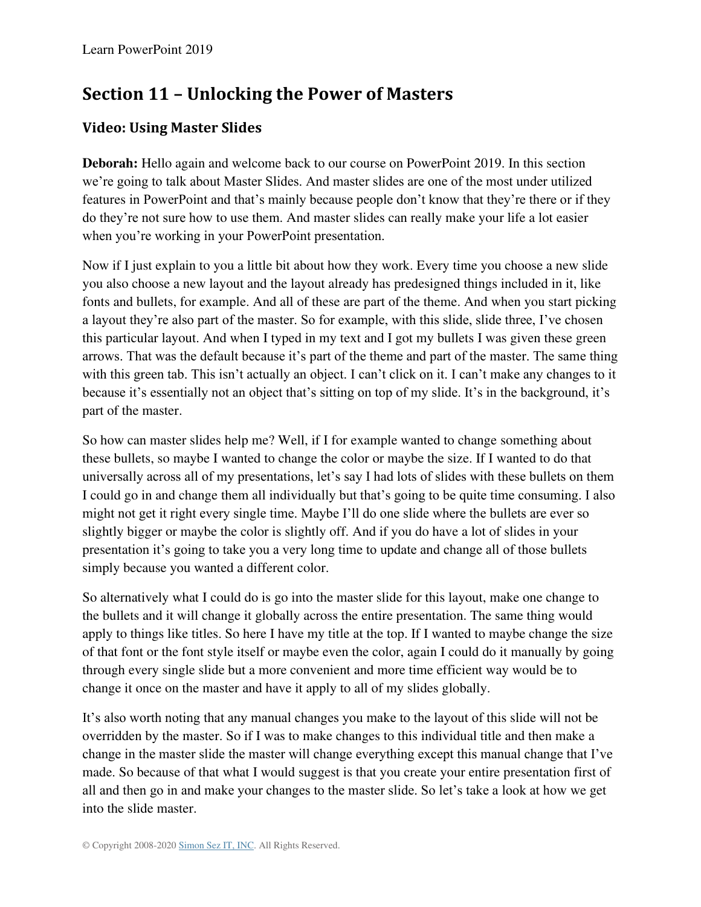## Section 11 – Unlocking the Power of Masters

### Video: Using Master Slides

**Deborah:** Hello again and welcome back to our course on PowerPoint 2019. In this section we're going to talk about Master Slides. And master slides are one of the most under utilized features in PowerPoint and that's mainly because people don't know that they're there or if they do they're not sure how to use them. And master slides can really make your life a lot easier when you're working in your PowerPoint presentation.

Now if I just explain to you a little bit about how they work. Every time you choose a new slide you also choose a new layout and the layout already has predesigned things included in it, like fonts and bullets, for example. And all of these are part of the theme. And when you start picking a layout they're also part of the master. So for example, with this slide, slide three, I've chosen this particular layout. And when I typed in my text and I got my bullets I was given these green arrows. That was the default because it's part of the theme and part of the master. The same thing with this green tab. This isn't actually an object. I can't click on it. I can't make any changes to it because it's essentially not an object that's sitting on top of my slide. It's in the background, it's part of the master.

So how can master slides help me? Well, if I for example wanted to change something about these bullets, so maybe I wanted to change the color or maybe the size. If I wanted to do that universally across all of my presentations, let's say I had lots of slides with these bullets on them I could go in and change them all individually but that's going to be quite time consuming. I also might not get it right every single time. Maybe I'll do one slide where the bullets are ever so slightly bigger or maybe the color is slightly off. And if you do have a lot of slides in your presentation it's going to take you a very long time to update and change all of those bullets simply because you wanted a different color.

So alternatively what I could do is go into the master slide for this layout, make one change to the bullets and it will change it globally across the entire presentation. The same thing would apply to things like titles. So here I have my title at the top. If I wanted to maybe change the size of that font or the font style itself or maybe even the color, again I could do it manually by going through every single slide but a more convenient and more time efficient way would be to change it once on the master and have it apply to all of my slides globally.

It's also worth noting that any manual changes you make to the layout of this slide will not be overridden by the master. So if I was to make changes to this individual title and then make a change in the master slide the master will change everything except this manual change that I've made. So because of that what I would suggest is that you create your entire presentation first of all and then go in and make your changes to the master slide. So let's take a look at how we get into the slide master.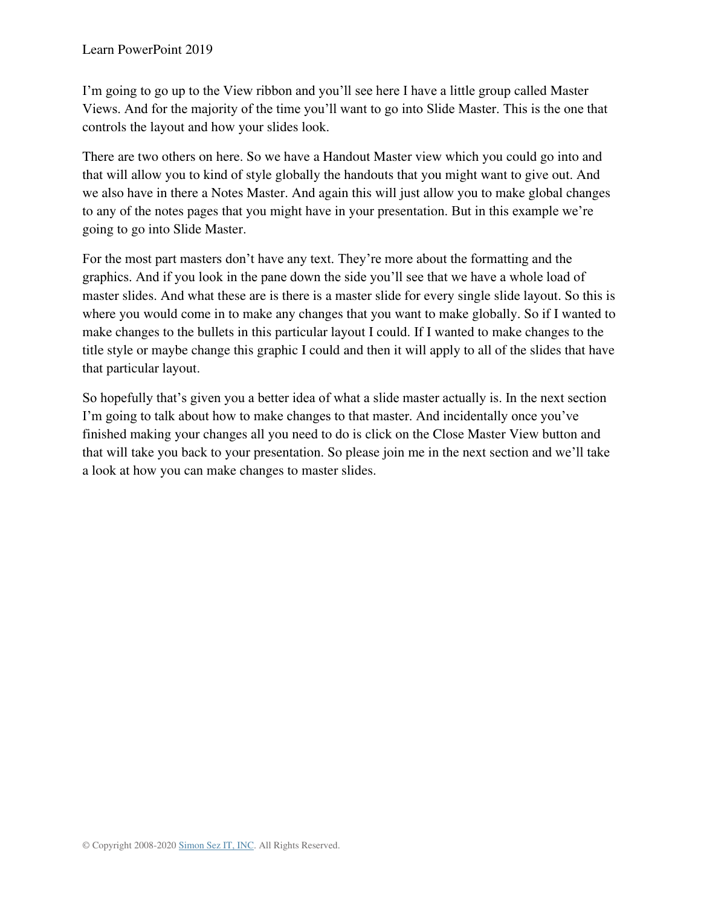I'm going to go up to the View ribbon and you'll see here I have a little group called Master Views. And for the majority of the time you'll want to go into Slide Master. This is the one that controls the layout and how your slides look.

There are two others on here. So we have a Handout Master view which you could go into and that will allow you to kind of style globally the handouts that you might want to give out. And we also have in there a Notes Master. And again this will just allow you to make global changes to any of the notes pages that you might have in your presentation. But in this example we're going to go into Slide Master.

For the most part masters don't have any text. They're more about the formatting and the graphics. And if you look in the pane down the side you'll see that we have a whole load of master slides. And what these are is there is a master slide for every single slide layout. So this is where you would come in to make any changes that you want to make globally. So if I wanted to make changes to the bullets in this particular layout I could. If I wanted to make changes to the title style or maybe change this graphic I could and then it will apply to all of the slides that have that particular layout.

So hopefully that's given you a better idea of what a slide master actually is. In the next section I'm going to talk about how to make changes to that master. And incidentally once you've finished making your changes all you need to do is click on the Close Master View button and that will take you back to your presentation. So please join me in the next section and we'll take a look at how you can make changes to master slides.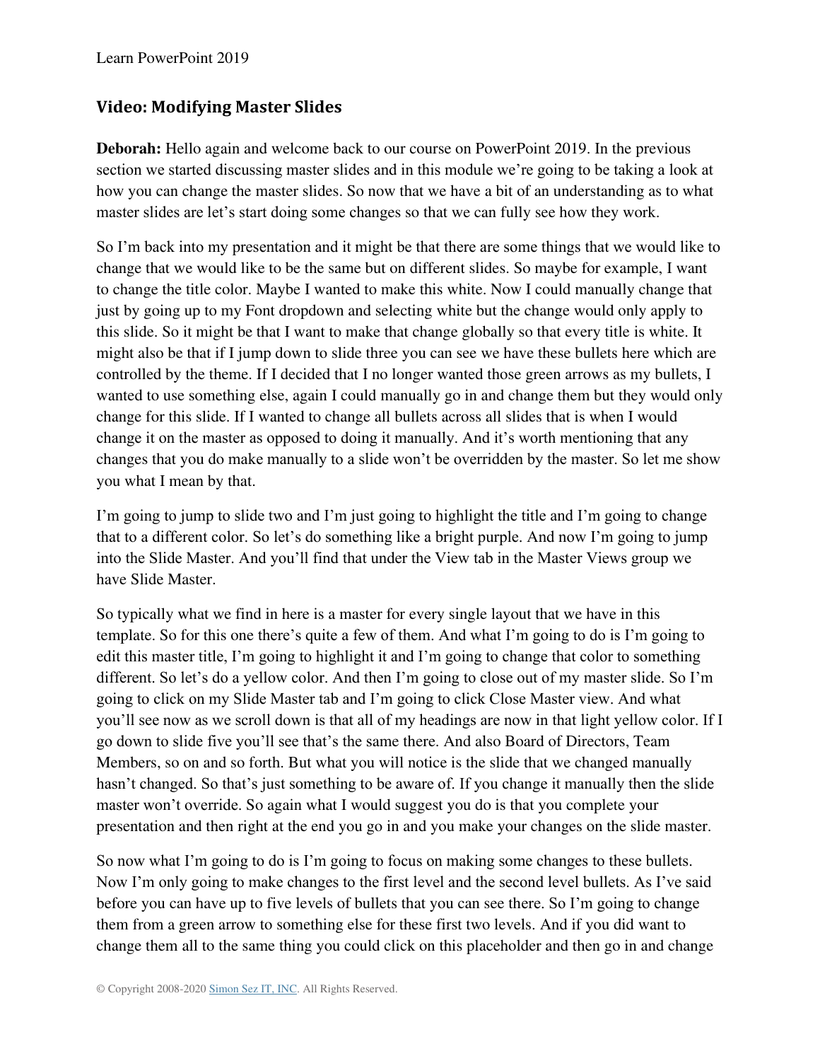## Video: Modifying Master Slides

**Deborah:** Hello again and welcome back to our course on PowerPoint 2019. In the previous section we started discussing master slides and in this module we're going to be taking a look at how you can change the master slides. So now that we have a bit of an understanding as to what master slides are let's start doing some changes so that we can fully see how they work.

So I'm back into my presentation and it might be that there are some things that we would like to change that we would like to be the same but on different slides. So maybe for example, I want to change the title color. Maybe I wanted to make this white. Now I could manually change that just by going up to my Font dropdown and selecting white but the change would only apply to this slide. So it might be that I want to make that change globally so that every title is white. It might also be that if I jump down to slide three you can see we have these bullets here which are controlled by the theme. If I decided that I no longer wanted those green arrows as my bullets, I wanted to use something else, again I could manually go in and change them but they would only change for this slide. If I wanted to change all bullets across all slides that is when I would change it on the master as opposed to doing it manually. And it's worth mentioning that any changes that you do make manually to a slide won't be overridden by the master. So let me show you what I mean by that.

I'm going to jump to slide two and I'm just going to highlight the title and I'm going to change that to a different color. So let's do something like a bright purple. And now I'm going to jump into the Slide Master. And you'll find that under the View tab in the Master Views group we have Slide Master.

So typically what we find in here is a master for every single layout that we have in this template. So for this one there's quite a few of them. And what I'm going to do is I'm going to edit this master title, I'm going to highlight it and I'm going to change that color to something different. So let's do a yellow color. And then I'm going to close out of my master slide. So I'm going to click on my Slide Master tab and I'm going to click Close Master view. And what you'll see now as we scroll down is that all of my headings are now in that light yellow color. If I go down to slide five you'll see that's the same there. And also Board of Directors, Team Members, so on and so forth. But what you will notice is the slide that we changed manually hasn't changed. So that's just something to be aware of. If you change it manually then the slide master won't override. So again what I would suggest you do is that you complete your presentation and then right at the end you go in and you make your changes on the slide master.

So now what I'm going to do is I'm going to focus on making some changes to these bullets. Now I'm only going to make changes to the first level and the second level bullets. As I've said before you can have up to five levels of bullets that you can see there. So I'm going to change them from a green arrow to something else for these first two levels. And if you did want to change them all to the same thing you could click on this placeholder and then go in and change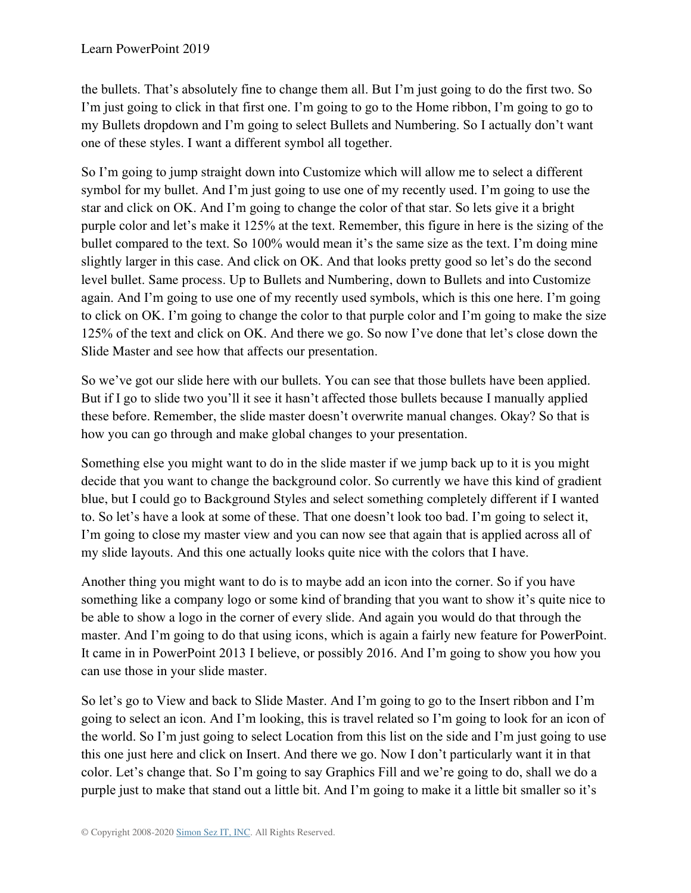the bullets. That's absolutely fine to change them all. But I'm just going to do the first two. So I'm just going to click in that first one. I'm going to go to the Home ribbon, I'm going to go to my Bullets dropdown and I'm going to select Bullets and Numbering. So I actually don't want one of these styles. I want a different symbol all together.

So I'm going to jump straight down into Customize which will allow me to select a different symbol for my bullet. And I'm just going to use one of my recently used. I'm going to use the star and click on OK. And I'm going to change the color of that star. So lets give it a bright purple color and let's make it 125% at the text. Remember, this figure in here is the sizing of the bullet compared to the text. So 100% would mean it's the same size as the text. I'm doing mine slightly larger in this case. And click on OK. And that looks pretty good so let's do the second level bullet. Same process. Up to Bullets and Numbering, down to Bullets and into Customize again. And I'm going to use one of my recently used symbols, which is this one here. I'm going to click on OK. I'm going to change the color to that purple color and I'm going to make the size 125% of the text and click on OK. And there we go. So now I've done that let's close down the Slide Master and see how that affects our presentation.

So we've got our slide here with our bullets. You can see that those bullets have been applied. But if I go to slide two you'll it see it hasn't affected those bullets because I manually applied these before. Remember, the slide master doesn't overwrite manual changes. Okay? So that is how you can go through and make global changes to your presentation.

Something else you might want to do in the slide master if we jump back up to it is you might decide that you want to change the background color. So currently we have this kind of gradient blue, but I could go to Background Styles and select something completely different if I wanted to. So let's have a look at some of these. That one doesn't look too bad. I'm going to select it, I'm going to close my master view and you can now see that again that is applied across all of my slide layouts. And this one actually looks quite nice with the colors that I have.

Another thing you might want to do is to maybe add an icon into the corner. So if you have something like a company logo or some kind of branding that you want to show it's quite nice to be able to show a logo in the corner of every slide. And again you would do that through the master. And I'm going to do that using icons, which is again a fairly new feature for PowerPoint. It came in in PowerPoint 2013 I believe, or possibly 2016. And I'm going to show you how you can use those in your slide master.

So let's go to View and back to Slide Master. And I'm going to go to the Insert ribbon and I'm going to select an icon. And I'm looking, this is travel related so I'm going to look for an icon of the world. So I'm just going to select Location from this list on the side and I'm just going to use this one just here and click on Insert. And there we go. Now I don't particularly want it in that color. Let's change that. So I'm going to say Graphics Fill and we're going to do, shall we do a purple just to make that stand out a little bit. And I'm going to make it a little bit smaller so it's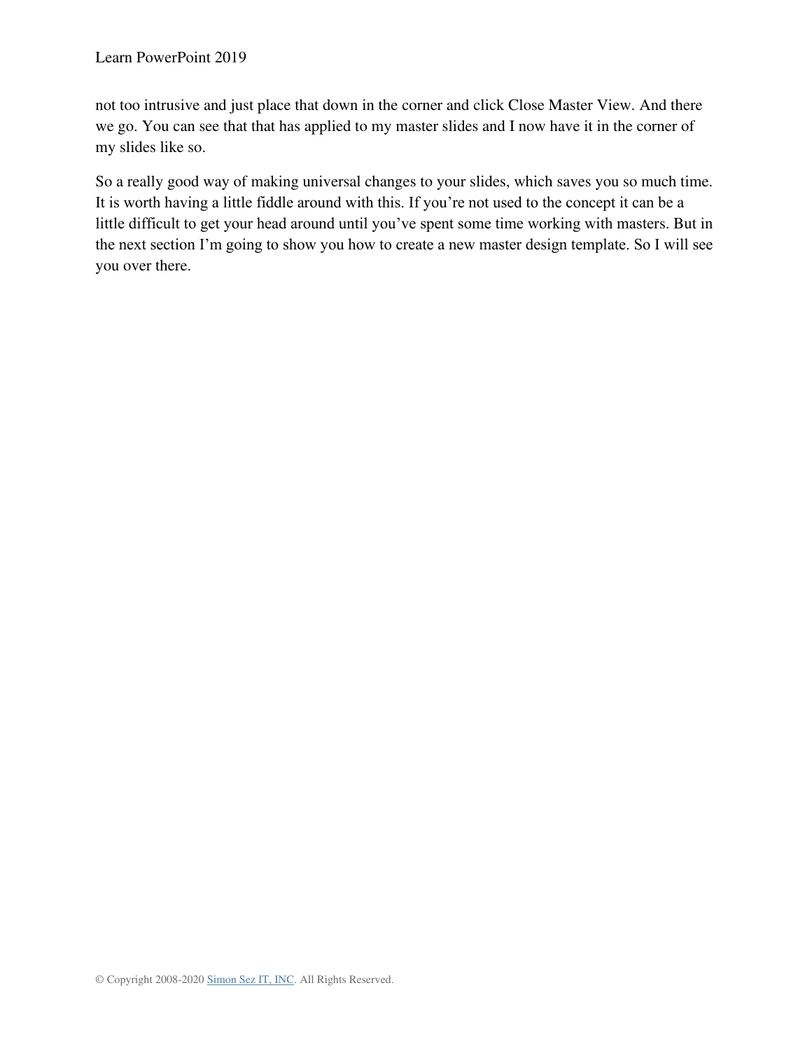not too intrusive and just place that down in the corner and click Close Master View. And there we go. You can see that that has applied to my master slides and I now have it in the corner of my slides like so.

So a really good way of making universal changes to your slides, which saves you so much time. It is worth having a little fiddle around with this. If you're not used to the concept it can be a little difficult to get your head around until you've spent some time working with masters. But in the next section I'm going to show you how to create a new master design template. So I will see you over there.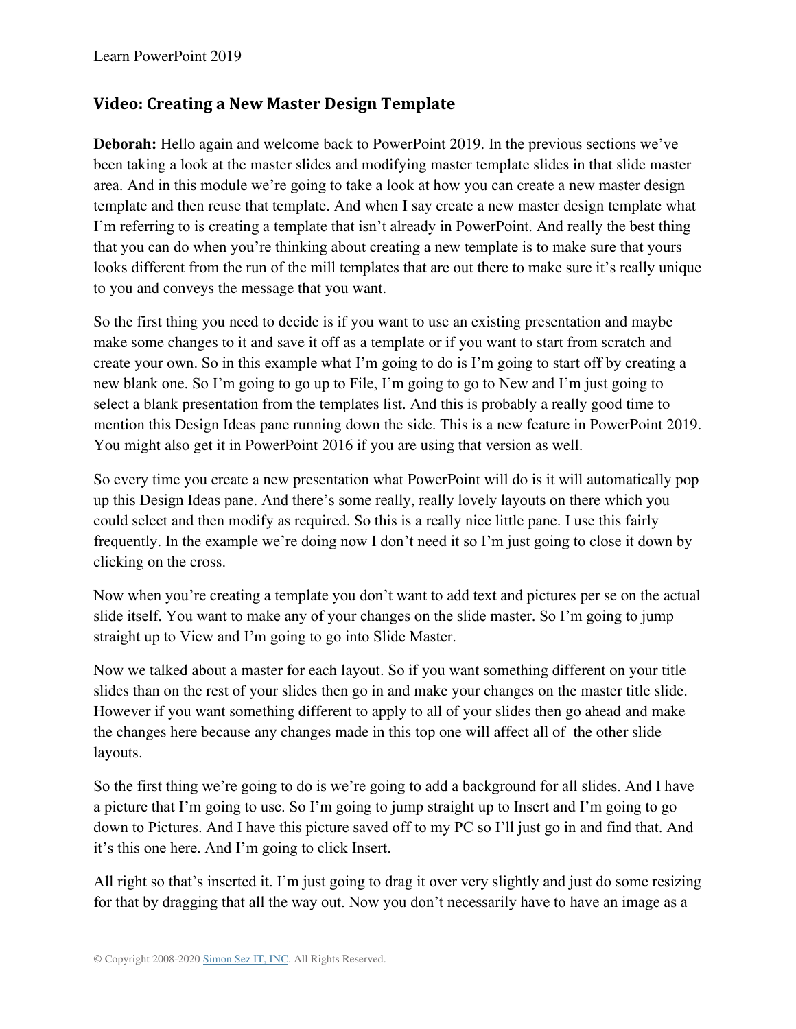## Video: Creating a New Master Design Template

**Deborah:** Hello again and welcome back to PowerPoint 2019. In the previous sections we've been taking a look at the master slides and modifying master template slides in that slide master area. And in this module we're going to take a look at how you can create a new master design template and then reuse that template. And when I say create a new master design template what I'm referring to is creating a template that isn't already in PowerPoint. And really the best thing that you can do when you're thinking about creating a new template is to make sure that yours looks different from the run of the mill templates that are out there to make sure it's really unique to you and conveys the message that you want.

So the first thing you need to decide is if you want to use an existing presentation and maybe make some changes to it and save it off as a template or if you want to start from scratch and create your own. So in this example what I'm going to do is I'm going to start off by creating a new blank one. So I'm going to go up to File, I'm going to go to New and I'm just going to select a blank presentation from the templates list. And this is probably a really good time to mention this Design Ideas pane running down the side. This is a new feature in PowerPoint 2019. You might also get it in PowerPoint 2016 if you are using that version as well.

So every time you create a new presentation what PowerPoint will do is it will automatically pop up this Design Ideas pane. And there's some really, really lovely layouts on there which you could select and then modify as required. So this is a really nice little pane. I use this fairly frequently. In the example we're doing now I don't need it so I'm just going to close it down by clicking on the cross.

Now when you're creating a template you don't want to add text and pictures per se on the actual slide itself. You want to make any of your changes on the slide master. So I'm going to jump straight up to View and I'm going to go into Slide Master.

Now we talked about a master for each layout. So if you want something different on your title slides than on the rest of your slides then go in and make your changes on the master title slide. However if you want something different to apply to all of your slides then go ahead and make the changes here because any changes made in this top one will affect all of the other slide layouts.

So the first thing we're going to do is we're going to add a background for all slides. And I have a picture that I'm going to use. So I'm going to jump straight up to Insert and I'm going to go down to Pictures. And I have this picture saved off to my PC so I'll just go in and find that. And it's this one here. And I'm going to click Insert.

All right so that's inserted it. I'm just going to drag it over very slightly and just do some resizing for that by dragging that all the way out. Now you don't necessarily have to have an image as a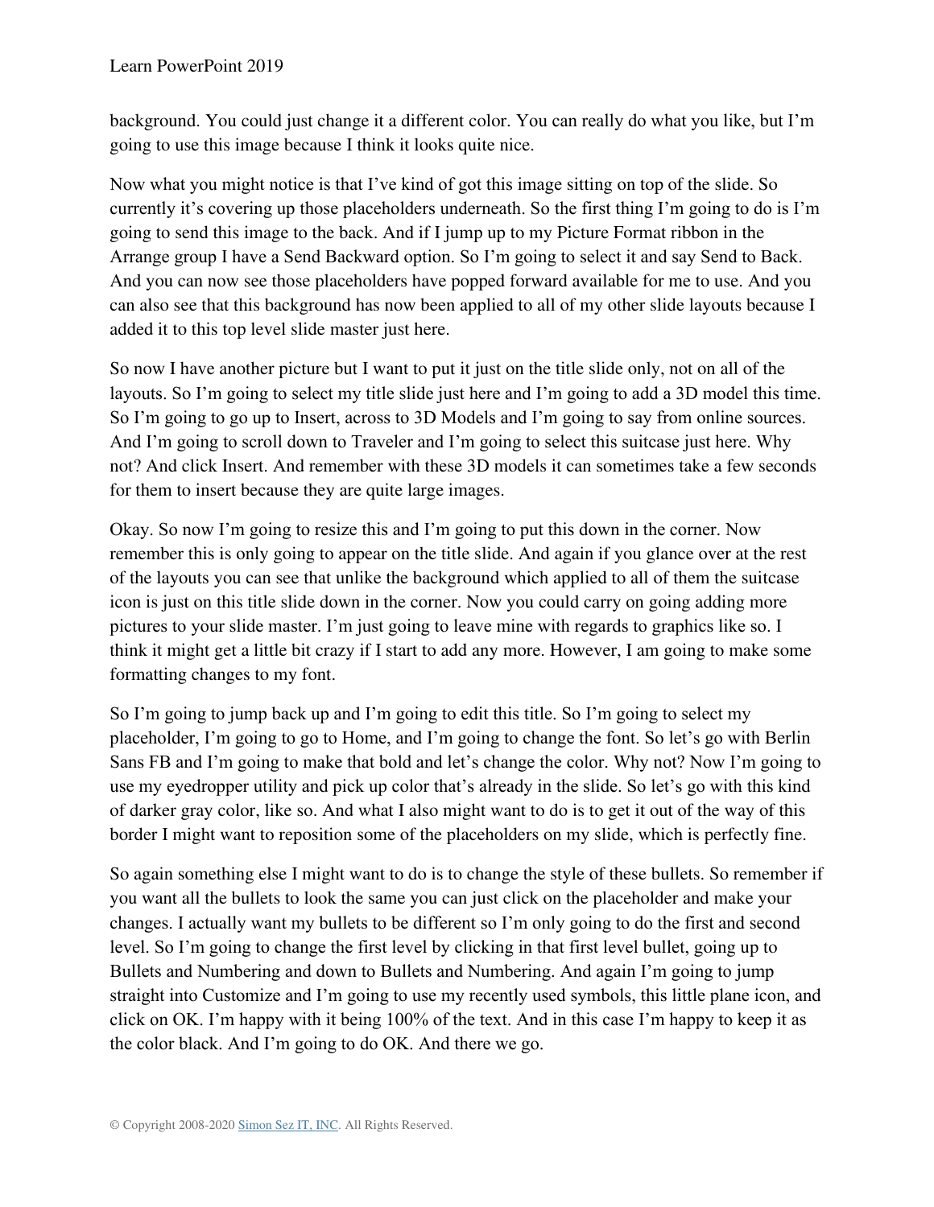background. You could just change it a different color. You can really do what you like, but I'm going to use this image because I think it looks quite nice.

Now what you might notice is that I've kind of got this image sitting on top of the slide. So currently it's covering up those placeholders underneath. So the first thing I'm going to do is I'm going to send this image to the back. And if I jump up to my Picture Format ribbon in the Arrange group I have a Send Backward option. So I'm going to select it and say Send to Back. And you can now see those placeholders have popped forward available for me to use. And you can also see that this background has now been applied to all of my other slide layouts because I added it to this top level slide master just here.

So now I have another picture but I want to put it just on the title slide only, not on all of the layouts. So I'm going to select my title slide just here and I'm going to add a 3D model this time. So I'm going to go up to Insert, across to 3D Models and I'm going to say from online sources. And I'm going to scroll down to Traveler and I'm going to select this suitcase just here. Why not? And click Insert. And remember with these 3D models it can sometimes take a few seconds for them to insert because they are quite large images.

Okay. So now I'm going to resize this and I'm going to put this down in the corner. Now remember this is only going to appear on the title slide. And again if you glance over at the rest of the layouts you can see that unlike the background which applied to all of them the suitcase icon is just on this title slide down in the corner. Now you could carry on going adding more pictures to your slide master. I'm just going to leave mine with regards to graphics like so. I think it might get a little bit crazy if I start to add any more. However, I am going to make some formatting changes to my font.

So I'm going to jump back up and I'm going to edit this title. So I'm going to select my placeholder, I'm going to go to Home, and I'm going to change the font. So let's go with Berlin Sans FB and I'm going to make that bold and let's change the color. Why not? Now I'm going to use my eyedropper utility and pick up color that's already in the slide. So let's go with this kind of darker gray color, like so. And what I also might want to do is to get it out of the way of this border I might want to reposition some of the placeholders on my slide, which is perfectly fine.

So again something else I might want to do is to change the style of these bullets. So remember if you want all the bullets to look the same you can just click on the placeholder and make your changes. I actually want my bullets to be different so I'm only going to do the first and second level. So I'm going to change the first level by clicking in that first level bullet, going up to Bullets and Numbering and down to Bullets and Numbering. And again I'm going to jump straight into Customize and I'm going to use my recently used symbols, this little plane icon, and click on OK. I'm happy with it being 100% of the text. And in this case I'm happy to keep it as the color black. And I'm going to do OK. And there we go.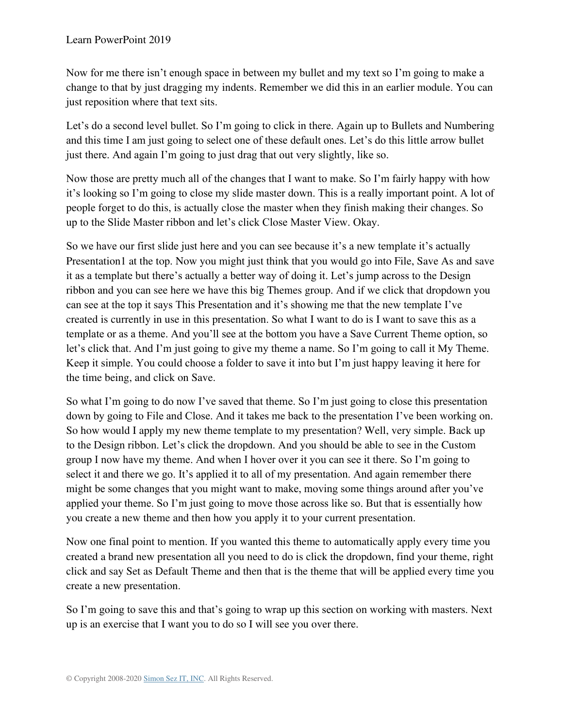Now for me there isn't enough space in between my bullet and my text so I'm going to make a change to that by just dragging my indents. Remember we did this in an earlier module. You can just reposition where that text sits.

Let's do a second level bullet. So I'm going to click in there. Again up to Bullets and Numbering and this time I am just going to select one of these default ones. Let's do this little arrow bullet just there. And again I'm going to just drag that out very slightly, like so.

Now those are pretty much all of the changes that I want to make. So I'm fairly happy with how it's looking so I'm going to close my slide master down. This is a really important point. A lot of people forget to do this, is actually close the master when they finish making their changes. So up to the Slide Master ribbon and let's click Close Master View. Okay.

So we have our first slide just here and you can see because it's a new template it's actually Presentation1 at the top. Now you might just think that you would go into File, Save As and save it as a template but there's actually a better way of doing it. Let's jump across to the Design ribbon and you can see here we have this big Themes group. And if we click that dropdown you can see at the top it says This Presentation and it's showing me that the new template I've created is currently in use in this presentation. So what I want to do is I want to save this as a template or as a theme. And you'll see at the bottom you have a Save Current Theme option, so let's click that. And I'm just going to give my theme a name. So I'm going to call it My Theme. Keep it simple. You could choose a folder to save it into but I'm just happy leaving it here for the time being, and click on Save.

So what I'm going to do now I've saved that theme. So I'm just going to close this presentation down by going to File and Close. And it takes me back to the presentation I've been working on. So how would I apply my new theme template to my presentation? Well, very simple. Back up to the Design ribbon. Let's click the dropdown. And you should be able to see in the Custom group I now have my theme. And when I hover over it you can see it there. So I'm going to select it and there we go. It's applied it to all of my presentation. And again remember there might be some changes that you might want to make, moving some things around after you've applied your theme. So I'm just going to move those across like so. But that is essentially how you create a new theme and then how you apply it to your current presentation.

Now one final point to mention. If you wanted this theme to automatically apply every time you created a brand new presentation all you need to do is click the dropdown, find your theme, right click and say Set as Default Theme and then that is the theme that will be applied every time you create a new presentation.

So I'm going to save this and that's going to wrap up this section on working with masters. Next up is an exercise that I want you to do so I will see you over there.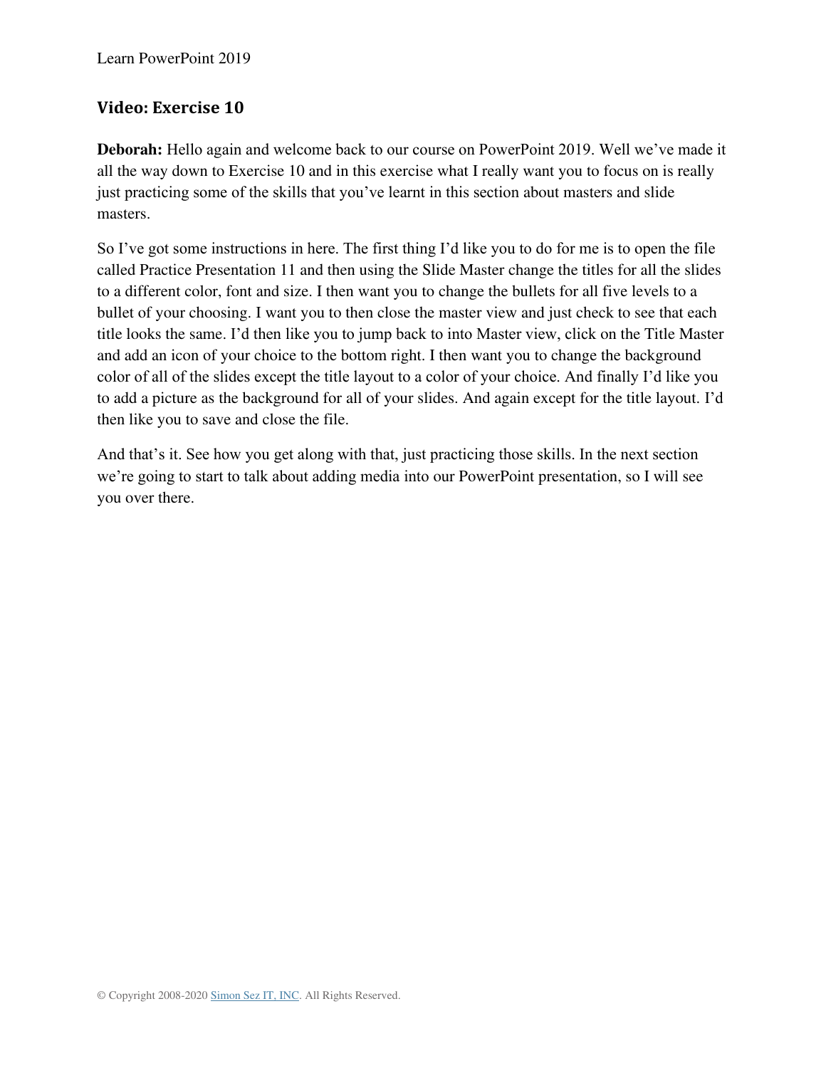## Video: Exercise 10

**Deborah:** Hello again and welcome back to our course on PowerPoint 2019. Well we've made it all the way down to Exercise 10 and in this exercise what I really want you to focus on is really just practicing some of the skills that you've learnt in this section about masters and slide masters.

So I've got some instructions in here. The first thing I'd like you to do for me is to open the file called Practice Presentation 11 and then using the Slide Master change the titles for all the slides to a different color, font and size. I then want you to change the bullets for all five levels to a bullet of your choosing. I want you to then close the master view and just check to see that each title looks the same. I'd then like you to jump back to into Master view, click on the Title Master and add an icon of your choice to the bottom right. I then want you to change the background color of all of the slides except the title layout to a color of your choice. And finally I'd like you to add a picture as the background for all of your slides. And again except for the title layout. I'd then like you to save and close the file.

And that's it. See how you get along with that, just practicing those skills. In the next section we're going to start to talk about adding media into our PowerPoint presentation, so I will see you over there.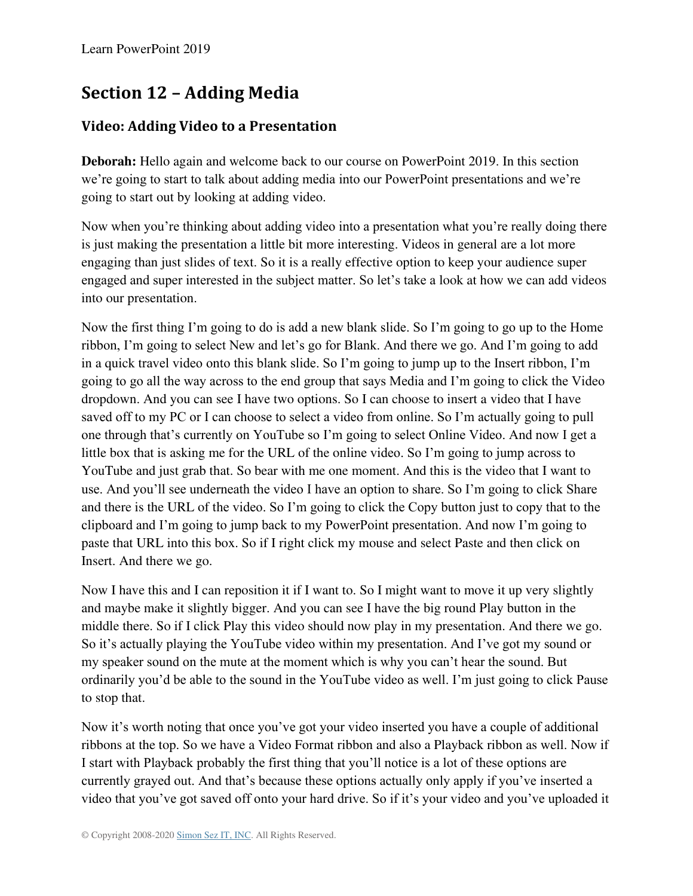## Section 12 – Adding Media

### Video: Adding Video to a Presentation

**Deborah:** Hello again and welcome back to our course on PowerPoint 2019. In this section we're going to start to talk about adding media into our PowerPoint presentations and we're going to start out by looking at adding video.

Now when you're thinking about adding video into a presentation what you're really doing there is just making the presentation a little bit more interesting. Videos in general are a lot more engaging than just slides of text. So it is a really effective option to keep your audience super engaged and super interested in the subject matter. So let's take a look at how we can add videos into our presentation.

Now the first thing I'm going to do is add a new blank slide. So I'm going to go up to the Home ribbon, I'm going to select New and let's go for Blank. And there we go. And I'm going to add in a quick travel video onto this blank slide. So I'm going to jump up to the Insert ribbon, I'm going to go all the way across to the end group that says Media and I'm going to click the Video dropdown. And you can see I have two options. So I can choose to insert a video that I have saved off to my PC or I can choose to select a video from online. So I'm actually going to pull one through that's currently on YouTube so I'm going to select Online Video. And now I get a little box that is asking me for the URL of the online video. So I'm going to jump across to YouTube and just grab that. So bear with me one moment. And this is the video that I want to use. And you'll see underneath the video I have an option to share. So I'm going to click Share and there is the URL of the video. So I'm going to click the Copy button just to copy that to the clipboard and I'm going to jump back to my PowerPoint presentation. And now I'm going to paste that URL into this box. So if I right click my mouse and select Paste and then click on Insert. And there we go.

Now I have this and I can reposition it if I want to. So I might want to move it up very slightly and maybe make it slightly bigger. And you can see I have the big round Play button in the middle there. So if I click Play this video should now play in my presentation. And there we go. So it's actually playing the YouTube video within my presentation. And I've got my sound or my speaker sound on the mute at the moment which is why you can't hear the sound. But ordinarily you'd be able to the sound in the YouTube video as well. I'm just going to click Pause to stop that.

Now it's worth noting that once you've got your video inserted you have a couple of additional ribbons at the top. So we have a Video Format ribbon and also a Playback ribbon as well. Now if I start with Playback probably the first thing that you'll notice is a lot of these options are currently grayed out. And that's because these options actually only apply if you've inserted a video that you've got saved off onto your hard drive. So if it's your video and you've uploaded it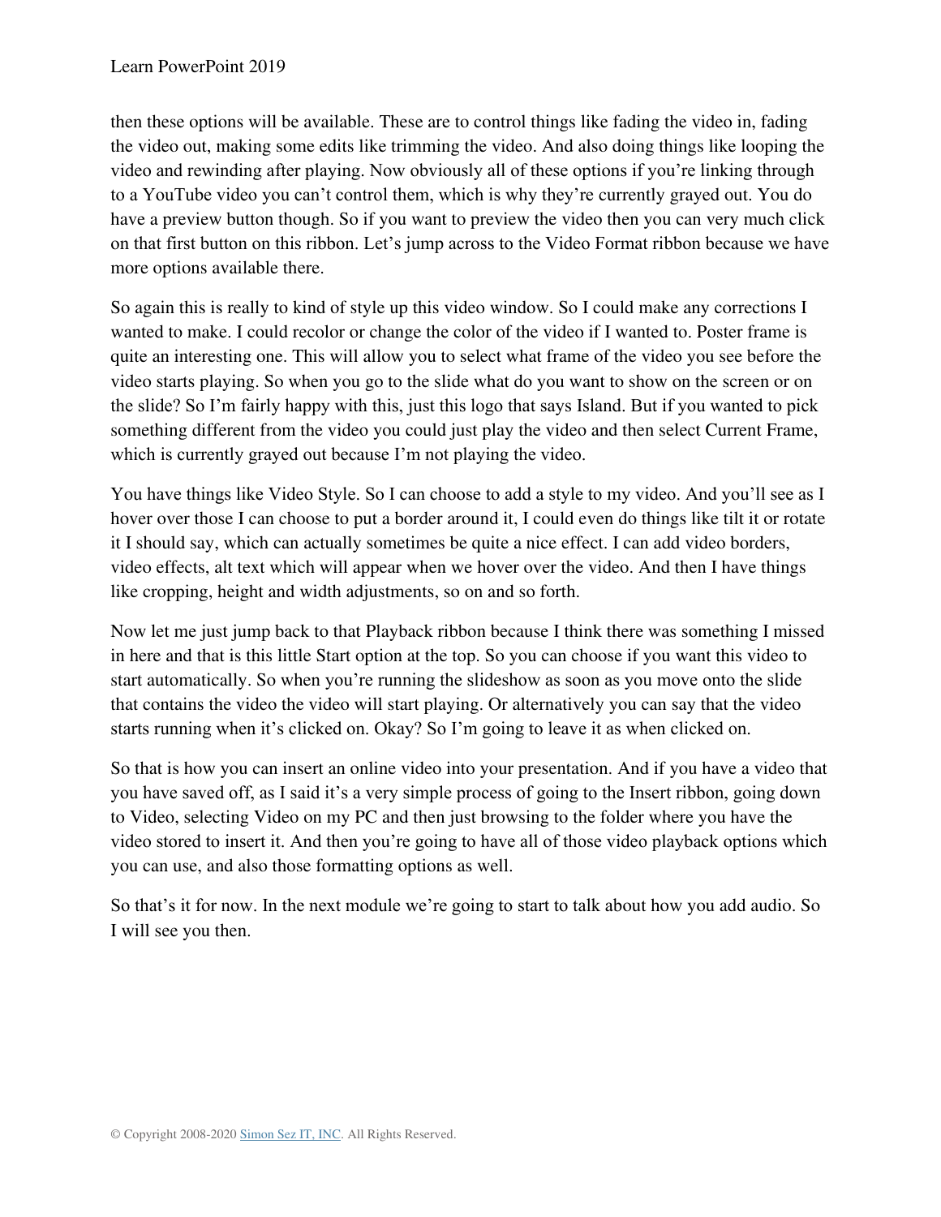then these options will be available. These are to control things like fading the video in, fading the video out, making some edits like trimming the video. And also doing things like looping the video and rewinding after playing. Now obviously all of these options if you're linking through to a YouTube video you can't control them, which is why they're currently grayed out. You do have a preview button though. So if you want to preview the video then you can very much click on that first button on this ribbon. Let's jump across to the Video Format ribbon because we have more options available there.

So again this is really to kind of style up this video window. So I could make any corrections I wanted to make. I could recolor or change the color of the video if I wanted to. Poster frame is quite an interesting one. This will allow you to select what frame of the video you see before the video starts playing. So when you go to the slide what do you want to show on the screen or on the slide? So I'm fairly happy with this, just this logo that says Island. But if you wanted to pick something different from the video you could just play the video and then select Current Frame, which is currently grayed out because I'm not playing the video.

You have things like Video Style. So I can choose to add a style to my video. And you'll see as I hover over those I can choose to put a border around it, I could even do things like tilt it or rotate it I should say, which can actually sometimes be quite a nice effect. I can add video borders, video effects, alt text which will appear when we hover over the video. And then I have things like cropping, height and width adjustments, so on and so forth.

Now let me just jump back to that Playback ribbon because I think there was something I missed in here and that is this little Start option at the top. So you can choose if you want this video to start automatically. So when you're running the slideshow as soon as you move onto the slide that contains the video the video will start playing. Or alternatively you can say that the video starts running when it's clicked on. Okay? So I'm going to leave it as when clicked on.

So that is how you can insert an online video into your presentation. And if you have a video that you have saved off, as I said it's a very simple process of going to the Insert ribbon, going down to Video, selecting Video on my PC and then just browsing to the folder where you have the video stored to insert it. And then you're going to have all of those video playback options which you can use, and also those formatting options as well.

So that's it for now. In the next module we're going to start to talk about how you add audio. So I will see you then.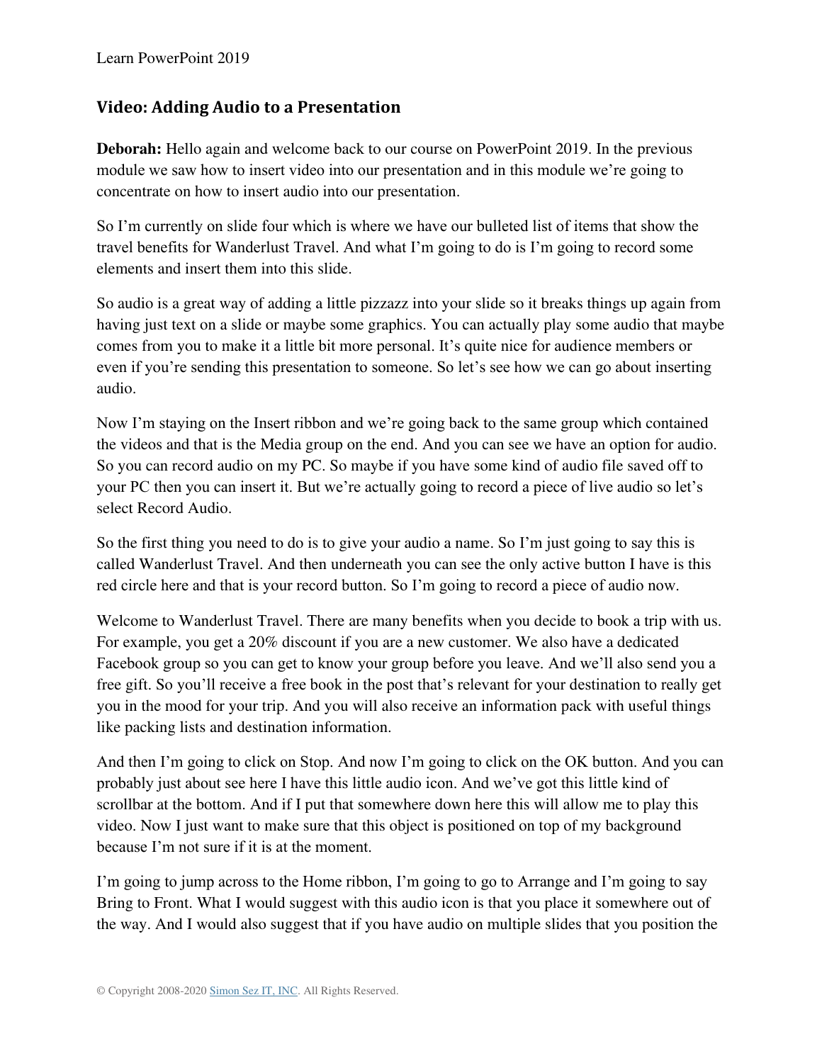## Video: Adding Audio to a Presentation

**Deborah:** Hello again and welcome back to our course on PowerPoint 2019. In the previous module we saw how to insert video into our presentation and in this module we're going to concentrate on how to insert audio into our presentation.

So I'm currently on slide four which is where we have our bulleted list of items that show the travel benefits for Wanderlust Travel. And what I'm going to do is I'm going to record some elements and insert them into this slide.

So audio is a great way of adding a little pizzazz into your slide so it breaks things up again from having just text on a slide or maybe some graphics. You can actually play some audio that maybe comes from you to make it a little bit more personal. It's quite nice for audience members or even if you're sending this presentation to someone. So let's see how we can go about inserting audio.

Now I'm staying on the Insert ribbon and we're going back to the same group which contained the videos and that is the Media group on the end. And you can see we have an option for audio. So you can record audio on my PC. So maybe if you have some kind of audio file saved off to your PC then you can insert it. But we're actually going to record a piece of live audio so let's select Record Audio.

So the first thing you need to do is to give your audio a name. So I'm just going to say this is called Wanderlust Travel. And then underneath you can see the only active button I have is this red circle here and that is your record button. So I'm going to record a piece of audio now.

Welcome to Wanderlust Travel. There are many benefits when you decide to book a trip with us. For example, you get a 20% discount if you are a new customer. We also have a dedicated Facebook group so you can get to know your group before you leave. And we'll also send you a free gift. So you'll receive a free book in the post that's relevant for your destination to really get you in the mood for your trip. And you will also receive an information pack with useful things like packing lists and destination information.

And then I'm going to click on Stop. And now I'm going to click on the OK button. And you can probably just about see here I have this little audio icon. And we've got this little kind of scrollbar at the bottom. And if I put that somewhere down here this will allow me to play this video. Now I just want to make sure that this object is positioned on top of my background because I'm not sure if it is at the moment.

I'm going to jump across to the Home ribbon, I'm going to go to Arrange and I'm going to say Bring to Front. What I would suggest with this audio icon is that you place it somewhere out of the way. And I would also suggest that if you have audio on multiple slides that you position the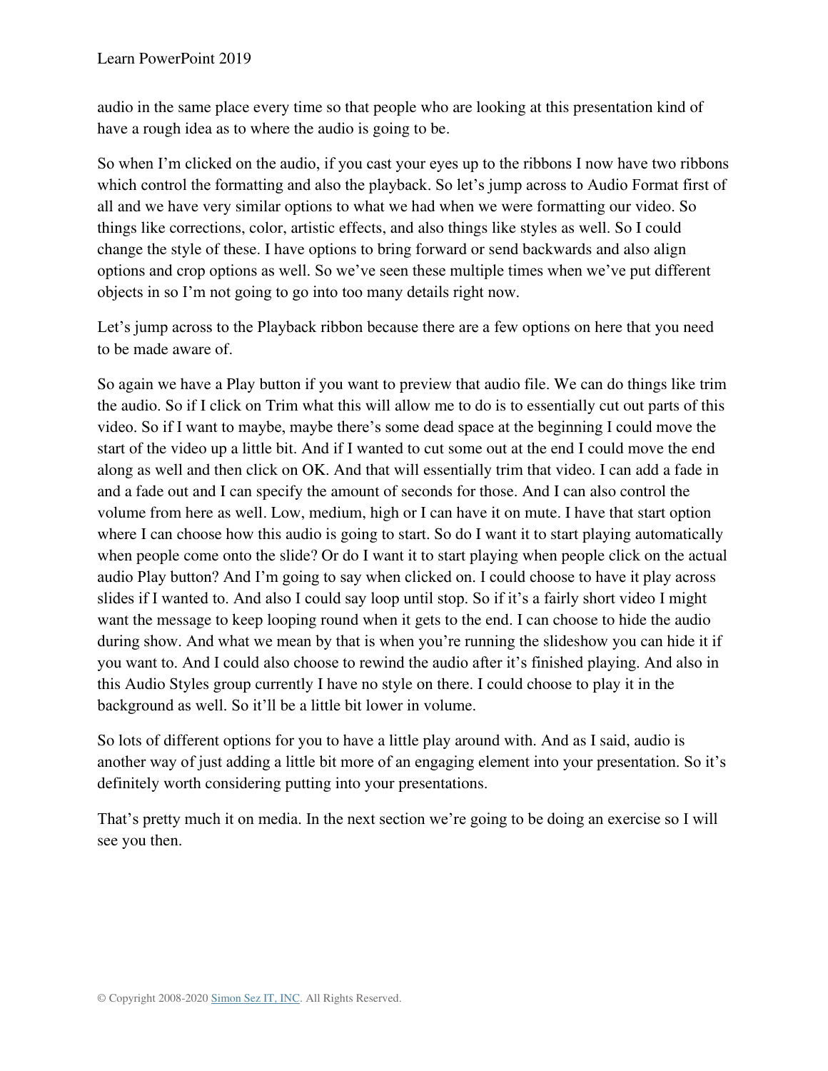audio in the same place every time so that people who are looking at this presentation kind of have a rough idea as to where the audio is going to be.

So when I'm clicked on the audio, if you cast your eyes up to the ribbons I now have two ribbons which control the formatting and also the playback. So let's jump across to Audio Format first of all and we have very similar options to what we had when we were formatting our video. So things like corrections, color, artistic effects, and also things like styles as well. So I could change the style of these. I have options to bring forward or send backwards and also align options and crop options as well. So we've seen these multiple times when we've put different objects in so I'm not going to go into too many details right now.

Let's jump across to the Playback ribbon because there are a few options on here that you need to be made aware of.

So again we have a Play button if you want to preview that audio file. We can do things like trim the audio. So if I click on Trim what this will allow me to do is to essentially cut out parts of this video. So if I want to maybe, maybe there's some dead space at the beginning I could move the start of the video up a little bit. And if I wanted to cut some out at the end I could move the end along as well and then click on OK. And that will essentially trim that video. I can add a fade in and a fade out and I can specify the amount of seconds for those. And I can also control the volume from here as well. Low, medium, high or I can have it on mute. I have that start option where I can choose how this audio is going to start. So do I want it to start playing automatically when people come onto the slide? Or do I want it to start playing when people click on the actual audio Play button? And I'm going to say when clicked on. I could choose to have it play across slides if I wanted to. And also I could say loop until stop. So if it's a fairly short video I might want the message to keep looping round when it gets to the end. I can choose to hide the audio during show. And what we mean by that is when you're running the slideshow you can hide it if you want to. And I could also choose to rewind the audio after it's finished playing. And also in this Audio Styles group currently I have no style on there. I could choose to play it in the background as well. So it'll be a little bit lower in volume.

So lots of different options for you to have a little play around with. And as I said, audio is another way of just adding a little bit more of an engaging element into your presentation. So it's definitely worth considering putting into your presentations.

That's pretty much it on media. In the next section we're going to be doing an exercise so I will see you then.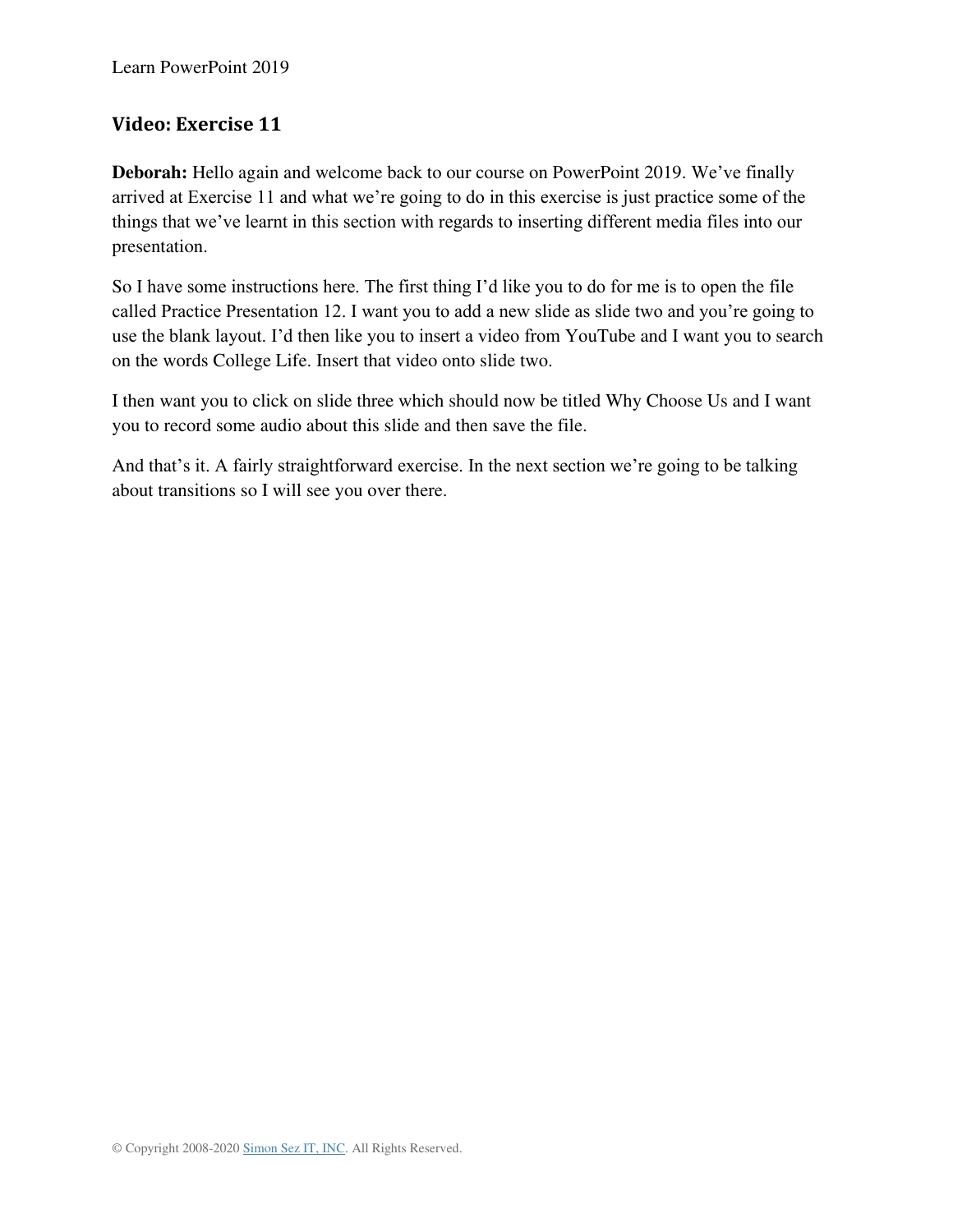## Video: Exercise 11

**Deborah:** Hello again and welcome back to our course on PowerPoint 2019. We've finally arrived at Exercise 11 and what we're going to do in this exercise is just practice some of the things that we've learnt in this section with regards to inserting different media files into our presentation.

So I have some instructions here. The first thing I'd like you to do for me is to open the file called Practice Presentation 12. I want you to add a new slide as slide two and you're going to use the blank layout. I'd then like you to insert a video from YouTube and I want you to search on the words College Life. Insert that video onto slide two.

I then want you to click on slide three which should now be titled Why Choose Us and I want you to record some audio about this slide and then save the file.

And that's it. A fairly straightforward exercise. In the next section we're going to be talking about transitions so I will see you over there.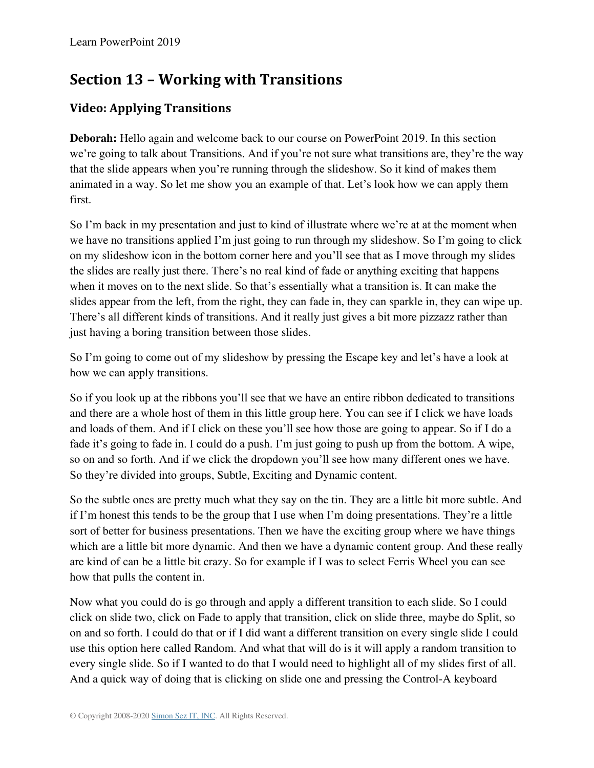## Section 13 – Working with Transitions

### Video: Applying Transitions

**Deborah:** Hello again and welcome back to our course on PowerPoint 2019. In this section we're going to talk about Transitions. And if you're not sure what transitions are, they're the way that the slide appears when you're running through the slideshow. So it kind of makes them animated in a way. So let me show you an example of that. Let's look how we can apply them first.

So I'm back in my presentation and just to kind of illustrate where we're at at the moment when we have no transitions applied I'm just going to run through my slideshow. So I'm going to click on my slideshow icon in the bottom corner here and you'll see that as I move through my slides the slides are really just there. There's no real kind of fade or anything exciting that happens when it moves on to the next slide. So that's essentially what a transition is. It can make the slides appear from the left, from the right, they can fade in, they can sparkle in, they can wipe up. There's all different kinds of transitions. And it really just gives a bit more pizzazz rather than just having a boring transition between those slides.

So I'm going to come out of my slideshow by pressing the Escape key and let's have a look at how we can apply transitions.

So if you look up at the ribbons you'll see that we have an entire ribbon dedicated to transitions and there are a whole host of them in this little group here. You can see if I click we have loads and loads of them. And if I click on these you'll see how those are going to appear. So if I do a fade it's going to fade in. I could do a push. I'm just going to push up from the bottom. A wipe, so on and so forth. And if we click the dropdown you'll see how many different ones we have. So they're divided into groups, Subtle, Exciting and Dynamic content.

So the subtle ones are pretty much what they say on the tin. They are a little bit more subtle. And if I'm honest this tends to be the group that I use when I'm doing presentations. They're a little sort of better for business presentations. Then we have the exciting group where we have things which are a little bit more dynamic. And then we have a dynamic content group. And these really are kind of can be a little bit crazy. So for example if I was to select Ferris Wheel you can see how that pulls the content in.

Now what you could do is go through and apply a different transition to each slide. So I could click on slide two, click on Fade to apply that transition, click on slide three, maybe do Split, so on and so forth. I could do that or if I did want a different transition on every single slide I could use this option here called Random. And what that will do is it will apply a random transition to every single slide. So if I wanted to do that I would need to highlight all of my slides first of all. And a quick way of doing that is clicking on slide one and pressing the Control-A keyboard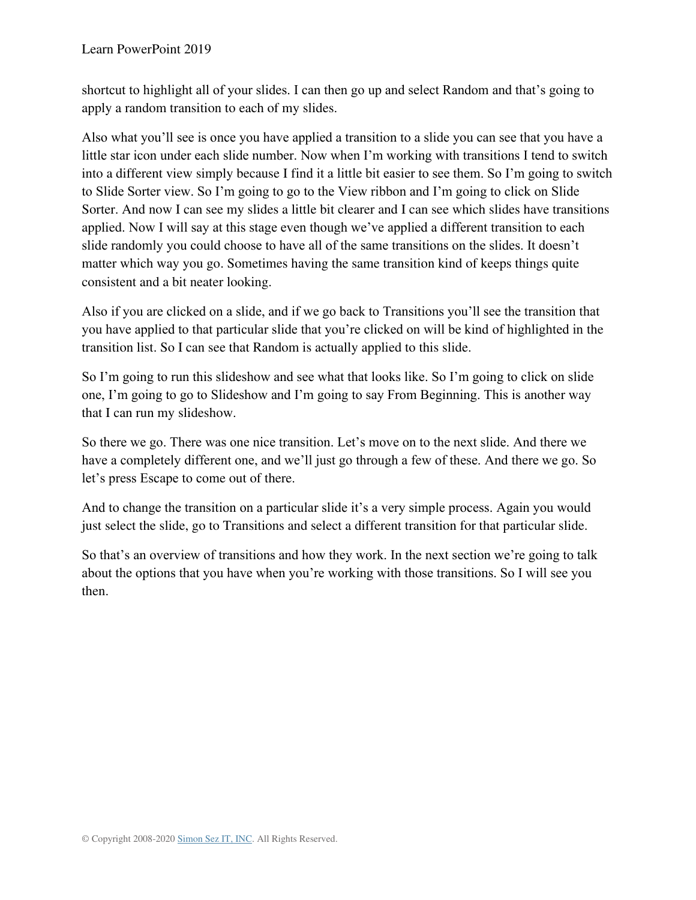shortcut to highlight all of your slides. I can then go up and select Random and that's going to apply a random transition to each of my slides.

Also what you'll see is once you have applied a transition to a slide you can see that you have a little star icon under each slide number. Now when I'm working with transitions I tend to switch into a different view simply because I find it a little bit easier to see them. So I'm going to switch to Slide Sorter view. So I'm going to go to the View ribbon and I'm going to click on Slide Sorter. And now I can see my slides a little bit clearer and I can see which slides have transitions applied. Now I will say at this stage even though we've applied a different transition to each slide randomly you could choose to have all of the same transitions on the slides. It doesn't matter which way you go. Sometimes having the same transition kind of keeps things quite consistent and a bit neater looking.

Also if you are clicked on a slide, and if we go back to Transitions you'll see the transition that you have applied to that particular slide that you're clicked on will be kind of highlighted in the transition list. So I can see that Random is actually applied to this slide.

So I'm going to run this slideshow and see what that looks like. So I'm going to click on slide one, I'm going to go to Slideshow and I'm going to say From Beginning. This is another way that I can run my slideshow.

So there we go. There was one nice transition. Let's move on to the next slide. And there we have a completely different one, and we'll just go through a few of these. And there we go. So let's press Escape to come out of there.

And to change the transition on a particular slide it's a very simple process. Again you would just select the slide, go to Transitions and select a different transition for that particular slide.

So that's an overview of transitions and how they work. In the next section we're going to talk about the options that you have when you're working with those transitions. So I will see you then.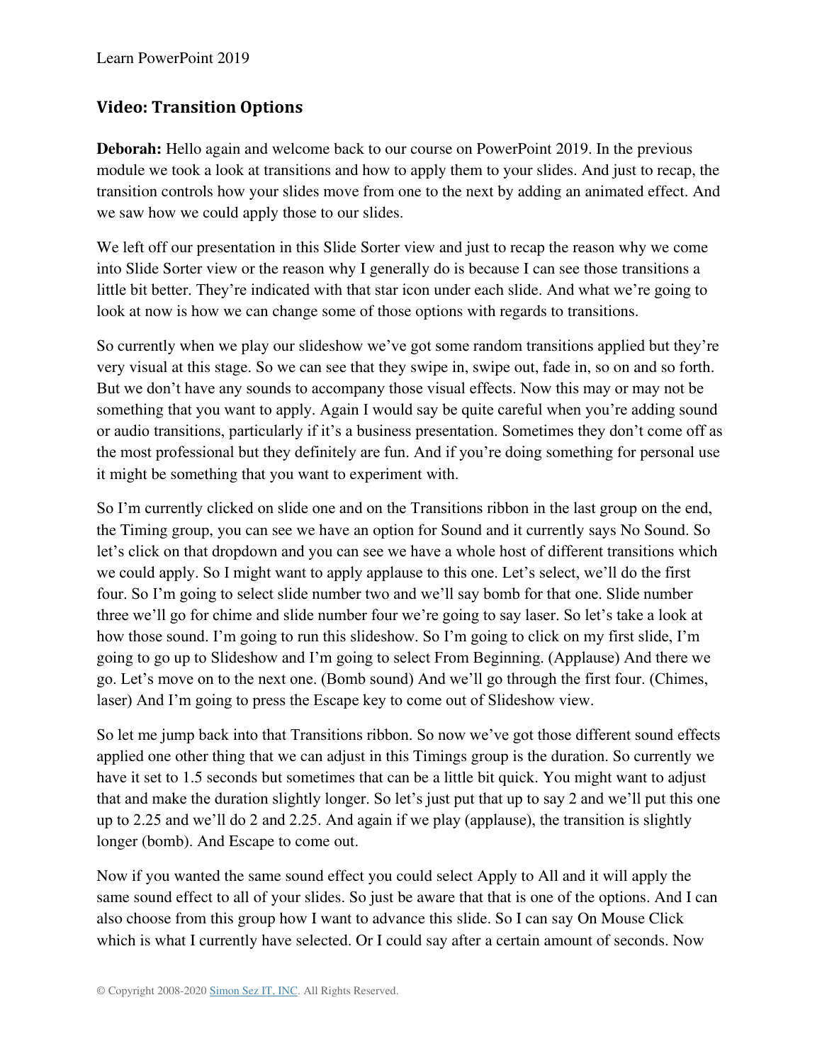## Video: Transition Options

**Deborah:** Hello again and welcome back to our course on PowerPoint 2019. In the previous module we took a look at transitions and how to apply them to your slides. And just to recap, the transition controls how your slides move from one to the next by adding an animated effect. And we saw how we could apply those to our slides.

We left off our presentation in this Slide Sorter view and just to recap the reason why we come into Slide Sorter view or the reason why I generally do is because I can see those transitions a little bit better. They're indicated with that star icon under each slide. And what we're going to look at now is how we can change some of those options with regards to transitions.

So currently when we play our slideshow we've got some random transitions applied but they're very visual at this stage. So we can see that they swipe in, swipe out, fade in, so on and so forth. But we don't have any sounds to accompany those visual effects. Now this may or may not be something that you want to apply. Again I would say be quite careful when you're adding sound or audio transitions, particularly if it's a business presentation. Sometimes they don't come off as the most professional but they definitely are fun. And if you're doing something for personal use it might be something that you want to experiment with.

So I'm currently clicked on slide one and on the Transitions ribbon in the last group on the end, the Timing group, you can see we have an option for Sound and it currently says No Sound. So let's click on that dropdown and you can see we have a whole host of different transitions which we could apply. So I might want to apply applause to this one. Let's select, we'll do the first four. So I'm going to select slide number two and we'll say bomb for that one. Slide number three we'll go for chime and slide number four we're going to say laser. So let's take a look at how those sound. I'm going to run this slideshow. So I'm going to click on my first slide, I'm going to go up to Slideshow and I'm going to select From Beginning. (Applause) And there we go. Let's move on to the next one. (Bomb sound) And we'll go through the first four. (Chimes, laser) And I'm going to press the Escape key to come out of Slideshow view.

So let me jump back into that Transitions ribbon. So now we've got those different sound effects applied one other thing that we can adjust in this Timings group is the duration. So currently we have it set to 1.5 seconds but sometimes that can be a little bit quick. You might want to adjust that and make the duration slightly longer. So let's just put that up to say 2 and we'll put this one up to 2.25 and we'll do 2 and 2.25. And again if we play (applause), the transition is slightly longer (bomb). And Escape to come out.

Now if you wanted the same sound effect you could select Apply to All and it will apply the same sound effect to all of your slides. So just be aware that that is one of the options. And I can also choose from this group how I want to advance this slide. So I can say On Mouse Click which is what I currently have selected. Or I could say after a certain amount of seconds. Now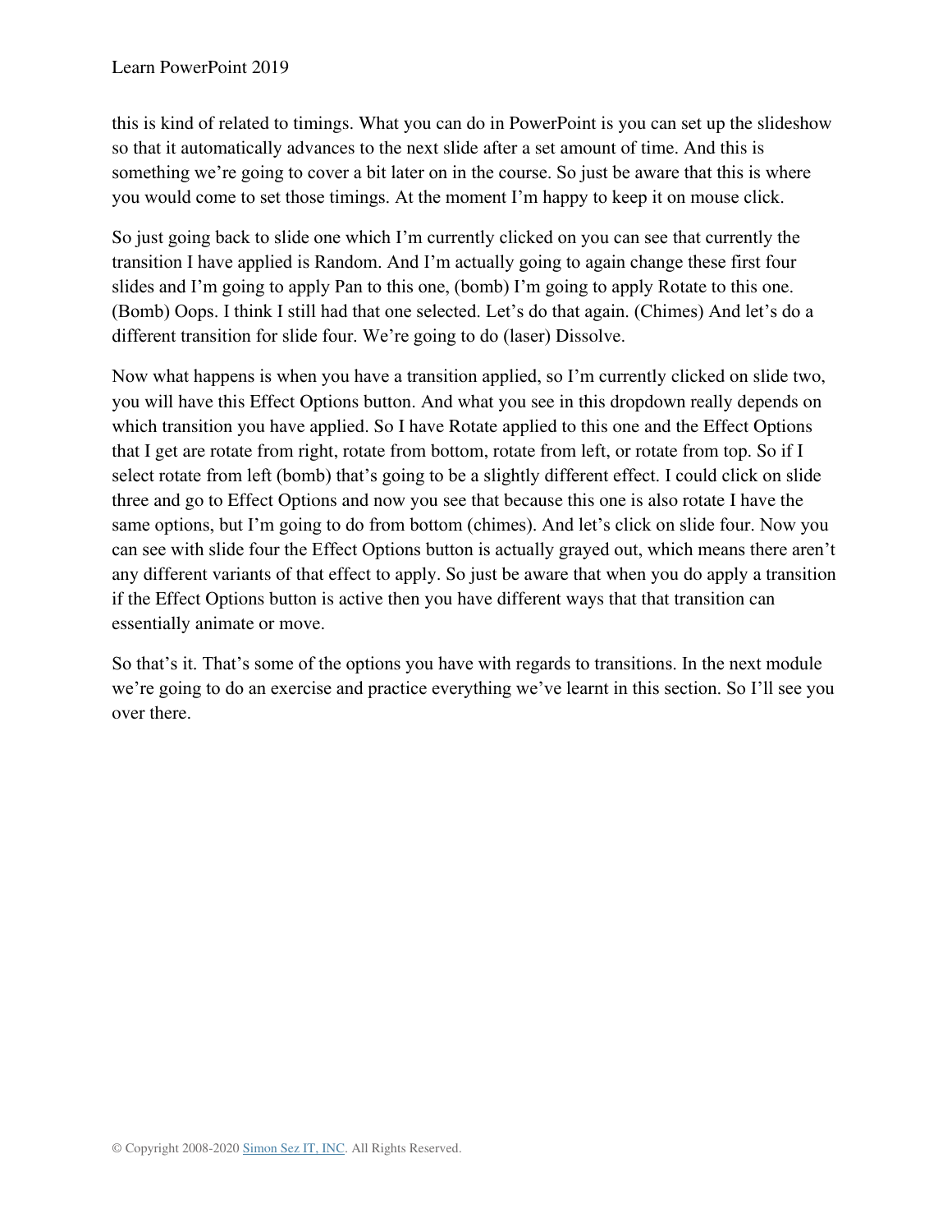this is kind of related to timings. What you can do in PowerPoint is you can set up the slideshow so that it automatically advances to the next slide after a set amount of time. And this is something we're going to cover a bit later on in the course. So just be aware that this is where you would come to set those timings. At the moment I'm happy to keep it on mouse click.

So just going back to slide one which I'm currently clicked on you can see that currently the transition I have applied is Random. And I'm actually going to again change these first four slides and I'm going to apply Pan to this one, (bomb) I'm going to apply Rotate to this one. (Bomb) Oops. I think I still had that one selected. Let's do that again. (Chimes) And let's do a different transition for slide four. We're going to do (laser) Dissolve.

Now what happens is when you have a transition applied, so I'm currently clicked on slide two, you will have this Effect Options button. And what you see in this dropdown really depends on which transition you have applied. So I have Rotate applied to this one and the Effect Options that I get are rotate from right, rotate from bottom, rotate from left, or rotate from top. So if I select rotate from left (bomb) that's going to be a slightly different effect. I could click on slide three and go to Effect Options and now you see that because this one is also rotate I have the same options, but I'm going to do from bottom (chimes). And let's click on slide four. Now you can see with slide four the Effect Options button is actually grayed out, which means there aren't any different variants of that effect to apply. So just be aware that when you do apply a transition if the Effect Options button is active then you have different ways that that transition can essentially animate or move.

So that's it. That's some of the options you have with regards to transitions. In the next module we're going to do an exercise and practice everything we've learnt in this section. So I'll see you over there.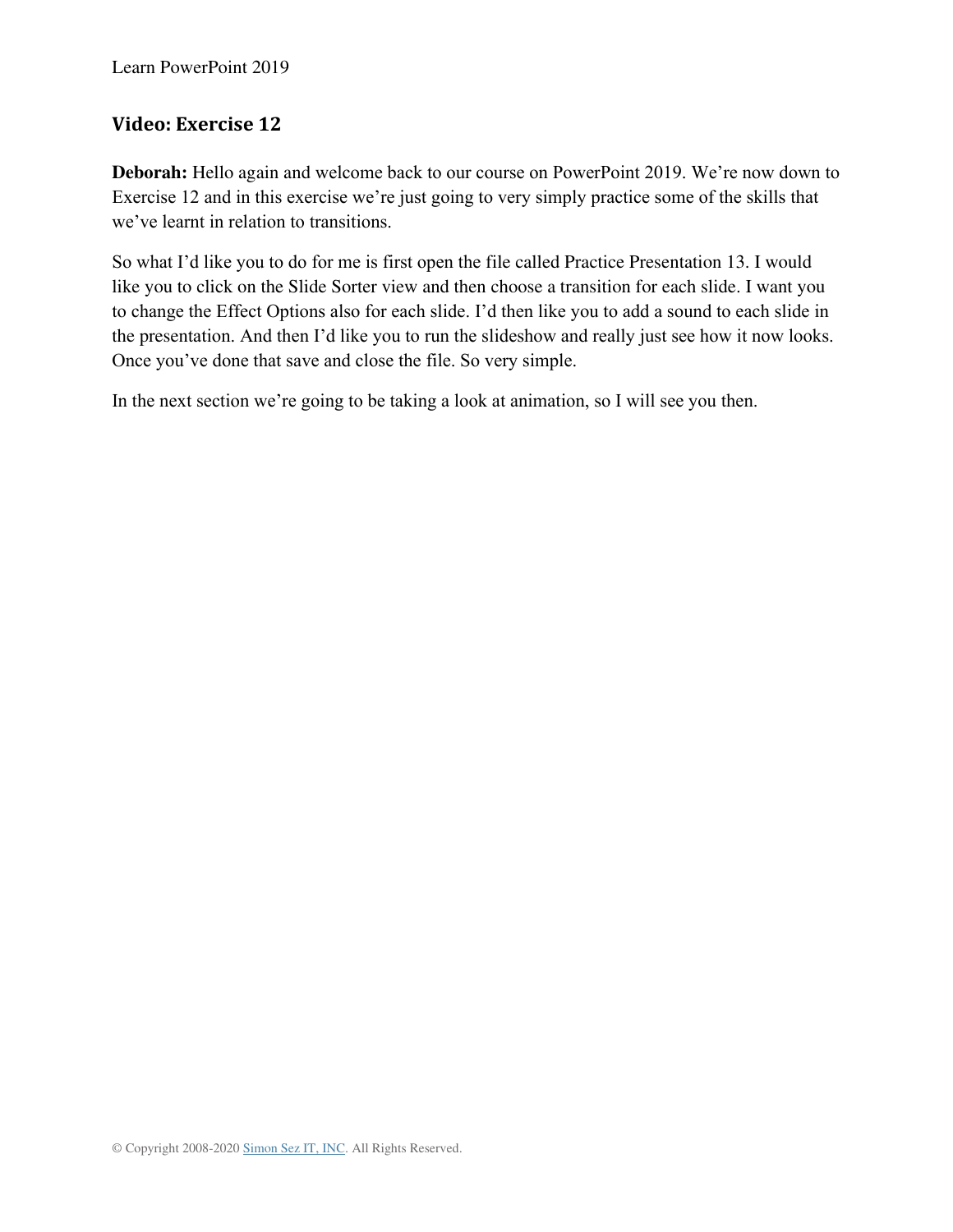## Video: Exercise 12

**Deborah:** Hello again and welcome back to our course on PowerPoint 2019. We're now down to Exercise 12 and in this exercise we're just going to very simply practice some of the skills that we've learnt in relation to transitions.

So what I'd like you to do for me is first open the file called Practice Presentation 13. I would like you to click on the Slide Sorter view and then choose a transition for each slide. I want you to change the Effect Options also for each slide. I'd then like you to add a sound to each slide in the presentation. And then I'd like you to run the slideshow and really just see how it now looks. Once you've done that save and close the file. So very simple.

In the next section we're going to be taking a look at animation, so I will see you then.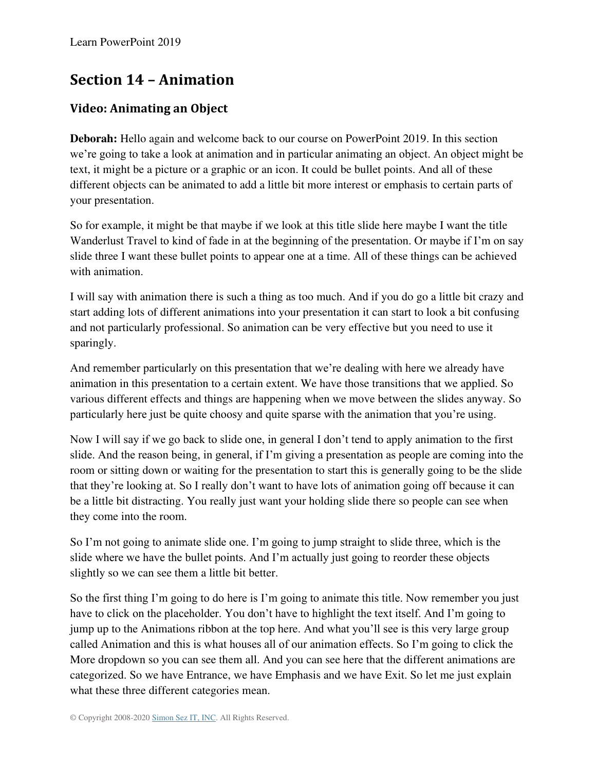## Section 14 – Animation

### Video: Animating an Object

**Deborah:** Hello again and welcome back to our course on PowerPoint 2019. In this section we're going to take a look at animation and in particular animating an object. An object might be text, it might be a picture or a graphic or an icon. It could be bullet points. And all of these different objects can be animated to add a little bit more interest or emphasis to certain parts of your presentation.

So for example, it might be that maybe if we look at this title slide here maybe I want the title Wanderlust Travel to kind of fade in at the beginning of the presentation. Or maybe if I'm on say slide three I want these bullet points to appear one at a time. All of these things can be achieved with animation.

I will say with animation there is such a thing as too much. And if you do go a little bit crazy and start adding lots of different animations into your presentation it can start to look a bit confusing and not particularly professional. So animation can be very effective but you need to use it sparingly.

And remember particularly on this presentation that we're dealing with here we already have animation in this presentation to a certain extent. We have those transitions that we applied. So various different effects and things are happening when we move between the slides anyway. So particularly here just be quite choosy and quite sparse with the animation that you're using.

Now I will say if we go back to slide one, in general I don't tend to apply animation to the first slide. And the reason being, in general, if I'm giving a presentation as people are coming into the room or sitting down or waiting for the presentation to start this is generally going to be the slide that they're looking at. So I really don't want to have lots of animation going off because it can be a little bit distracting. You really just want your holding slide there so people can see when they come into the room.

So I'm not going to animate slide one. I'm going to jump straight to slide three, which is the slide where we have the bullet points. And I'm actually just going to reorder these objects slightly so we can see them a little bit better.

So the first thing I'm going to do here is I'm going to animate this title. Now remember you just have to click on the placeholder. You don't have to highlight the text itself. And I'm going to jump up to the Animations ribbon at the top here. And what you'll see is this very large group called Animation and this is what houses all of our animation effects. So I'm going to click the More dropdown so you can see them all. And you can see here that the different animations are categorized. So we have Entrance, we have Emphasis and we have Exit. So let me just explain what these three different categories mean.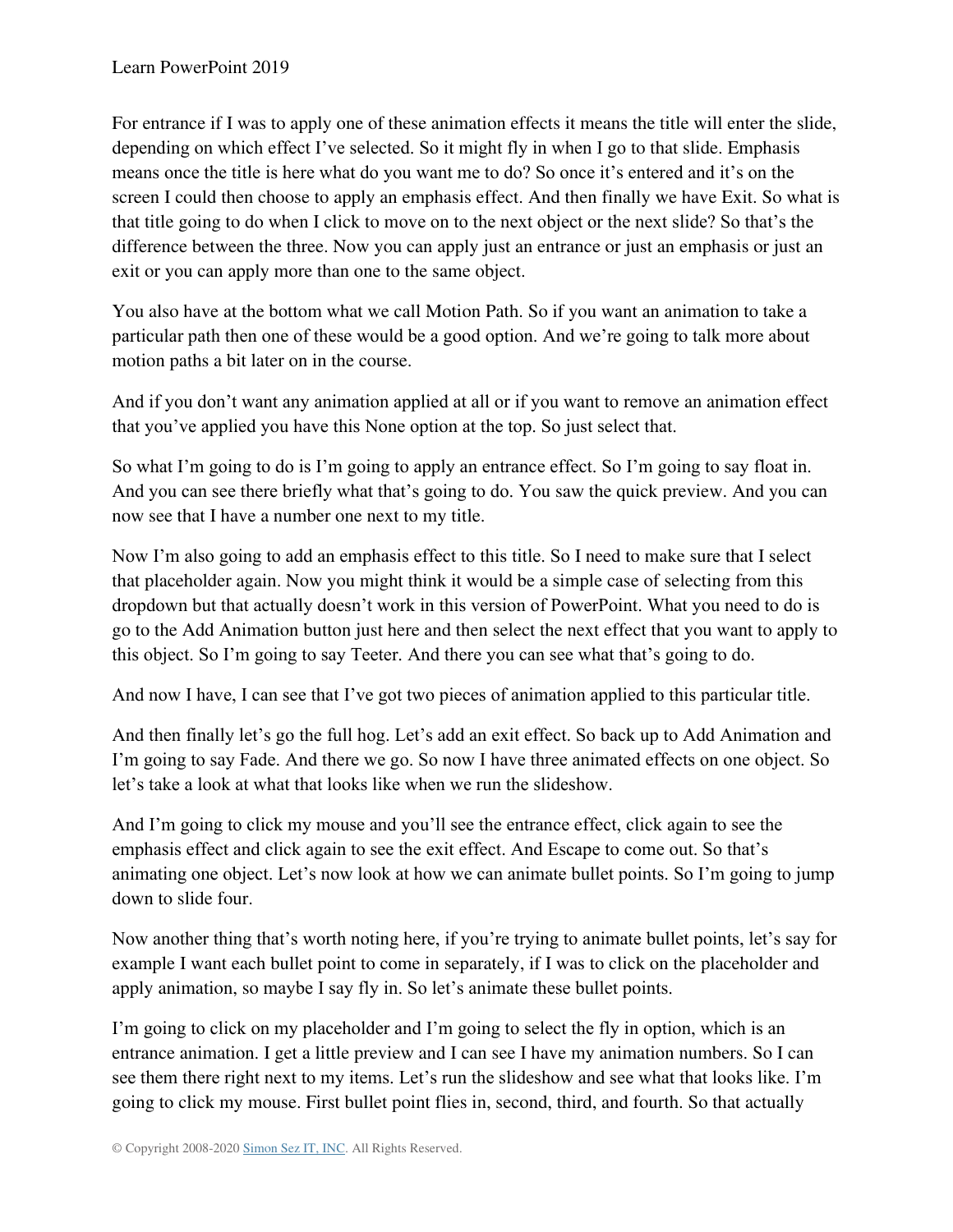For entrance if I was to apply one of these animation effects it means the title will enter the slide, depending on which effect I've selected. So it might fly in when I go to that slide. Emphasis means once the title is here what do you want me to do? So once it's entered and it's on the screen I could then choose to apply an emphasis effect. And then finally we have Exit. So what is that title going to do when I click to move on to the next object or the next slide? So that's the difference between the three. Now you can apply just an entrance or just an emphasis or just an exit or you can apply more than one to the same object.

You also have at the bottom what we call Motion Path. So if you want an animation to take a particular path then one of these would be a good option. And we're going to talk more about motion paths a bit later on in the course.

And if you don't want any animation applied at all or if you want to remove an animation effect that you've applied you have this None option at the top. So just select that.

So what I'm going to do is I'm going to apply an entrance effect. So I'm going to say float in. And you can see there briefly what that's going to do. You saw the quick preview. And you can now see that I have a number one next to my title.

Now I'm also going to add an emphasis effect to this title. So I need to make sure that I select that placeholder again. Now you might think it would be a simple case of selecting from this dropdown but that actually doesn't work in this version of PowerPoint. What you need to do is go to the Add Animation button just here and then select the next effect that you want to apply to this object. So I'm going to say Teeter. And there you can see what that's going to do.

And now I have, I can see that I've got two pieces of animation applied to this particular title.

And then finally let's go the full hog. Let's add an exit effect. So back up to Add Animation and I'm going to say Fade. And there we go. So now I have three animated effects on one object. So let's take a look at what that looks like when we run the slideshow.

And I'm going to click my mouse and you'll see the entrance effect, click again to see the emphasis effect and click again to see the exit effect. And Escape to come out. So that's animating one object. Let's now look at how we can animate bullet points. So I'm going to jump down to slide four.

Now another thing that's worth noting here, if you're trying to animate bullet points, let's say for example I want each bullet point to come in separately, if I was to click on the placeholder and apply animation, so maybe I say fly in. So let's animate these bullet points.

I'm going to click on my placeholder and I'm going to select the fly in option, which is an entrance animation. I get a little preview and I can see I have my animation numbers. So I can see them there right next to my items. Let's run the slideshow and see what that looks like. I'm going to click my mouse. First bullet point flies in, second, third, and fourth. So that actually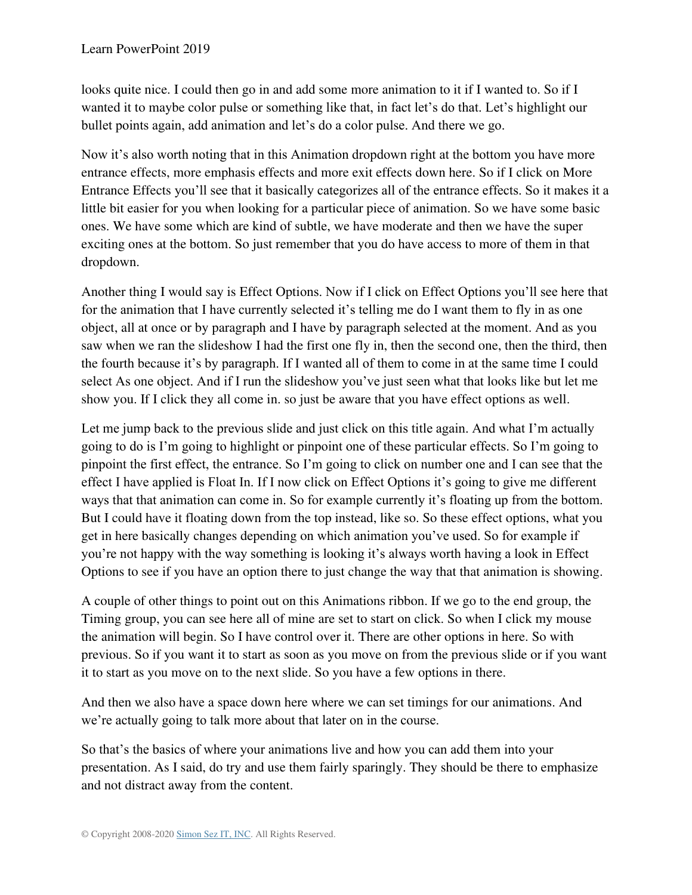looks quite nice. I could then go in and add some more animation to it if I wanted to. So if I wanted it to maybe color pulse or something like that, in fact let's do that. Let's highlight our bullet points again, add animation and let's do a color pulse. And there we go.

Now it's also worth noting that in this Animation dropdown right at the bottom you have more entrance effects, more emphasis effects and more exit effects down here. So if I click on More Entrance Effects you'll see that it basically categorizes all of the entrance effects. So it makes it a little bit easier for you when looking for a particular piece of animation. So we have some basic ones. We have some which are kind of subtle, we have moderate and then we have the super exciting ones at the bottom. So just remember that you do have access to more of them in that dropdown.

Another thing I would say is Effect Options. Now if I click on Effect Options you'll see here that for the animation that I have currently selected it's telling me do I want them to fly in as one object, all at once or by paragraph and I have by paragraph selected at the moment. And as you saw when we ran the slideshow I had the first one fly in, then the second one, then the third, then the fourth because it's by paragraph. If I wanted all of them to come in at the same time I could select As one object. And if I run the slideshow you've just seen what that looks like but let me show you. If I click they all come in. so just be aware that you have effect options as well.

Let me jump back to the previous slide and just click on this title again. And what I'm actually going to do is I'm going to highlight or pinpoint one of these particular effects. So I'm going to pinpoint the first effect, the entrance. So I'm going to click on number one and I can see that the effect I have applied is Float In. If I now click on Effect Options it's going to give me different ways that that animation can come in. So for example currently it's floating up from the bottom. But I could have it floating down from the top instead, like so. So these effect options, what you get in here basically changes depending on which animation you've used. So for example if you're not happy with the way something is looking it's always worth having a look in Effect Options to see if you have an option there to just change the way that that animation is showing.

A couple of other things to point out on this Animations ribbon. If we go to the end group, the Timing group, you can see here all of mine are set to start on click. So when I click my mouse the animation will begin. So I have control over it. There are other options in here. So with previous. So if you want it to start as soon as you move on from the previous slide or if you want it to start as you move on to the next slide. So you have a few options in there.

And then we also have a space down here where we can set timings for our animations. And we're actually going to talk more about that later on in the course.

So that's the basics of where your animations live and how you can add them into your presentation. As I said, do try and use them fairly sparingly. They should be there to emphasize and not distract away from the content.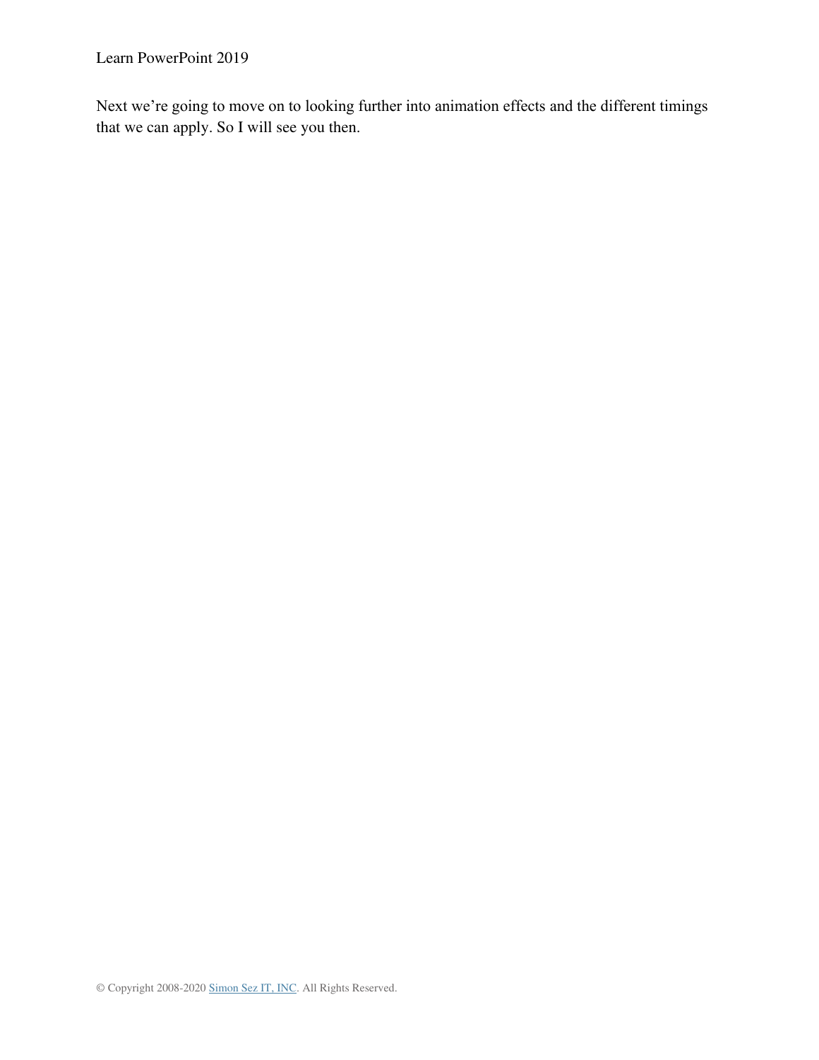Next we're going to move on to looking further into animation effects and the different timings that we can apply. So I will see you then.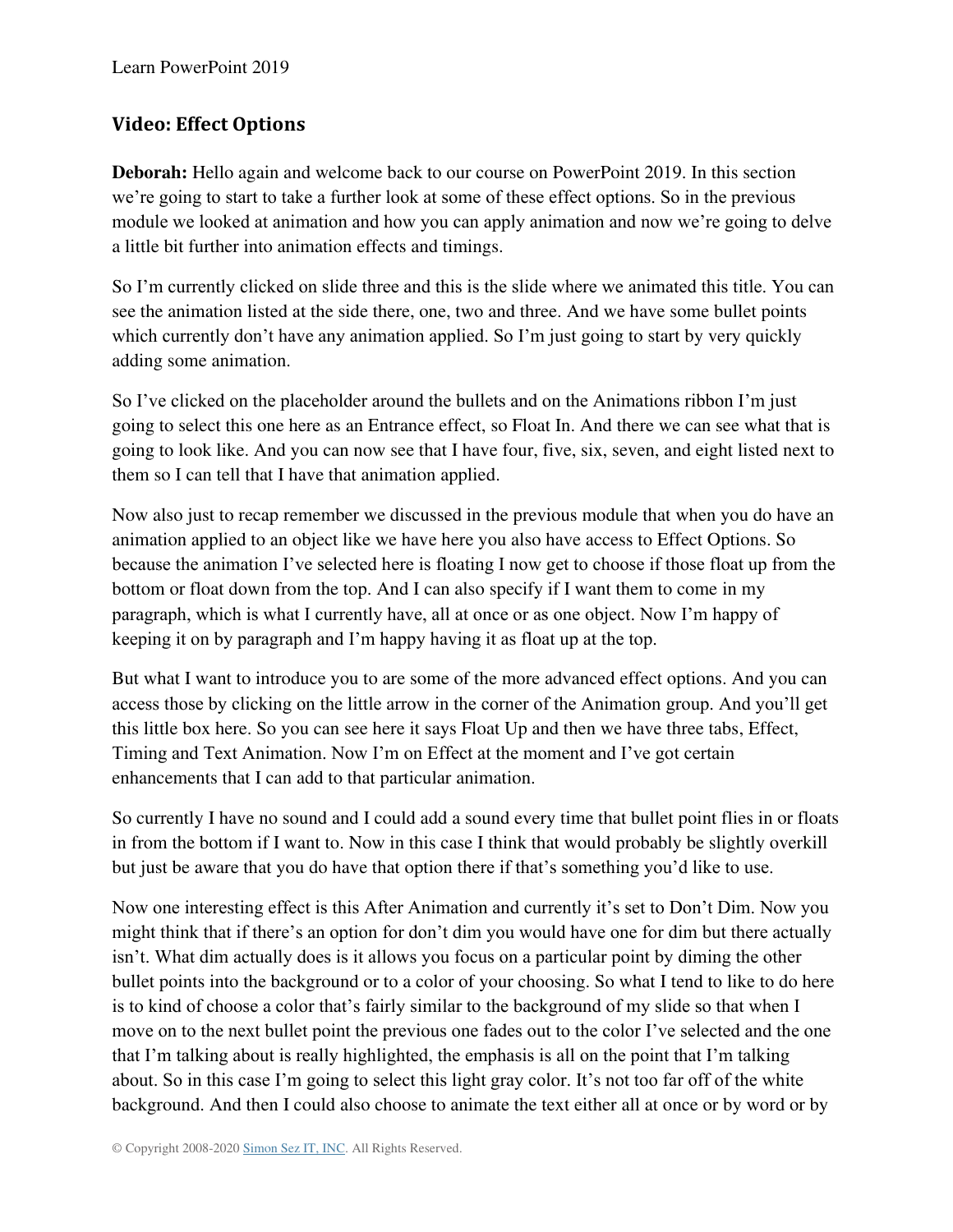## Video: Effect Options

**Deborah:** Hello again and welcome back to our course on PowerPoint 2019. In this section we're going to start to take a further look at some of these effect options. So in the previous module we looked at animation and how you can apply animation and now we're going to delve a little bit further into animation effects and timings.

So I'm currently clicked on slide three and this is the slide where we animated this title. You can see the animation listed at the side there, one, two and three. And we have some bullet points which currently don't have any animation applied. So I'm just going to start by very quickly adding some animation.

So I've clicked on the placeholder around the bullets and on the Animations ribbon I'm just going to select this one here as an Entrance effect, so Float In. And there we can see what that is going to look like. And you can now see that I have four, five, six, seven, and eight listed next to them so I can tell that I have that animation applied.

Now also just to recap remember we discussed in the previous module that when you do have an animation applied to an object like we have here you also have access to Effect Options. So because the animation I've selected here is floating I now get to choose if those float up from the bottom or float down from the top. And I can also specify if I want them to come in my paragraph, which is what I currently have, all at once or as one object. Now I'm happy of keeping it on by paragraph and I'm happy having it as float up at the top.

But what I want to introduce you to are some of the more advanced effect options. And you can access those by clicking on the little arrow in the corner of the Animation group. And you'll get this little box here. So you can see here it says Float Up and then we have three tabs, Effect, Timing and Text Animation. Now I'm on Effect at the moment and I've got certain enhancements that I can add to that particular animation.

So currently I have no sound and I could add a sound every time that bullet point flies in or floats in from the bottom if I want to. Now in this case I think that would probably be slightly overkill but just be aware that you do have that option there if that's something you'd like to use.

Now one interesting effect is this After Animation and currently it's set to Don't Dim. Now you might think that if there's an option for don't dim you would have one for dim but there actually isn't. What dim actually does is it allows you focus on a particular point by diming the other bullet points into the background or to a color of your choosing. So what I tend to like to do here is to kind of choose a color that's fairly similar to the background of my slide so that when I move on to the next bullet point the previous one fades out to the color I've selected and the one that I'm talking about is really highlighted, the emphasis is all on the point that I'm talking about. So in this case I'm going to select this light gray color. It's not too far off of the white background. And then I could also choose to animate the text either all at once or by word or by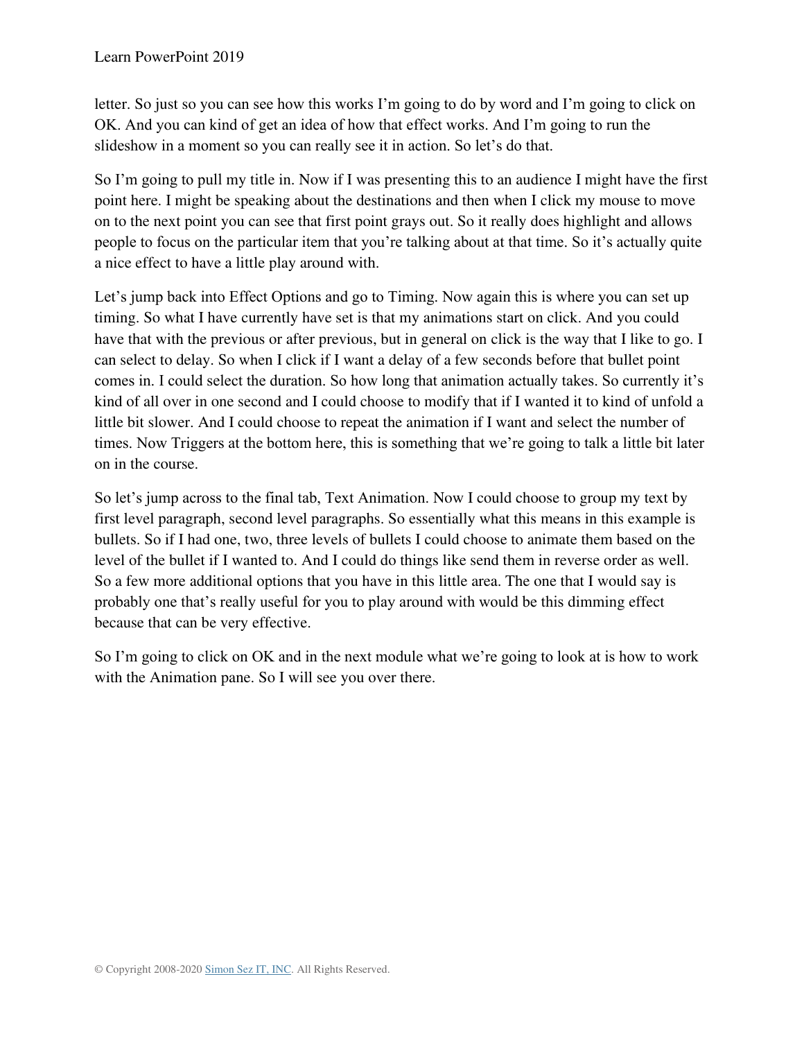letter. So just so you can see how this works I'm going to do by word and I'm going to click on OK. And you can kind of get an idea of how that effect works. And I'm going to run the slideshow in a moment so you can really see it in action. So let's do that.

So I'm going to pull my title in. Now if I was presenting this to an audience I might have the first point here. I might be speaking about the destinations and then when I click my mouse to move on to the next point you can see that first point grays out. So it really does highlight and allows people to focus on the particular item that you're talking about at that time. So it's actually quite a nice effect to have a little play around with.

Let's jump back into Effect Options and go to Timing. Now again this is where you can set up timing. So what I have currently have set is that my animations start on click. And you could have that with the previous or after previous, but in general on click is the way that I like to go. I can select to delay. So when I click if I want a delay of a few seconds before that bullet point comes in. I could select the duration. So how long that animation actually takes. So currently it's kind of all over in one second and I could choose to modify that if I wanted it to kind of unfold a little bit slower. And I could choose to repeat the animation if I want and select the number of times. Now Triggers at the bottom here, this is something that we're going to talk a little bit later on in the course.

So let's jump across to the final tab, Text Animation. Now I could choose to group my text by first level paragraph, second level paragraphs. So essentially what this means in this example is bullets. So if I had one, two, three levels of bullets I could choose to animate them based on the level of the bullet if I wanted to. And I could do things like send them in reverse order as well. So a few more additional options that you have in this little area. The one that I would say is probably one that's really useful for you to play around with would be this dimming effect because that can be very effective.

So I'm going to click on OK and in the next module what we're going to look at is how to work with the Animation pane. So I will see you over there.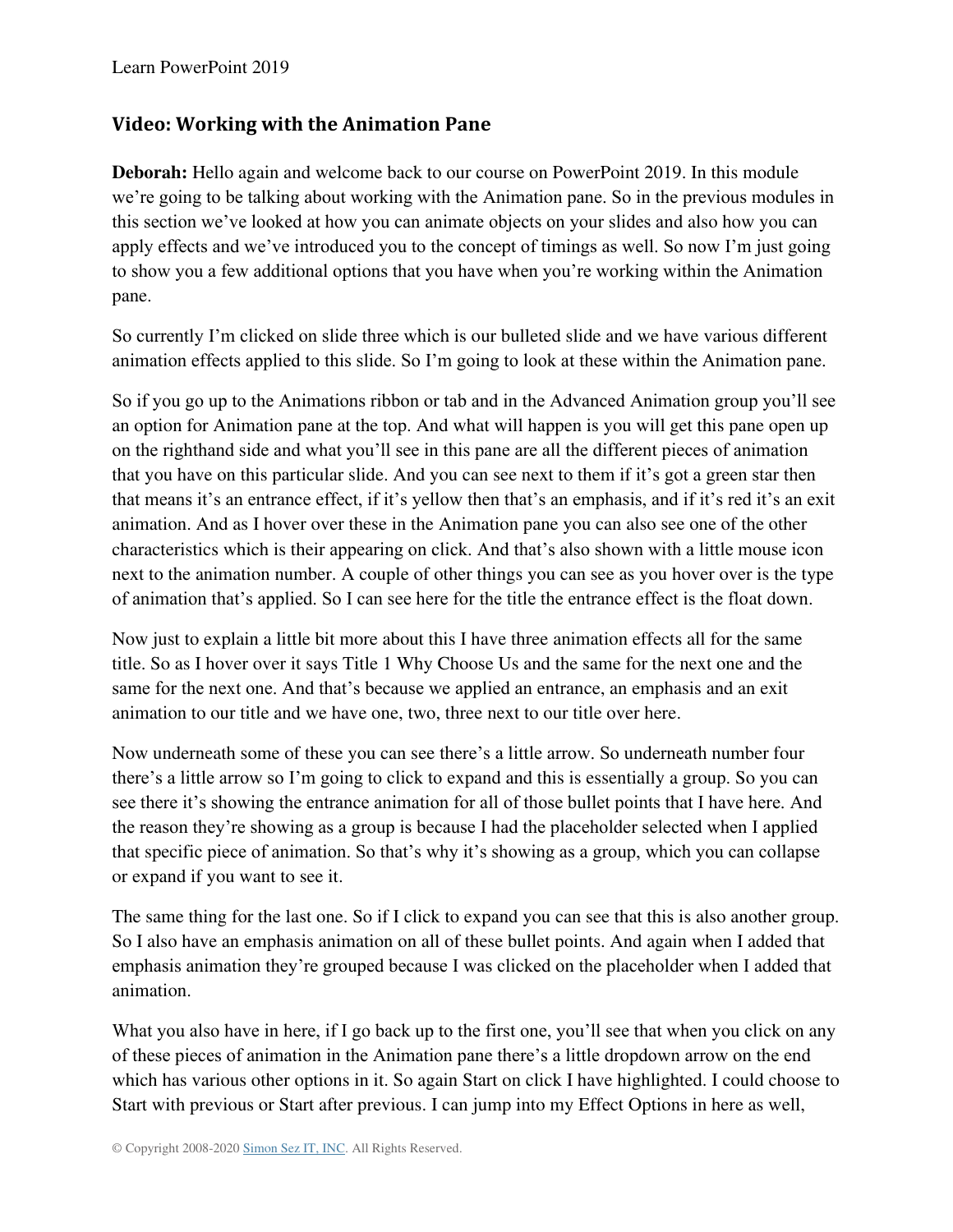## Video: Working with the Animation Pane

**Deborah:** Hello again and welcome back to our course on PowerPoint 2019. In this module we're going to be talking about working with the Animation pane. So in the previous modules in this section we've looked at how you can animate objects on your slides and also how you can apply effects and we've introduced you to the concept of timings as well. So now I'm just going to show you a few additional options that you have when you're working within the Animation pane.

So currently I'm clicked on slide three which is our bulleted slide and we have various different animation effects applied to this slide. So I'm going to look at these within the Animation pane.

So if you go up to the Animations ribbon or tab and in the Advanced Animation group you'll see an option for Animation pane at the top. And what will happen is you will get this pane open up on the righthand side and what you'll see in this pane are all the different pieces of animation that you have on this particular slide. And you can see next to them if it's got a green star then that means it's an entrance effect, if it's yellow then that's an emphasis, and if it's red it's an exit animation. And as I hover over these in the Animation pane you can also see one of the other characteristics which is their appearing on click. And that's also shown with a little mouse icon next to the animation number. A couple of other things you can see as you hover over is the type of animation that's applied. So I can see here for the title the entrance effect is the float down.

Now just to explain a little bit more about this I have three animation effects all for the same title. So as I hover over it says Title 1 Why Choose Us and the same for the next one and the same for the next one. And that's because we applied an entrance, an emphasis and an exit animation to our title and we have one, two, three next to our title over here.

Now underneath some of these you can see there's a little arrow. So underneath number four there's a little arrow so I'm going to click to expand and this is essentially a group. So you can see there it's showing the entrance animation for all of those bullet points that I have here. And the reason they're showing as a group is because I had the placeholder selected when I applied that specific piece of animation. So that's why it's showing as a group, which you can collapse or expand if you want to see it.

The same thing for the last one. So if I click to expand you can see that this is also another group. So I also have an emphasis animation on all of these bullet points. And again when I added that emphasis animation they're grouped because I was clicked on the placeholder when I added that animation.

What you also have in here, if I go back up to the first one, you'll see that when you click on any of these pieces of animation in the Animation pane there's a little dropdown arrow on the end which has various other options in it. So again Start on click I have highlighted. I could choose to Start with previous or Start after previous. I can jump into my Effect Options in here as well,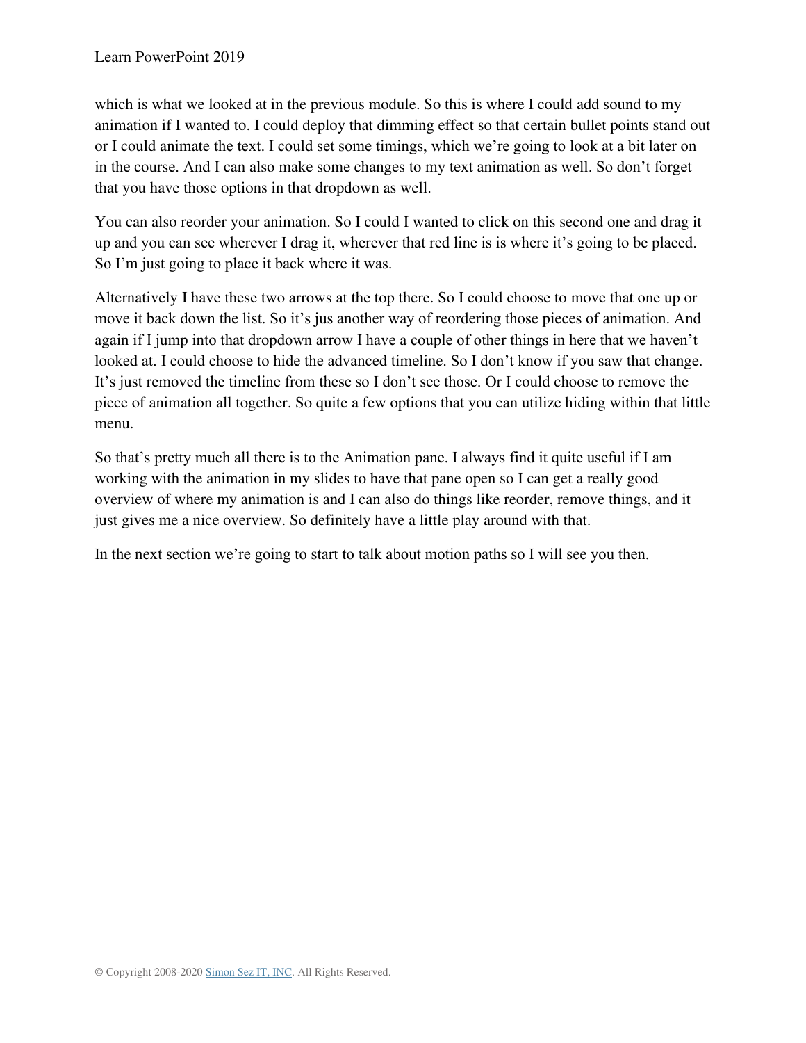which is what we looked at in the previous module. So this is where I could add sound to my animation if I wanted to. I could deploy that dimming effect so that certain bullet points stand out or I could animate the text. I could set some timings, which we're going to look at a bit later on in the course. And I can also make some changes to my text animation as well. So don't forget that you have those options in that dropdown as well.

You can also reorder your animation. So I could I wanted to click on this second one and drag it up and you can see wherever I drag it, wherever that red line is is where it's going to be placed. So I'm just going to place it back where it was.

Alternatively I have these two arrows at the top there. So I could choose to move that one up or move it back down the list. So it's jus another way of reordering those pieces of animation. And again if I jump into that dropdown arrow I have a couple of other things in here that we haven't looked at. I could choose to hide the advanced timeline. So I don't know if you saw that change. It's just removed the timeline from these so I don't see those. Or I could choose to remove the piece of animation all together. So quite a few options that you can utilize hiding within that little menu.

So that's pretty much all there is to the Animation pane. I always find it quite useful if I am working with the animation in my slides to have that pane open so I can get a really good overview of where my animation is and I can also do things like reorder, remove things, and it just gives me a nice overview. So definitely have a little play around with that.

In the next section we're going to start to talk about motion paths so I will see you then.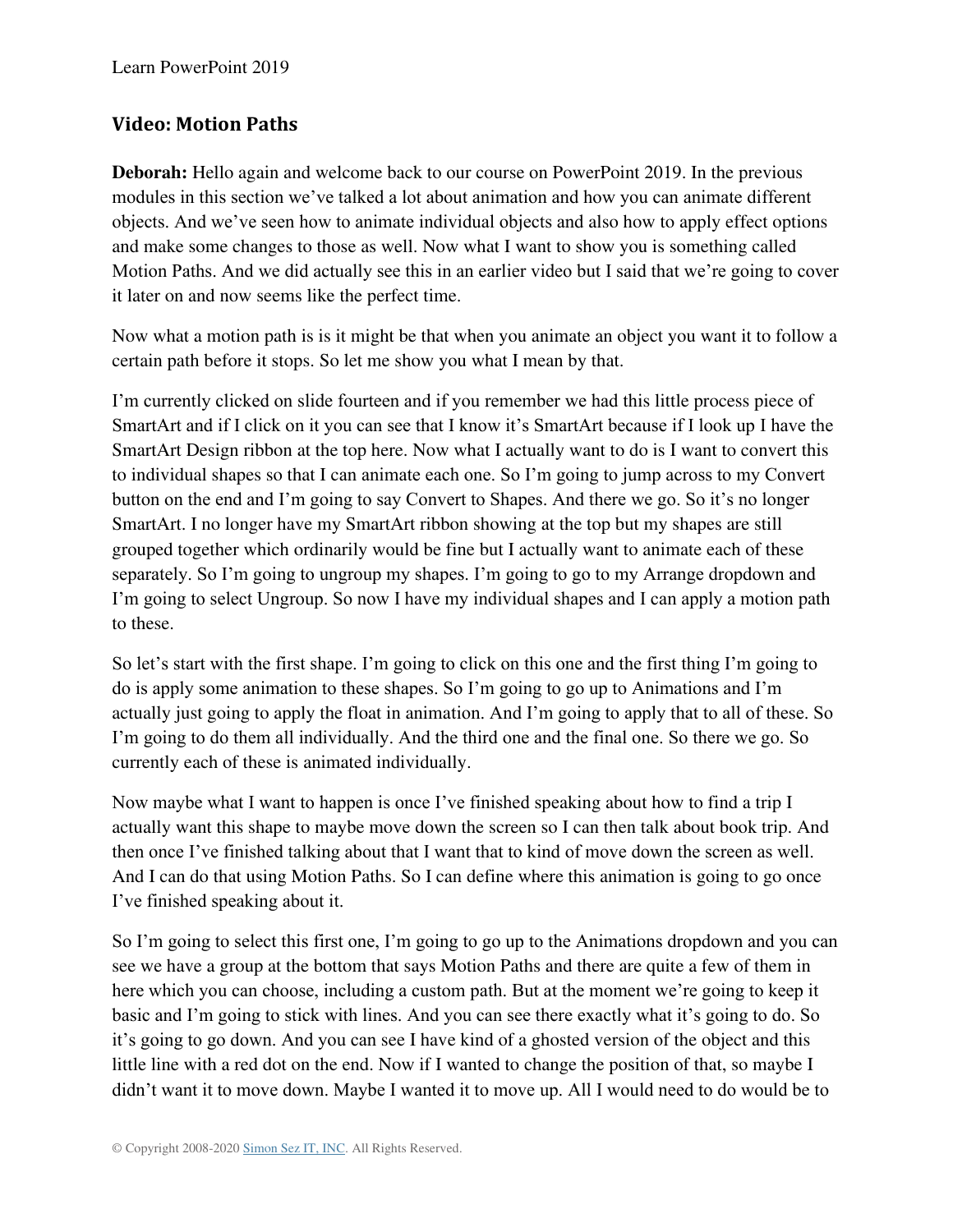## Video: Motion Paths

**Deborah:** Hello again and welcome back to our course on PowerPoint 2019. In the previous modules in this section we've talked a lot about animation and how you can animate different objects. And we've seen how to animate individual objects and also how to apply effect options and make some changes to those as well. Now what I want to show you is something called Motion Paths. And we did actually see this in an earlier video but I said that we're going to cover it later on and now seems like the perfect time.

Now what a motion path is is it might be that when you animate an object you want it to follow a certain path before it stops. So let me show you what I mean by that.

I'm currently clicked on slide fourteen and if you remember we had this little process piece of SmartArt and if I click on it you can see that I know it's SmartArt because if I look up I have the SmartArt Design ribbon at the top here. Now what I actually want to do is I want to convert this to individual shapes so that I can animate each one. So I'm going to jump across to my Convert button on the end and I'm going to say Convert to Shapes. And there we go. So it's no longer SmartArt. I no longer have my SmartArt ribbon showing at the top but my shapes are still grouped together which ordinarily would be fine but I actually want to animate each of these separately. So I'm going to ungroup my shapes. I'm going to go to my Arrange dropdown and I'm going to select Ungroup. So now I have my individual shapes and I can apply a motion path to these.

So let's start with the first shape. I'm going to click on this one and the first thing I'm going to do is apply some animation to these shapes. So I'm going to go up to Animations and I'm actually just going to apply the float in animation. And I'm going to apply that to all of these. So I'm going to do them all individually. And the third one and the final one. So there we go. So currently each of these is animated individually.

Now maybe what I want to happen is once I've finished speaking about how to find a trip I actually want this shape to maybe move down the screen so I can then talk about book trip. And then once I've finished talking about that I want that to kind of move down the screen as well. And I can do that using Motion Paths. So I can define where this animation is going to go once I've finished speaking about it.

So I'm going to select this first one, I'm going to go up to the Animations dropdown and you can see we have a group at the bottom that says Motion Paths and there are quite a few of them in here which you can choose, including a custom path. But at the moment we're going to keep it basic and I'm going to stick with lines. And you can see there exactly what it's going to do. So it's going to go down. And you can see I have kind of a ghosted version of the object and this little line with a red dot on the end. Now if I wanted to change the position of that, so maybe I didn't want it to move down. Maybe I wanted it to move up. All I would need to do would be to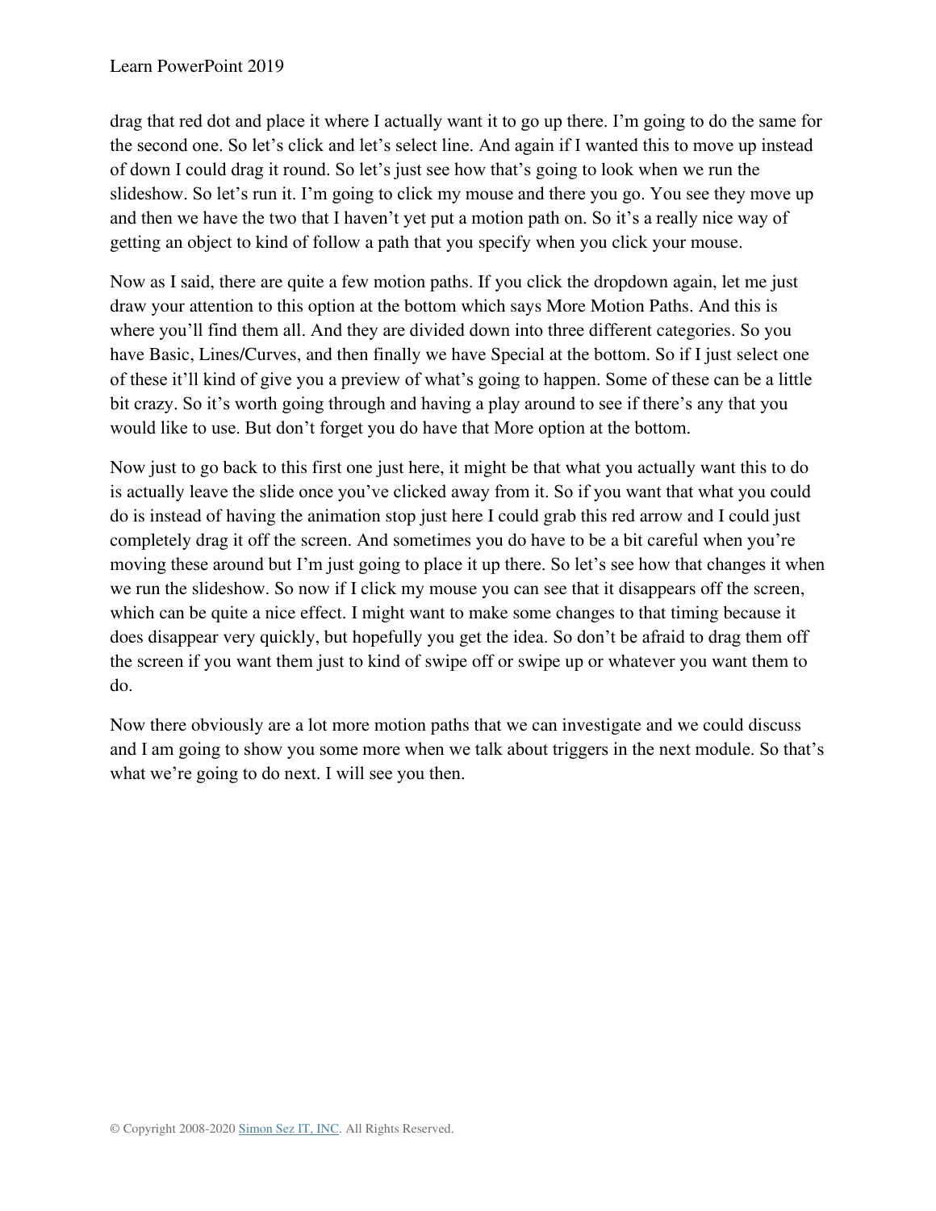drag that red dot and place it where I actually want it to go up there. I'm going to do the same for the second one. So let's click and let's select line. And again if I wanted this to move up instead of down I could drag it round. So let's just see how that's going to look when we run the slideshow. So let's run it. I'm going to click my mouse and there you go. You see they move up and then we have the two that I haven't yet put a motion path on. So it's a really nice way of getting an object to kind of follow a path that you specify when you click your mouse.

Now as I said, there are quite a few motion paths. If you click the dropdown again, let me just draw your attention to this option at the bottom which says More Motion Paths. And this is where you'll find them all. And they are divided down into three different categories. So you have Basic, Lines/Curves, and then finally we have Special at the bottom. So if I just select one of these it'll kind of give you a preview of what's going to happen. Some of these can be a little bit crazy. So it's worth going through and having a play around to see if there's any that you would like to use. But don't forget you do have that More option at the bottom.

Now just to go back to this first one just here, it might be that what you actually want this to do is actually leave the slide once you've clicked away from it. So if you want that what you could do is instead of having the animation stop just here I could grab this red arrow and I could just completely drag it off the screen. And sometimes you do have to be a bit careful when you're moving these around but I'm just going to place it up there. So let's see how that changes it when we run the slideshow. So now if I click my mouse you can see that it disappears off the screen, which can be quite a nice effect. I might want to make some changes to that timing because it does disappear very quickly, but hopefully you get the idea. So don't be afraid to drag them off the screen if you want them just to kind of swipe off or swipe up or whatever you want them to do.

Now there obviously are a lot more motion paths that we can investigate and we could discuss and I am going to show you some more when we talk about triggers in the next module. So that's what we're going to do next. I will see you then.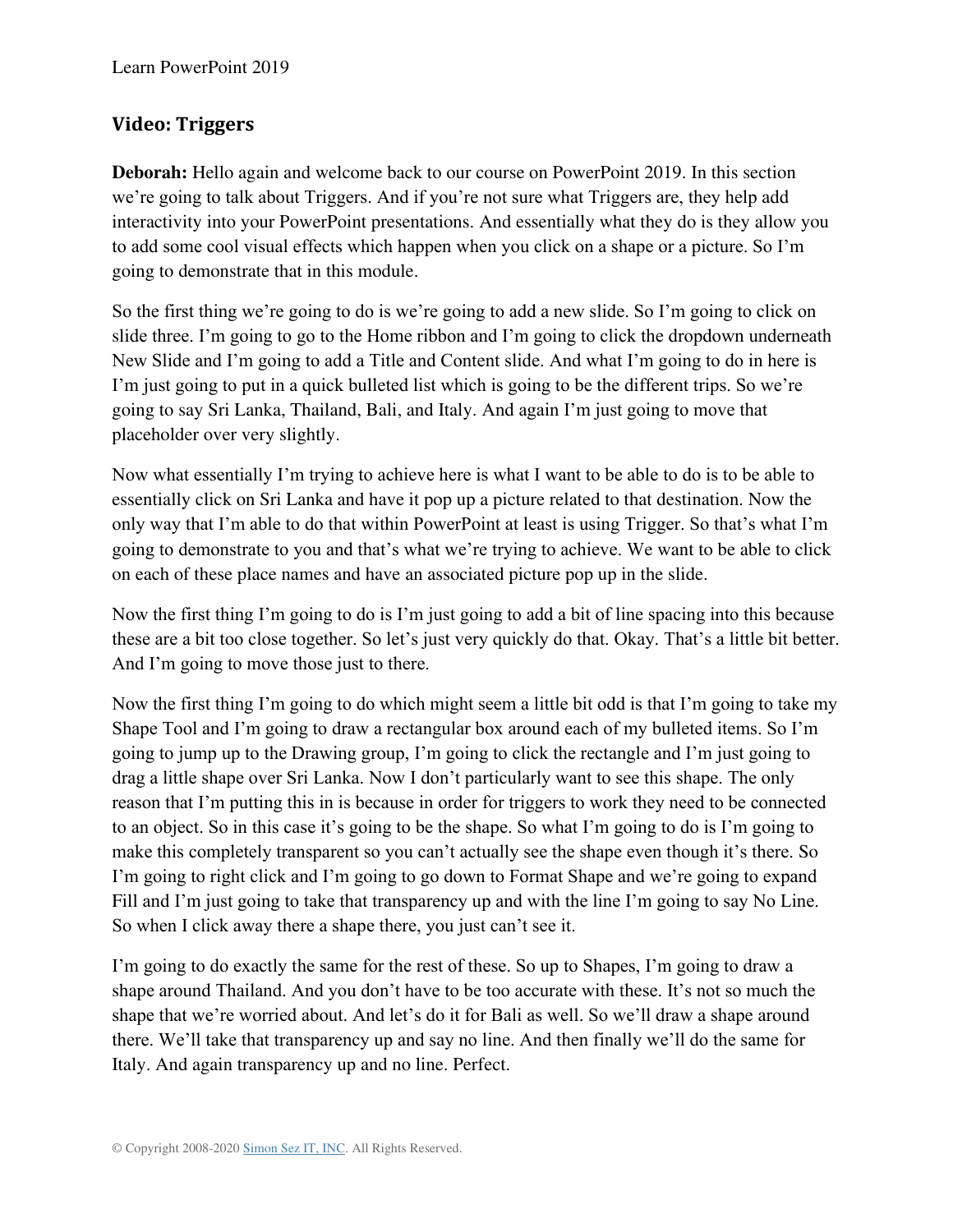## Video: Triggers

**Deborah:** Hello again and welcome back to our course on PowerPoint 2019. In this section we're going to talk about Triggers. And if you're not sure what Triggers are, they help add interactivity into your PowerPoint presentations. And essentially what they do is they allow you to add some cool visual effects which happen when you click on a shape or a picture. So I'm going to demonstrate that in this module.

So the first thing we're going to do is we're going to add a new slide. So I'm going to click on slide three. I'm going to go to the Home ribbon and I'm going to click the dropdown underneath New Slide and I'm going to add a Title and Content slide. And what I'm going to do in here is I'm just going to put in a quick bulleted list which is going to be the different trips. So we're going to say Sri Lanka, Thailand, Bali, and Italy. And again I'm just going to move that placeholder over very slightly.

Now what essentially I'm trying to achieve here is what I want to be able to do is to be able to essentially click on Sri Lanka and have it pop up a picture related to that destination. Now the only way that I'm able to do that within PowerPoint at least is using Trigger. So that's what I'm going to demonstrate to you and that's what we're trying to achieve. We want to be able to click on each of these place names and have an associated picture pop up in the slide.

Now the first thing I'm going to do is I'm just going to add a bit of line spacing into this because these are a bit too close together. So let's just very quickly do that. Okay. That's a little bit better. And I'm going to move those just to there.

Now the first thing I'm going to do which might seem a little bit odd is that I'm going to take my Shape Tool and I'm going to draw a rectangular box around each of my bulleted items. So I'm going to jump up to the Drawing group, I'm going to click the rectangle and I'm just going to drag a little shape over Sri Lanka. Now I don't particularly want to see this shape. The only reason that I'm putting this in is because in order for triggers to work they need to be connected to an object. So in this case it's going to be the shape. So what I'm going to do is I'm going to make this completely transparent so you can't actually see the shape even though it's there. So I'm going to right click and I'm going to go down to Format Shape and we're going to expand Fill and I'm just going to take that transparency up and with the line I'm going to say No Line. So when I click away there a shape there, you just can't see it.

I'm going to do exactly the same for the rest of these. So up to Shapes, I'm going to draw a shape around Thailand. And you don't have to be too accurate with these. It's not so much the shape that we're worried about. And let's do it for Bali as well. So we'll draw a shape around there. We'll take that transparency up and say no line. And then finally we'll do the same for Italy. And again transparency up and no line. Perfect.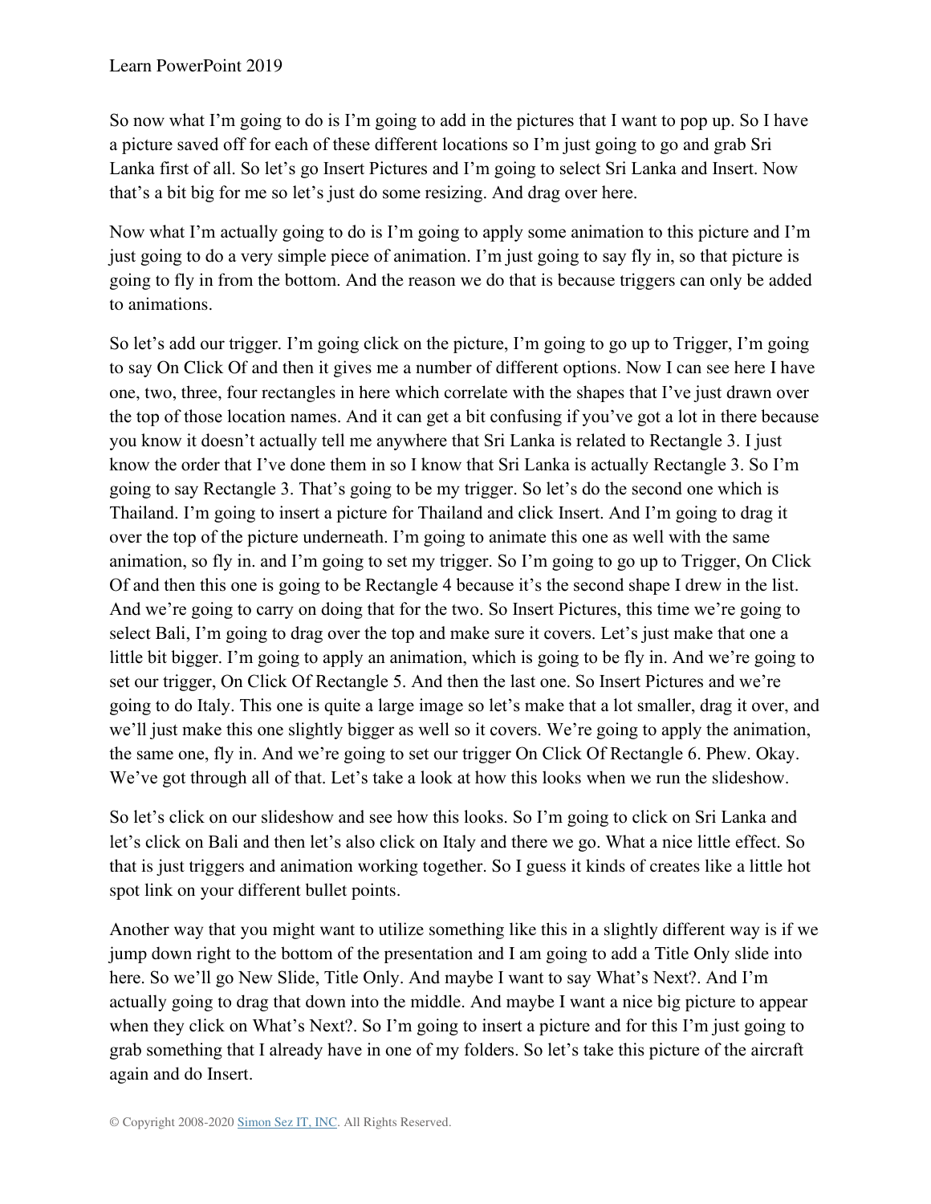So now what I'm going to do is I'm going to add in the pictures that I want to pop up. So I have a picture saved off for each of these different locations so I'm just going to go and grab Sri Lanka first of all. So let's go Insert Pictures and I'm going to select Sri Lanka and Insert. Now that's a bit big for me so let's just do some resizing. And drag over here.

Now what I'm actually going to do is I'm going to apply some animation to this picture and I'm just going to do a very simple piece of animation. I'm just going to say fly in, so that picture is going to fly in from the bottom. And the reason we do that is because triggers can only be added to animations.

So let's add our trigger. I'm going click on the picture, I'm going to go up to Trigger, I'm going to say On Click Of and then it gives me a number of different options. Now I can see here I have one, two, three, four rectangles in here which correlate with the shapes that I've just drawn over the top of those location names. And it can get a bit confusing if you've got a lot in there because you know it doesn't actually tell me anywhere that Sri Lanka is related to Rectangle 3. I just know the order that I've done them in so I know that Sri Lanka is actually Rectangle 3. So I'm going to say Rectangle 3. That's going to be my trigger. So let's do the second one which is Thailand. I'm going to insert a picture for Thailand and click Insert. And I'm going to drag it over the top of the picture underneath. I'm going to animate this one as well with the same animation, so fly in. and I'm going to set my trigger. So I'm going to go up to Trigger, On Click Of and then this one is going to be Rectangle 4 because it's the second shape I drew in the list. And we're going to carry on doing that for the two. So Insert Pictures, this time we're going to select Bali, I'm going to drag over the top and make sure it covers. Let's just make that one a little bit bigger. I'm going to apply an animation, which is going to be fly in. And we're going to set our trigger, On Click Of Rectangle 5. And then the last one. So Insert Pictures and we're going to do Italy. This one is quite a large image so let's make that a lot smaller, drag it over, and we'll just make this one slightly bigger as well so it covers. We're going to apply the animation, the same one, fly in. And we're going to set our trigger On Click Of Rectangle 6. Phew. Okay. We've got through all of that. Let's take a look at how this looks when we run the slideshow.

So let's click on our slideshow and see how this looks. So I'm going to click on Sri Lanka and let's click on Bali and then let's also click on Italy and there we go. What a nice little effect. So that is just triggers and animation working together. So I guess it kinds of creates like a little hot spot link on your different bullet points.

Another way that you might want to utilize something like this in a slightly different way is if we jump down right to the bottom of the presentation and I am going to add a Title Only slide into here. So we'll go New Slide, Title Only. And maybe I want to say What's Next?. And I'm actually going to drag that down into the middle. And maybe I want a nice big picture to appear when they click on What's Next?. So I'm going to insert a picture and for this I'm just going to grab something that I already have in one of my folders. So let's take this picture of the aircraft again and do Insert.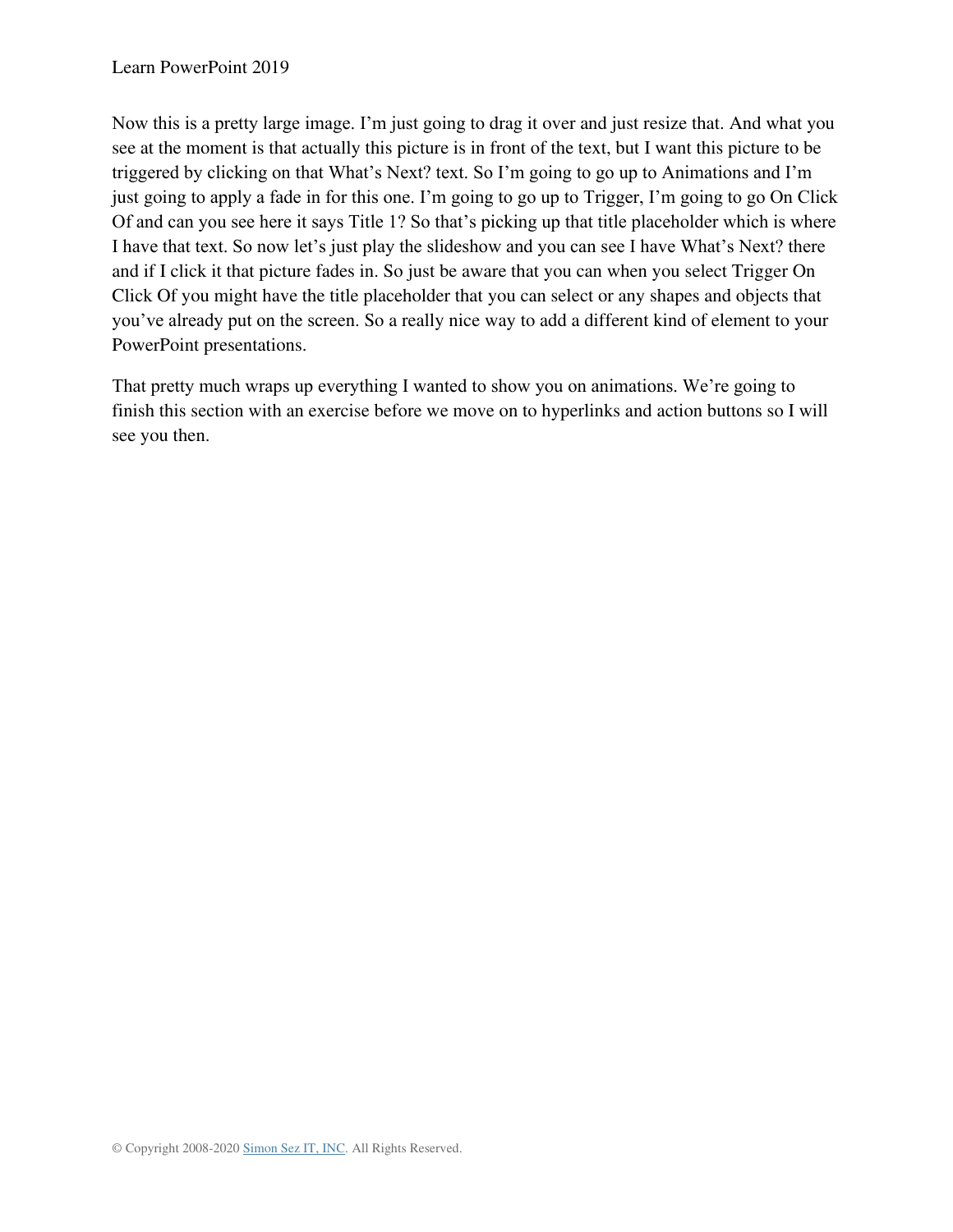Now this is a pretty large image. I'm just going to drag it over and just resize that. And what you see at the moment is that actually this picture is in front of the text, but I want this picture to be triggered by clicking on that What's Next? text. So I'm going to go up to Animations and I'm just going to apply a fade in for this one. I'm going to go up to Trigger, I'm going to go On Click Of and can you see here it says Title 1? So that's picking up that title placeholder which is where I have that text. So now let's just play the slideshow and you can see I have What's Next? there and if I click it that picture fades in. So just be aware that you can when you select Trigger On Click Of you might have the title placeholder that you can select or any shapes and objects that you've already put on the screen. So a really nice way to add a different kind of element to your PowerPoint presentations.

That pretty much wraps up everything I wanted to show you on animations. We're going to finish this section with an exercise before we move on to hyperlinks and action buttons so I will see you then.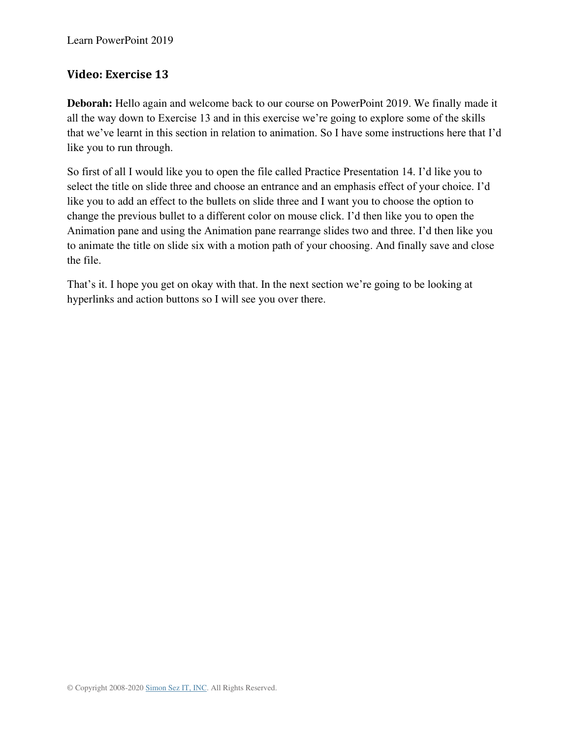## Video: Exercise 13

**Deborah:** Hello again and welcome back to our course on PowerPoint 2019. We finally made it all the way down to Exercise 13 and in this exercise we're going to explore some of the skills that we've learnt in this section in relation to animation. So I have some instructions here that I'd like you to run through.

So first of all I would like you to open the file called Practice Presentation 14. I'd like you to select the title on slide three and choose an entrance and an emphasis effect of your choice. I'd like you to add an effect to the bullets on slide three and I want you to choose the option to change the previous bullet to a different color on mouse click. I'd then like you to open the Animation pane and using the Animation pane rearrange slides two and three. I'd then like you to animate the title on slide six with a motion path of your choosing. And finally save and close the file.

That's it. I hope you get on okay with that. In the next section we're going to be looking at hyperlinks and action buttons so I will see you over there.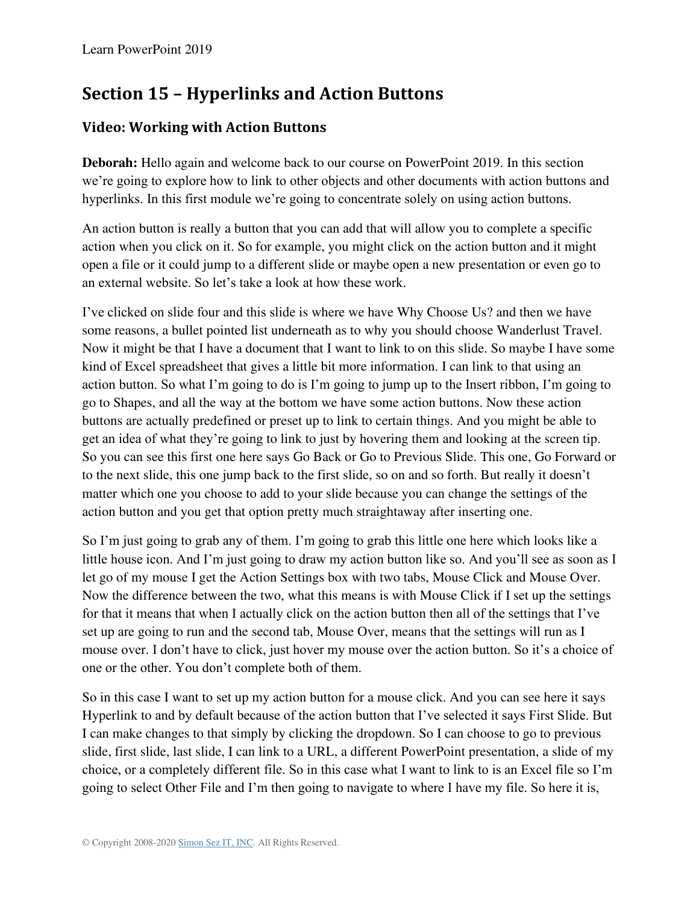## Section 15 – Hyperlinks and Action Buttons

### Video: Working with Action Buttons

**Deborah:** Hello again and welcome back to our course on PowerPoint 2019. In this section we're going to explore how to link to other objects and other documents with action buttons and hyperlinks. In this first module we're going to concentrate solely on using action buttons.

An action button is really a button that you can add that will allow you to complete a specific action when you click on it. So for example, you might click on the action button and it might open a file or it could jump to a different slide or maybe open a new presentation or even go to an external website. So let's take a look at how these work.

I've clicked on slide four and this slide is where we have Why Choose Us? and then we have some reasons, a bullet pointed list underneath as to why you should choose Wanderlust Travel. Now it might be that I have a document that I want to link to on this slide. So maybe I have some kind of Excel spreadsheet that gives a little bit more information. I can link to that using an action button. So what I'm going to do is I'm going to jump up to the Insert ribbon, I'm going to go to Shapes, and all the way at the bottom we have some action buttons. Now these action buttons are actually predefined or preset up to link to certain things. And you might be able to get an idea of what they're going to link to just by hovering them and looking at the screen tip. So you can see this first one here says Go Back or Go to Previous Slide. This one, Go Forward or to the next slide, this one jump back to the first slide, so on and so forth. But really it doesn't matter which one you choose to add to your slide because you can change the settings of the action button and you get that option pretty much straightaway after inserting one.

So I'm just going to grab any of them. I'm going to grab this little one here which looks like a little house icon. And I'm just going to draw my action button like so. And you'll see as soon as I let go of my mouse I get the Action Settings box with two tabs, Mouse Click and Mouse Over. Now the difference between the two, what this means is with Mouse Click if I set up the settings for that it means that when I actually click on the action button then all of the settings that I've set up are going to run and the second tab, Mouse Over, means that the settings will run as I mouse over. I don't have to click, just hover my mouse over the action button. So it's a choice of one or the other. You don't complete both of them.

So in this case I want to set up my action button for a mouse click. And you can see here it says Hyperlink to and by default because of the action button that I've selected it says First Slide. But I can make changes to that simply by clicking the dropdown. So I can choose to go to previous slide, first slide, last slide, I can link to a URL, a different PowerPoint presentation, a slide of my choice, or a completely different file. So in this case what I want to link to is an Excel file so I'm going to select Other File and I'm then going to navigate to where I have my file. So here it is,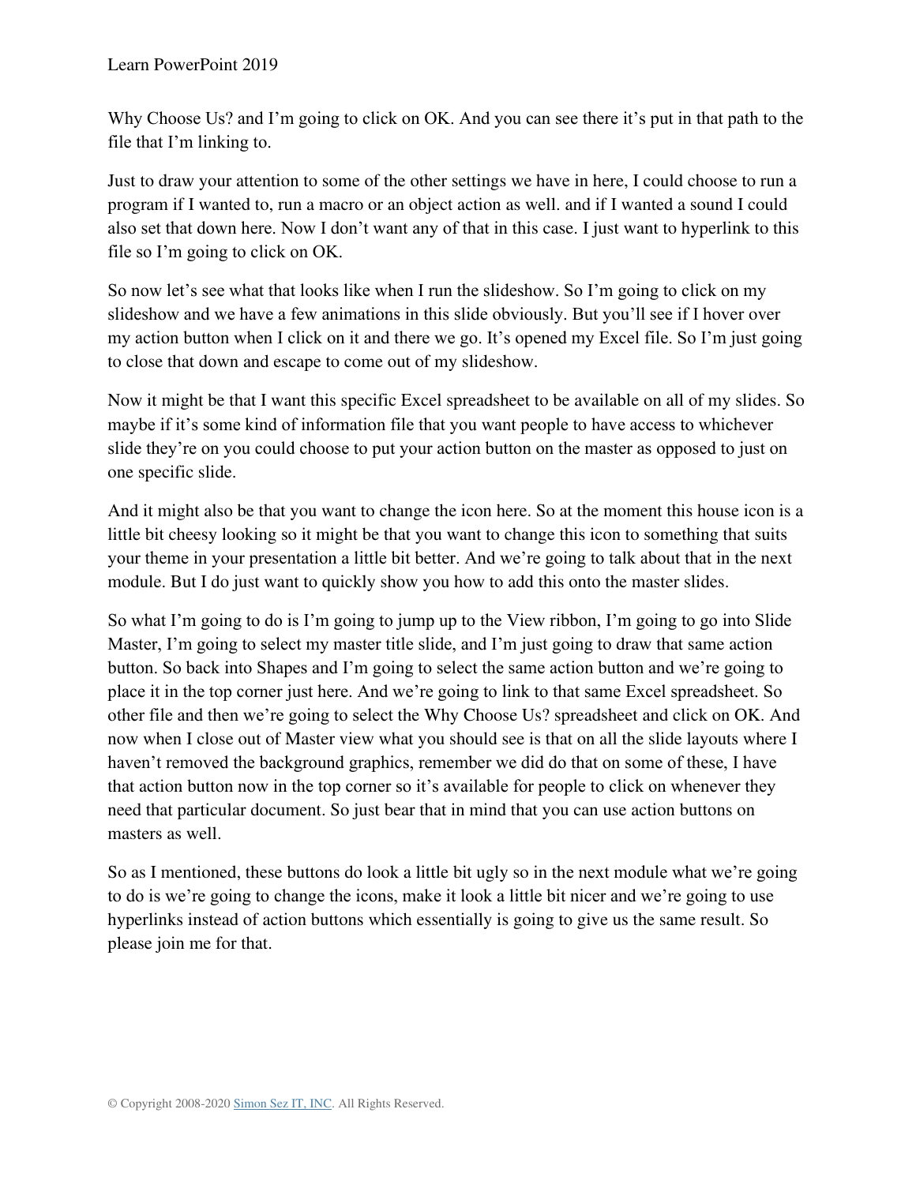Why Choose Us? and I'm going to click on OK. And you can see there it's put in that path to the file that I'm linking to.

Just to draw your attention to some of the other settings we have in here, I could choose to run a program if I wanted to, run a macro or an object action as well. and if I wanted a sound I could also set that down here. Now I don't want any of that in this case. I just want to hyperlink to this file so I'm going to click on OK.

So now let's see what that looks like when I run the slideshow. So I'm going to click on my slideshow and we have a few animations in this slide obviously. But you'll see if I hover over my action button when I click on it and there we go. It's opened my Excel file. So I'm just going to close that down and escape to come out of my slideshow.

Now it might be that I want this specific Excel spreadsheet to be available on all of my slides. So maybe if it's some kind of information file that you want people to have access to whichever slide they're on you could choose to put your action button on the master as opposed to just on one specific slide.

And it might also be that you want to change the icon here. So at the moment this house icon is a little bit cheesy looking so it might be that you want to change this icon to something that suits your theme in your presentation a little bit better. And we're going to talk about that in the next module. But I do just want to quickly show you how to add this onto the master slides.

So what I'm going to do is I'm going to jump up to the View ribbon, I'm going to go into Slide Master, I'm going to select my master title slide, and I'm just going to draw that same action button. So back into Shapes and I'm going to select the same action button and we're going to place it in the top corner just here. And we're going to link to that same Excel spreadsheet. So other file and then we're going to select the Why Choose Us? spreadsheet and click on OK. And now when I close out of Master view what you should see is that on all the slide layouts where I haven't removed the background graphics, remember we did do that on some of these, I have that action button now in the top corner so it's available for people to click on whenever they need that particular document. So just bear that in mind that you can use action buttons on masters as well.

So as I mentioned, these buttons do look a little bit ugly so in the next module what we're going to do is we're going to change the icons, make it look a little bit nicer and we're going to use hyperlinks instead of action buttons which essentially is going to give us the same result. So please join me for that.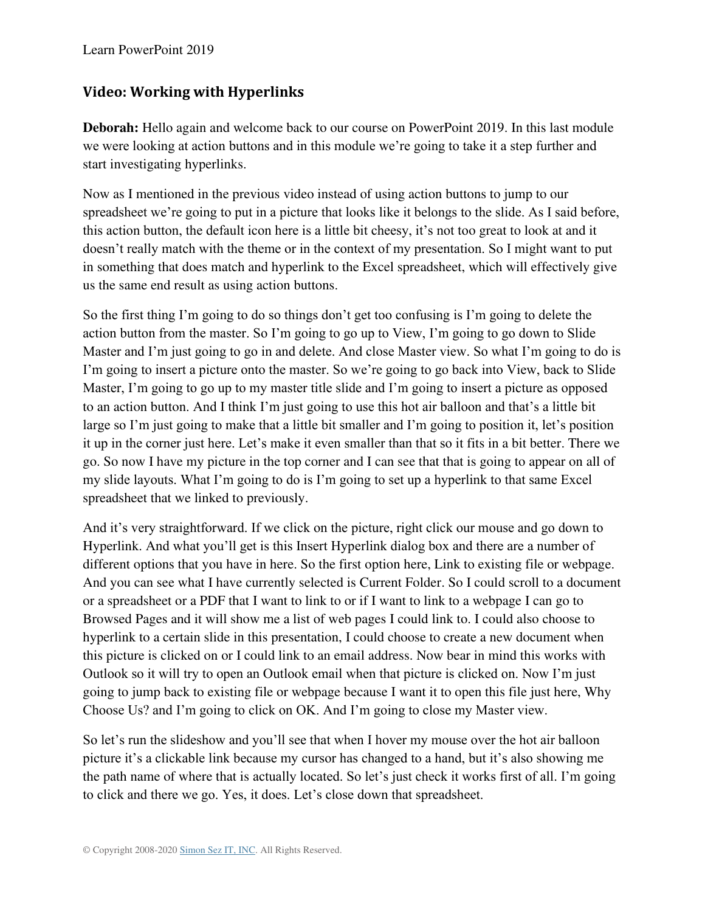## Video: Working with Hyperlinks

**Deborah:** Hello again and welcome back to our course on PowerPoint 2019. In this last module we were looking at action buttons and in this module we're going to take it a step further and start investigating hyperlinks.

Now as I mentioned in the previous video instead of using action buttons to jump to our spreadsheet we're going to put in a picture that looks like it belongs to the slide. As I said before, this action button, the default icon here is a little bit cheesy, it's not too great to look at and it doesn't really match with the theme or in the context of my presentation. So I might want to put in something that does match and hyperlink to the Excel spreadsheet, which will effectively give us the same end result as using action buttons.

So the first thing I'm going to do so things don't get too confusing is I'm going to delete the action button from the master. So I'm going to go up to View, I'm going to go down to Slide Master and I'm just going to go in and delete. And close Master view. So what I'm going to do is I'm going to insert a picture onto the master. So we're going to go back into View, back to Slide Master, I'm going to go up to my master title slide and I'm going to insert a picture as opposed to an action button. And I think I'm just going to use this hot air balloon and that's a little bit large so I'm just going to make that a little bit smaller and I'm going to position it, let's position it up in the corner just here. Let's make it even smaller than that so it fits in a bit better. There we go. So now I have my picture in the top corner and I can see that that is going to appear on all of my slide layouts. What I'm going to do is I'm going to set up a hyperlink to that same Excel spreadsheet that we linked to previously.

And it's very straightforward. If we click on the picture, right click our mouse and go down to Hyperlink. And what you'll get is this Insert Hyperlink dialog box and there are a number of different options that you have in here. So the first option here, Link to existing file or webpage. And you can see what I have currently selected is Current Folder. So I could scroll to a document or a spreadsheet or a PDF that I want to link to or if I want to link to a webpage I can go to Browsed Pages and it will show me a list of web pages I could link to. I could also choose to hyperlink to a certain slide in this presentation, I could choose to create a new document when this picture is clicked on or I could link to an email address. Now bear in mind this works with Outlook so it will try to open an Outlook email when that picture is clicked on. Now I'm just going to jump back to existing file or webpage because I want it to open this file just here, Why Choose Us? and I'm going to click on OK. And I'm going to close my Master view.

So let's run the slideshow and you'll see that when I hover my mouse over the hot air balloon picture it's a clickable link because my cursor has changed to a hand, but it's also showing me the path name of where that is actually located. So let's just check it works first of all. I'm going to click and there we go. Yes, it does. Let's close down that spreadsheet.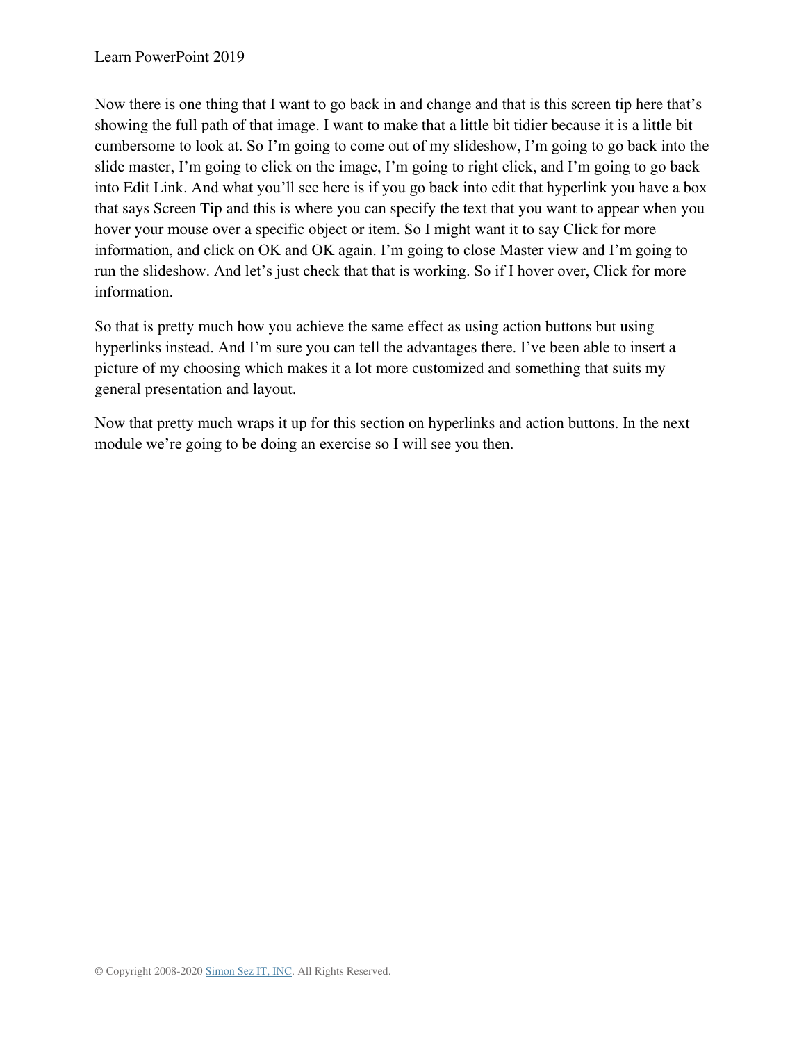Now there is one thing that I want to go back in and change and that is this screen tip here that's showing the full path of that image. I want to make that a little bit tidier because it is a little bit cumbersome to look at. So I'm going to come out of my slideshow, I'm going to go back into the slide master, I'm going to click on the image, I'm going to right click, and I'm going to go back into Edit Link. And what you'll see here is if you go back into edit that hyperlink you have a box that says Screen Tip and this is where you can specify the text that you want to appear when you hover your mouse over a specific object or item. So I might want it to say Click for more information, and click on OK and OK again. I'm going to close Master view and I'm going to run the slideshow. And let's just check that that is working. So if I hover over, Click for more information.

So that is pretty much how you achieve the same effect as using action buttons but using hyperlinks instead. And I'm sure you can tell the advantages there. I've been able to insert a picture of my choosing which makes it a lot more customized and something that suits my general presentation and layout.

Now that pretty much wraps it up for this section on hyperlinks and action buttons. In the next module we're going to be doing an exercise so I will see you then.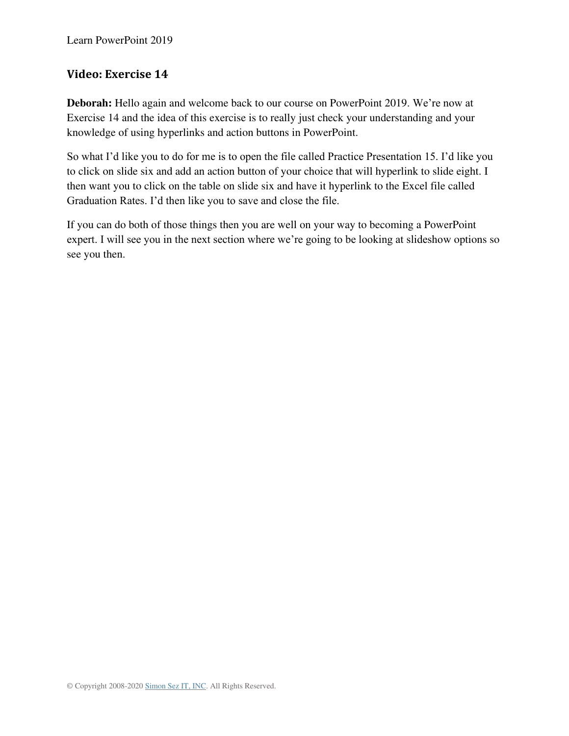## Video: Exercise 14

**Deborah:** Hello again and welcome back to our course on PowerPoint 2019. We're now at Exercise 14 and the idea of this exercise is to really just check your understanding and your knowledge of using hyperlinks and action buttons in PowerPoint.

So what I'd like you to do for me is to open the file called Practice Presentation 15. I'd like you to click on slide six and add an action button of your choice that will hyperlink to slide eight. I then want you to click on the table on slide six and have it hyperlink to the Excel file called Graduation Rates. I'd then like you to save and close the file.

If you can do both of those things then you are well on your way to becoming a PowerPoint expert. I will see you in the next section where we're going to be looking at slideshow options so see you then.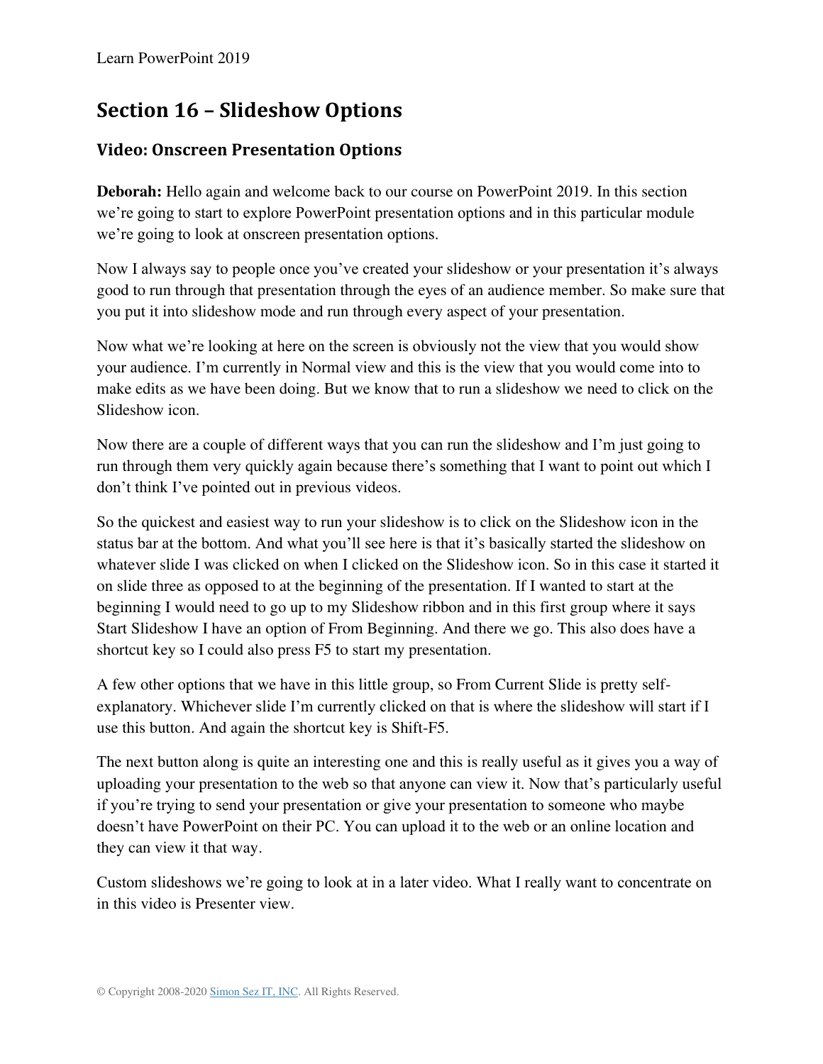## Section 16 – Slideshow Options

### Video: Onscreen Presentation Options

**Deborah:** Hello again and welcome back to our course on PowerPoint 2019. In this section we're going to start to explore PowerPoint presentation options and in this particular module we're going to look at onscreen presentation options.

Now I always say to people once you've created your slideshow or your presentation it's always good to run through that presentation through the eyes of an audience member. So make sure that you put it into slideshow mode and run through every aspect of your presentation.

Now what we're looking at here on the screen is obviously not the view that you would show your audience. I'm currently in Normal view and this is the view that you would come into to make edits as we have been doing. But we know that to run a slideshow we need to click on the Slideshow icon.

Now there are a couple of different ways that you can run the slideshow and I'm just going to run through them very quickly again because there's something that I want to point out which I don't think I've pointed out in previous videos.

So the quickest and easiest way to run your slideshow is to click on the Slideshow icon in the status bar at the bottom. And what you'll see here is that it's basically started the slideshow on whatever slide I was clicked on when I clicked on the Slideshow icon. So in this case it started it on slide three as opposed to at the beginning of the presentation. If I wanted to start at the beginning I would need to go up to my Slideshow ribbon and in this first group where it says Start Slideshow I have an option of From Beginning. And there we go. This also does have a shortcut key so I could also press F5 to start my presentation.

A few other options that we have in this little group, so From Current Slide is pretty self-explanatory. Whichever slide I'm currently clicked on that is where the slideshow will start if I use this button. And again the shortcut key is Shift-F5.

The next button along is quite an interesting one and this is really useful as it gives you a way of uploading your presentation to the web so that anyone can view it. Now that's particularly useful if you're trying to send your presentation or give your presentation to someone who maybe doesn't have PowerPoint on their PC. You can upload it to the web or an online location and they can view it that way.

Custom slideshows we're going to look at in a later video. What I really want to concentrate on in this video is Presenter view.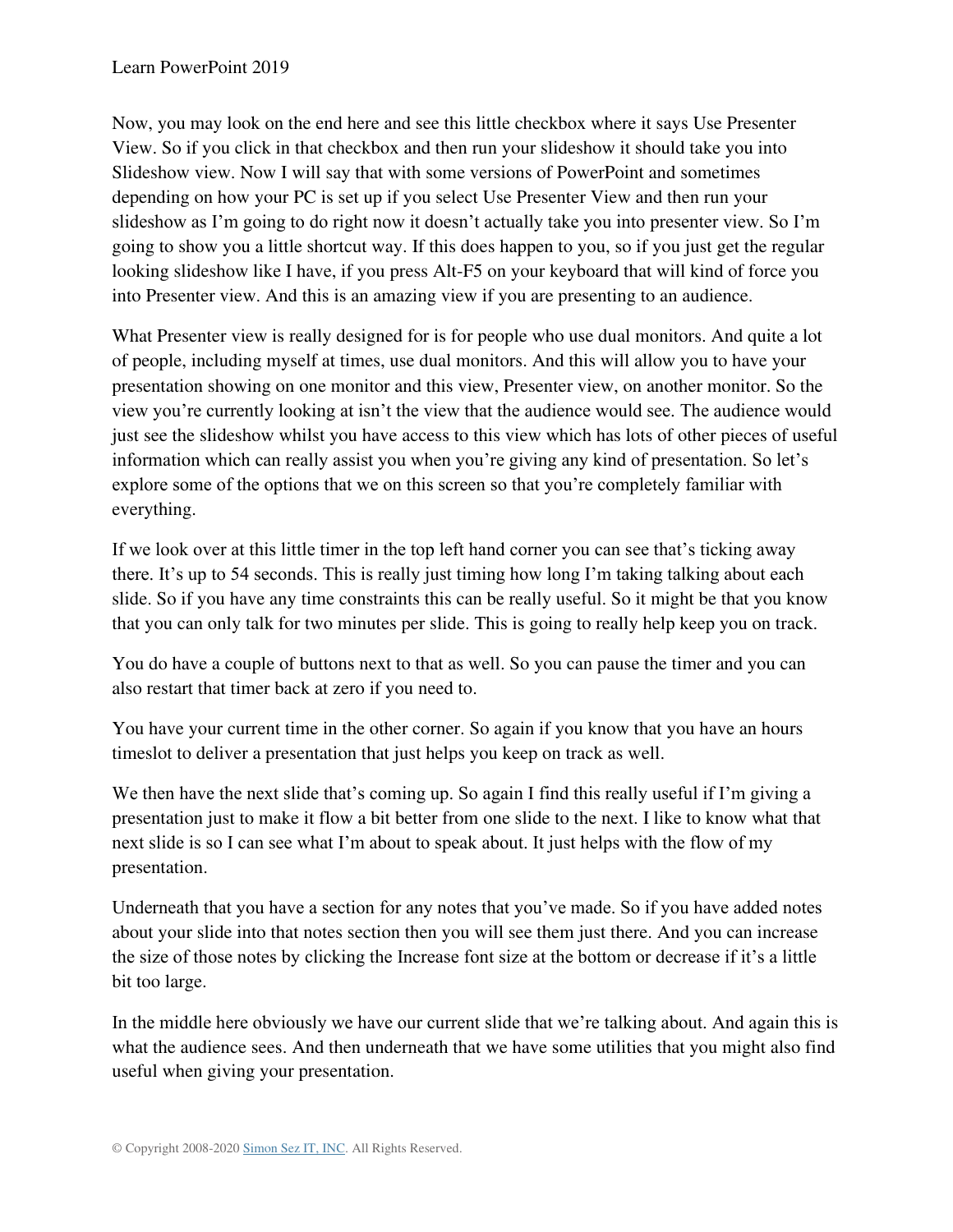Now, you may look on the end here and see this little checkbox where it says Use Presenter View. So if you click in that checkbox and then run your slideshow it should take you into Slideshow view. Now I will say that with some versions of PowerPoint and sometimes depending on how your PC is set up if you select Use Presenter View and then run your slideshow as I'm going to do right now it doesn't actually take you into presenter view. So I'm going to show you a little shortcut way. If this does happen to you, so if you just get the regular looking slideshow like I have, if you press Alt-F5 on your keyboard that will kind of force you into Presenter view. And this is an amazing view if you are presenting to an audience.

What Presenter view is really designed for is for people who use dual monitors. And quite a lot of people, including myself at times, use dual monitors. And this will allow you to have your presentation showing on one monitor and this view, Presenter view, on another monitor. So the view you're currently looking at isn't the view that the audience would see. The audience would just see the slideshow whilst you have access to this view which has lots of other pieces of useful information which can really assist you when you're giving any kind of presentation. So let's explore some of the options that we on this screen so that you're completely familiar with everything.

If we look over at this little timer in the top left hand corner you can see that's ticking away there. It's up to 54 seconds. This is really just timing how long I'm taking talking about each slide. So if you have any time constraints this can be really useful. So it might be that you know that you can only talk for two minutes per slide. This is going to really help keep you on track.

You do have a couple of buttons next to that as well. So you can pause the timer and you can also restart that timer back at zero if you need to.

You have your current time in the other corner. So again if you know that you have an hours timeslot to deliver a presentation that just helps you keep on track as well.

We then have the next slide that's coming up. So again I find this really useful if I'm giving a presentation just to make it flow a bit better from one slide to the next. I like to know what that next slide is so I can see what I'm about to speak about. It just helps with the flow of my presentation.

Underneath that you have a section for any notes that you've made. So if you have added notes about your slide into that notes section then you will see them just there. And you can increase the size of those notes by clicking the Increase font size at the bottom or decrease if it's a little bit too large.

In the middle here obviously we have our current slide that we're talking about. And again this is what the audience sees. And then underneath that we have some utilities that you might also find useful when giving your presentation.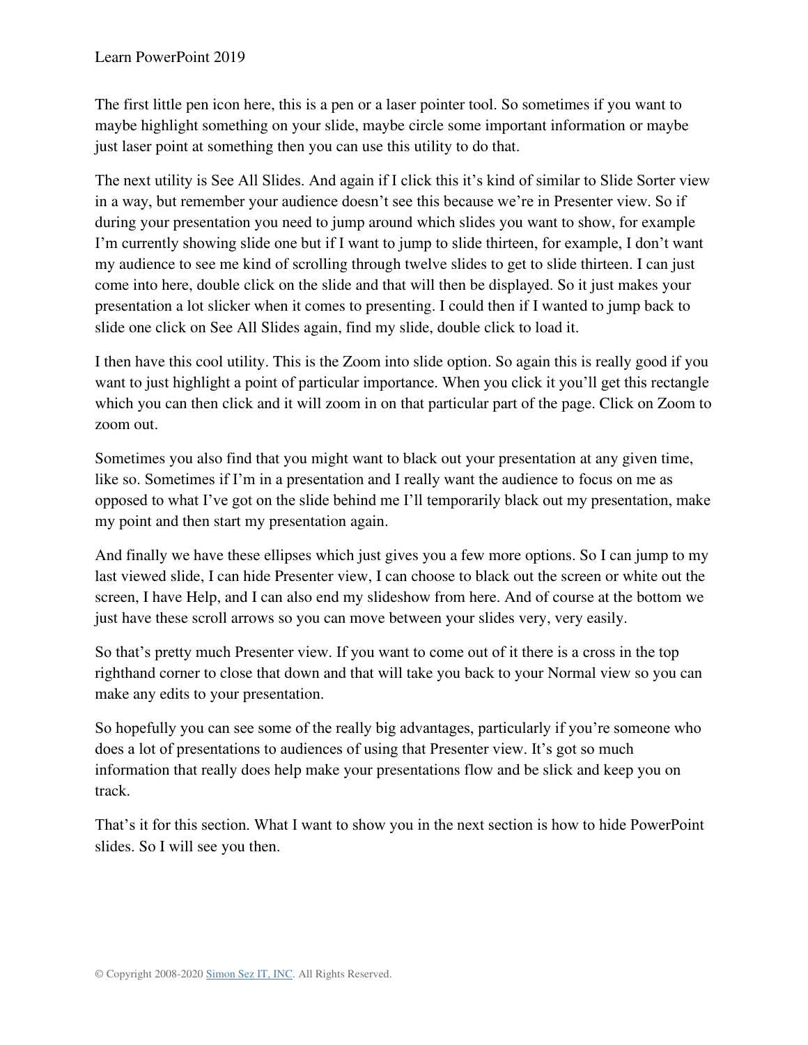The first little pen icon here, this is a pen or a laser pointer tool. So sometimes if you want to maybe highlight something on your slide, maybe circle some important information or maybe just laser point at something then you can use this utility to do that.

The next utility is See All Slides. And again if I click this it's kind of similar to Slide Sorter view in a way, but remember your audience doesn't see this because we're in Presenter view. So if during your presentation you need to jump around which slides you want to show, for example I'm currently showing slide one but if I want to jump to slide thirteen, for example, I don't want my audience to see me kind of scrolling through twelve slides to get to slide thirteen. I can just come into here, double click on the slide and that will then be displayed. So it just makes your presentation a lot slicker when it comes to presenting. I could then if I wanted to jump back to slide one click on See All Slides again, find my slide, double click to load it.

I then have this cool utility. This is the Zoom into slide option. So again this is really good if you want to just highlight a point of particular importance. When you click it you'll get this rectangle which you can then click and it will zoom in on that particular part of the page. Click on Zoom to zoom out.

Sometimes you also find that you might want to black out your presentation at any given time, like so. Sometimes if I'm in a presentation and I really want the audience to focus on me as opposed to what I've got on the slide behind me I'll temporarily black out my presentation, make my point and then start my presentation again.

And finally we have these ellipses which just gives you a few more options. So I can jump to my last viewed slide, I can hide Presenter view, I can choose to black out the screen or white out the screen, I have Help, and I can also end my slideshow from here. And of course at the bottom we just have these scroll arrows so you can move between your slides very, very easily.

So that's pretty much Presenter view. If you want to come out of it there is a cross in the top righthand corner to close that down and that will take you back to your Normal view so you can make any edits to your presentation.

So hopefully you can see some of the really big advantages, particularly if you're someone who does a lot of presentations to audiences of using that Presenter view. It's got so much information that really does help make your presentations flow and be slick and keep you on track.

That's it for this section. What I want to show you in the next section is how to hide PowerPoint slides. So I will see you then.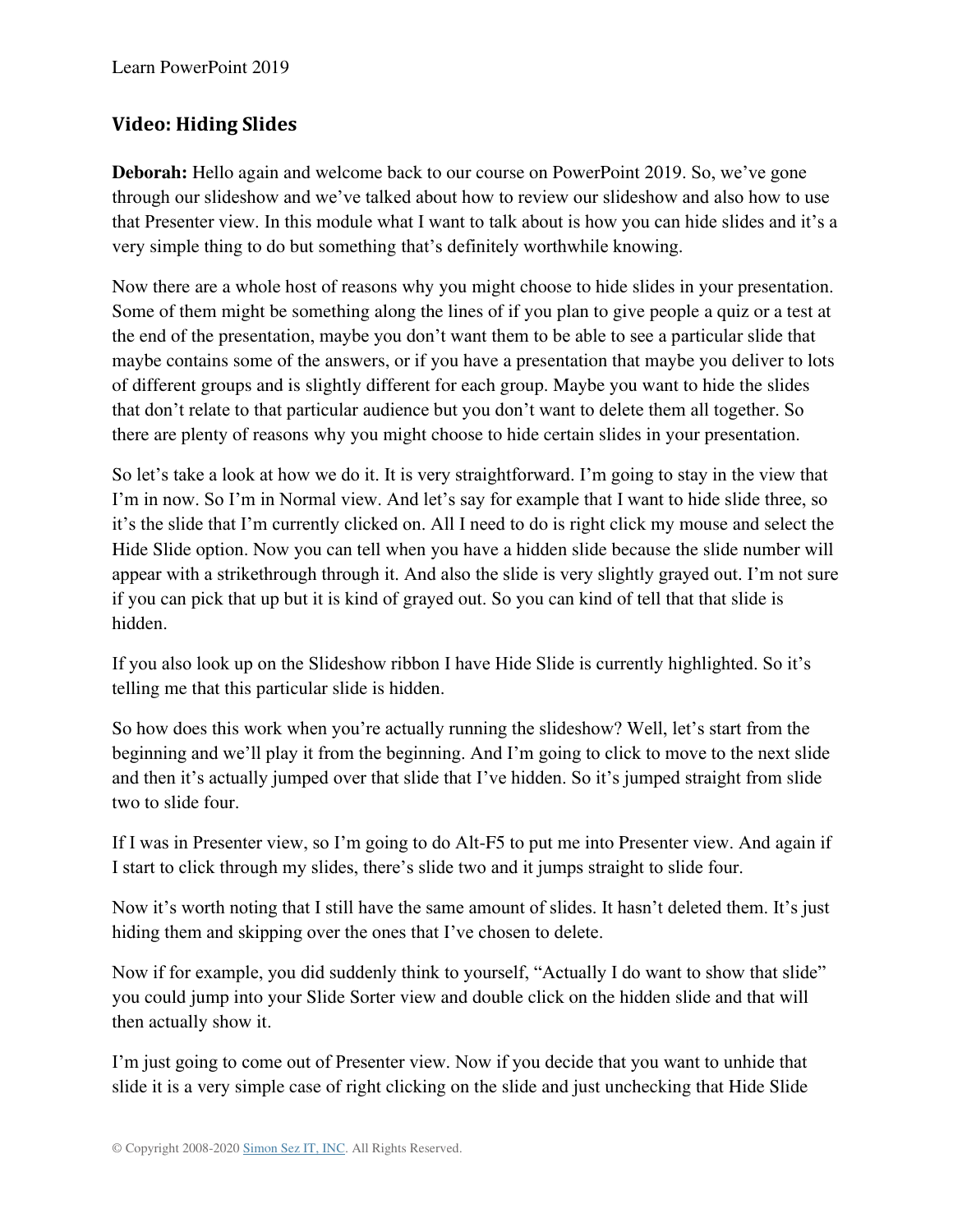## Video: Hiding Slides

**Deborah:** Hello again and welcome back to our course on PowerPoint 2019. So, we've gone through our slideshow and we've talked about how to review our slideshow and also how to use that Presenter view. In this module what I want to talk about is how you can hide slides and it's a very simple thing to do but something that's definitely worthwhile knowing.

Now there are a whole host of reasons why you might choose to hide slides in your presentation. Some of them might be something along the lines of if you plan to give people a quiz or a test at the end of the presentation, maybe you don't want them to be able to see a particular slide that maybe contains some of the answers, or if you have a presentation that maybe you deliver to lots of different groups and is slightly different for each group. Maybe you want to hide the slides that don't relate to that particular audience but you don't want to delete them all together. So there are plenty of reasons why you might choose to hide certain slides in your presentation.

So let's take a look at how we do it. It is very straightforward. I'm going to stay in the view that I'm in now. So I'm in Normal view. And let's say for example that I want to hide slide three, so it's the slide that I'm currently clicked on. All I need to do is right click my mouse and select the Hide Slide option. Now you can tell when you have a hidden slide because the slide number will appear with a strikethrough through it. And also the slide is very slightly grayed out. I'm not sure if you can pick that up but it is kind of grayed out. So you can kind of tell that that slide is hidden.

If you also look up on the Slideshow ribbon I have Hide Slide is currently highlighted. So it's telling me that this particular slide is hidden.

So how does this work when you're actually running the slideshow? Well, let's start from the beginning and we'll play it from the beginning. And I'm going to click to move to the next slide and then it's actually jumped over that slide that I've hidden. So it's jumped straight from slide two to slide four.

If I was in Presenter view, so I'm going to do Alt-F5 to put me into Presenter view. And again if I start to click through my slides, there's slide two and it jumps straight to slide four.

Now it's worth noting that I still have the same amount of slides. It hasn't deleted them. It's just hiding them and skipping over the ones that I've chosen to delete.

Now if for example, you did suddenly think to yourself, "Actually I do want to show that slide" you could jump into your Slide Sorter view and double click on the hidden slide and that will then actually show it.

I'm just going to come out of Presenter view. Now if you decide that you want to unhide that slide it is a very simple case of right clicking on the slide and just unchecking that Hide Slide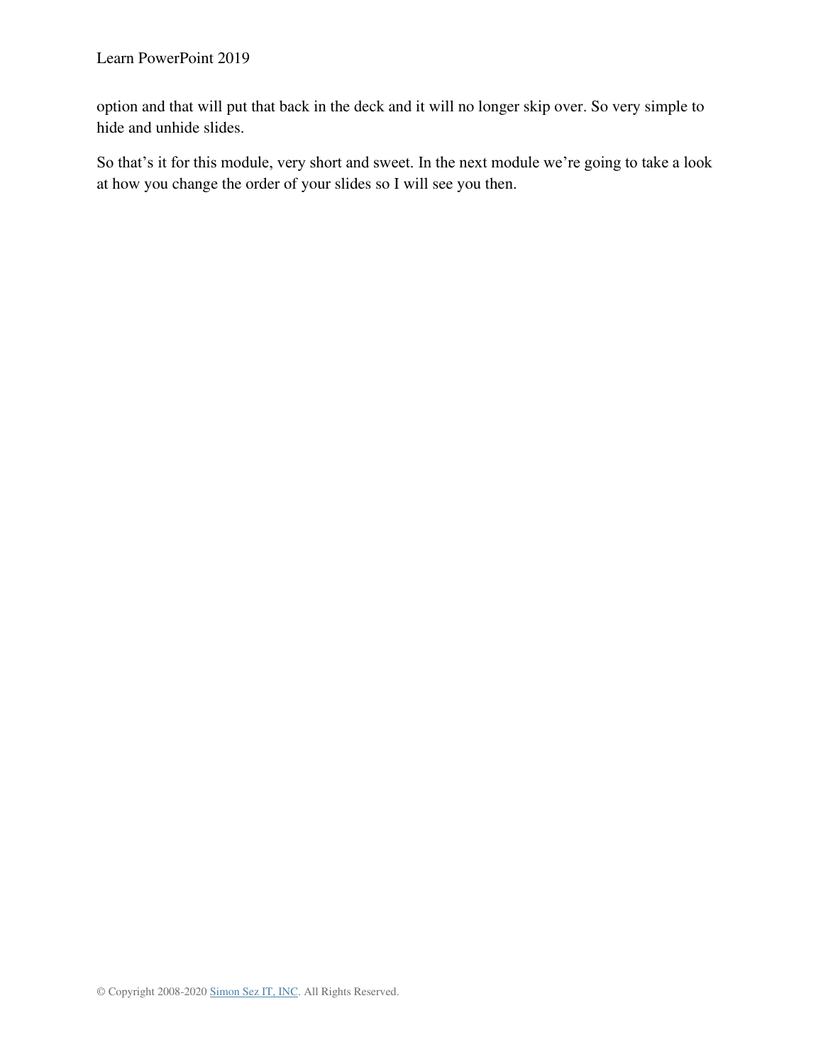option and that will put that back in the deck and it will no longer skip over. So very simple to hide and unhide slides.

So that's it for this module, very short and sweet. In the next module we're going to take a look at how you change the order of your slides so I will see you then.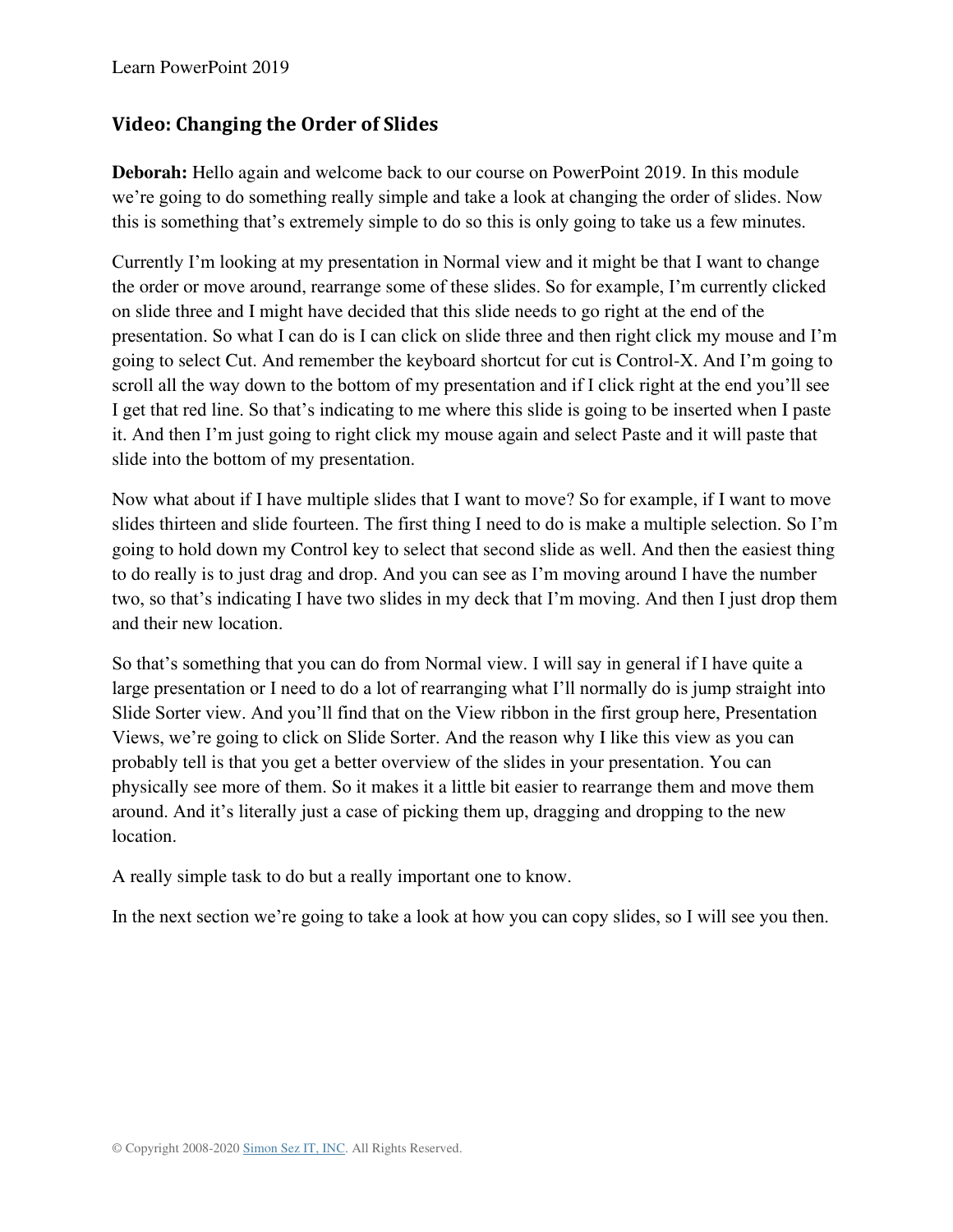## Video: Changing the Order of Slides

**Deborah:** Hello again and welcome back to our course on PowerPoint 2019. In this module we're going to do something really simple and take a look at changing the order of slides. Now this is something that's extremely simple to do so this is only going to take us a few minutes.

Currently I'm looking at my presentation in Normal view and it might be that I want to change the order or move around, rearrange some of these slides. So for example, I'm currently clicked on slide three and I might have decided that this slide needs to go right at the end of the presentation. So what I can do is I can click on slide three and then right click my mouse and I'm going to select Cut. And remember the keyboard shortcut for cut is Control-X. And I'm going to scroll all the way down to the bottom of my presentation and if I click right at the end you'll see I get that red line. So that's indicating to me where this slide is going to be inserted when I paste it. And then I'm just going to right click my mouse again and select Paste and it will paste that slide into the bottom of my presentation.

Now what about if I have multiple slides that I want to move? So for example, if I want to move slides thirteen and slide fourteen. The first thing I need to do is make a multiple selection. So I'm going to hold down my Control key to select that second slide as well. And then the easiest thing to do really is to just drag and drop. And you can see as I'm moving around I have the number two, so that's indicating I have two slides in my deck that I'm moving. And then I just drop them and their new location.

So that's something that you can do from Normal view. I will say in general if I have quite a large presentation or I need to do a lot of rearranging what I'll normally do is jump straight into Slide Sorter view. And you'll find that on the View ribbon in the first group here, Presentation Views, we're going to click on Slide Sorter. And the reason why I like this view as you can probably tell is that you get a better overview of the slides in your presentation. You can physically see more of them. So it makes it a little bit easier to rearrange them and move them around. And it's literally just a case of picking them up, dragging and dropping to the new location.

A really simple task to do but a really important one to know.

In the next section we're going to take a look at how you can copy slides, so I will see you then.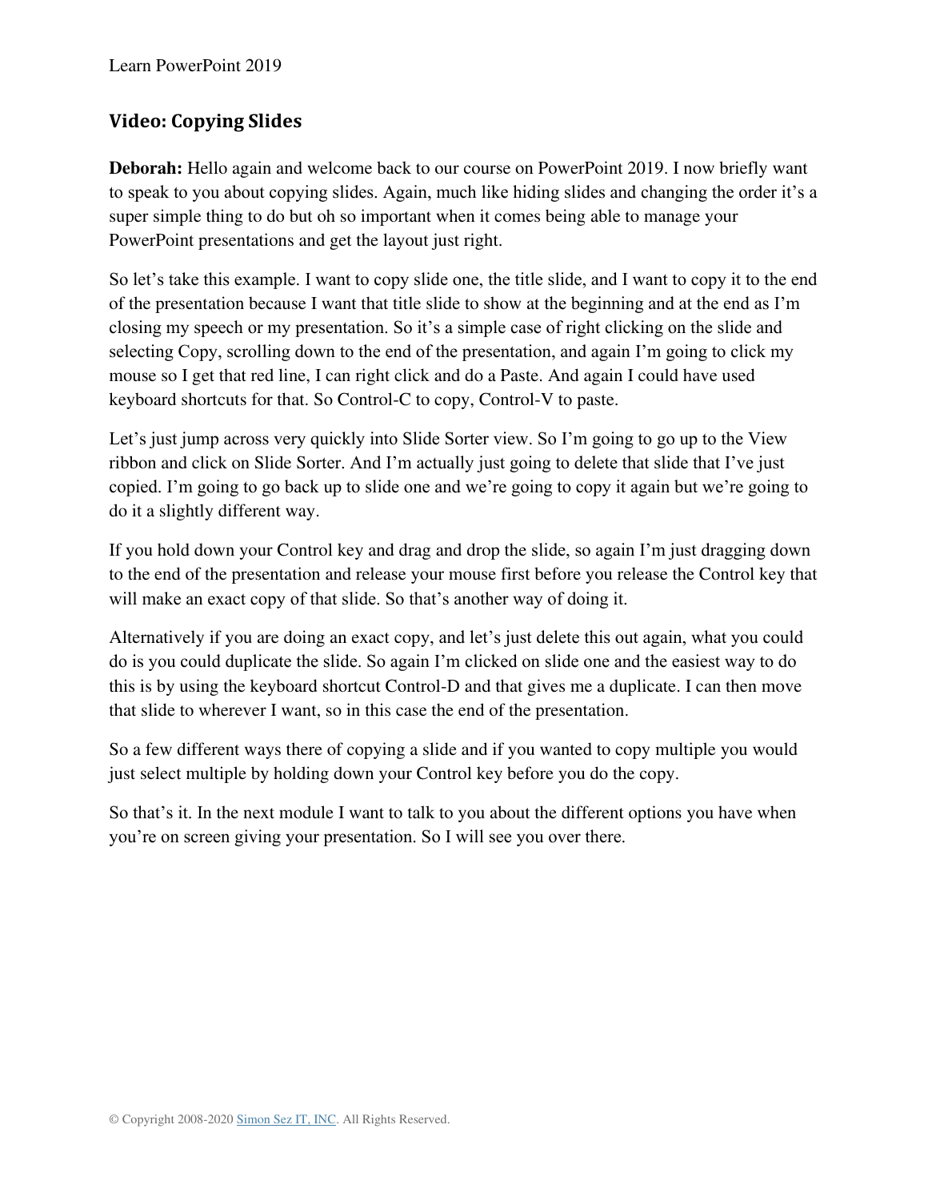## Video: Copying Slides

**Deborah:** Hello again and welcome back to our course on PowerPoint 2019. I now briefly want to speak to you about copying slides. Again, much like hiding slides and changing the order it's a super simple thing to do but oh so important when it comes being able to manage your PowerPoint presentations and get the layout just right.

So let's take this example. I want to copy slide one, the title slide, and I want to copy it to the end of the presentation because I want that title slide to show at the beginning and at the end as I'm closing my speech or my presentation. So it's a simple case of right clicking on the slide and selecting Copy, scrolling down to the end of the presentation, and again I'm going to click my mouse so I get that red line, I can right click and do a Paste. And again I could have used keyboard shortcuts for that. So Control-C to copy, Control-V to paste.

Let's just jump across very quickly into Slide Sorter view. So I'm going to go up to the View ribbon and click on Slide Sorter. And I'm actually just going to delete that slide that I've just copied. I'm going to go back up to slide one and we're going to copy it again but we're going to do it a slightly different way.

If you hold down your Control key and drag and drop the slide, so again I'm just dragging down to the end of the presentation and release your mouse first before you release the Control key that will make an exact copy of that slide. So that's another way of doing it.

Alternatively if you are doing an exact copy, and let's just delete this out again, what you could do is you could duplicate the slide. So again I'm clicked on slide one and the easiest way to do this is by using the keyboard shortcut Control-D and that gives me a duplicate. I can then move that slide to wherever I want, so in this case the end of the presentation.

So a few different ways there of copying a slide and if you wanted to copy multiple you would just select multiple by holding down your Control key before you do the copy.

So that's it. In the next module I want to talk to you about the different options you have when you're on screen giving your presentation. So I will see you over there.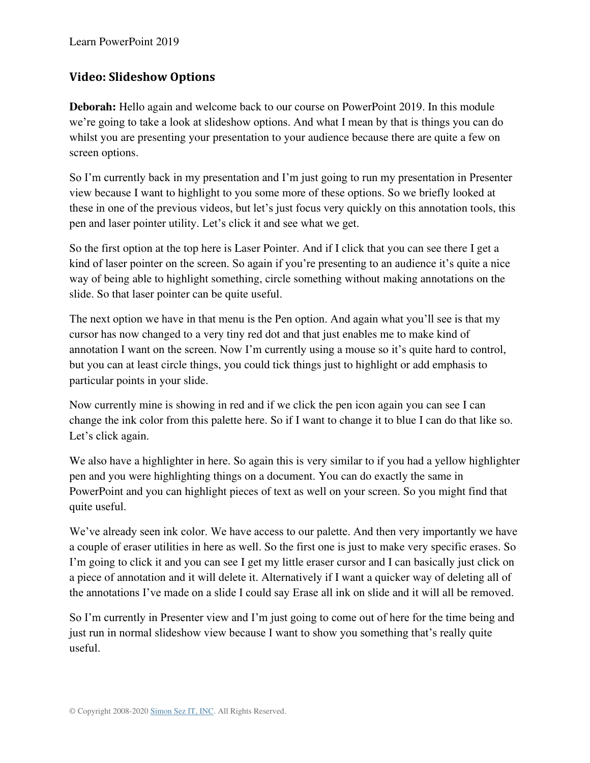## Video: Slideshow Options

**Deborah:** Hello again and welcome back to our course on PowerPoint 2019. In this module we're going to take a look at slideshow options. And what I mean by that is things you can do whilst you are presenting your presentation to your audience because there are quite a few on screen options.

So I'm currently back in my presentation and I'm just going to run my presentation in Presenter view because I want to highlight to you some more of these options. So we briefly looked at these in one of the previous videos, but let's just focus very quickly on this annotation tools, this pen and laser pointer utility. Let's click it and see what we get.

So the first option at the top here is Laser Pointer. And if I click that you can see there I get a kind of laser pointer on the screen. So again if you're presenting to an audience it's quite a nice way of being able to highlight something, circle something without making annotations on the slide. So that laser pointer can be quite useful.

The next option we have in that menu is the Pen option. And again what you'll see is that my cursor has now changed to a very tiny red dot and that just enables me to make kind of annotation I want on the screen. Now I'm currently using a mouse so it's quite hard to control, but you can at least circle things, you could tick things just to highlight or add emphasis to particular points in your slide.

Now currently mine is showing in red and if we click the pen icon again you can see I can change the ink color from this palette here. So if I want to change it to blue I can do that like so. Let's click again.

We also have a highlighter in here. So again this is very similar to if you had a yellow highlighter pen and you were highlighting things on a document. You can do exactly the same in PowerPoint and you can highlight pieces of text as well on your screen. So you might find that quite useful.

We've already seen ink color. We have access to our palette. And then very importantly we have a couple of eraser utilities in here as well. So the first one is just to make very specific erases. So I'm going to click it and you can see I get my little eraser cursor and I can basically just click on a piece of annotation and it will delete it. Alternatively if I want a quicker way of deleting all of the annotations I've made on a slide I could say Erase all ink on slide and it will all be removed.

So I'm currently in Presenter view and I'm just going to come out of here for the time being and just run in normal slideshow view because I want to show you something that's really quite useful.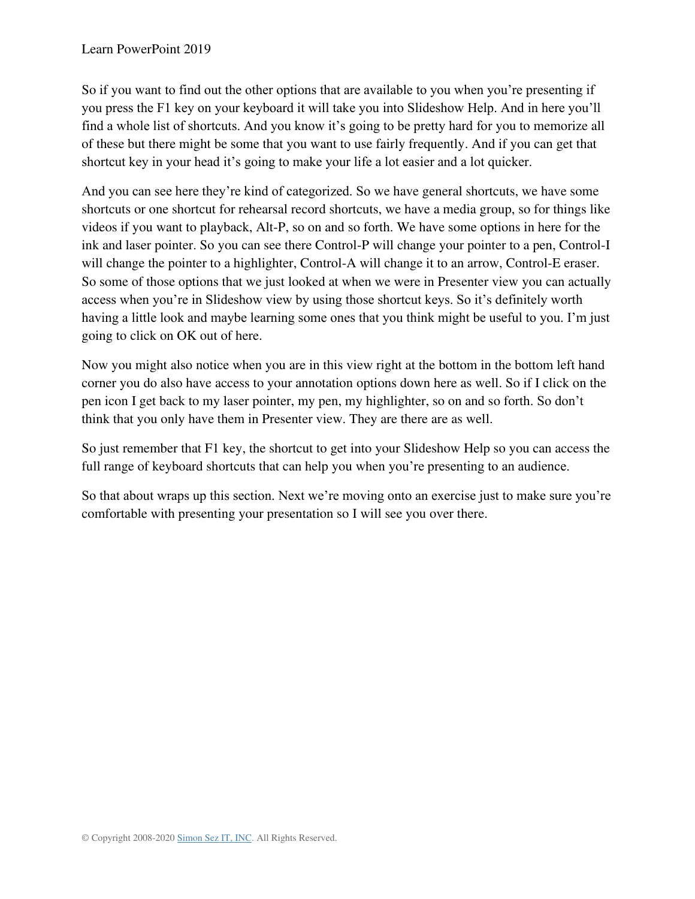So if you want to find out the other options that are available to you when you're presenting if you press the F1 key on your keyboard it will take you into Slideshow Help. And in here you'll find a whole list of shortcuts. And you know it's going to be pretty hard for you to memorize all of these but there might be some that you want to use fairly frequently. And if you can get that shortcut key in your head it's going to make your life a lot easier and a lot quicker.

And you can see here they're kind of categorized. So we have general shortcuts, we have some shortcuts or one shortcut for rehearsal record shortcuts, we have a media group, so for things like videos if you want to playback, Alt-P, so on and so forth. We have some options in here for the ink and laser pointer. So you can see there Control-P will change your pointer to a pen, Control-I will change the pointer to a highlighter, Control-A will change it to an arrow, Control-E eraser. So some of those options that we just looked at when we were in Presenter view you can actually access when you're in Slideshow view by using those shortcut keys. So it's definitely worth having a little look and maybe learning some ones that you think might be useful to you. I'm just going to click on OK out of here.

Now you might also notice when you are in this view right at the bottom in the bottom left hand corner you do also have access to your annotation options down here as well. So if I click on the pen icon I get back to my laser pointer, my pen, my highlighter, so on and so forth. So don't think that you only have them in Presenter view. They are there are as well.

So just remember that F1 key, the shortcut to get into your Slideshow Help so you can access the full range of keyboard shortcuts that can help you when you're presenting to an audience.

So that about wraps up this section. Next we're moving onto an exercise just to make sure you're comfortable with presenting your presentation so I will see you over there.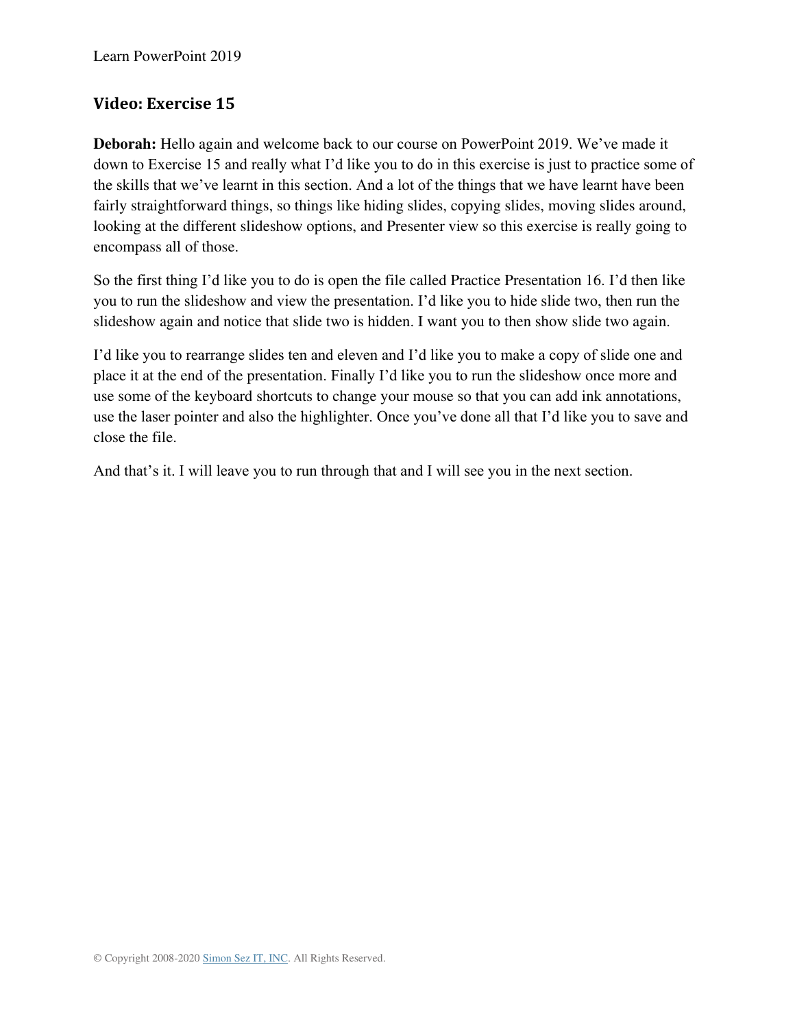## Video: Exercise 15

**Deborah:** Hello again and welcome back to our course on PowerPoint 2019. We've made it down to Exercise 15 and really what I'd like you to do in this exercise is just to practice some of the skills that we've learnt in this section. And a lot of the things that we have learnt have been fairly straightforward things, so things like hiding slides, copying slides, moving slides around, looking at the different slideshow options, and Presenter view so this exercise is really going to encompass all of those.

So the first thing I'd like you to do is open the file called Practice Presentation 16. I'd then like you to run the slideshow and view the presentation. I'd like you to hide slide two, then run the slideshow again and notice that slide two is hidden. I want you to then show slide two again.

I'd like you to rearrange slides ten and eleven and I'd like you to make a copy of slide one and place it at the end of the presentation. Finally I'd like you to run the slideshow once more and use some of the keyboard shortcuts to change your mouse so that you can add ink annotations, use the laser pointer and also the highlighter. Once you've done all that I'd like you to save and close the file.

And that's it. I will leave you to run through that and I will see you in the next section.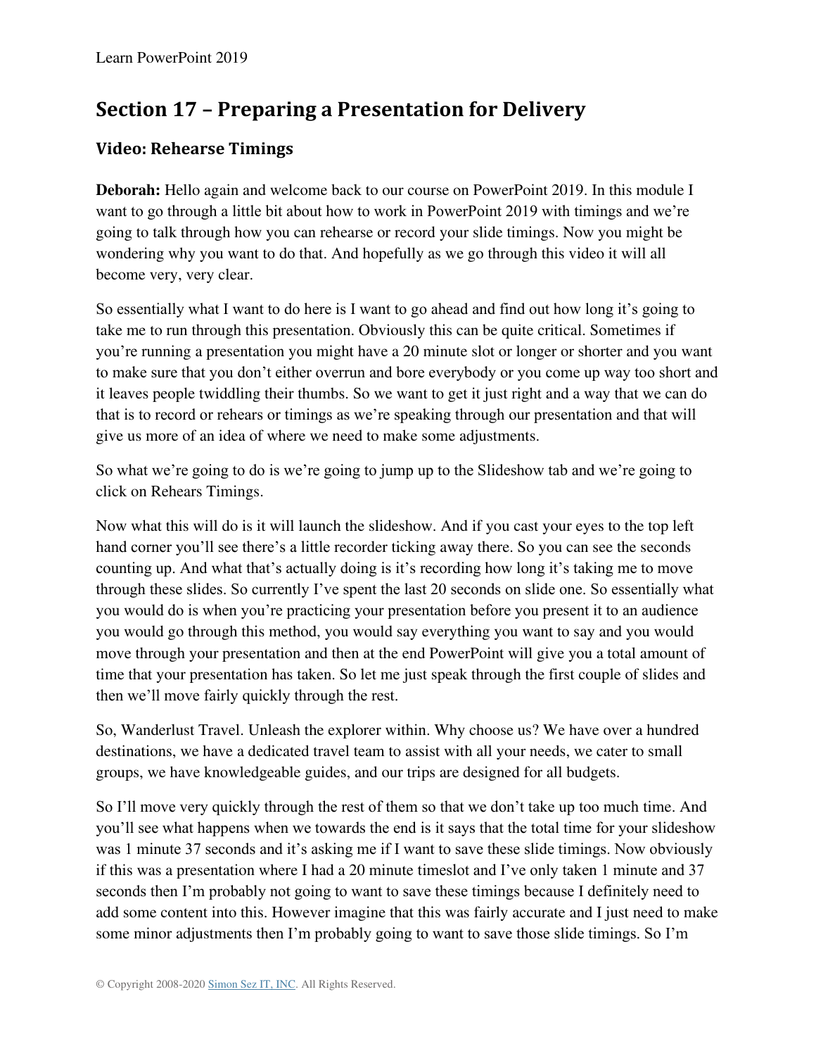## Section 17 – Preparing a Presentation for Delivery

### Video: Rehearse Timings

**Deborah:** Hello again and welcome back to our course on PowerPoint 2019. In this module I want to go through a little bit about how to work in PowerPoint 2019 with timings and we're going to talk through how you can rehearse or record your slide timings. Now you might be wondering why you want to do that. And hopefully as we go through this video it will all become very, very clear.

So essentially what I want to do here is I want to go ahead and find out how long it's going to take me to run through this presentation. Obviously this can be quite critical. Sometimes if you're running a presentation you might have a 20 minute slot or longer or shorter and you want to make sure that you don't either overrun and bore everybody or you come up way too short and it leaves people twiddling their thumbs. So we want to get it just right and a way that we can do that is to record or rehears or timings as we're speaking through our presentation and that will give us more of an idea of where we need to make some adjustments.

So what we're going to do is we're going to jump up to the Slideshow tab and we're going to click on Rehears Timings.

Now what this will do is it will launch the slideshow. And if you cast your eyes to the top left hand corner you'll see there's a little recorder ticking away there. So you can see the seconds counting up. And what that's actually doing is it's recording how long it's taking me to move through these slides. So currently I've spent the last 20 seconds on slide one. So essentially what you would do is when you're practicing your presentation before you present it to an audience you would go through this method, you would say everything you want to say and you would move through your presentation and then at the end PowerPoint will give you a total amount of time that your presentation has taken. So let me just speak through the first couple of slides and then we'll move fairly quickly through the rest.

So, Wanderlust Travel. Unleash the explorer within. Why choose us? We have over a hundred destinations, we have a dedicated travel team to assist with all your needs, we cater to small groups, we have knowledgeable guides, and our trips are designed for all budgets.

So I'll move very quickly through the rest of them so that we don't take up too much time. And you'll see what happens when we towards the end is it says that the total time for your slideshow was 1 minute 37 seconds and it's asking me if I want to save these slide timings. Now obviously if this was a presentation where I had a 20 minute timeslot and I've only taken 1 minute and 37 seconds then I'm probably not going to want to save these timings because I definitely need to add some content into this. However imagine that this was fairly accurate and I just need to make some minor adjustments then I'm probably going to want to save those slide timings. So I'm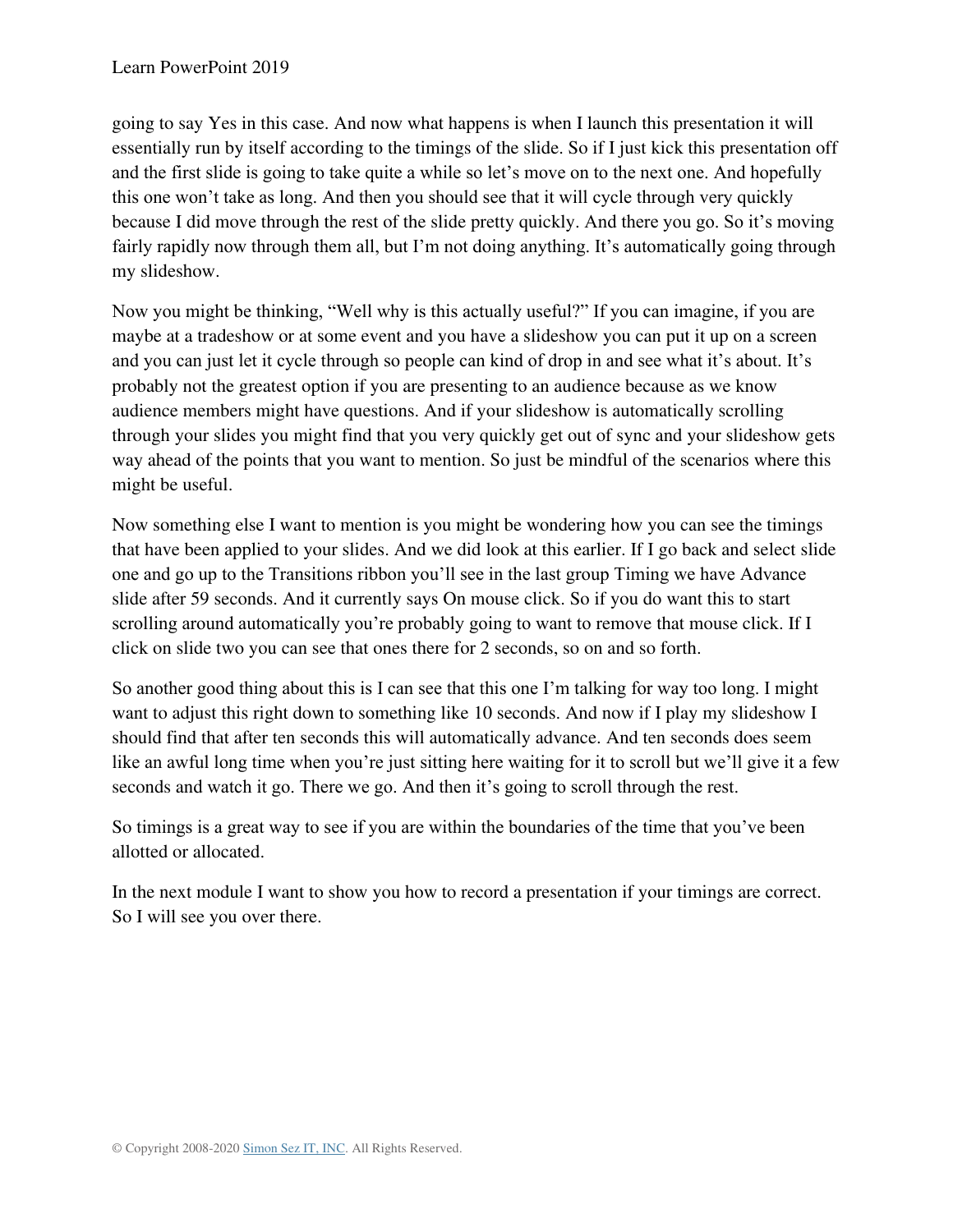going to say Yes in this case. And now what happens is when I launch this presentation it will essentially run by itself according to the timings of the slide. So if I just kick this presentation off and the first slide is going to take quite a while so let's move on to the next one. And hopefully this one won't take as long. And then you should see that it will cycle through very quickly because I did move through the rest of the slide pretty quickly. And there you go. So it's moving fairly rapidly now through them all, but I'm not doing anything. It's automatically going through my slideshow.

Now you might be thinking, "Well why is this actually useful?" If you can imagine, if you are maybe at a tradeshow or at some event and you have a slideshow you can put it up on a screen and you can just let it cycle through so people can kind of drop in and see what it's about. It's probably not the greatest option if you are presenting to an audience because as we know audience members might have questions. And if your slideshow is automatically scrolling through your slides you might find that you very quickly get out of sync and your slideshow gets way ahead of the points that you want to mention. So just be mindful of the scenarios where this might be useful.

Now something else I want to mention is you might be wondering how you can see the timings that have been applied to your slides. And we did look at this earlier. If I go back and select slide one and go up to the Transitions ribbon you'll see in the last group Timing we have Advance slide after 59 seconds. And it currently says On mouse click. So if you do want this to start scrolling around automatically you're probably going to want to remove that mouse click. If I click on slide two you can see that ones there for 2 seconds, so on and so forth.

So another good thing about this is I can see that this one I'm talking for way too long. I might want to adjust this right down to something like 10 seconds. And now if I play my slideshow I should find that after ten seconds this will automatically advance. And ten seconds does seem like an awful long time when you're just sitting here waiting for it to scroll but we'll give it a few seconds and watch it go. There we go. And then it's going to scroll through the rest.

So timings is a great way to see if you are within the boundaries of the time that you've been allotted or allocated.

In the next module I want to show you how to record a presentation if your timings are correct. So I will see you over there.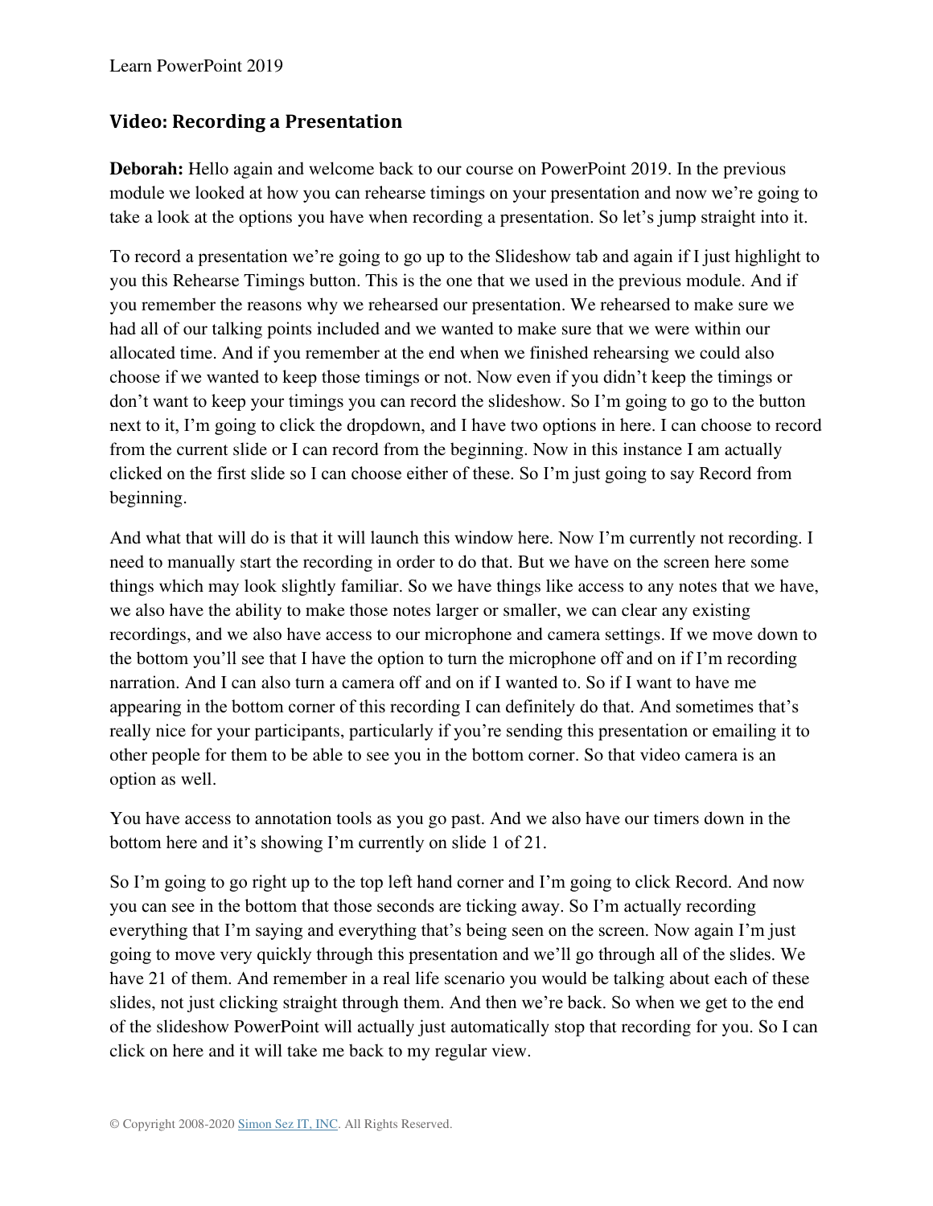## Video: Recording a Presentation

**Deborah:** Hello again and welcome back to our course on PowerPoint 2019. In the previous module we looked at how you can rehearse timings on your presentation and now we're going to take a look at the options you have when recording a presentation. So let's jump straight into it.

To record a presentation we're going to go up to the Slideshow tab and again if I just highlight to you this Rehearse Timings button. This is the one that we used in the previous module. And if you remember the reasons why we rehearsed our presentation. We rehearsed to make sure we had all of our talking points included and we wanted to make sure that we were within our allocated time. And if you remember at the end when we finished rehearsing we could also choose if we wanted to keep those timings or not. Now even if you didn't keep the timings or don't want to keep your timings you can record the slideshow. So I'm going to go to the button next to it, I'm going to click the dropdown, and I have two options in here. I can choose to record from the current slide or I can record from the beginning. Now in this instance I am actually clicked on the first slide so I can choose either of these. So I'm just going to say Record from beginning.

And what that will do is that it will launch this window here. Now I'm currently not recording. I need to manually start the recording in order to do that. But we have on the screen here some things which may look slightly familiar. So we have things like access to any notes that we have, we also have the ability to make those notes larger or smaller, we can clear any existing recordings, and we also have access to our microphone and camera settings. If we move down to the bottom you'll see that I have the option to turn the microphone off and on if I'm recording narration. And I can also turn a camera off and on if I wanted to. So if I want to have me appearing in the bottom corner of this recording I can definitely do that. And sometimes that's really nice for your participants, particularly if you're sending this presentation or emailing it to other people for them to be able to see you in the bottom corner. So that video camera is an option as well.

You have access to annotation tools as you go past. And we also have our timers down in the bottom here and it's showing I'm currently on slide 1 of 21.

So I'm going to go right up to the top left hand corner and I'm going to click Record. And now you can see in the bottom that those seconds are ticking away. So I'm actually recording everything that I'm saying and everything that's being seen on the screen. Now again I'm just going to move very quickly through this presentation and we'll go through all of the slides. We have 21 of them. And remember in a real life scenario you would be talking about each of these slides, not just clicking straight through them. And then we're back. So when we get to the end of the slideshow PowerPoint will actually just automatically stop that recording for you. So I can click on here and it will take me back to my regular view.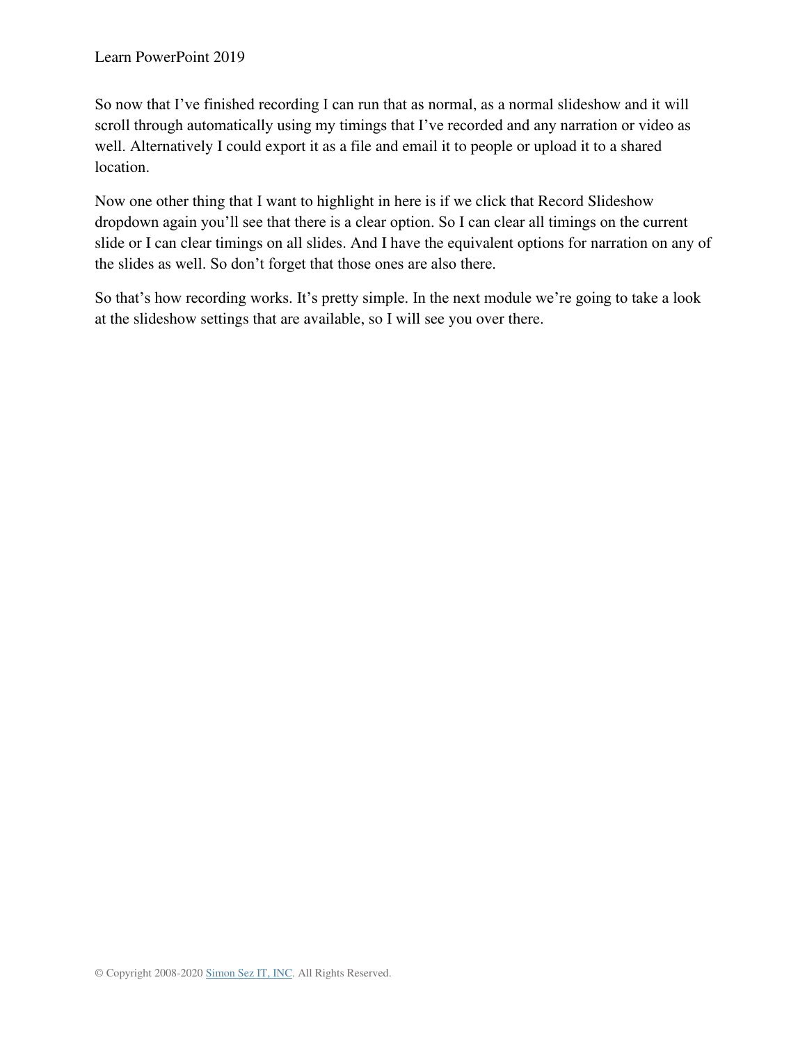So now that I've finished recording I can run that as normal, as a normal slideshow and it will scroll through automatically using my timings that I've recorded and any narration or video as well. Alternatively I could export it as a file and email it to people or upload it to a shared location.

Now one other thing that I want to highlight in here is if we click that Record Slideshow dropdown again you'll see that there is a clear option. So I can clear all timings on the current slide or I can clear timings on all slides. And I have the equivalent options for narration on any of the slides as well. So don't forget that those ones are also there.

So that's how recording works. It's pretty simple. In the next module we're going to take a look at the slideshow settings that are available, so I will see you over there.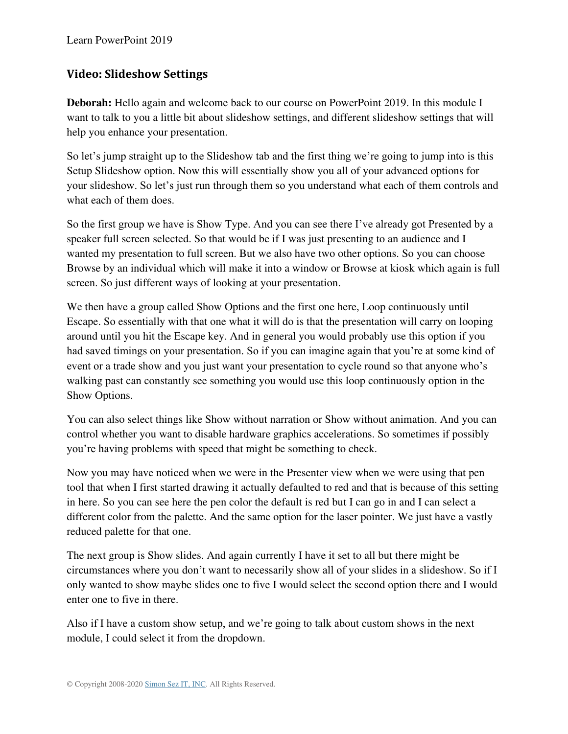## Video: Slideshow Settings

**Deborah:** Hello again and welcome back to our course on PowerPoint 2019. In this module I want to talk to you a little bit about slideshow settings, and different slideshow settings that will help you enhance your presentation.

So let's jump straight up to the Slideshow tab and the first thing we're going to jump into is this Setup Slideshow option. Now this will essentially show you all of your advanced options for your slideshow. So let's just run through them so you understand what each of them controls and what each of them does.

So the first group we have is Show Type. And you can see there I've already got Presented by a speaker full screen selected. So that would be if I was just presenting to an audience and I wanted my presentation to full screen. But we also have two other options. So you can choose Browse by an individual which will make it into a window or Browse at kiosk which again is full screen. So just different ways of looking at your presentation.

We then have a group called Show Options and the first one here, Loop continuously until Escape. So essentially with that one what it will do is that the presentation will carry on looping around until you hit the Escape key. And in general you would probably use this option if you had saved timings on your presentation. So if you can imagine again that you're at some kind of event or a trade show and you just want your presentation to cycle round so that anyone who's walking past can constantly see something you would use this loop continuously option in the Show Options.

You can also select things like Show without narration or Show without animation. And you can control whether you want to disable hardware graphics accelerations. So sometimes if possibly you're having problems with speed that might be something to check.

Now you may have noticed when we were in the Presenter view when we were using that pen tool that when I first started drawing it actually defaulted to red and that is because of this setting in here. So you can see here the pen color the default is red but I can go in and I can select a different color from the palette. And the same option for the laser pointer. We just have a vastly reduced palette for that one.

The next group is Show slides. And again currently I have it set to all but there might be circumstances where you don't want to necessarily show all of your slides in a slideshow. So if I only wanted to show maybe slides one to five I would select the second option there and I would enter one to five in there.

Also if I have a custom show setup, and we're going to talk about custom shows in the next module, I could select it from the dropdown.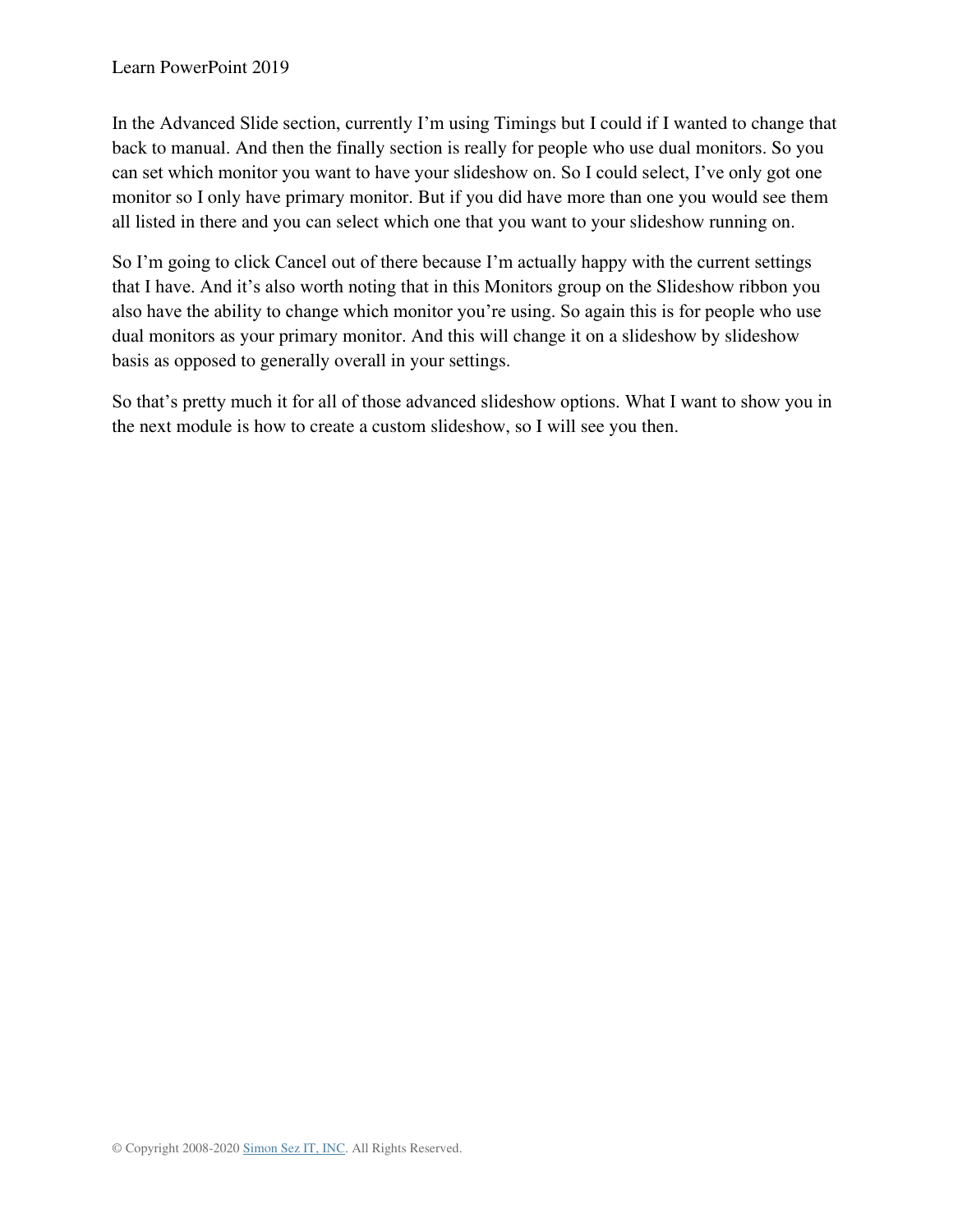In the Advanced Slide section, currently I'm using Timings but I could if I wanted to change that back to manual. And then the finally section is really for people who use dual monitors. So you can set which monitor you want to have your slideshow on. So I could select, I've only got one monitor so I only have primary monitor. But if you did have more than one you would see them all listed in there and you can select which one that you want to your slideshow running on.

So I'm going to click Cancel out of there because I'm actually happy with the current settings that I have. And it's also worth noting that in this Monitors group on the Slideshow ribbon you also have the ability to change which monitor you're using. So again this is for people who use dual monitors as your primary monitor. And this will change it on a slideshow by slideshow basis as opposed to generally overall in your settings.

So that's pretty much it for all of those advanced slideshow options. What I want to show you in the next module is how to create a custom slideshow, so I will see you then.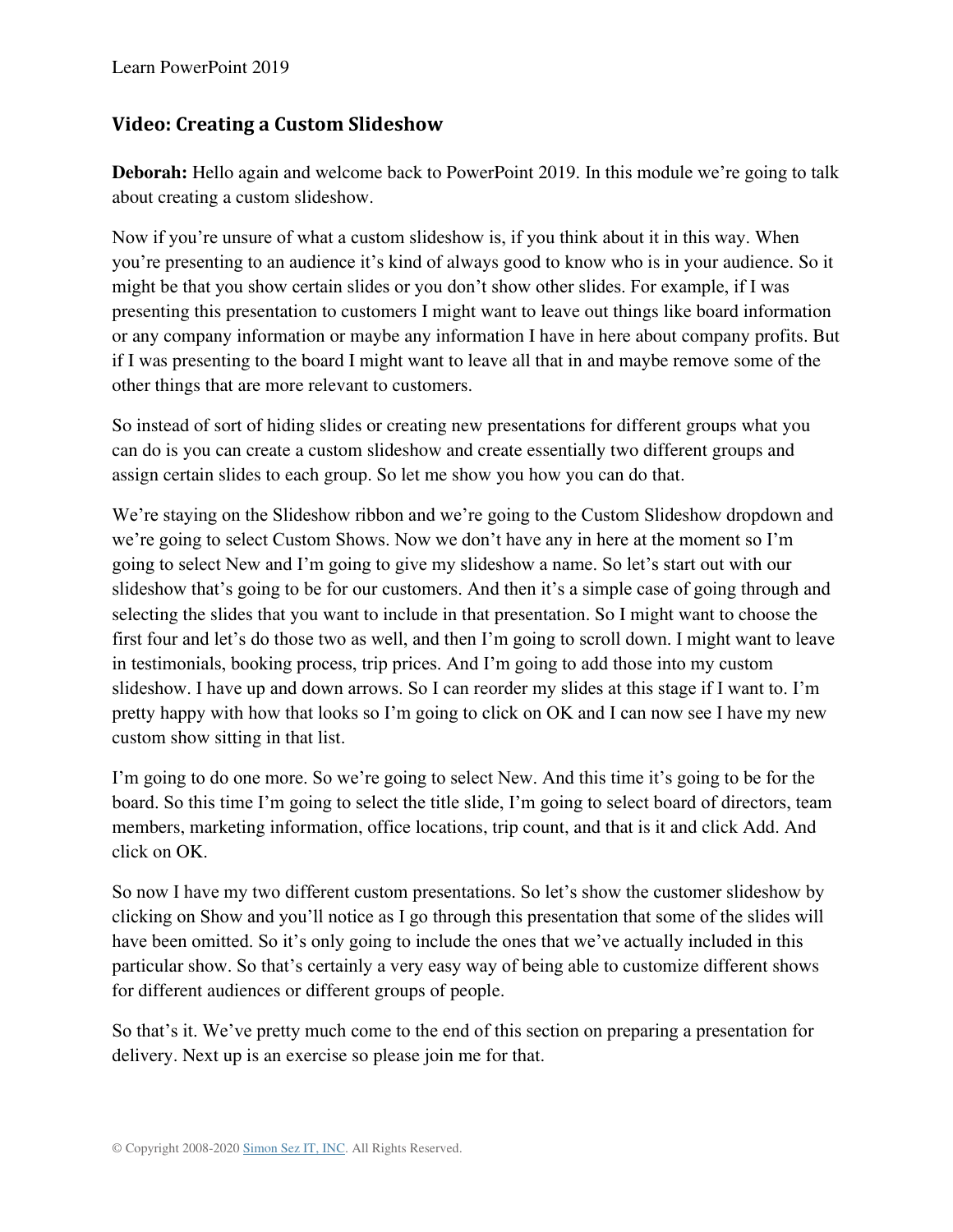## Video: Creating a Custom Slideshow

**Deborah:** Hello again and welcome back to PowerPoint 2019. In this module we're going to talk about creating a custom slideshow.

Now if you're unsure of what a custom slideshow is, if you think about it in this way. When you're presenting to an audience it's kind of always good to know who is in your audience. So it might be that you show certain slides or you don't show other slides. For example, if I was presenting this presentation to customers I might want to leave out things like board information or any company information or maybe any information I have in here about company profits. But if I was presenting to the board I might want to leave all that in and maybe remove some of the other things that are more relevant to customers.

So instead of sort of hiding slides or creating new presentations for different groups what you can do is you can create a custom slideshow and create essentially two different groups and assign certain slides to each group. So let me show you how you can do that.

We're staying on the Slideshow ribbon and we're going to the Custom Slideshow dropdown and we're going to select Custom Shows. Now we don't have any in here at the moment so I'm going to select New and I'm going to give my slideshow a name. So let's start out with our slideshow that's going to be for our customers. And then it's a simple case of going through and selecting the slides that you want to include in that presentation. So I might want to choose the first four and let's do those two as well, and then I'm going to scroll down. I might want to leave in testimonials, booking process, trip prices. And I'm going to add those into my custom slideshow. I have up and down arrows. So I can reorder my slides at this stage if I want to. I'm pretty happy with how that looks so I'm going to click on OK and I can now see I have my new custom show sitting in that list.

I'm going to do one more. So we're going to select New. And this time it's going to be for the board. So this time I'm going to select the title slide, I'm going to select board of directors, team members, marketing information, office locations, trip count, and that is it and click Add. And click on OK.

So now I have my two different custom presentations. So let's show the customer slideshow by clicking on Show and you'll notice as I go through this presentation that some of the slides will have been omitted. So it's only going to include the ones that we've actually included in this particular show. So that's certainly a very easy way of being able to customize different shows for different audiences or different groups of people.

So that's it. We've pretty much come to the end of this section on preparing a presentation for delivery. Next up is an exercise so please join me for that.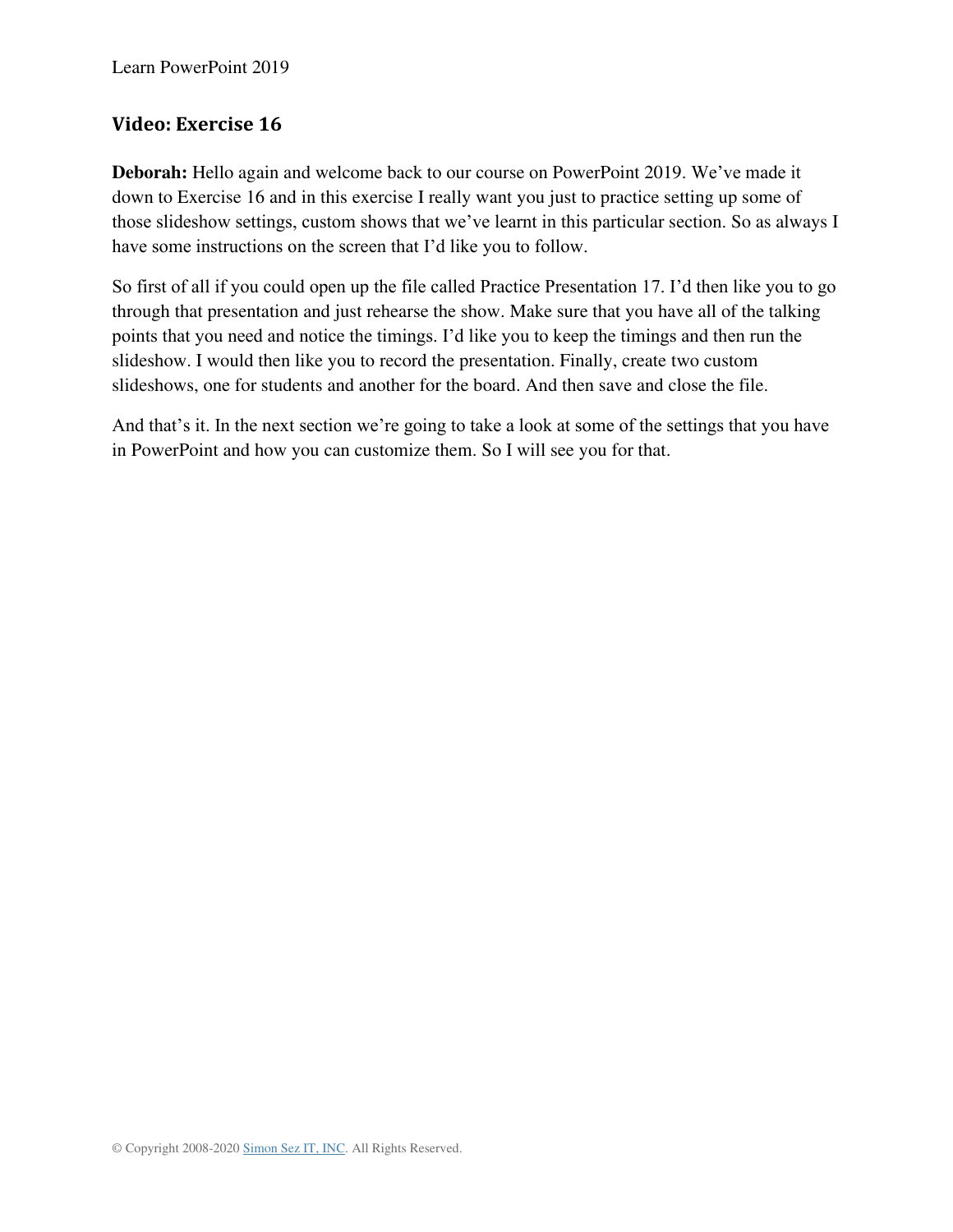## Video: Exercise 16

**Deborah:** Hello again and welcome back to our course on PowerPoint 2019. We've made it down to Exercise 16 and in this exercise I really want you just to practice setting up some of those slideshow settings, custom shows that we've learnt in this particular section. So as always I have some instructions on the screen that I'd like you to follow.

So first of all if you could open up the file called Practice Presentation 17. I'd then like you to go through that presentation and just rehearse the show. Make sure that you have all of the talking points that you need and notice the timings. I'd like you to keep the timings and then run the slideshow. I would then like you to record the presentation. Finally, create two custom slideshows, one for students and another for the board. And then save and close the file.

And that's it. In the next section we're going to take a look at some of the settings that you have in PowerPoint and how you can customize them. So I will see you for that.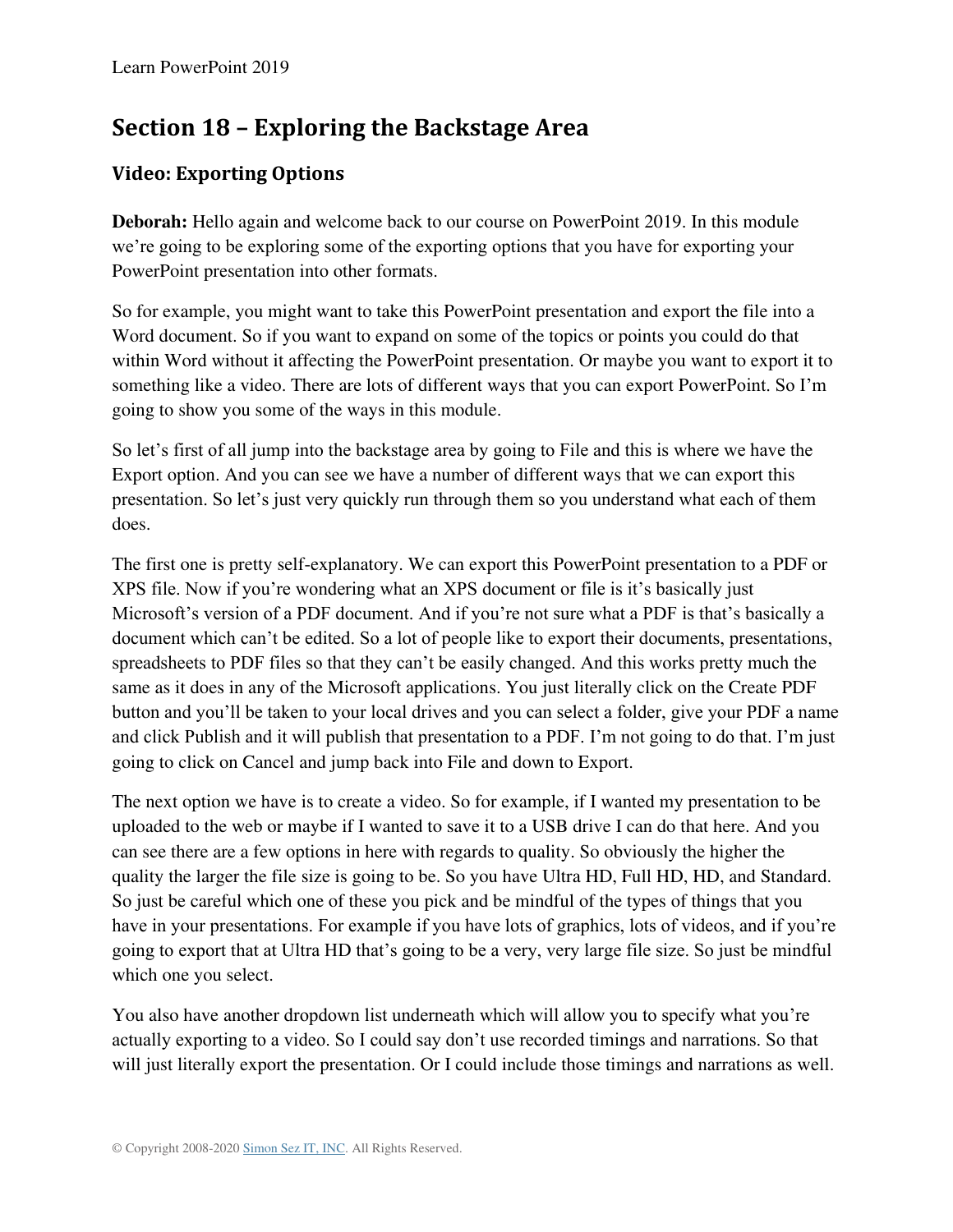## Section 18 – Exploring the Backstage Area

### Video: Exporting Options

**Deborah:** Hello again and welcome back to our course on PowerPoint 2019. In this module we're going to be exploring some of the exporting options that you have for exporting your PowerPoint presentation into other formats.

So for example, you might want to take this PowerPoint presentation and export the file into a Word document. So if you want to expand on some of the topics or points you could do that within Word without it affecting the PowerPoint presentation. Or maybe you want to export it to something like a video. There are lots of different ways that you can export PowerPoint. So I'm going to show you some of the ways in this module.

So let's first of all jump into the backstage area by going to File and this is where we have the Export option. And you can see we have a number of different ways that we can export this presentation. So let's just very quickly run through them so you understand what each of them does.

The first one is pretty self-explanatory. We can export this PowerPoint presentation to a PDF or XPS file. Now if you're wondering what an XPS document or file is it's basically just Microsoft's version of a PDF document. And if you're not sure what a PDF is that's basically a document which can't be edited. So a lot of people like to export their documents, presentations, spreadsheets to PDF files so that they can't be easily changed. And this works pretty much the same as it does in any of the Microsoft applications. You just literally click on the Create PDF button and you'll be taken to your local drives and you can select a folder, give your PDF a name and click Publish and it will publish that presentation to a PDF. I'm not going to do that. I'm just going to click on Cancel and jump back into File and down to Export.

The next option we have is to create a video. So for example, if I wanted my presentation to be uploaded to the web or maybe if I wanted to save it to a USB drive I can do that here. And you can see there are a few options in here with regards to quality. So obviously the higher the quality the larger the file size is going to be. So you have Ultra HD, Full HD, HD, and Standard. So just be careful which one of these you pick and be mindful of the types of things that you have in your presentations. For example if you have lots of graphics, lots of videos, and if you're going to export that at Ultra HD that's going to be a very, very large file size. So just be mindful which one you select.

You also have another dropdown list underneath which will allow you to specify what you're actually exporting to a video. So I could say don't use recorded timings and narrations. So that will just literally export the presentation. Or I could include those timings and narrations as well.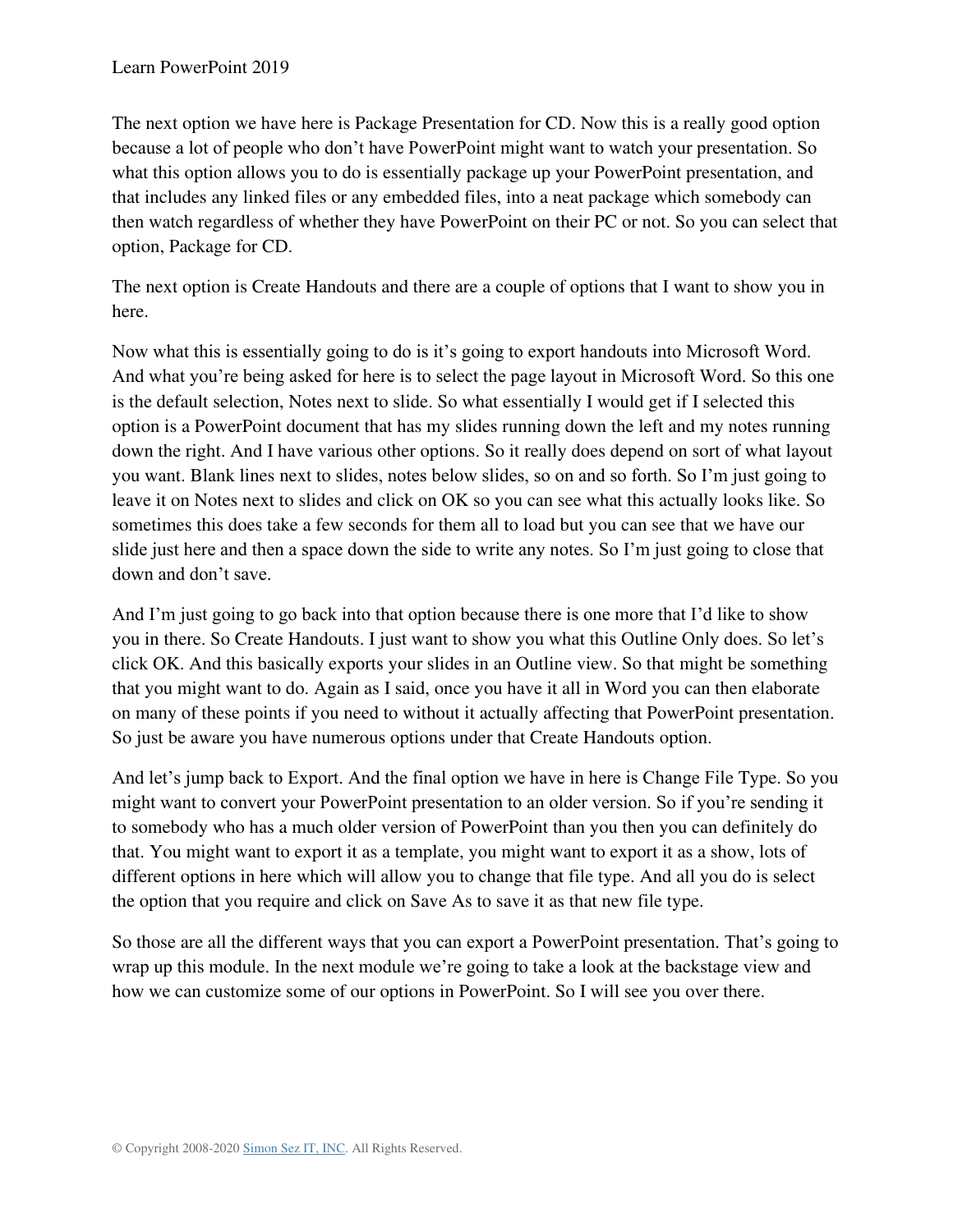The next option we have here is Package Presentation for CD. Now this is a really good option because a lot of people who don't have PowerPoint might want to watch your presentation. So what this option allows you to do is essentially package up your PowerPoint presentation, and that includes any linked files or any embedded files, into a neat package which somebody can then watch regardless of whether they have PowerPoint on their PC or not. So you can select that option, Package for CD.

The next option is Create Handouts and there are a couple of options that I want to show you in here.

Now what this is essentially going to do is it's going to export handouts into Microsoft Word. And what you're being asked for here is to select the page layout in Microsoft Word. So this one is the default selection, Notes next to slide. So what essentially I would get if I selected this option is a PowerPoint document that has my slides running down the left and my notes running down the right. And I have various other options. So it really does depend on sort of what layout you want. Blank lines next to slides, notes below slides, so on and so forth. So I'm just going to leave it on Notes next to slides and click on OK so you can see what this actually looks like. So sometimes this does take a few seconds for them all to load but you can see that we have our slide just here and then a space down the side to write any notes. So I'm just going to close that down and don't save.

And I'm just going to go back into that option because there is one more that I'd like to show you in there. So Create Handouts. I just want to show you what this Outline Only does. So let's click OK. And this basically exports your slides in an Outline view. So that might be something that you might want to do. Again as I said, once you have it all in Word you can then elaborate on many of these points if you need to without it actually affecting that PowerPoint presentation. So just be aware you have numerous options under that Create Handouts option.

And let's jump back to Export. And the final option we have in here is Change File Type. So you might want to convert your PowerPoint presentation to an older version. So if you're sending it to somebody who has a much older version of PowerPoint than you then you can definitely do that. You might want to export it as a template, you might want to export it as a show, lots of different options in here which will allow you to change that file type. And all you do is select the option that you require and click on Save As to save it as that new file type.

So those are all the different ways that you can export a PowerPoint presentation. That's going to wrap up this module. In the next module we're going to take a look at the backstage view and how we can customize some of our options in PowerPoint. So I will see you over there.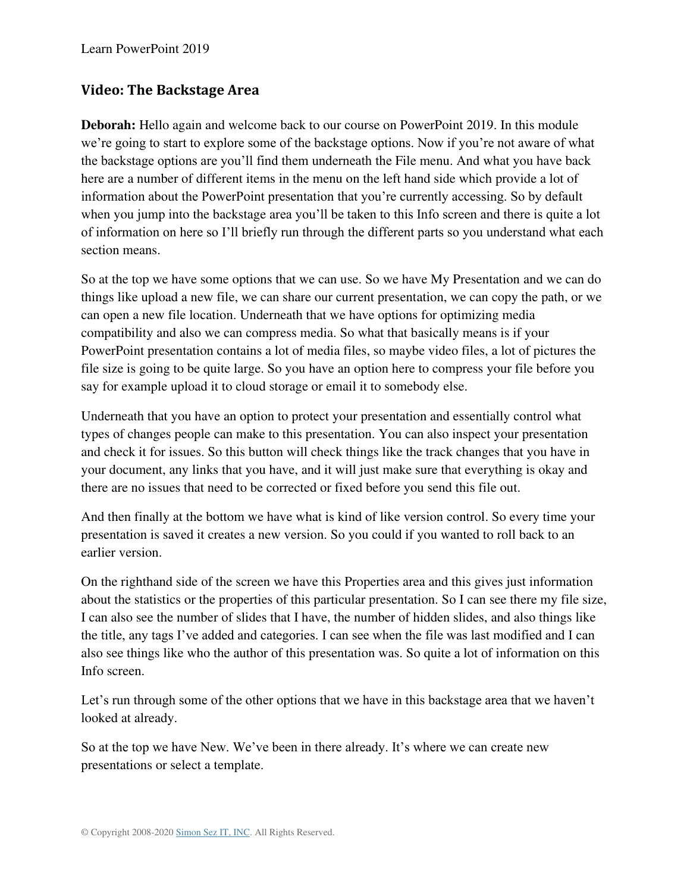## Video: The Backstage Area

**Deborah:** Hello again and welcome back to our course on PowerPoint 2019. In this module we're going to start to explore some of the backstage options. Now if you're not aware of what the backstage options are you'll find them underneath the File menu. And what you have back here are a number of different items in the menu on the left hand side which provide a lot of information about the PowerPoint presentation that you're currently accessing. So by default when you jump into the backstage area you'll be taken to this Info screen and there is quite a lot of information on here so I'll briefly run through the different parts so you understand what each section means.

So at the top we have some options that we can use. So we have My Presentation and we can do things like upload a new file, we can share our current presentation, we can copy the path, or we can open a new file location. Underneath that we have options for optimizing media compatibility and also we can compress media. So what that basically means is if your PowerPoint presentation contains a lot of media files, so maybe video files, a lot of pictures the file size is going to be quite large. So you have an option here to compress your file before you say for example upload it to cloud storage or email it to somebody else.

Underneath that you have an option to protect your presentation and essentially control what types of changes people can make to this presentation. You can also inspect your presentation and check it for issues. So this button will check things like the track changes that you have in your document, any links that you have, and it will just make sure that everything is okay and there are no issues that need to be corrected or fixed before you send this file out.

And then finally at the bottom we have what is kind of like version control. So every time your presentation is saved it creates a new version. So you could if you wanted to roll back to an earlier version.

On the righthand side of the screen we have this Properties area and this gives just information about the statistics or the properties of this particular presentation. So I can see there my file size, I can also see the number of slides that I have, the number of hidden slides, and also things like the title, any tags I've added and categories. I can see when the file was last modified and I can also see things like who the author of this presentation was. So quite a lot of information on this Info screen.

Let's run through some of the other options that we have in this backstage area that we haven't looked at already.

So at the top we have New. We've been in there already. It's where we can create new presentations or select a template.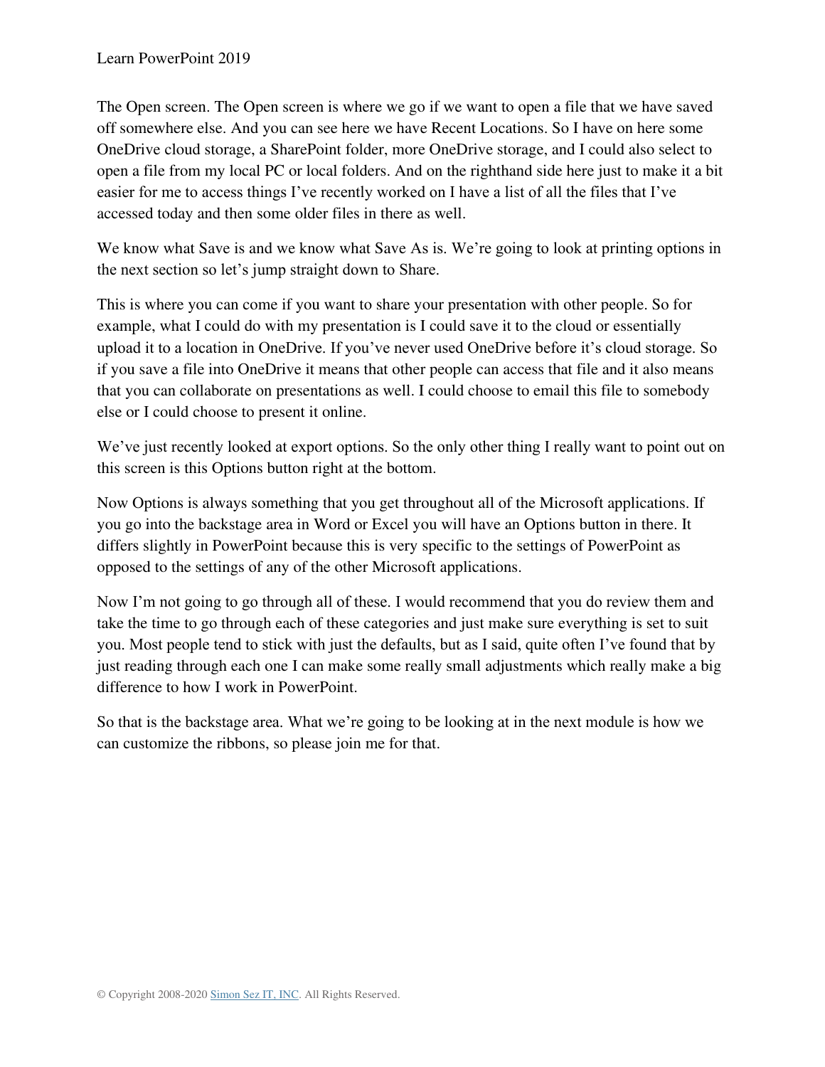The Open screen. The Open screen is where we go if we want to open a file that we have saved off somewhere else. And you can see here we have Recent Locations. So I have on here some OneDrive cloud storage, a SharePoint folder, more OneDrive storage, and I could also select to open a file from my local PC or local folders. And on the righthand side here just to make it a bit easier for me to access things I've recently worked on I have a list of all the files that I've accessed today and then some older files in there as well.

We know what Save is and we know what Save As is. We're going to look at printing options in the next section so let's jump straight down to Share.

This is where you can come if you want to share your presentation with other people. So for example, what I could do with my presentation is I could save it to the cloud or essentially upload it to a location in OneDrive. If you've never used OneDrive before it's cloud storage. So if you save a file into OneDrive it means that other people can access that file and it also means that you can collaborate on presentations as well. I could choose to email this file to somebody else or I could choose to present it online.

We've just recently looked at export options. So the only other thing I really want to point out on this screen is this Options button right at the bottom.

Now Options is always something that you get throughout all of the Microsoft applications. If you go into the backstage area in Word or Excel you will have an Options button in there. It differs slightly in PowerPoint because this is very specific to the settings of PowerPoint as opposed to the settings of any of the other Microsoft applications.

Now I'm not going to go through all of these. I would recommend that you do review them and take the time to go through each of these categories and just make sure everything is set to suit you. Most people tend to stick with just the defaults, but as I said, quite often I've found that by just reading through each one I can make some really small adjustments which really make a big difference to how I work in PowerPoint.

So that is the backstage area. What we're going to be looking at in the next module is how we can customize the ribbons, so please join me for that.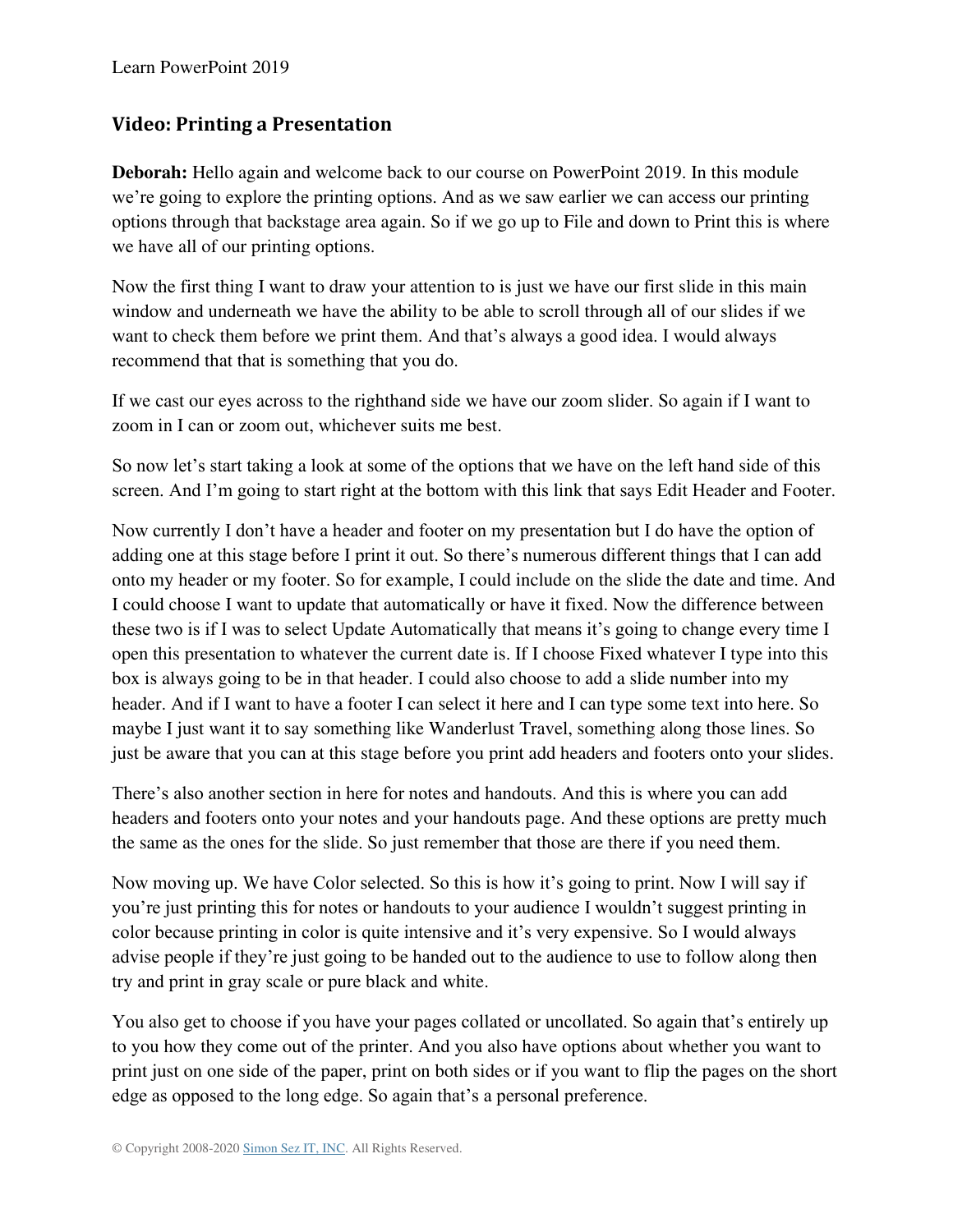## Video: Printing a Presentation

**Deborah:** Hello again and welcome back to our course on PowerPoint 2019. In this module we're going to explore the printing options. And as we saw earlier we can access our printing options through that backstage area again. So if we go up to File and down to Print this is where we have all of our printing options.

Now the first thing I want to draw your attention to is just we have our first slide in this main window and underneath we have the ability to be able to scroll through all of our slides if we want to check them before we print them. And that's always a good idea. I would always recommend that that is something that you do.

If we cast our eyes across to the righthand side we have our zoom slider. So again if I want to zoom in I can or zoom out, whichever suits me best.

So now let's start taking a look at some of the options that we have on the left hand side of this screen. And I'm going to start right at the bottom with this link that says Edit Header and Footer.

Now currently I don't have a header and footer on my presentation but I do have the option of adding one at this stage before I print it out. So there's numerous different things that I can add onto my header or my footer. So for example, I could include on the slide the date and time. And I could choose I want to update that automatically or have it fixed. Now the difference between these two is if I was to select Update Automatically that means it's going to change every time I open this presentation to whatever the current date is. If I choose Fixed whatever I type into this box is always going to be in that header. I could also choose to add a slide number into my header. And if I want to have a footer I can select it here and I can type some text into here. So maybe I just want it to say something like Wanderlust Travel, something along those lines. So just be aware that you can at this stage before you print add headers and footers onto your slides.

There's also another section in here for notes and handouts. And this is where you can add headers and footers onto your notes and your handouts page. And these options are pretty much the same as the ones for the slide. So just remember that those are there if you need them.

Now moving up. We have Color selected. So this is how it's going to print. Now I will say if you're just printing this for notes or handouts to your audience I wouldn't suggest printing in color because printing in color is quite intensive and it's very expensive. So I would always advise people if they're just going to be handed out to the audience to use to follow along then try and print in gray scale or pure black and white.

You also get to choose if you have your pages collated or uncollated. So again that's entirely up to you how they come out of the printer. And you also have options about whether you want to print just on one side of the paper, print on both sides or if you want to flip the pages on the short edge as opposed to the long edge. So again that's a personal preference.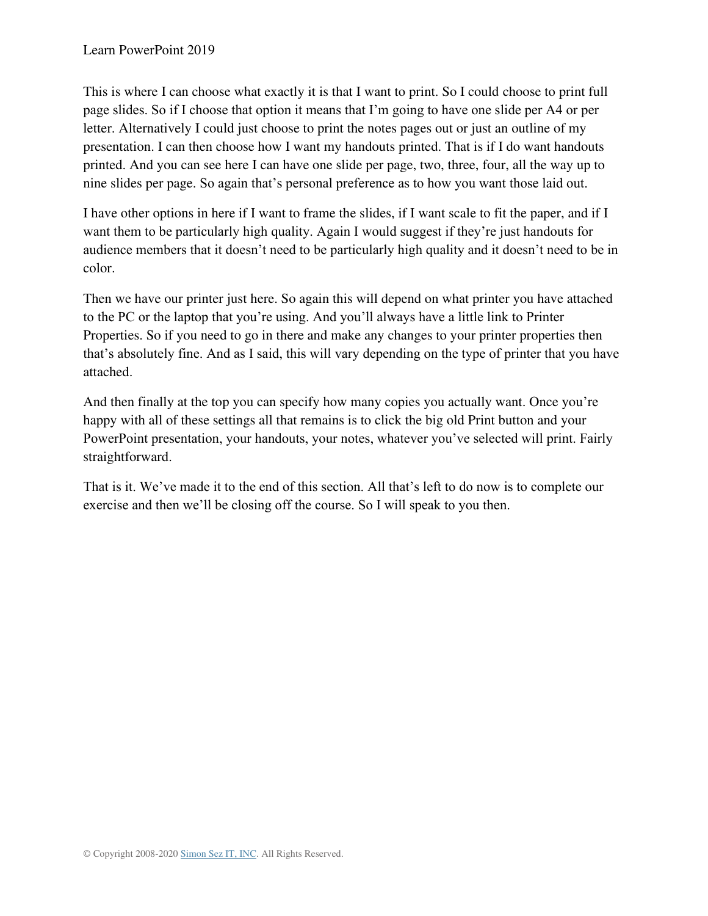This is where I can choose what exactly it is that I want to print. So I could choose to print full page slides. So if I choose that option it means that I'm going to have one slide per A4 or per letter. Alternatively I could just choose to print the notes pages out or just an outline of my presentation. I can then choose how I want my handouts printed. That is if I do want handouts printed. And you can see here I can have one slide per page, two, three, four, all the way up to nine slides per page. So again that's personal preference as to how you want those laid out.

I have other options in here if I want to frame the slides, if I want scale to fit the paper, and if I want them to be particularly high quality. Again I would suggest if they're just handouts for audience members that it doesn't need to be particularly high quality and it doesn't need to be in color.

Then we have our printer just here. So again this will depend on what printer you have attached to the PC or the laptop that you're using. And you'll always have a little link to Printer Properties. So if you need to go in there and make any changes to your printer properties then that's absolutely fine. And as I said, this will vary depending on the type of printer that you have attached.

And then finally at the top you can specify how many copies you actually want. Once you're happy with all of these settings all that remains is to click the big old Print button and your PowerPoint presentation, your handouts, your notes, whatever you've selected will print. Fairly straightforward.

That is it. We've made it to the end of this section. All that's left to do now is to complete our exercise and then we'll be closing off the course. So I will speak to you then.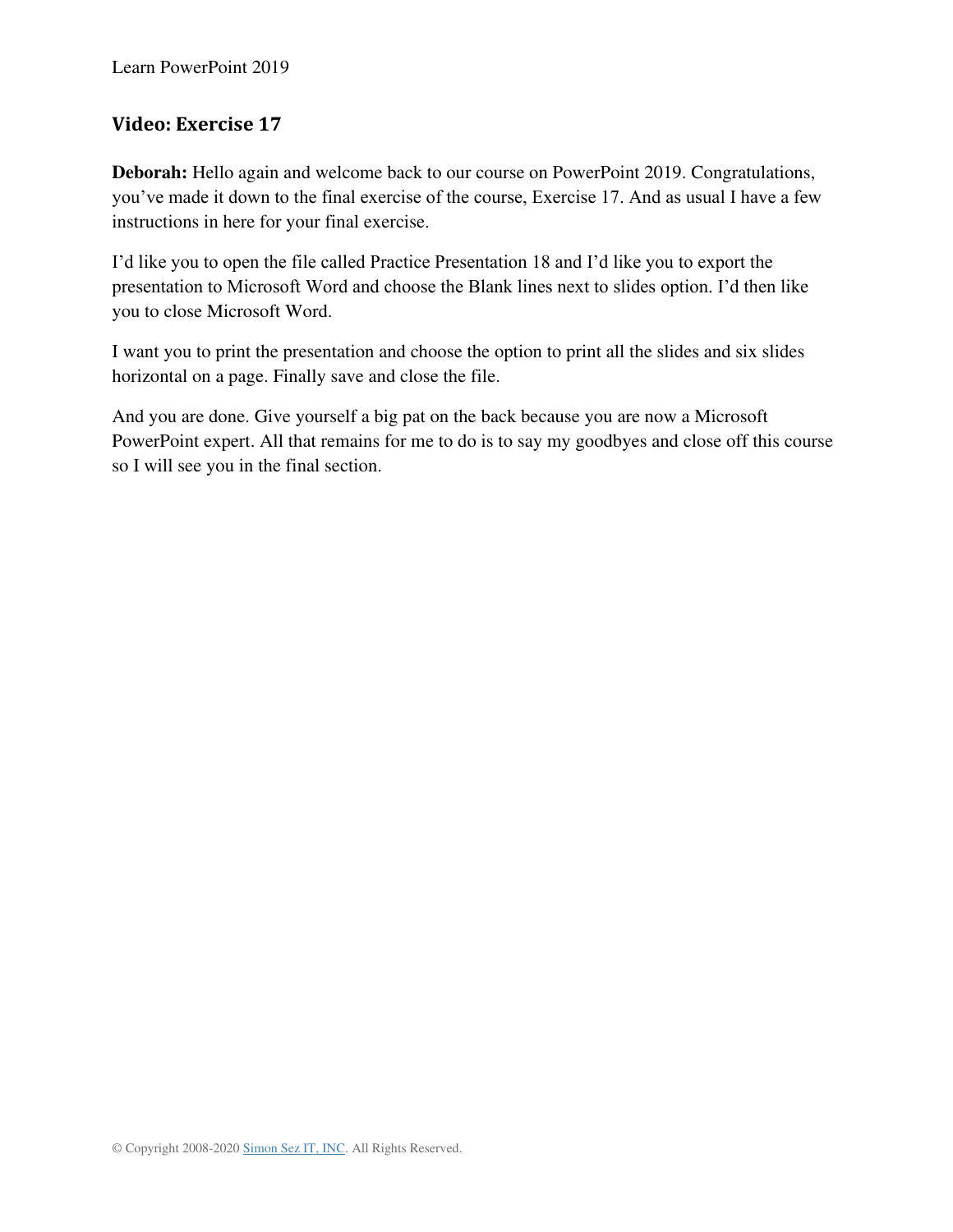## Video: Exercise 17

**Deborah:** Hello again and welcome back to our course on PowerPoint 2019. Congratulations, you've made it down to the final exercise of the course, Exercise 17. And as usual I have a few instructions in here for your final exercise.

I'd like you to open the file called Practice Presentation 18 and I'd like you to export the presentation to Microsoft Word and choose the Blank lines next to slides option. I'd then like you to close Microsoft Word.

I want you to print the presentation and choose the option to print all the slides and six slides horizontal on a page. Finally save and close the file.

And you are done. Give yourself a big pat on the back because you are now a Microsoft PowerPoint expert. All that remains for me to do is to say my goodbyes and close off this course so I will see you in the final section.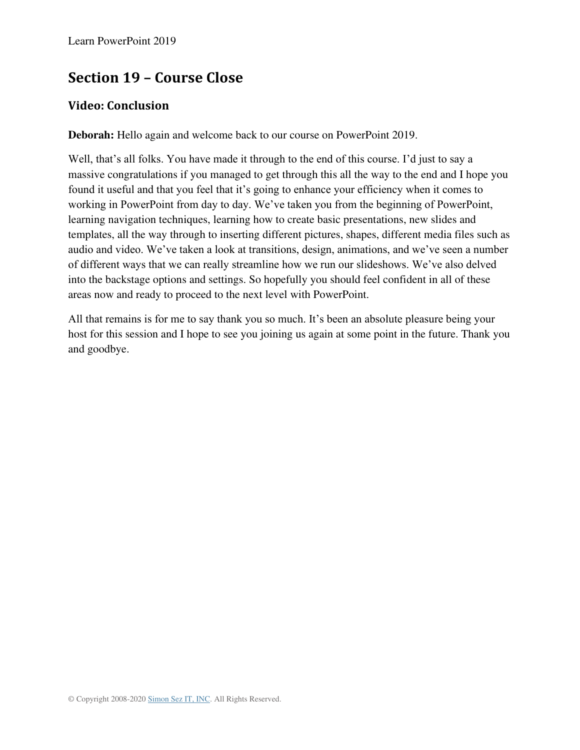## Section 19 – Course Close

### Video: Conclusion

**Deborah:** Hello again and welcome back to our course on PowerPoint 2019.

Well, that's all folks. You have made it through to the end of this course. I'd just to say a massive congratulations if you managed to get through this all the way to the end and I hope you found it useful and that you feel that it's going to enhance your efficiency when it comes to working in PowerPoint from day to day. We've taken you from the beginning of PowerPoint, learning navigation techniques, learning how to create basic presentations, new slides and templates, all the way through to inserting different pictures, shapes, different media files such as audio and video. We've taken a look at transitions, design, animations, and we've seen a number of different ways that we can really streamline how we run our slideshows. We've also delved into the backstage options and settings. So hopefully you should feel confident in all of these areas now and ready to proceed to the next level with PowerPoint.

All that remains is for me to say thank you so much. It's been an absolute pleasure being your host for this session and I hope to see you joining us again at some point in the future. Thank you and goodbye.